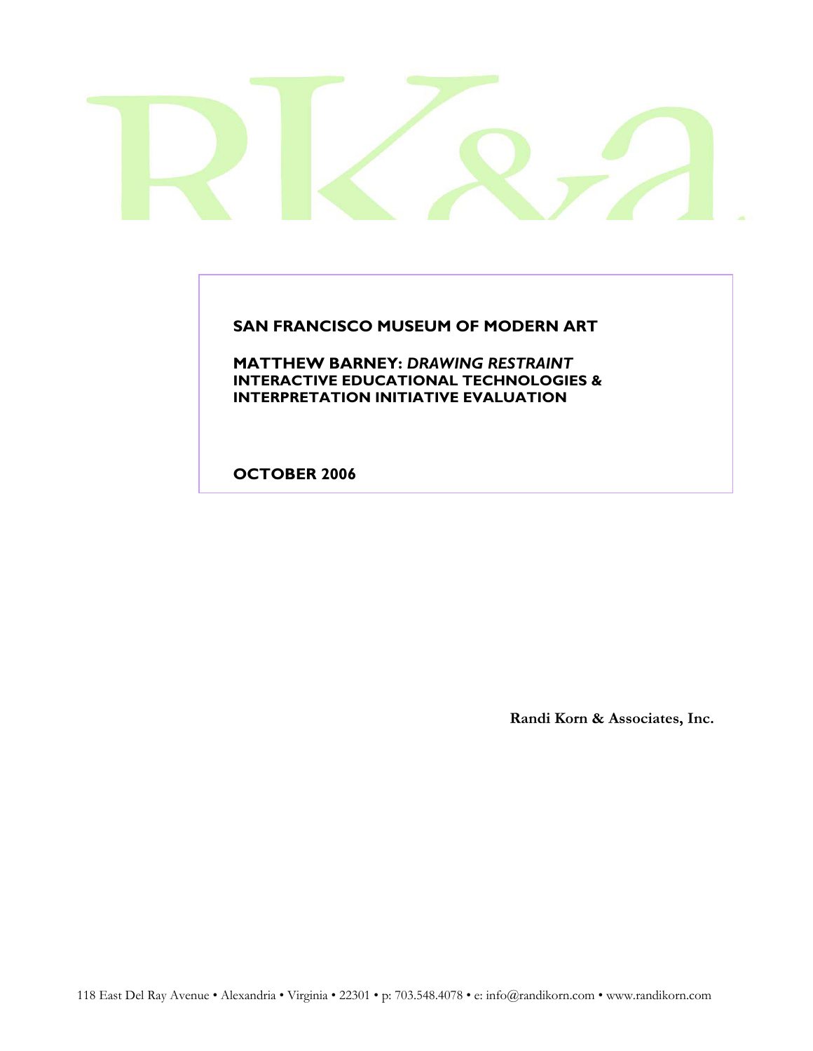**SAN FRANCISCO MUSEUM OF MODERN ART**

**MATTHEW BARNEY:** ***DRAWING RESTRAINT***
**INTERACTIVE EDUCATIONAL TECHNOLOGIES & INTERPRETATION INITIATIVE EVALUATION**

**OCTOBER 2006**

**Randi Korn & Associates, Inc.**

118 East Del Ray Avenue • Alexandria • Virginia • 22301 • p: 703.548.4078 • e: info@randikorn.com • www.randikorn.com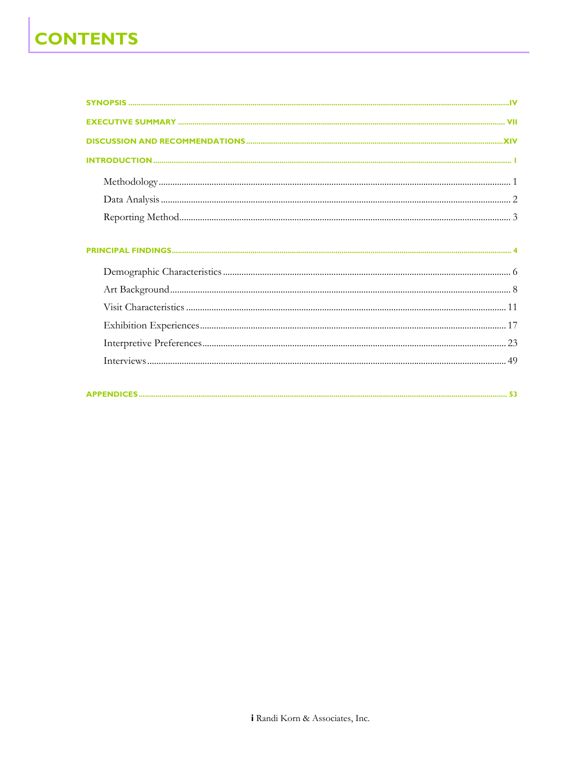# CONTENTS

SYNOPSIS ..... IV

EXECUTIVE SUMMARY ..... VII

DISCUSSION AND RECOMMENDATIONS ..... XIV

INTRODUCTION ..... 1

- Methodology ..... 1
- Data Analysis ..... 2
- Reporting Method ..... 3

PRINCIPAL FINDINGS ..... 4

- Demographic Characteristics ..... 6
- Art Background ..... 8
- Visit Characteristics ..... 11
- Exhibition Experiences ..... 17
- Interpretive Preferences ..... 23
- Interviews ..... 49

APPENDICES ..... 53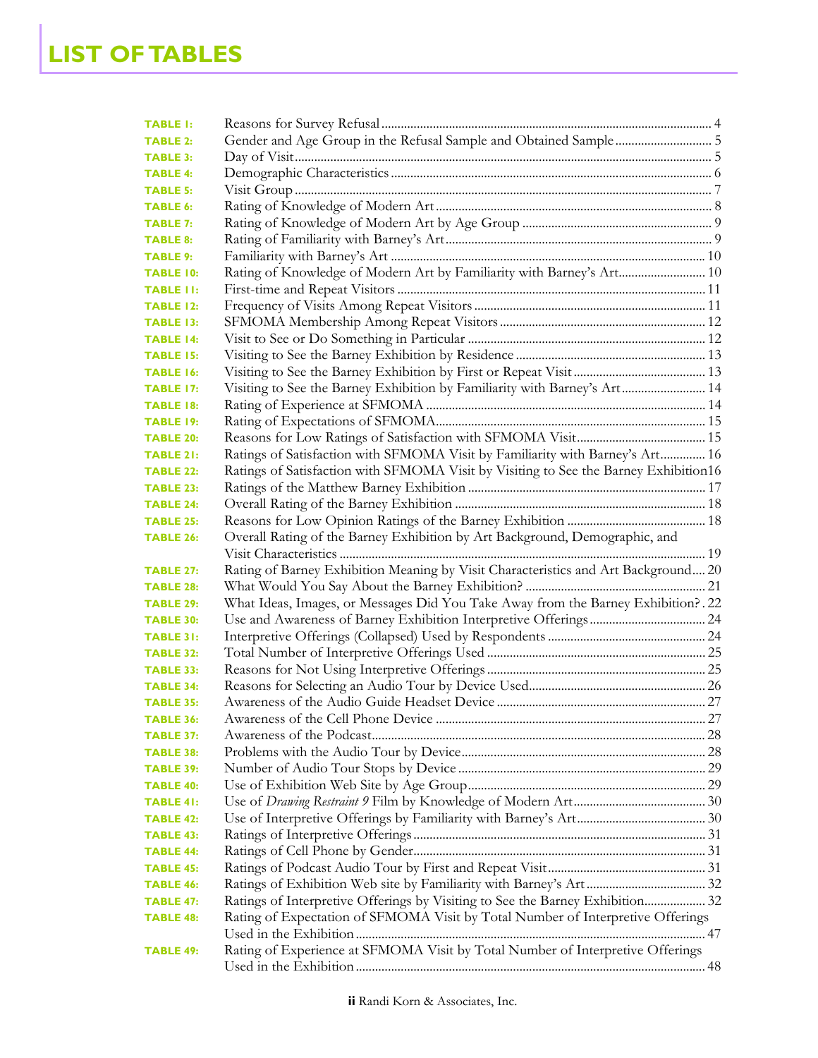# LIST OF TABLES

| | | |
|---|---|---|
| **TABLE 1:** | Reasons for Survey Refusal | 4 |
| **TABLE 2:** | Gender and Age Group in the Refusal Sample and Obtained Sample | 5 |
| **TABLE 3:** | Day of Visit | 5 |
| **TABLE 4:** | Demographic Characteristics | 6 |
| **TABLE 5:** | Visit Group | 7 |
| **TABLE 6:** | Rating of Knowledge of Modern Art | 8 |
| **TABLE 7:** | Rating of Knowledge of Modern Art by Age Group | 9 |
| **TABLE 8:** | Rating of Familiarity with Barney's Art | 9 |
| **TABLE 9:** | Familiarity with Barney's Art | 10 |
| **TABLE 10:** | Rating of Knowledge of Modern Art by Familiarity with Barney's Art | 10 |
| **TABLE 11:** | First-time and Repeat Visitors | 11 |
| **TABLE 12:** | Frequency of Visits Among Repeat Visitors | 11 |
| **TABLE 13:** | SFMOMA Membership Among Repeat Visitors | 12 |
| **TABLE 14:** | Visit to See or Do Something in Particular | 12 |
| **TABLE 15:** | Visiting to See the Barney Exhibition by Residence | 13 |
| **TABLE 16:** | Visiting to See the Barney Exhibition by First or Repeat Visit | 13 |
| **TABLE 17:** | Visiting to See the Barney Exhibition by Familiarity with Barney's Art | 14 |
| **TABLE 18:** | Rating of Experience at SFMOMA | 14 |
| **TABLE 19:** | Rating of Expectations of SFMOMA | 15 |
| **TABLE 20:** | Reasons for Low Ratings of Satisfaction with SFMOMA Visit | 15 |
| **TABLE 21:** | Ratings of Satisfaction with SFMOMA Visit by Familiarity with Barney's Art | 16 |
| **TABLE 22:** | Ratings of Satisfaction with SFMOMA Visit by Visiting to See the Barney Exhibition | 16 |
| **TABLE 23:** | Ratings of the Matthew Barney Exhibition | 17 |
| **TABLE 24:** | Overall Rating of the Barney Exhibition | 18 |
| **TABLE 25:** | Reasons for Low Opinion Ratings of the Barney Exhibition | 18 |
| **TABLE 26:** | Overall Rating of the Barney Exhibition by Art Background, Demographic, and Visit Characteristics | 19 |
| **TABLE 27:** | Rating of Barney Exhibition Meaning by Visit Characteristics and Art Background | 20 |
| **TABLE 28:** | What Would You Say About the Barney Exhibition? | 21 |
| **TABLE 29:** | What Ideas, Images, or Messages Did You Take Away from the Barney Exhibition? | 22 |
| **TABLE 30:** | Use and Awareness of Barney Exhibition Interpretive Offerings | 24 |
| **TABLE 31:** | Interpretive Offerings (Collapsed) Used by Respondents | 24 |
| **TABLE 32:** | Total Number of Interpretive Offerings Used | 25 |
| **TABLE 33:** | Reasons for Not Using Interpretive Offerings | 25 |
| **TABLE 34:** | Reasons for Selecting an Audio Tour by Device Used | 26 |
| **TABLE 35:** | Awareness of the Audio Guide Headset Device | 27 |
| **TABLE 36:** | Awareness of the Cell Phone Device | 27 |
| **TABLE 37:** | Awareness of the Podcast | 28 |
| **TABLE 38:** | Problems with the Audio Tour by Device | 28 |
| **TABLE 39:** | Number of Audio Tour Stops by Device | 29 |
| **TABLE 40:** | Use of Exhibition Web Site by Age Group | 29 |
| **TABLE 41:** | Use of *Drawing Restraint 9* Film by Knowledge of Modern Art | 30 |
| **TABLE 42:** | Use of Interpretive Offerings by Familiarity with Barney's Art | 30 |
| **TABLE 43:** | Ratings of Interpretive Offerings | 31 |
| **TABLE 44:** | Ratings of Cell Phone by Gender | 31 |
| **TABLE 45:** | Ratings of Podcast Audio Tour by First and Repeat Visit | 31 |
| **TABLE 46:** | Ratings of Exhibition Web site by Familiarity with Barney's Art | 32 |
| **TABLE 47:** | Ratings of Interpretive Offerings by Visiting to See the Barney Exhibition | 32 |
| **TABLE 48:** | Rating of Expectation of SFMOMA Visit by Total Number of Interpretive Offerings Used in the Exhibition | 47 |
| **TABLE 49:** | Rating of Experience at SFMOMA Visit by Total Number of Interpretive Offerings Used in the Exhibition | 48 |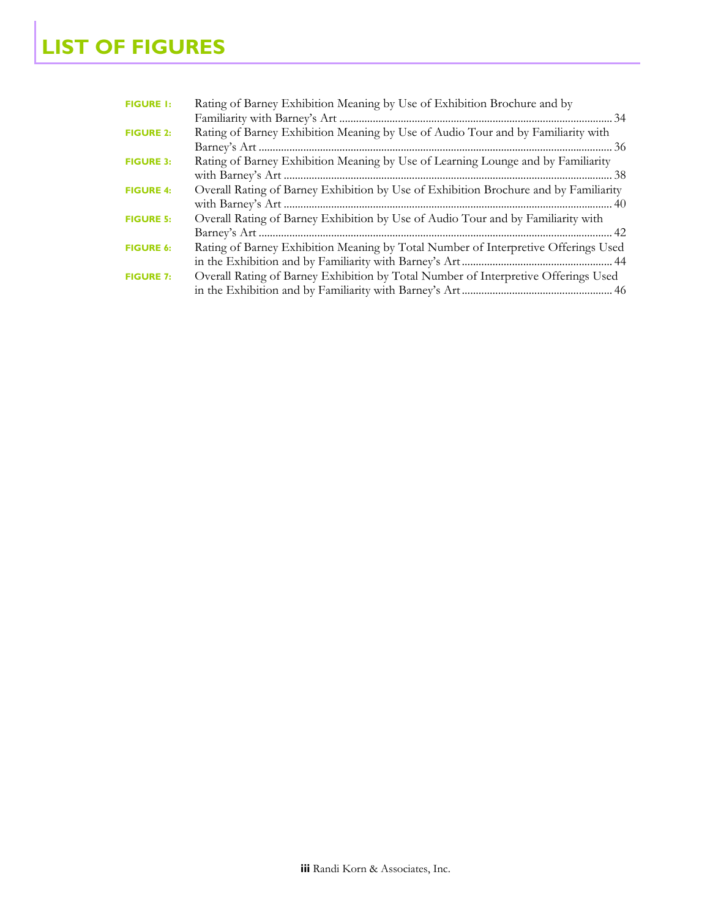# LIST OF FIGURES

**FIGURE 1:** Rating of Barney Exhibition Meaning by Use of Exhibition Brochure and by Familiarity with Barney's Art ........ 34

**FIGURE 2:** Rating of Barney Exhibition Meaning by Use of Audio Tour and by Familiarity with Barney's Art ........ 36

**FIGURE 3:** Rating of Barney Exhibition Meaning by Use of Learning Lounge and by Familiarity with Barney's Art ........ 38

**FIGURE 4:** Overall Rating of Barney Exhibition by Use of Exhibition Brochure and by Familiarity with Barney's Art ........ 40

**FIGURE 5:** Overall Rating of Barney Exhibition by Use of Audio Tour and by Familiarity with Barney's Art ........ 42

**FIGURE 6:** Rating of Barney Exhibition Meaning by Total Number of Interpretive Offerings Used in the Exhibition and by Familiarity with Barney's Art ........ 44

**FIGURE 7:** Overall Rating of Barney Exhibition by Total Number of Interpretive Offerings Used in the Exhibition and by Familiarity with Barney's Art ........ 46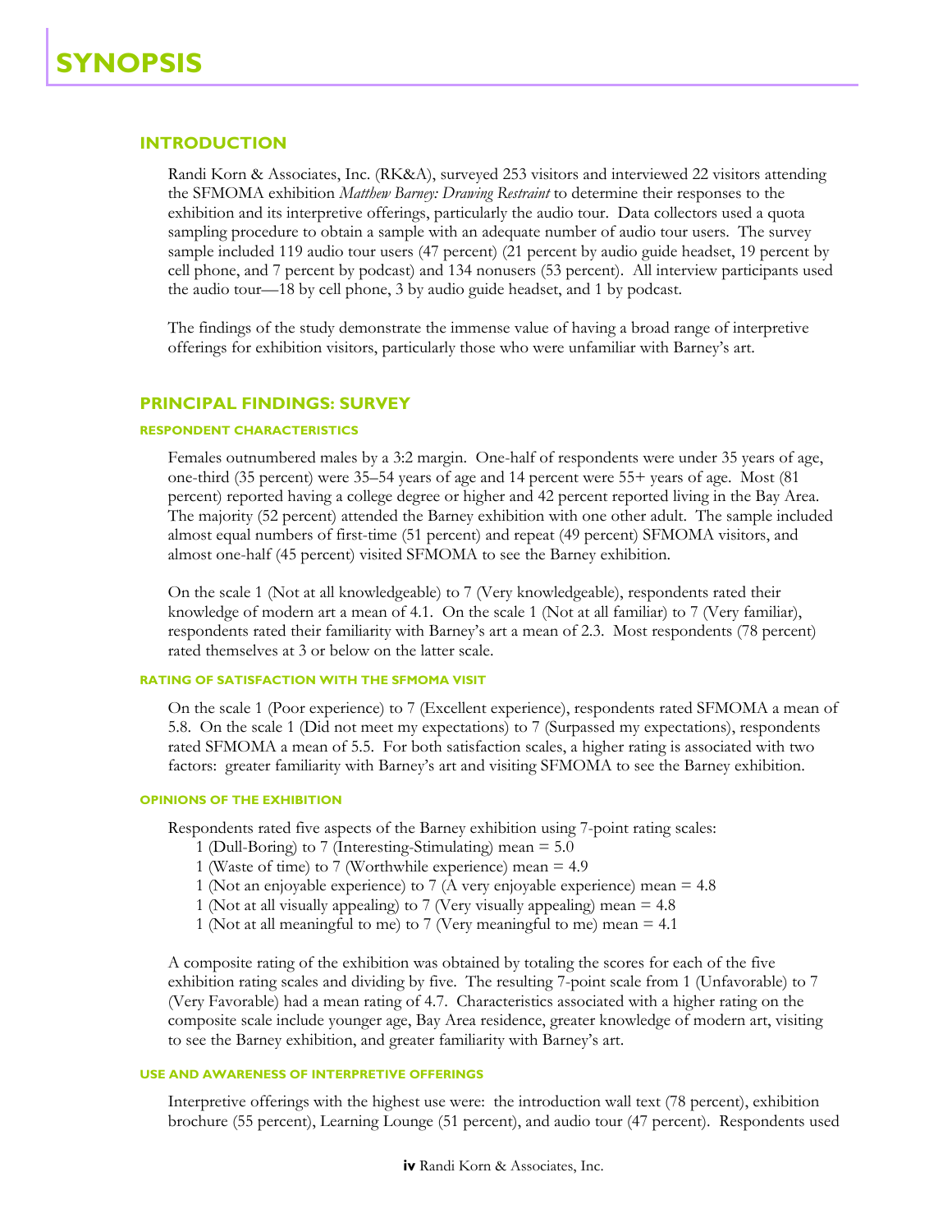# SYNOPSIS

## INTRODUCTION

Randi Korn & Associates, Inc. (RK&A), surveyed 253 visitors and interviewed 22 visitors attending the SFMOMA exhibition *Matthew Barney: Drawing Restraint* to determine their responses to the exhibition and its interpretive offerings, particularly the audio tour. Data collectors used a quota sampling procedure to obtain a sample with an adequate number of audio tour users. The survey sample included 119 audio tour users (47 percent) (21 percent by audio guide headset, 19 percent by cell phone, and 7 percent by podcast) and 134 nonusers (53 percent). All interview participants used the audio tour—18 by cell phone, 3 by audio guide headset, and 1 by podcast.

The findings of the study demonstrate the immense value of having a broad range of interpretive offerings for exhibition visitors, particularly those who were unfamiliar with Barney's art.

## PRINCIPAL FINDINGS: SURVEY

### RESPONDENT CHARACTERISTICS

Females outnumbered males by a 3:2 margin. One-half of respondents were under 35 years of age, one-third (35 percent) were 35–54 years of age and 14 percent were 55+ years of age. Most (81 percent) reported having a college degree or higher and 42 percent reported living in the Bay Area. The majority (52 percent) attended the Barney exhibition with one other adult. The sample included almost equal numbers of first-time (51 percent) and repeat (49 percent) SFMOMA visitors, and almost one-half (45 percent) visited SFMOMA to see the Barney exhibition.

On the scale 1 (Not at all knowledgeable) to 7 (Very knowledgeable), respondents rated their knowledge of modern art a mean of 4.1. On the scale 1 (Not at all familiar) to 7 (Very familiar), respondents rated their familiarity with Barney's art a mean of 2.3. Most respondents (78 percent) rated themselves at 3 or below on the latter scale.

### RATING OF SATISFACTION WITH THE SFMOMA VISIT

On the scale 1 (Poor experience) to 7 (Excellent experience), respondents rated SFMOMA a mean of 5.8. On the scale 1 (Did not meet my expectations) to 7 (Surpassed my expectations), respondents rated SFMOMA a mean of 5.5. For both satisfaction scales, a higher rating is associated with two factors: greater familiarity with Barney's art and visiting SFMOMA to see the Barney exhibition.

### OPINIONS OF THE EXHIBITION

Respondents rated five aspects of the Barney exhibition using 7-point rating scales:

- 1 (Dull-Boring) to 7 (Interesting-Stimulating) mean = 5.0
- 1 (Waste of time) to 7 (Worthwhile experience) mean = 4.9
- 1 (Not an enjoyable experience) to 7 (A very enjoyable experience) mean = 4.8
- 1 (Not at all visually appealing) to 7 (Very visually appealing) mean = 4.8
- 1 (Not at all meaningful to me) to 7 (Very meaningful to me) mean = 4.1

A composite rating of the exhibition was obtained by totaling the scores for each of the five exhibition rating scales and dividing by five. The resulting 7-point scale from 1 (Unfavorable) to 7 (Very Favorable) had a mean rating of 4.7. Characteristics associated with a higher rating on the composite scale include younger age, Bay Area residence, greater knowledge of modern art, visiting to see the Barney exhibition, and greater familiarity with Barney's art.

### USE AND AWARENESS OF INTERPRETIVE OFFERINGS

Interpretive offerings with the highest use were: the introduction wall text (78 percent), exhibition brochure (55 percent), Learning Lounge (51 percent), and audio tour (47 percent). Respondents used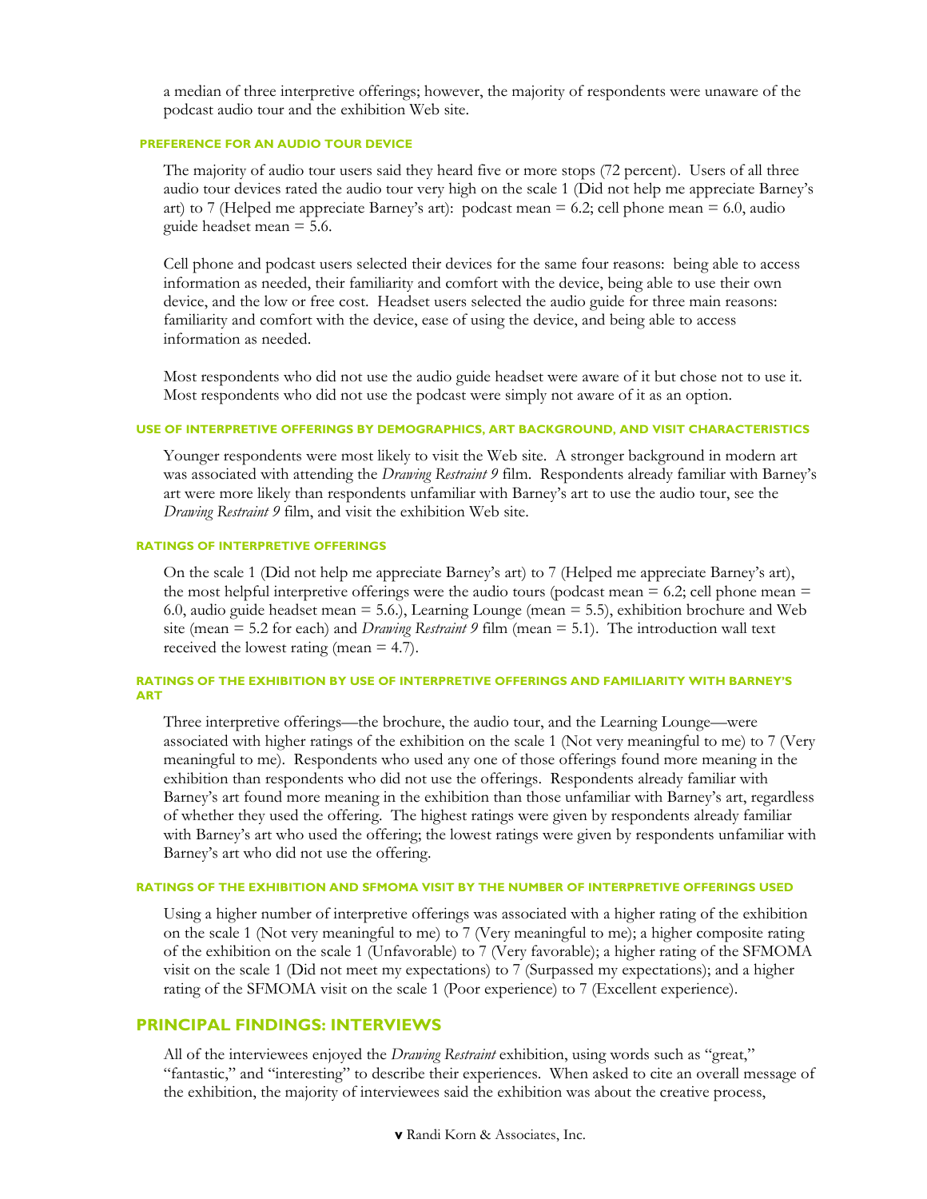a median of three interpretive offerings; however, the majority of respondents were unaware of the podcast audio tour and the exhibition Web site.

### PREFERENCE FOR AN AUDIO TOUR DEVICE

The majority of audio tour users said they heard five or more stops (72 percent). Users of all three audio tour devices rated the audio tour very high on the scale 1 (Did not help me appreciate Barney's art) to 7 (Helped me appreciate Barney's art): podcast mean = 6.2; cell phone mean = 6.0, audio guide headset mean = 5.6.

Cell phone and podcast users selected their devices for the same four reasons: being able to access information as needed, their familiarity and comfort with the device, being able to use their own device, and the low or free cost. Headset users selected the audio guide for three main reasons: familiarity and comfort with the device, ease of using the device, and being able to access information as needed.

Most respondents who did not use the audio guide headset were aware of it but chose not to use it. Most respondents who did not use the podcast were simply not aware of it as an option.

### USE OF INTERPRETIVE OFFERINGS BY DEMOGRAPHICS, ART BACKGROUND, AND VISIT CHARACTERISTICS

Younger respondents were most likely to visit the Web site. A stronger background in modern art was associated with attending the *Drawing Restraint 9* film. Respondents already familiar with Barney's art were more likely than respondents unfamiliar with Barney's art to use the audio tour, see the *Drawing Restraint 9* film, and visit the exhibition Web site.

### RATINGS OF INTERPRETIVE OFFERINGS

On the scale 1 (Did not help me appreciate Barney's art) to 7 (Helped me appreciate Barney's art), the most helpful interpretive offerings were the audio tours (podcast mean = 6.2; cell phone mean = 6.0, audio guide headset mean = 5.6.), Learning Lounge (mean = 5.5), exhibition brochure and Web site (mean = 5.2 for each) and *Drawing Restraint 9* film (mean = 5.1). The introduction wall text received the lowest rating (mean = 4.7).

### RATINGS OF THE EXHIBITION BY USE OF INTERPRETIVE OFFERINGS AND FAMILIARITY WITH BARNEY'S ART

Three interpretive offerings—the brochure, the audio tour, and the Learning Lounge—were associated with higher ratings of the exhibition on the scale 1 (Not very meaningful to me) to 7 (Very meaningful to me). Respondents who used any one of those offerings found more meaning in the exhibition than respondents who did not use the offerings. Respondents already familiar with Barney's art found more meaning in the exhibition than those unfamiliar with Barney's art, regardless of whether they used the offering. The highest ratings were given by respondents already familiar with Barney's art who used the offering; the lowest ratings were given by respondents unfamiliar with Barney's art who did not use the offering.

### RATINGS OF THE EXHIBITION AND SFMOMA VISIT BY THE NUMBER OF INTERPRETIVE OFFERINGS USED

Using a higher number of interpretive offerings was associated with a higher rating of the exhibition on the scale 1 (Not very meaningful to me) to 7 (Very meaningful to me); a higher composite rating of the exhibition on the scale 1 (Unfavorable) to 7 (Very favorable); a higher rating of the SFMOMA visit on the scale 1 (Did not meet my expectations) to 7 (Surpassed my expectations); and a higher rating of the SFMOMA visit on the scale 1 (Poor experience) to 7 (Excellent experience).

## PRINCIPAL FINDINGS: INTERVIEWS

All of the interviewees enjoyed the *Drawing Restraint* exhibition, using words such as "great," "fantastic," and "interesting" to describe their experiences. When asked to cite an overall message of the exhibition, the majority of interviewees said the exhibition was about the creative process,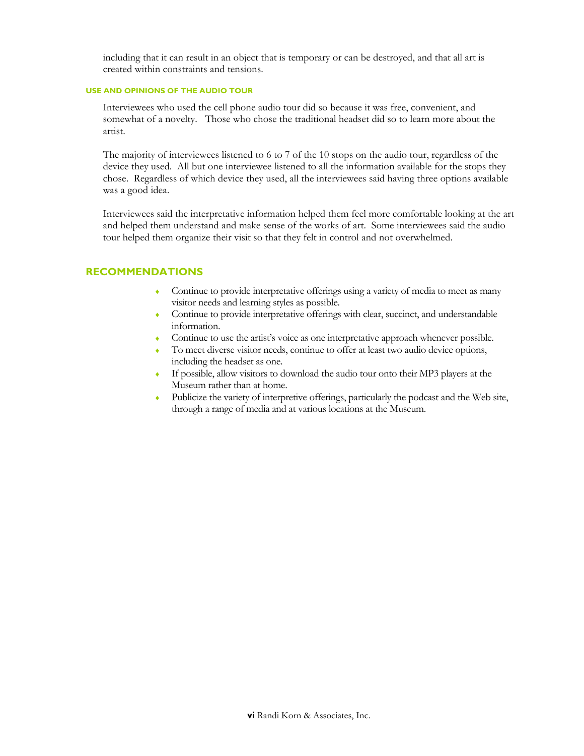including that it can result in an object that is temporary or can be destroyed, and that all art is created within constraints and tensions.

#### USE AND OPINIONS OF THE AUDIO TOUR

Interviewees who used the cell phone audio tour did so because it was free, convenient, and somewhat of a novelty. Those who chose the traditional headset did so to learn more about the artist.

The majority of interviewees listened to 6 to 7 of the 10 stops on the audio tour, regardless of the device they used. All but one interviewee listened to all the information available for the stops they chose. Regardless of which device they used, all the interviewees said having three options available was a good idea.

Interviewees said the interpretative information helped them feel more comfortable looking at the art and helped them understand and make sense of the works of art. Some interviewees said the audio tour helped them organize their visit so that they felt in control and not overwhelmed.

## RECOMMENDATIONS

- Continue to provide interpretative offerings using a variety of media to meet as many visitor needs and learning styles as possible.
- Continue to provide interpretative offerings with clear, succinct, and understandable information.
- Continue to use the artist's voice as one interpretative approach whenever possible.
- To meet diverse visitor needs, continue to offer at least two audio device options, including the headset as one.
- If possible, allow visitors to download the audio tour onto their MP3 players at the Museum rather than at home.
- Publicize the variety of interpretive offerings, particularly the podcast and the Web site, through a range of media and at various locations at the Museum.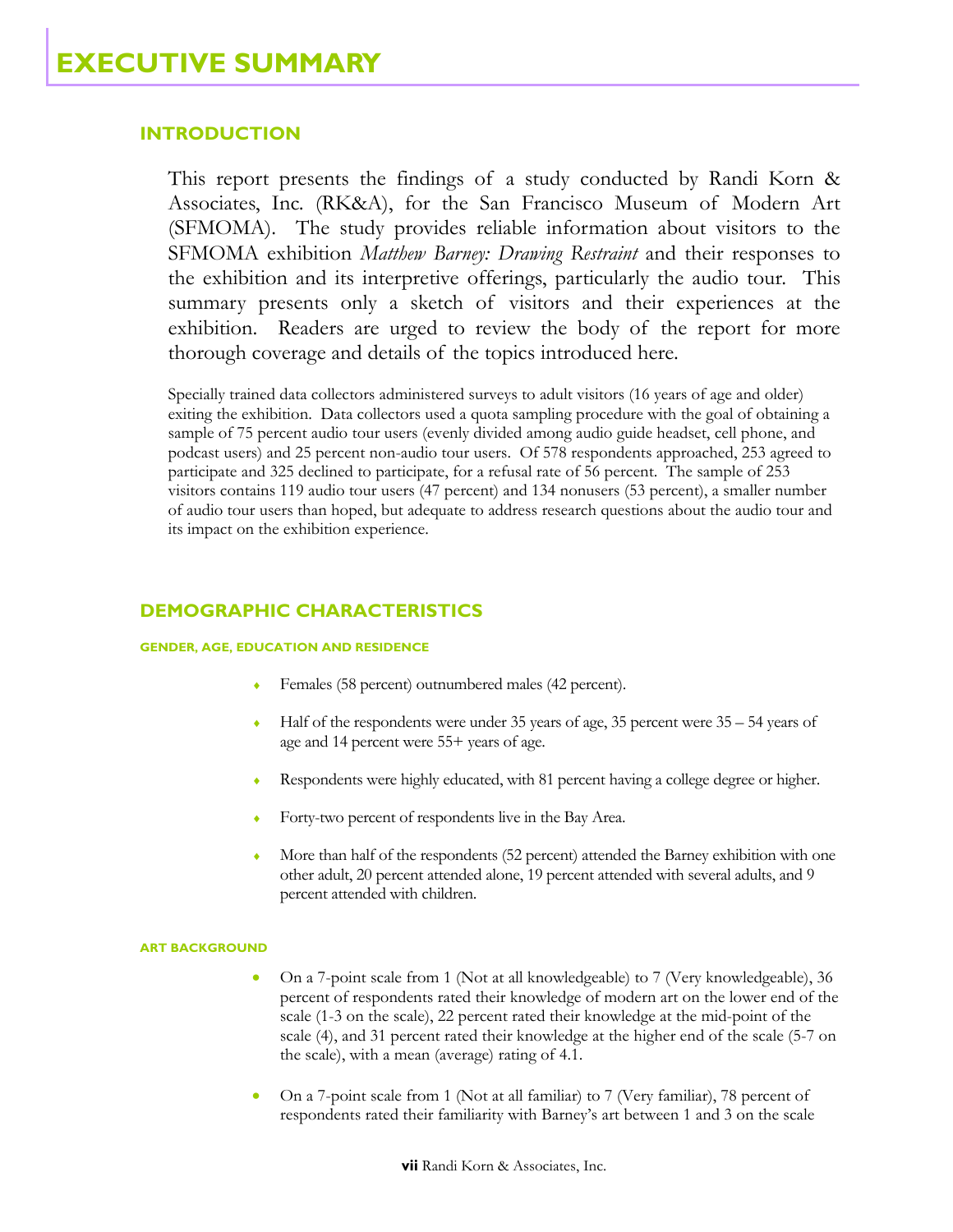# EXECUTIVE SUMMARY

## INTRODUCTION

This report presents the findings of a study conducted by Randi Korn & Associates, Inc. (RK&A), for the San Francisco Museum of Modern Art (SFMOMA). The study provides reliable information about visitors to the SFMOMA exhibition *Matthew Barney: Drawing Restraint* and their responses to the exhibition and its interpretive offerings, particularly the audio tour. This summary presents only a sketch of visitors and their experiences at the exhibition. Readers are urged to review the body of the report for more thorough coverage and details of the topics introduced here.

Specially trained data collectors administered surveys to adult visitors (16 years of age and older) exiting the exhibition. Data collectors used a quota sampling procedure with the goal of obtaining a sample of 75 percent audio tour users (evenly divided among audio guide headset, cell phone, and podcast users) and 25 percent non-audio tour users. Of 578 respondents approached, 253 agreed to participate and 325 declined to participate, for a refusal rate of 56 percent. The sample of 253 visitors contains 119 audio tour users (47 percent) and 134 nonusers (53 percent), a smaller number of audio tour users than hoped, but adequate to address research questions about the audio tour and its impact on the exhibition experience.

## DEMOGRAPHIC CHARACTERISTICS

### GENDER, AGE, EDUCATION AND RESIDENCE

- Females (58 percent) outnumbered males (42 percent).
- Half of the respondents were under 35 years of age, 35 percent were 35 – 54 years of age and 14 percent were 55+ years of age.
- Respondents were highly educated, with 81 percent having a college degree or higher.
- Forty-two percent of respondents live in the Bay Area.
- More than half of the respondents (52 percent) attended the Barney exhibition with one other adult, 20 percent attended alone, 19 percent attended with several adults, and 9 percent attended with children.

### ART BACKGROUND

- On a 7-point scale from 1 (Not at all knowledgeable) to 7 (Very knowledgeable), 36 percent of respondents rated their knowledge of modern art on the lower end of the scale (1-3 on the scale), 22 percent rated their knowledge at the mid-point of the scale (4), and 31 percent rated their knowledge at the higher end of the scale (5-7 on the scale), with a mean (average) rating of 4.1.
- On a 7-point scale from 1 (Not at all familiar) to 7 (Very familiar), 78 percent of respondents rated their familiarity with Barney's art between 1 and 3 on the scale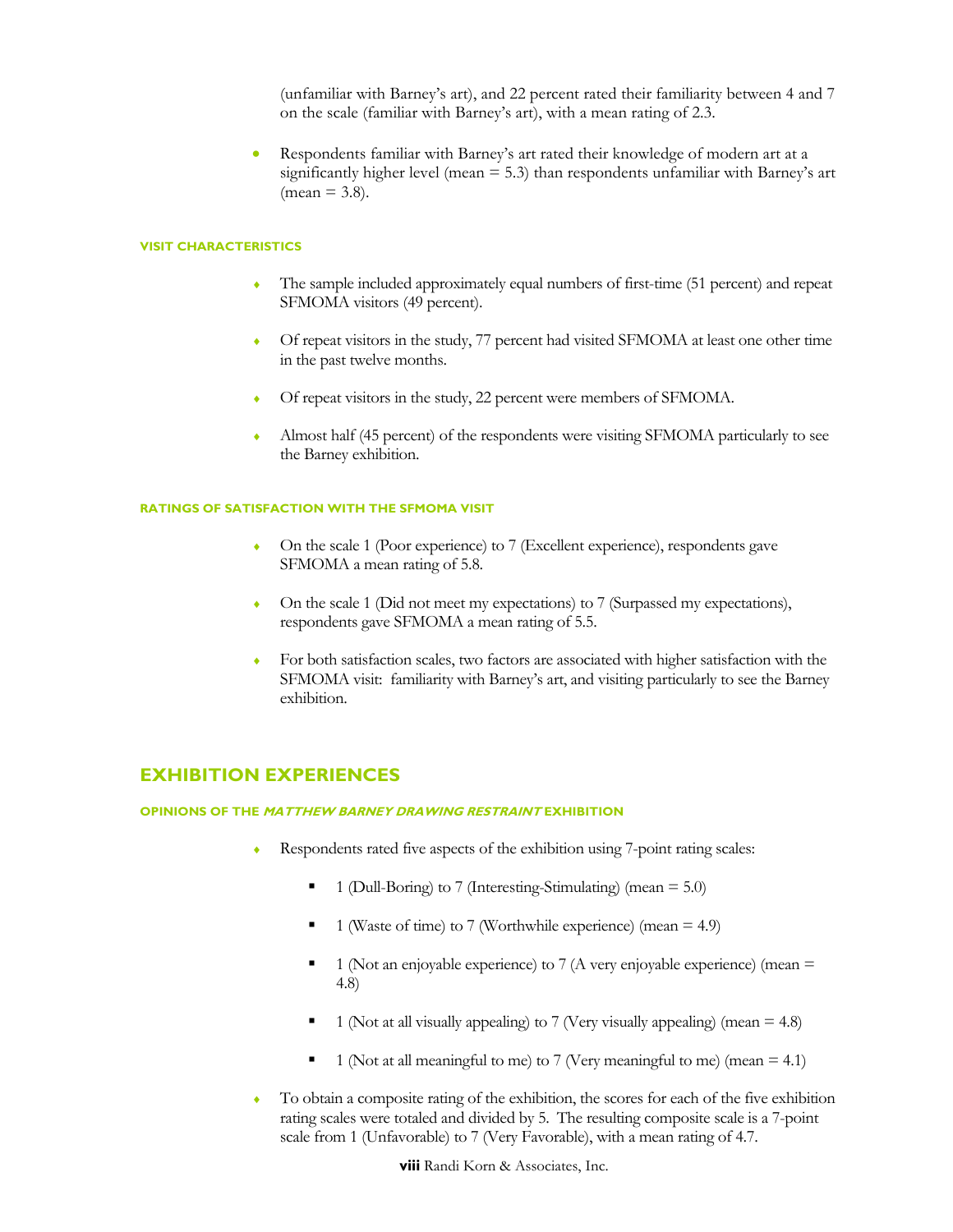(unfamiliar with Barney's art), and 22 percent rated their familiarity between 4 and 7 on the scale (familiar with Barney's art), with a mean rating of 2.3.

- Respondents familiar with Barney's art rated their knowledge of modern art at a significantly higher level (mean = 5.3) than respondents unfamiliar with Barney's art (mean = 3.8).

#### VISIT CHARACTERISTICS

- The sample included approximately equal numbers of first-time (51 percent) and repeat SFMOMA visitors (49 percent).
- Of repeat visitors in the study, 77 percent had visited SFMOMA at least one other time in the past twelve months.
- Of repeat visitors in the study, 22 percent were members of SFMOMA.
- Almost half (45 percent) of the respondents were visiting SFMOMA particularly to see the Barney exhibition.

#### RATINGS OF SATISFACTION WITH THE SFMOMA VISIT

- On the scale 1 (Poor experience) to 7 (Excellent experience), respondents gave SFMOMA a mean rating of 5.8.
- On the scale 1 (Did not meet my expectations) to 7 (Surpassed my expectations), respondents gave SFMOMA a mean rating of 5.5.
- For both satisfaction scales, two factors are associated with higher satisfaction with the SFMOMA visit: familiarity with Barney's art, and visiting particularly to see the Barney exhibition.

## EXHIBITION EXPERIENCES

#### OPINIONS OF THE *MATTHEW BARNEY DRAWING RESTRAINT* EXHIBITION

- Respondents rated five aspects of the exhibition using 7-point rating scales:
  - 1 (Dull-Boring) to 7 (Interesting-Stimulating) (mean = 5.0)
  - 1 (Waste of time) to 7 (Worthwhile experience) (mean = 4.9)
  - 1 (Not an enjoyable experience) to 7 (A very enjoyable experience) (mean = 4.8)
  - 1 (Not at all visually appealing) to 7 (Very visually appealing) (mean = 4.8)
  - 1 (Not at all meaningful to me) to 7 (Very meaningful to me) (mean = 4.1)
- To obtain a composite rating of the exhibition, the scores for each of the five exhibition rating scales were totaled and divided by 5. The resulting composite scale is a 7-point scale from 1 (Unfavorable) to 7 (Very Favorable), with a mean rating of 4.7.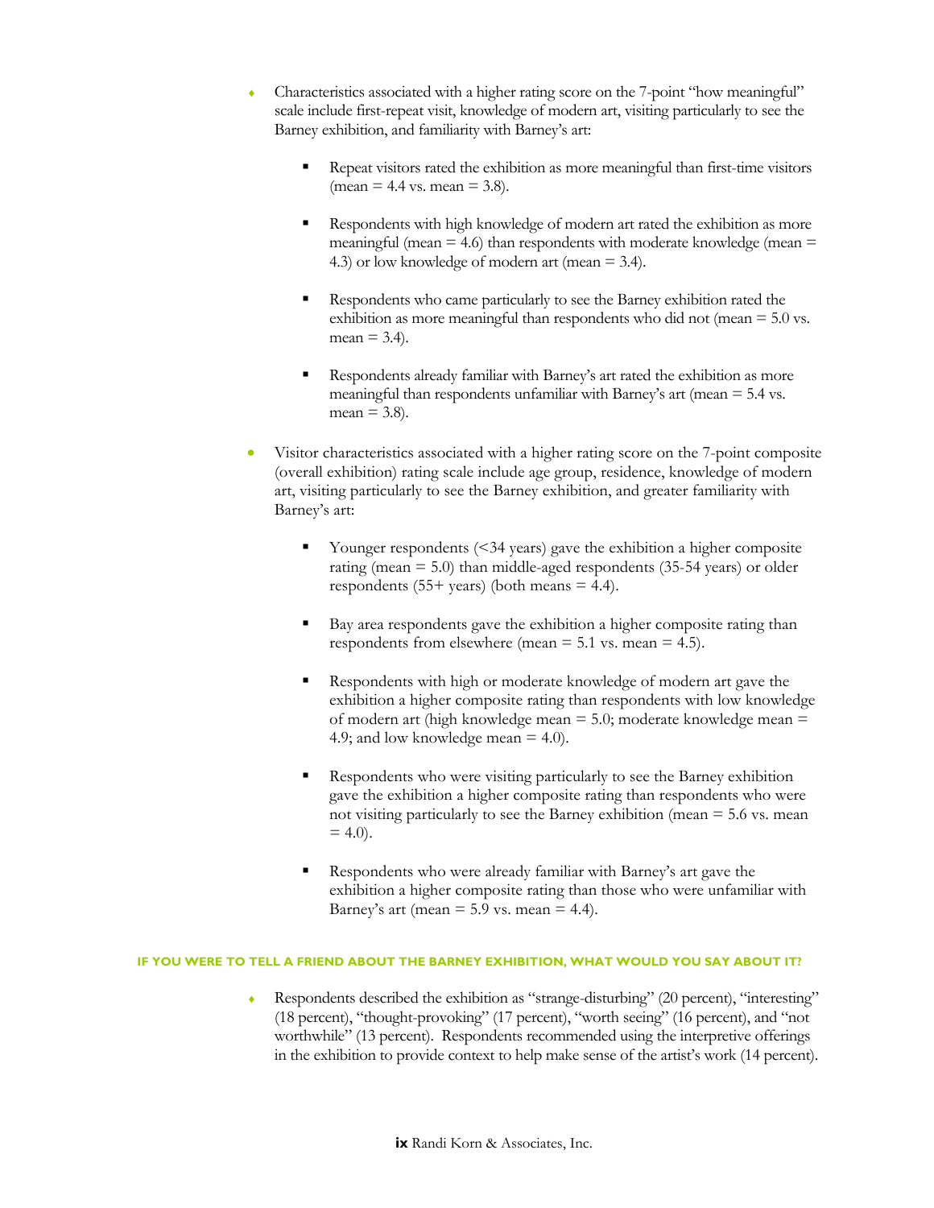- Characteristics associated with a higher rating score on the 7-point "how meaningful" scale include first-repeat visit, knowledge of modern art, visiting particularly to see the Barney exhibition, and familiarity with Barney's art:

    - Repeat visitors rated the exhibition as more meaningful than first-time visitors (mean = 4.4 vs. mean = 3.8).

    - Respondents with high knowledge of modern art rated the exhibition as more meaningful (mean = 4.6) than respondents with moderate knowledge (mean = 4.3) or low knowledge of modern art (mean = 3.4).

    - Respondents who came particularly to see the Barney exhibition rated the exhibition as more meaningful than respondents who did not (mean = 5.0 vs. mean = 3.4).

    - Respondents already familiar with Barney's art rated the exhibition as more meaningful than respondents unfamiliar with Barney's art (mean = 5.4 vs. mean = 3.8).

- Visitor characteristics associated with a higher rating score on the 7-point composite (overall exhibition) rating scale include age group, residence, knowledge of modern art, visiting particularly to see the Barney exhibition, and greater familiarity with Barney's art:

    - Younger respondents (<34 years) gave the exhibition a higher composite rating (mean = 5.0) than middle-aged respondents (35-54 years) or older respondents (55+ years) (both means = 4.4).

    - Bay area respondents gave the exhibition a higher composite rating than respondents from elsewhere (mean = 5.1 vs. mean = 4.5).

    - Respondents with high or moderate knowledge of modern art gave the exhibition a higher composite rating than respondents with low knowledge of modern art (high knowledge mean = 5.0; moderate knowledge mean = 4.9; and low knowledge mean = 4.0).

    - Respondents who were visiting particularly to see the Barney exhibition gave the exhibition a higher composite rating than respondents who were not visiting particularly to see the Barney exhibition (mean = 5.6 vs. mean = 4.0).

    - Respondents who were already familiar with Barney's art gave the exhibition a higher composite rating than those who were unfamiliar with Barney's art (mean = 5.9 vs. mean = 4.4).

#### IF YOU WERE TO TELL A FRIEND ABOUT THE BARNEY EXHIBITION, WHAT WOULD YOU SAY ABOUT IT?

- Respondents described the exhibition as "strange-disturbing" (20 percent), "interesting" (18 percent), "thought-provoking" (17 percent), "worth seeing" (16 percent), and "not worthwhile" (13 percent). Respondents recommended using the interpretive offerings in the exhibition to provide context to help make sense of the artist's work (14 percent).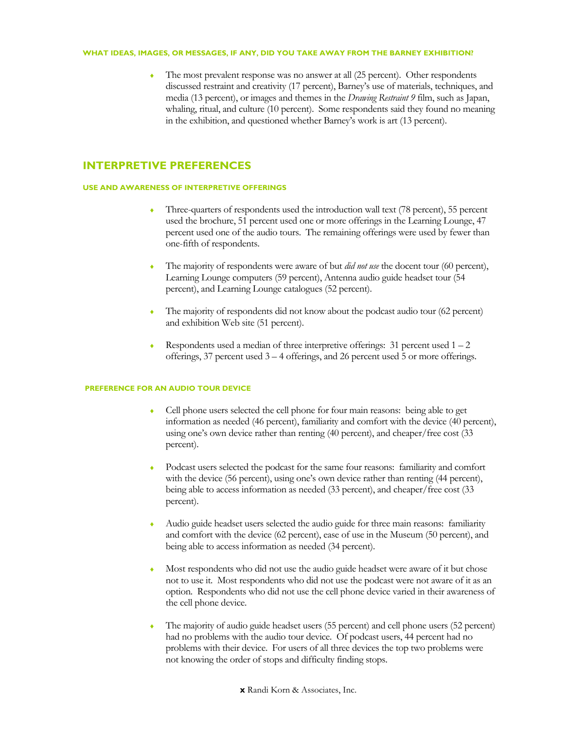#### WHAT IDEAS, IMAGES, OR MESSAGES, IF ANY, DID YOU TAKE AWAY FROM THE BARNEY EXHIBITION?

- The most prevalent response was no answer at all (25 percent). Other respondents discussed restraint and creativity (17 percent), Barney's use of materials, techniques, and media (13 percent), or images and themes in the *Drawing Restraint 9* film, such as Japan, whaling, ritual, and culture (10 percent). Some respondents said they found no meaning in the exhibition, and questioned whether Barney's work is art (13 percent).

## INTERPRETIVE PREFERENCES

#### USE AND AWARENESS OF INTERPRETIVE OFFERINGS

- Three-quarters of respondents used the introduction wall text (78 percent), 55 percent used the brochure, 51 percent used one or more offerings in the Learning Lounge, 47 percent used one of the audio tours. The remaining offerings were used by fewer than one-fifth of respondents.

- The majority of respondents were aware of but *did not use* the docent tour (60 percent), Learning Lounge computers (59 percent), Antenna audio guide headset tour (54 percent), and Learning Lounge catalogues (52 percent).

- The majority of respondents did not know about the podcast audio tour (62 percent) and exhibition Web site (51 percent).

- Respondents used a median of three interpretive offerings: 31 percent used 1 – 2 offerings, 37 percent used 3 – 4 offerings, and 26 percent used 5 or more offerings.

#### PREFERENCE FOR AN AUDIO TOUR DEVICE

- Cell phone users selected the cell phone for four main reasons: being able to get information as needed (46 percent), familiarity and comfort with the device (40 percent), using one's own device rather than renting (40 percent), and cheaper/free cost (33 percent).

- Podcast users selected the podcast for the same four reasons: familiarity and comfort with the device (56 percent), using one's own device rather than renting (44 percent), being able to access information as needed (33 percent), and cheaper/free cost (33 percent).

- Audio guide headset users selected the audio guide for three main reasons: familiarity and comfort with the device (62 percent), ease of use in the Museum (50 percent), and being able to access information as needed (34 percent).

- Most respondents who did not use the audio guide headset were aware of it but chose not to use it. Most respondents who did not use the podcast were not aware of it as an option. Respondents who did not use the cell phone device varied in their awareness of the cell phone device.

- The majority of audio guide headset users (55 percent) and cell phone users (52 percent) had no problems with the audio tour device. Of podcast users, 44 percent had no problems with their device. For users of all three devices the top two problems were not knowing the order of stops and difficulty finding stops.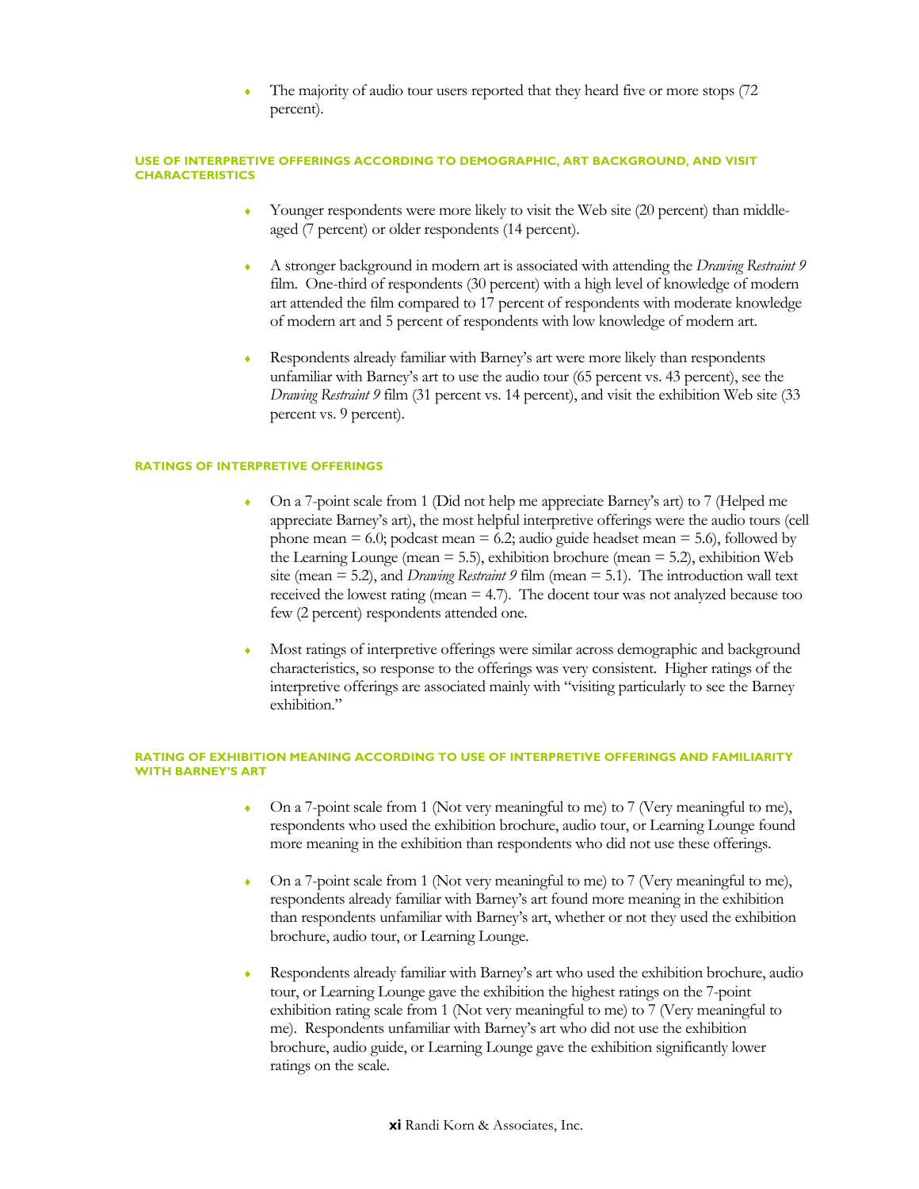- The majority of audio tour users reported that they heard five or more stops (72 percent).

### USE OF INTERPRETIVE OFFERINGS ACCORDING TO DEMOGRAPHIC, ART BACKGROUND, AND VISIT CHARACTERISTICS

- Younger respondents were more likely to visit the Web site (20 percent) than middle-aged (7 percent) or older respondents (14 percent).

- A stronger background in modern art is associated with attending the *Drawing Restraint 9* film. One-third of respondents (30 percent) with a high level of knowledge of modern art attended the film compared to 17 percent of respondents with moderate knowledge of modern art and 5 percent of respondents with low knowledge of modern art.

- Respondents already familiar with Barney's art were more likely than respondents unfamiliar with Barney's art to use the audio tour (65 percent vs. 43 percent), see the *Drawing Restraint 9* film (31 percent vs. 14 percent), and visit the exhibition Web site (33 percent vs. 9 percent).

### RATINGS OF INTERPRETIVE OFFERINGS

- On a 7-point scale from 1 (Did not help me appreciate Barney's art) to 7 (Helped me appreciate Barney's art), the most helpful interpretive offerings were the audio tours (cell phone mean = 6.0; podcast mean = 6.2; audio guide headset mean = 5.6), followed by the Learning Lounge (mean = 5.5), exhibition brochure (mean = 5.2), exhibition Web site (mean = 5.2), and *Drawing Restraint 9* film (mean = 5.1). The introduction wall text received the lowest rating (mean = 4.7). The docent tour was not analyzed because too few (2 percent) respondents attended one.

- Most ratings of interpretive offerings were similar across demographic and background characteristics, so response to the offerings was very consistent. Higher ratings of the interpretive offerings are associated mainly with "visiting particularly to see the Barney exhibition."

### RATING OF EXHIBITION MEANING ACCORDING TO USE OF INTERPRETIVE OFFERINGS AND FAMILIARITY WITH BARNEY'S ART

- On a 7-point scale from 1 (Not very meaningful to me) to 7 (Very meaningful to me), respondents who used the exhibition brochure, audio tour, or Learning Lounge found more meaning in the exhibition than respondents who did not use these offerings.

- On a 7-point scale from 1 (Not very meaningful to me) to 7 (Very meaningful to me), respondents already familiar with Barney's art found more meaning in the exhibition than respondents unfamiliar with Barney's art, whether or not they used the exhibition brochure, audio tour, or Learning Lounge.

- Respondents already familiar with Barney's art who used the exhibition brochure, audio tour, or Learning Lounge gave the exhibition the highest ratings on the 7-point exhibition rating scale from 1 (Not very meaningful to me) to 7 (Very meaningful to me). Respondents unfamiliar with Barney's art who did not use the exhibition brochure, audio guide, or Learning Lounge gave the exhibition significantly lower ratings on the scale.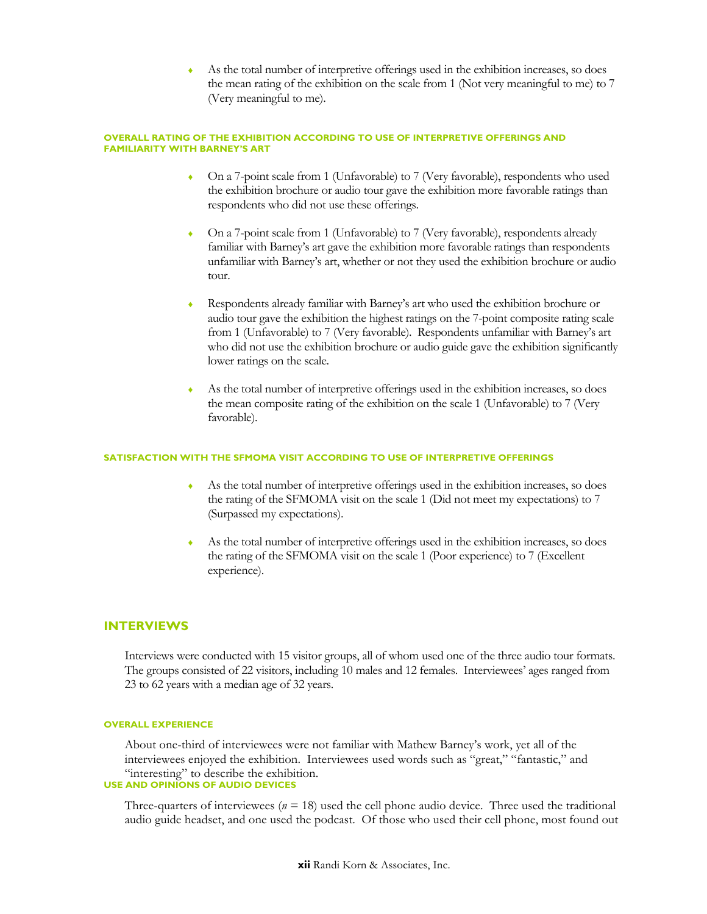- As the total number of interpretive offerings used in the exhibition increases, so does the mean rating of the exhibition on the scale from 1 (Not very meaningful to me) to 7 (Very meaningful to me).

#### OVERALL RATING OF THE EXHIBITION ACCORDING TO USE OF INTERPRETIVE OFFERINGS AND FAMILIARITY WITH BARNEY'S ART

- On a 7-point scale from 1 (Unfavorable) to 7 (Very favorable), respondents who used the exhibition brochure or audio tour gave the exhibition more favorable ratings than respondents who did not use these offerings.

- On a 7-point scale from 1 (Unfavorable) to 7 (Very favorable), respondents already familiar with Barney's art gave the exhibition more favorable ratings than respondents unfamiliar with Barney's art, whether or not they used the exhibition brochure or audio tour.

- Respondents already familiar with Barney's art who used the exhibition brochure or audio tour gave the exhibition the highest ratings on the 7-point composite rating scale from 1 (Unfavorable) to 7 (Very favorable). Respondents unfamiliar with Barney's art who did not use the exhibition brochure or audio guide gave the exhibition significantly lower ratings on the scale.

- As the total number of interpretive offerings used in the exhibition increases, so does the mean composite rating of the exhibition on the scale 1 (Unfavorable) to 7 (Very favorable).

#### SATISFACTION WITH THE SFMOMA VISIT ACCORDING TO USE OF INTERPRETIVE OFFERINGS

- As the total number of interpretive offerings used in the exhibition increases, so does the rating of the SFMOMA visit on the scale 1 (Did not meet my expectations) to 7 (Surpassed my expectations).

- As the total number of interpretive offerings used in the exhibition increases, so does the rating of the SFMOMA visit on the scale 1 (Poor experience) to 7 (Excellent experience).

## INTERVIEWS

Interviews were conducted with 15 visitor groups, all of whom used one of the three audio tour formats. The groups consisted of 22 visitors, including 10 males and 12 females. Interviewees' ages ranged from 23 to 62 years with a median age of 32 years.

#### OVERALL EXPERIENCE

About one-third of interviewees were not familiar with Mathew Barney's work, yet all of the interviewees enjoyed the exhibition. Interviewees used words such as "great," "fantastic," and "interesting" to describe the exhibition.

#### USE AND OPINIONS OF AUDIO DEVICES

Three-quarters of interviewees ($n$ = 18) used the cell phone audio device. Three used the traditional audio guide headset, and one used the podcast. Of those who used their cell phone, most found out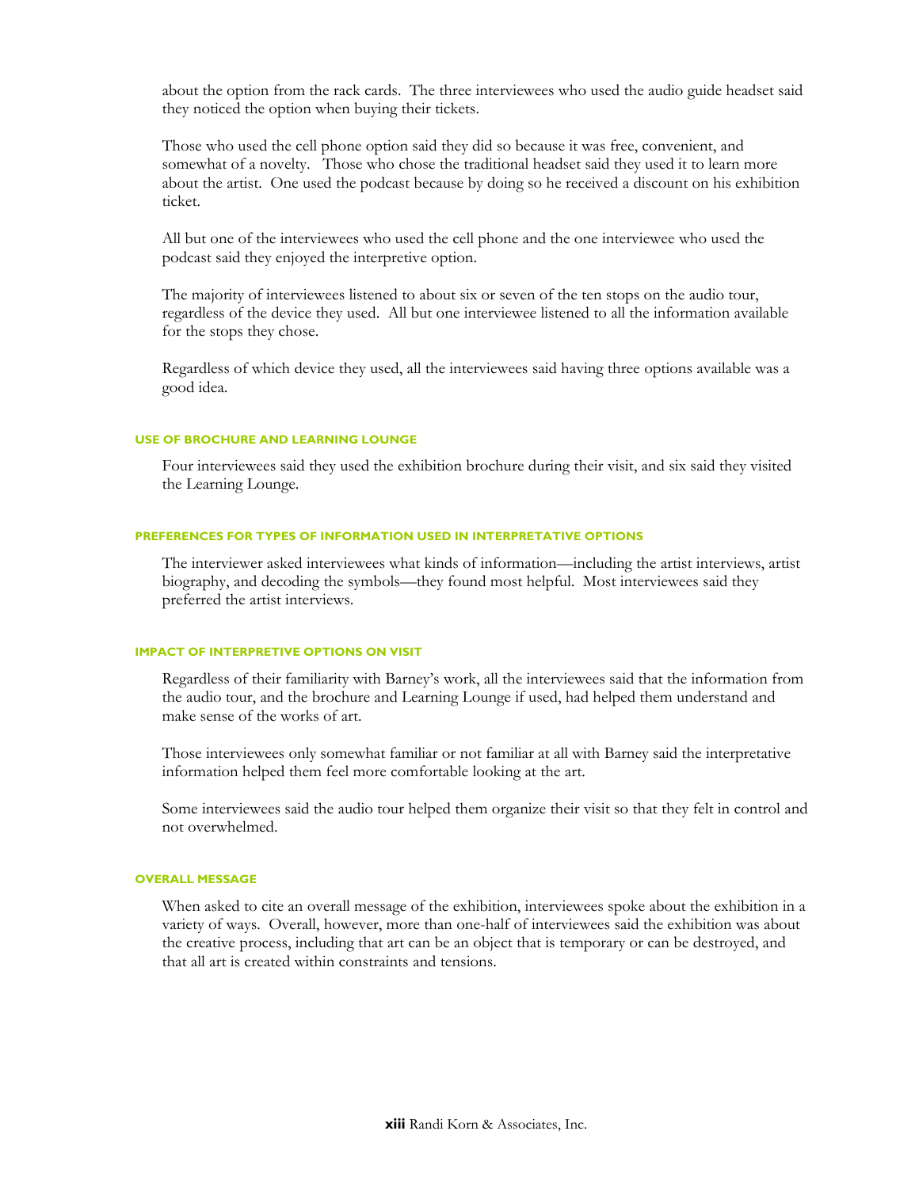about the option from the rack cards. The three interviewees who used the audio guide headset said they noticed the option when buying their tickets.

Those who used the cell phone option said they did so because it was free, convenient, and somewhat of a novelty. Those who chose the traditional headset said they used it to learn more about the artist. One used the podcast because by doing so he received a discount on his exhibition ticket.

All but one of the interviewees who used the cell phone and the one interviewee who used the podcast said they enjoyed the interpretive option.

The majority of interviewees listened to about six or seven of the ten stops on the audio tour, regardless of the device they used. All but one interviewee listened to all the information available for the stops they chose.

Regardless of which device they used, all the interviewees said having three options available was a good idea.

#### USE OF BROCHURE AND LEARNING LOUNGE

Four interviewees said they used the exhibition brochure during their visit, and six said they visited the Learning Lounge.

#### PREFERENCES FOR TYPES OF INFORMATION USED IN INTERPRETATIVE OPTIONS

The interviewer asked interviewees what kinds of information—including the artist interviews, artist biography, and decoding the symbols—they found most helpful. Most interviewees said they preferred the artist interviews.

#### IMPACT OF INTERPRETIVE OPTIONS ON VISIT

Regardless of their familiarity with Barney's work, all the interviewees said that the information from the audio tour, and the brochure and Learning Lounge if used, had helped them understand and make sense of the works of art.

Those interviewees only somewhat familiar or not familiar at all with Barney said the interpretative information helped them feel more comfortable looking at the art.

Some interviewees said the audio tour helped them organize their visit so that they felt in control and not overwhelmed.

#### OVERALL MESSAGE

When asked to cite an overall message of the exhibition, interviewees spoke about the exhibition in a variety of ways. Overall, however, more than one-half of interviewees said the exhibition was about the creative process, including that art can be an object that is temporary or can be destroyed, and that all art is created within constraints and tensions.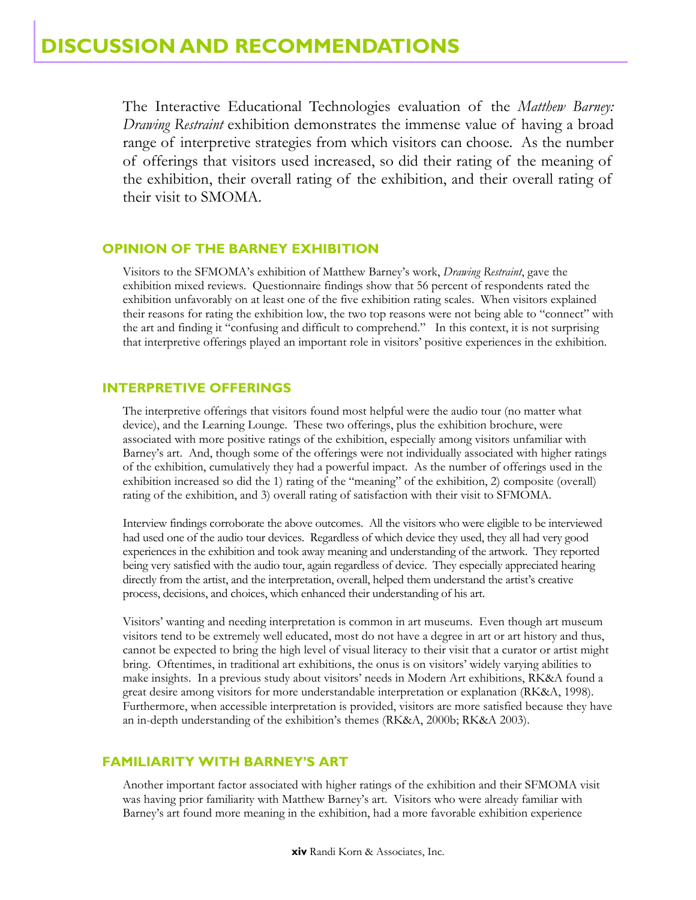# DISCUSSION AND RECOMMENDATIONS

The Interactive Educational Technologies evaluation of the *Matthew Barney: Drawing Restraint* exhibition demonstrates the immense value of having a broad range of interpretive strategies from which visitors can choose. As the number of offerings that visitors used increased, so did their rating of the meaning of the exhibition, their overall rating of the exhibition, and their overall rating of their visit to SMOMA.

## OPINION OF THE BARNEY EXHIBITION

Visitors to the SFMOMA's exhibition of Matthew Barney's work, *Drawing Restraint*, gave the exhibition mixed reviews. Questionnaire findings show that 56 percent of respondents rated the exhibition unfavorably on at least one of the five exhibition rating scales. When visitors explained their reasons for rating the exhibition low, the two top reasons were not being able to "connect" with the art and finding it "confusing and difficult to comprehend." In this context, it is not surprising that interpretive offerings played an important role in visitors' positive experiences in the exhibition.

## INTERPRETIVE OFFERINGS

The interpretive offerings that visitors found most helpful were the audio tour (no matter what device), and the Learning Lounge. These two offerings, plus the exhibition brochure, were associated with more positive ratings of the exhibition, especially among visitors unfamiliar with Barney's art. And, though some of the offerings were not individually associated with higher ratings of the exhibition, cumulatively they had a powerful impact. As the number of offerings used in the exhibition increased so did the 1) rating of the "meaning" of the exhibition, 2) composite (overall) rating of the exhibition, and 3) overall rating of satisfaction with their visit to SFMOMA.

Interview findings corroborate the above outcomes. All the visitors who were eligible to be interviewed had used one of the audio tour devices. Regardless of which device they used, they all had very good experiences in the exhibition and took away meaning and understanding of the artwork. They reported being very satisfied with the audio tour, again regardless of device. They especially appreciated hearing directly from the artist, and the interpretation, overall, helped them understand the artist's creative process, decisions, and choices, which enhanced their understanding of his art.

Visitors' wanting and needing interpretation is common in art museums. Even though art museum visitors tend to be extremely well educated, most do not have a degree in art or art history and thus, cannot be expected to bring the high level of visual literacy to their visit that a curator or artist might bring. Oftentimes, in traditional art exhibitions, the onus is on visitors' widely varying abilities to make insights. In a previous study about visitors' needs in Modern Art exhibitions, RK&A found a great desire among visitors for more understandable interpretation or explanation (RK&A, 1998). Furthermore, when accessible interpretation is provided, visitors are more satisfied because they have an in-depth understanding of the exhibition's themes (RK&A, 2000b; RK&A 2003).

## FAMILIARITY WITH BARNEY'S ART

Another important factor associated with higher ratings of the exhibition and their SFMOMA visit was having prior familiarity with Matthew Barney's art. Visitors who were already familiar with Barney's art found more meaning in the exhibition, had a more favorable exhibition experience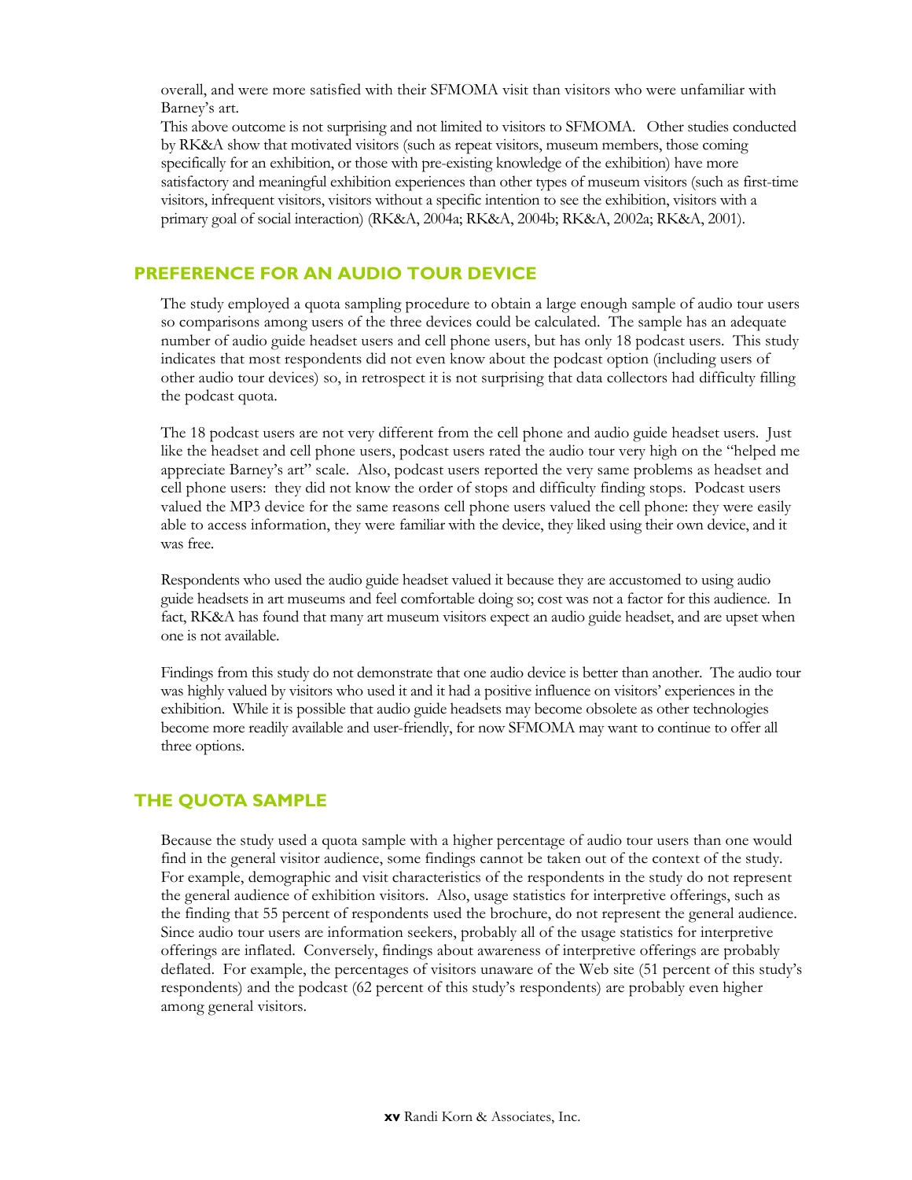overall, and were more satisfied with their SFMOMA visit than visitors who were unfamiliar with Barney's art.

This above outcome is not surprising and not limited to visitors to SFMOMA. Other studies conducted by RK&A show that motivated visitors (such as repeat visitors, museum members, those coming specifically for an exhibition, or those with pre-existing knowledge of the exhibition) have more satisfactory and meaningful exhibition experiences than other types of museum visitors (such as first-time visitors, infrequent visitors, visitors without a specific intention to see the exhibition, visitors with a primary goal of social interaction) (RK&A, 2004a; RK&A, 2004b; RK&A, 2002a; RK&A, 2001).

## PREFERENCE FOR AN AUDIO TOUR DEVICE

The study employed a quota sampling procedure to obtain a large enough sample of audio tour users so comparisons among users of the three devices could be calculated. The sample has an adequate number of audio guide headset users and cell phone users, but has only 18 podcast users. This study indicates that most respondents did not even know about the podcast option (including users of other audio tour devices) so, in retrospect it is not surprising that data collectors had difficulty filling the podcast quota.

The 18 podcast users are not very different from the cell phone and audio guide headset users. Just like the headset and cell phone users, podcast users rated the audio tour very high on the "helped me appreciate Barney's art" scale. Also, podcast users reported the very same problems as headset and cell phone users: they did not know the order of stops and difficulty finding stops. Podcast users valued the MP3 device for the same reasons cell phone users valued the cell phone: they were easily able to access information, they were familiar with the device, they liked using their own device, and it was free.

Respondents who used the audio guide headset valued it because they are accustomed to using audio guide headsets in art museums and feel comfortable doing so; cost was not a factor for this audience. In fact, RK&A has found that many art museum visitors expect an audio guide headset, and are upset when one is not available.

Findings from this study do not demonstrate that one audio device is better than another. The audio tour was highly valued by visitors who used it and it had a positive influence on visitors' experiences in the exhibition. While it is possible that audio guide headsets may become obsolete as other technologies become more readily available and user-friendly, for now SFMOMA may want to continue to offer all three options.

## THE QUOTA SAMPLE

Because the study used a quota sample with a higher percentage of audio tour users than one would find in the general visitor audience, some findings cannot be taken out of the context of the study. For example, demographic and visit characteristics of the respondents in the study do not represent the general audience of exhibition visitors. Also, usage statistics for interpretive offerings, such as the finding that 55 percent of respondents used the brochure, do not represent the general audience. Since audio tour users are information seekers, probably all of the usage statistics for interpretive offerings are inflated. Conversely, findings about awareness of interpretive offerings are probably deflated. For example, the percentages of visitors unaware of the Web site (51 percent of this study's respondents) and the podcast (62 percent of this study's respondents) are probably even higher among general visitors.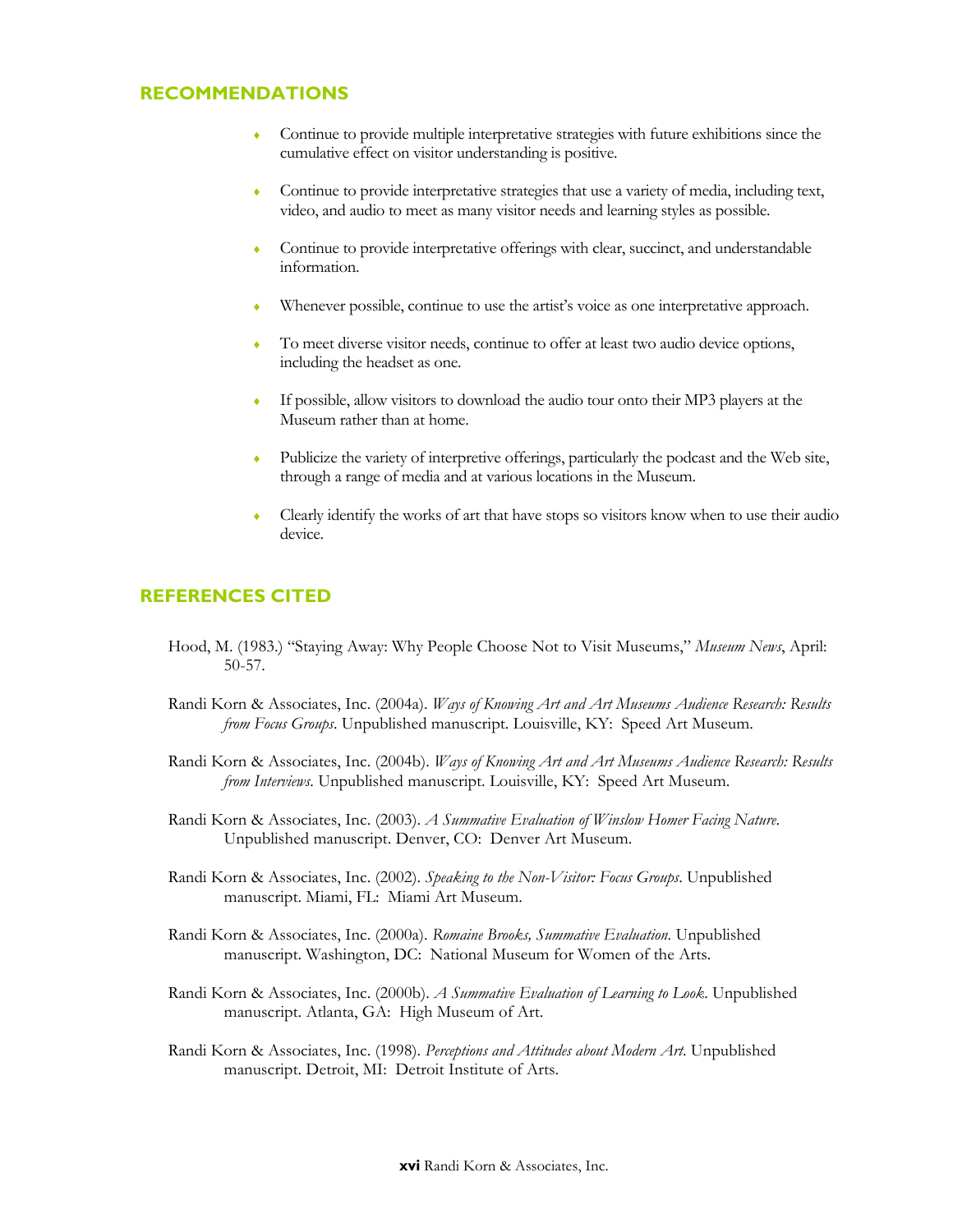## RECOMMENDATIONS

- Continue to provide multiple interpretative strategies with future exhibitions since the cumulative effect on visitor understanding is positive.
- Continue to provide interpretative strategies that use a variety of media, including text, video, and audio to meet as many visitor needs and learning styles as possible.
- Continue to provide interpretative offerings with clear, succinct, and understandable information.
- Whenever possible, continue to use the artist's voice as one interpretative approach.
- To meet diverse visitor needs, continue to offer at least two audio device options, including the headset as one.
- If possible, allow visitors to download the audio tour onto their MP3 players at the Museum rather than at home.
- Publicize the variety of interpretive offerings, particularly the podcast and the Web site, through a range of media and at various locations in the Museum.
- Clearly identify the works of art that have stops so visitors know when to use their audio device.

## REFERENCES CITED

Hood, M. (1983.) "Staying Away: Why People Choose Not to Visit Museums," *Museum News*, April: 50-57.

Randi Korn & Associates, Inc. (2004a). *Ways of Knowing Art and Art Museums Audience Research: Results from Focus Groups*. Unpublished manuscript. Louisville, KY: Speed Art Museum.

Randi Korn & Associates, Inc. (2004b). *Ways of Knowing Art and Art Museums Audience Research: Results from Interviews*. Unpublished manuscript. Louisville, KY: Speed Art Museum.

Randi Korn & Associates, Inc. (2003). *A Summative Evaluation of Winslow Homer Facing Nature*. Unpublished manuscript. Denver, CO: Denver Art Museum.

Randi Korn & Associates, Inc. (2002). *Speaking to the Non-Visitor: Focus Groups*. Unpublished manuscript. Miami, FL: Miami Art Museum.

Randi Korn & Associates, Inc. (2000a). *Romaine Brooks, Summative Evaluation*. Unpublished manuscript. Washington, DC: National Museum for Women of the Arts.

Randi Korn & Associates, Inc. (2000b). *A Summative Evaluation of Learning to Look*. Unpublished manuscript. Atlanta, GA: High Museum of Art.

Randi Korn & Associates, Inc. (1998). *Perceptions and Attitudes about Modern Art*. Unpublished manuscript. Detroit, MI: Detroit Institute of Arts.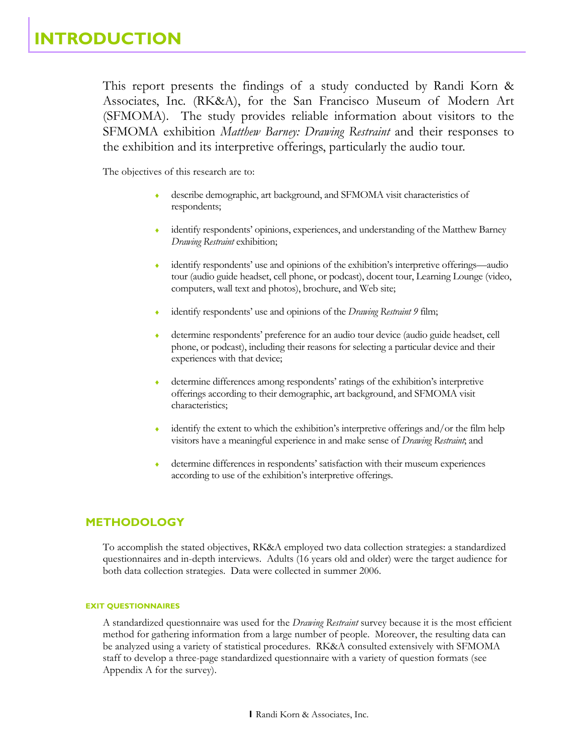# INTRODUCTION

This report presents the findings of a study conducted by Randi Korn & Associates, Inc. (RK&A), for the San Francisco Museum of Modern Art (SFMOMA). The study provides reliable information about visitors to the SFMOMA exhibition *Matthew Barney: Drawing Restraint* and their responses to the exhibition and its interpretive offerings, particularly the audio tour.

The objectives of this research are to:

- describe demographic, art background, and SFMOMA visit characteristics of respondents;
- identify respondents' opinions, experiences, and understanding of the Matthew Barney *Drawing Restraint* exhibition;
- identify respondents' use and opinions of the exhibition's interpretive offerings—audio tour (audio guide headset, cell phone, or podcast), docent tour, Learning Lounge (video, computers, wall text and photos), brochure, and Web site;
- identify respondents' use and opinions of the *Drawing Restraint 9* film;
- determine respondents' preference for an audio tour device (audio guide headset, cell phone, or podcast), including their reasons for selecting a particular device and their experiences with that device;
- determine differences among respondents' ratings of the exhibition's interpretive offerings according to their demographic, art background, and SFMOMA visit characteristics;
- identify the extent to which the exhibition's interpretive offerings and/or the film help visitors have a meaningful experience in and make sense of *Drawing Restraint*; and
- determine differences in respondents' satisfaction with their museum experiences according to use of the exhibition's interpretive offerings.

## METHODOLOGY

To accomplish the stated objectives, RK&A employed two data collection strategies: a standardized questionnaires and in-depth interviews. Adults (16 years old and older) were the target audience for both data collection strategies. Data were collected in summer 2006.

### EXIT QUESTIONNAIRES

A standardized questionnaire was used for the *Drawing Restraint* survey because it is the most efficient method for gathering information from a large number of people. Moreover, the resulting data can be analyzed using a variety of statistical procedures. RK&A consulted extensively with SFMOMA staff to develop a three-page standardized questionnaire with a variety of question formats (see Appendix A for the survey).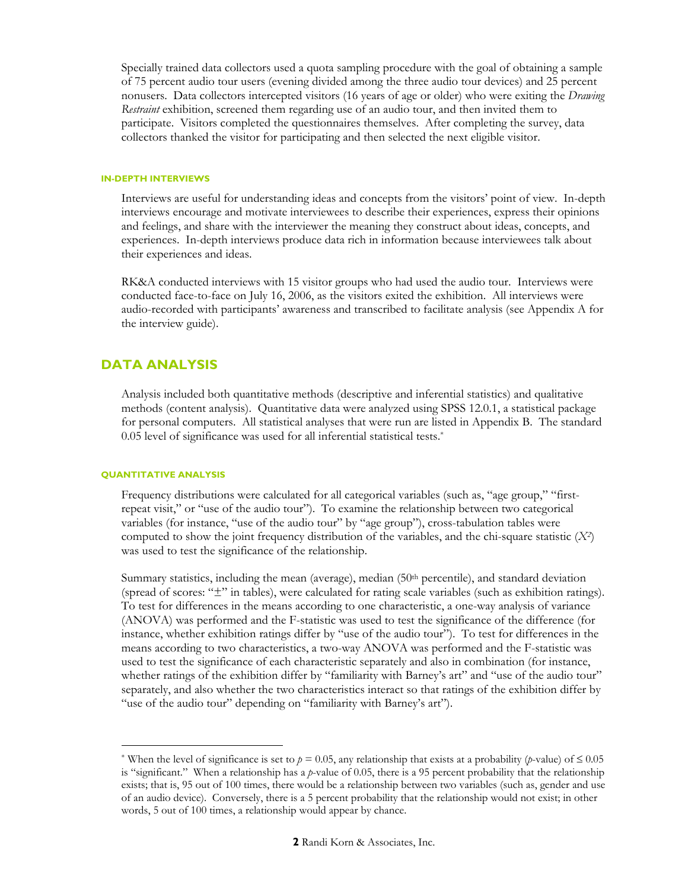Specially trained data collectors used a quota sampling procedure with the goal of obtaining a sample of 75 percent audio tour users (evening divided among the three audio tour devices) and 25 percent nonusers. Data collectors intercepted visitors (16 years of age or older) who were exiting the *Drawing Restraint* exhibition, screened them regarding use of an audio tour, and then invited them to participate. Visitors completed the questionnaires themselves. After completing the survey, data collectors thanked the visitor for participating and then selected the next eligible visitor.

#### IN-DEPTH INTERVIEWS

Interviews are useful for understanding ideas and concepts from the visitors' point of view. In-depth interviews encourage and motivate interviewees to describe their experiences, express their opinions and feelings, and share with the interviewer the meaning they construct about ideas, concepts, and experiences. In-depth interviews produce data rich in information because interviewees talk about their experiences and ideas.

RK&A conducted interviews with 15 visitor groups who had used the audio tour. Interviews were conducted face-to-face on July 16, 2006, as the visitors exited the exhibition. All interviews were audio-recorded with participants' awareness and transcribed to facilitate analysis (see Appendix A for the interview guide).

## DATA ANALYSIS

Analysis included both quantitative methods (descriptive and inferential statistics) and qualitative methods (content analysis). Quantitative data were analyzed using SPSS 12.0.1, a statistical package for personal computers. All statistical analyses that were run are listed in Appendix B. The standard 0.05 level of significance was used for all inferential statistical tests.*

#### QUANTITATIVE ANALYSIS

Frequency distributions were calculated for all categorical variables (such as, "age group," "first-repeat visit," or "use of the audio tour"). To examine the relationship between two categorical variables (for instance, "use of the audio tour" by "age group"), cross-tabulation tables were computed to show the joint frequency distribution of the variables, and the chi-square statistic ($X^2$) was used to test the significance of the relationship.

Summary statistics, including the mean (average), median (50th percentile), and standard deviation (spread of scores: "±" in tables), were calculated for rating scale variables (such as exhibition ratings). To test for differences in the means according to one characteristic, a one-way analysis of variance (ANOVA) was performed and the F-statistic was used to test the significance of the difference (for instance, whether exhibition ratings differ by "use of the audio tour"). To test for differences in the means according to two characteristics, a two-way ANOVA was performed and the F-statistic was used to test the significance of each characteristic separately and also in combination (for instance, whether ratings of the exhibition differ by "familiarity with Barney's art" and "use of the audio tour" separately, and also whether the two characteristics interact so that ratings of the exhibition differ by "use of the audio tour" depending on "familiarity with Barney's art").

---

* When the level of significance is set to $p = 0.05$, any relationship that exists at a probability ($p$-value) of $\leq 0.05$ is "significant." When a relationship has a $p$-value of 0.05, there is a 95 percent probability that the relationship exists; that is, 95 out of 100 times, there would be a relationship between two variables (such as, gender and use of an audio device). Conversely, there is a 5 percent probability that the relationship would not exist; in other words, 5 out of 100 times, a relationship would appear by chance.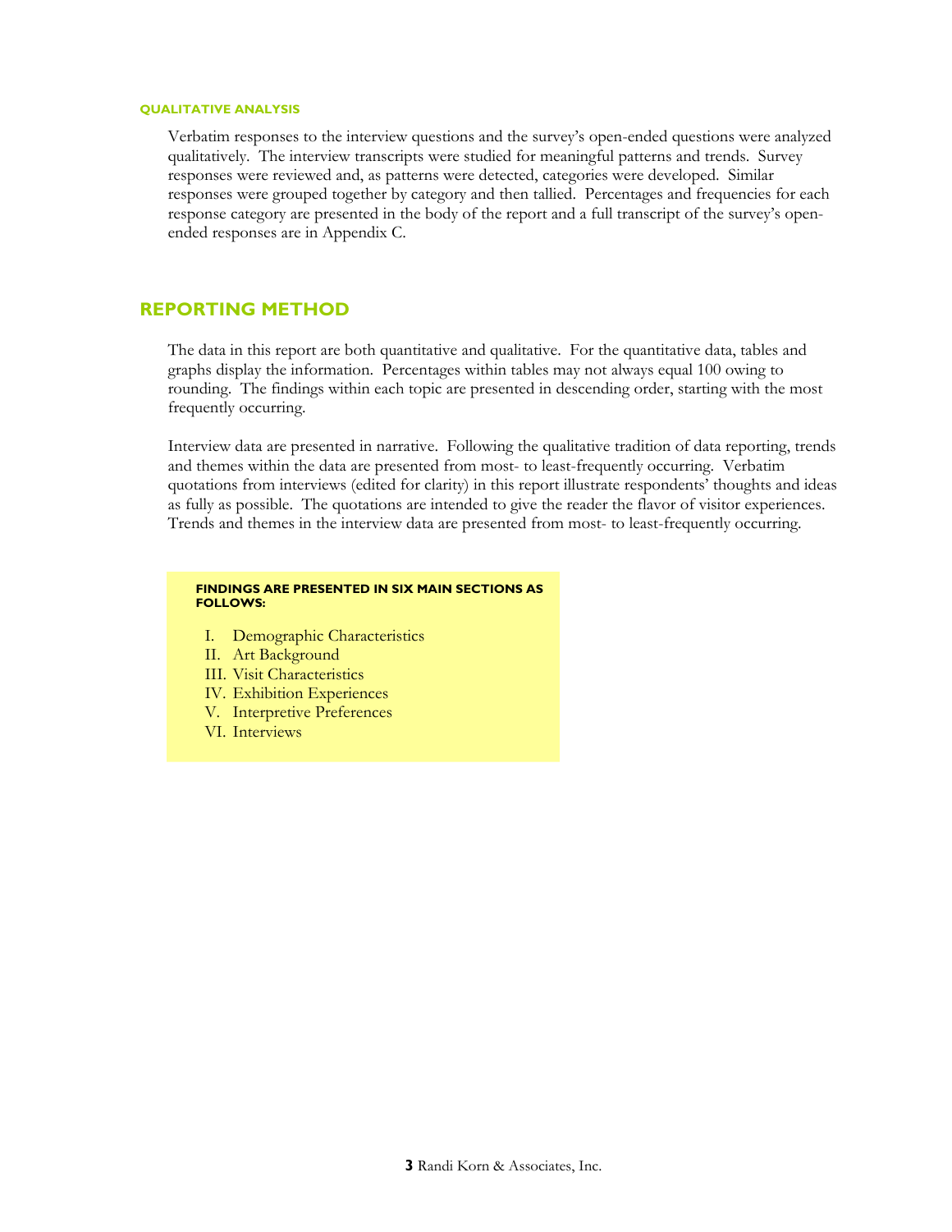### QUALITATIVE ANALYSIS

Verbatim responses to the interview questions and the survey's open-ended questions were analyzed qualitatively. The interview transcripts were studied for meaningful patterns and trends. Survey responses were reviewed and, as patterns were detected, categories were developed. Similar responses were grouped together by category and then tallied. Percentages and frequencies for each response category are presented in the body of the report and a full transcript of the survey's open-ended responses are in Appendix C.

## REPORTING METHOD

The data in this report are both quantitative and qualitative. For the quantitative data, tables and graphs display the information. Percentages within tables may not always equal 100 owing to rounding. The findings within each topic are presented in descending order, starting with the most frequently occurring.

Interview data are presented in narrative. Following the qualitative tradition of data reporting, trends and themes within the data are presented from most- to least-frequently occurring. Verbatim quotations from interviews (edited for clarity) in this report illustrate respondents' thoughts and ideas as fully as possible. The quotations are intended to give the reader the flavor of visitor experiences. Trends and themes in the interview data are presented from most- to least-frequently occurring.

**FINDINGS ARE PRESENTED IN SIX MAIN SECTIONS AS FOLLOWS:**

I. Demographic Characteristics
II. Art Background
III. Visit Characteristics
IV. Exhibition Experiences
V. Interpretive Preferences
VI. Interviews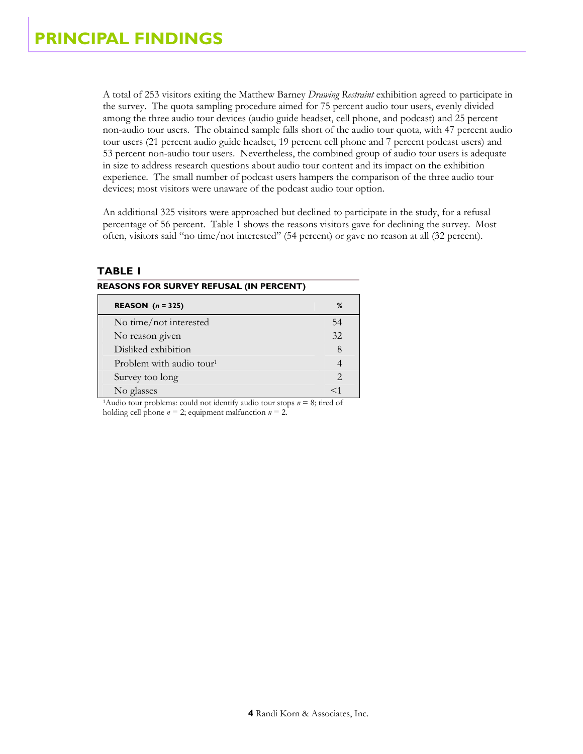# PRINCIPAL FINDINGS

A total of 253 visitors exiting the Matthew Barney *Drawing Restraint* exhibition agreed to participate in the survey. The quota sampling procedure aimed for 75 percent audio tour users, evenly divided among the three audio tour devices (audio guide headset, cell phone, and podcast) and 25 percent non-audio tour users. The obtained sample falls short of the audio tour quota, with 47 percent audio tour users (21 percent audio guide headset, 19 percent cell phone and 7 percent podcast users) and 53 percent non-audio tour users. Nevertheless, the combined group of audio tour users is adequate in size to address research questions about audio tour content and its impact on the exhibition experience. The small number of podcast users hampers the comparison of the three audio tour devices; most visitors were unaware of the podcast audio tour option.

An additional 325 visitors were approached but declined to participate in the study, for a refusal percentage of 56 percent. Table 1 shows the reasons visitors gave for declining the survey. Most often, visitors said "no time/not interested" (54 percent) or gave no reason at all (32 percent).

### TABLE 1

**REASONS FOR SURVEY REFUSAL (IN PERCENT)**

| REASON (*n* = 325) | % |
|---|---|
| No time/not interested | 54 |
| No reason given | 32 |
| Disliked exhibition | 8 |
| Problem with audio tour[1] | 4 |
| Survey too long | 2 |
| No glasses | <1 |

[1]Audio tour problems: could not identify audio tour stops *n* = 8; tired of holding cell phone *n* = 2; equipment malfunction *n* = 2.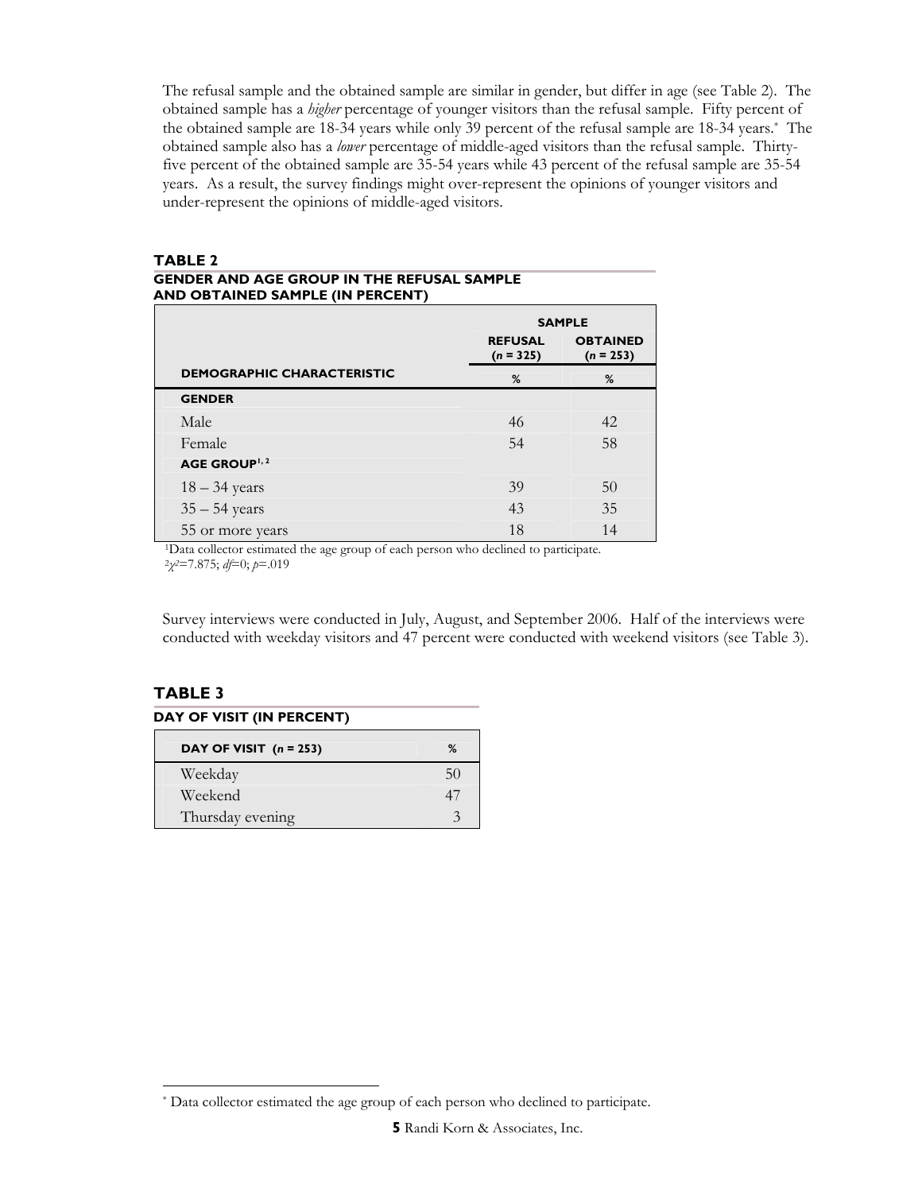The refusal sample and the obtained sample are similar in gender, but differ in age (see Table 2). The obtained sample has a *higher* percentage of younger visitors than the refusal sample. Fifty percent of the obtained sample are 18-34 years while only 39 percent of the refusal sample are 18-34 years.[*] The obtained sample also has a *lower* percentage of middle-aged visitors than the refusal sample. Thirty-five percent of the obtained sample are 35-54 years while 43 percent of the refusal sample are 35-54 years. As a result, the survey findings might over-represent the opinions of younger visitors and under-represent the opinions of middle-aged visitors.

**TABLE 2**
**GENDER AND AGE GROUP IN THE REFUSAL SAMPLE AND OBTAINED SAMPLE (IN PERCENT)**

| | SAMPLE | |
|---|---|---|
| | REFUSAL (*n* = 325) | OBTAINED (*n* = 253) |
| DEMOGRAPHIC CHARACTERISTIC | % | % |
| **GENDER** | | |
| Male | 46 | 42 |
| Female | 54 | 58 |
| **AGE GROUP[1, 2]** | | |
| 18 – 34 years | 39 | 50 |
| 35 – 54 years | 43 | 35 |
| 55 or more years | 18 | 14 |

[1]Data collector estimated the age group of each person who declined to participate.
[2]$\chi^2$=7.875; *df*=0; *p*=.019

Survey interviews were conducted in July, August, and September 2006. Half of the interviews were conducted with weekday visitors and 47 percent were conducted with weekend visitors (see Table 3).

**TABLE 3**
**DAY OF VISIT (IN PERCENT)**

| DAY OF VISIT (*n* = 253) | % |
|---|---|
| Weekday | 50 |
| Weekend | 47 |
| Thursday evening | 3 |

[*] Data collector estimated the age group of each person who declined to participate.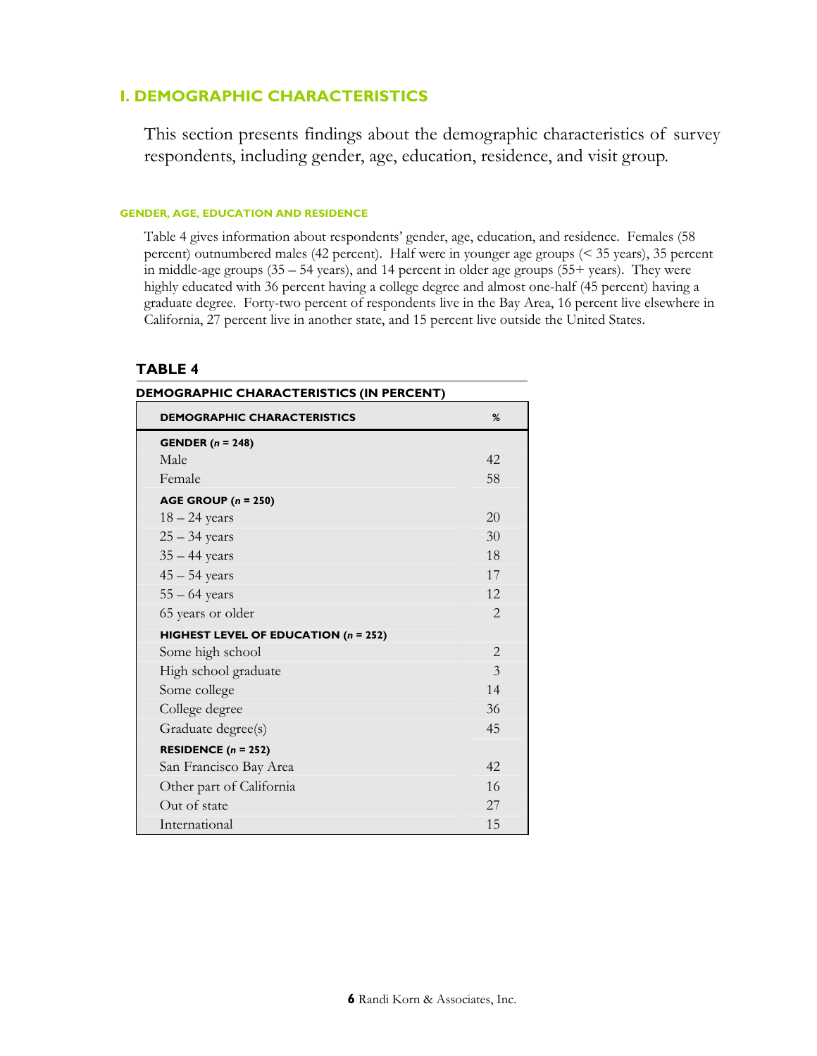## I. DEMOGRAPHIC CHARACTERISTICS

This section presents findings about the demographic characteristics of survey respondents, including gender, age, education, residence, and visit group.

### GENDER, AGE, EDUCATION AND RESIDENCE

Table 4 gives information about respondents' gender, age, education, and residence. Females (58 percent) outnumbered males (42 percent). Half were in younger age groups (< 35 years), 35 percent in middle-age groups (35 – 54 years), and 14 percent in older age groups (55+ years). They were highly educated with 36 percent having a college degree and almost one-half (45 percent) having a graduate degree. Forty-two percent of respondents live in the Bay Area, 16 percent live elsewhere in California, 27 percent live in another state, and 15 percent live outside the United States.

**TABLE 4**

**DEMOGRAPHIC CHARACTERISTICS (IN PERCENT)**

| DEMOGRAPHIC CHARACTERISTICS | % |
|---|---|
| **GENDER (*n* = 248)** | |
| Male | 42 |
| Female | 58 |
| **AGE GROUP (*n* = 250)** | |
| 18 – 24 years | 20 |
| 25 – 34 years | 30 |
| 35 – 44 years | 18 |
| 45 – 54 years | 17 |
| 55 – 64 years | 12 |
| 65 years or older | 2 |
| **HIGHEST LEVEL OF EDUCATION (*n* = 252)** | |
| Some high school | 2 |
| High school graduate | 3 |
| Some college | 14 |
| College degree | 36 |
| Graduate degree(s) | 45 |
| **RESIDENCE (*n* = 252)** | |
| San Francisco Bay Area | 42 |
| Other part of California | 16 |
| Out of state | 27 |
| International | 15 |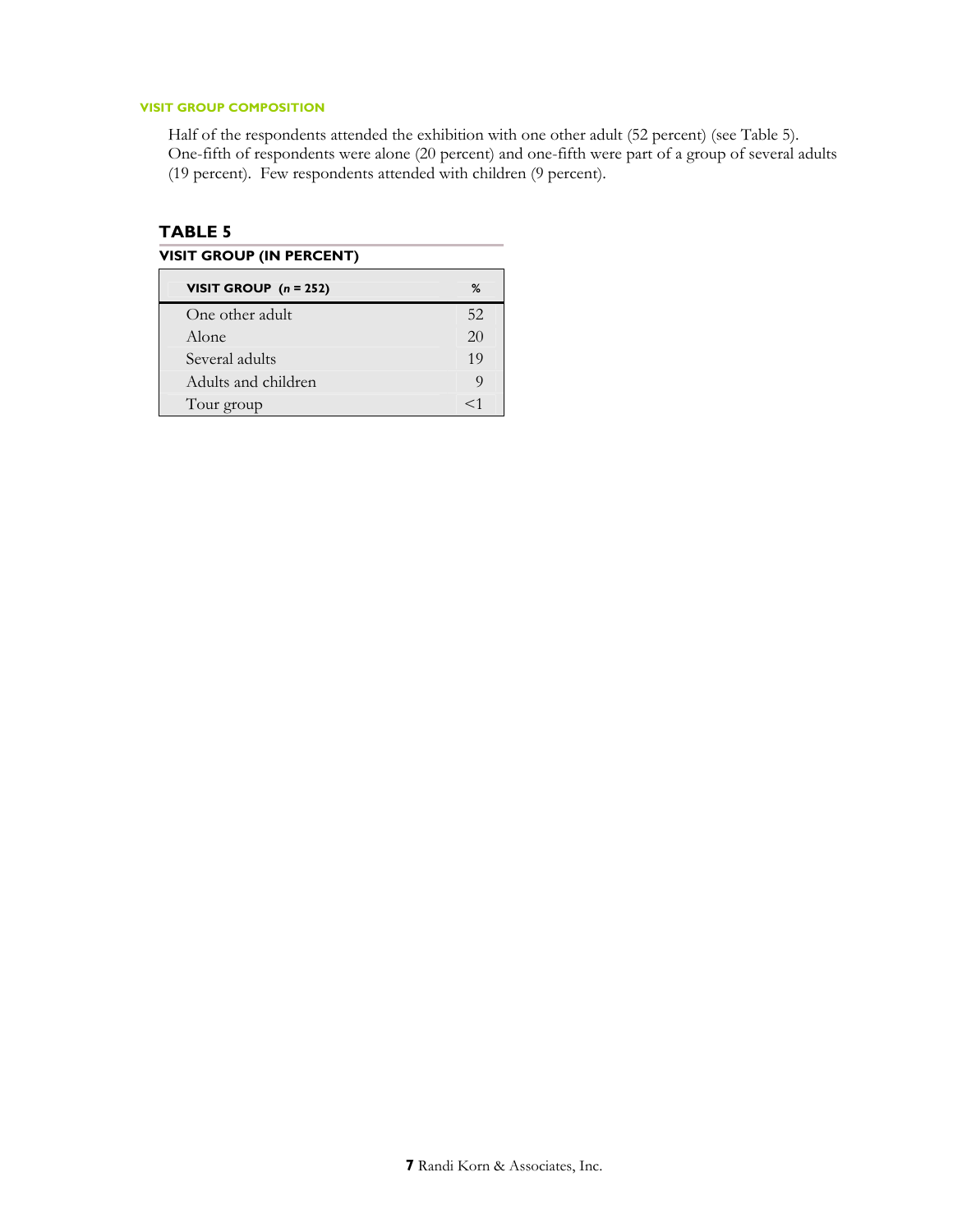### VISIT GROUP COMPOSITION

Half of the respondents attended the exhibition with one other adult (52 percent) (see Table 5). One-fifth of respondents were alone (20 percent) and one-fifth were part of a group of several adults (19 percent). Few respondents attended with children (9 percent).

**TABLE 5**

**VISIT GROUP (IN PERCENT)**

| VISIT GROUP (*n* = 252) | % |
|---|---|
| One other adult | 52 |
| Alone | 20 |
| Several adults | 19 |
| Adults and children | 9 |
| Tour group | <1 |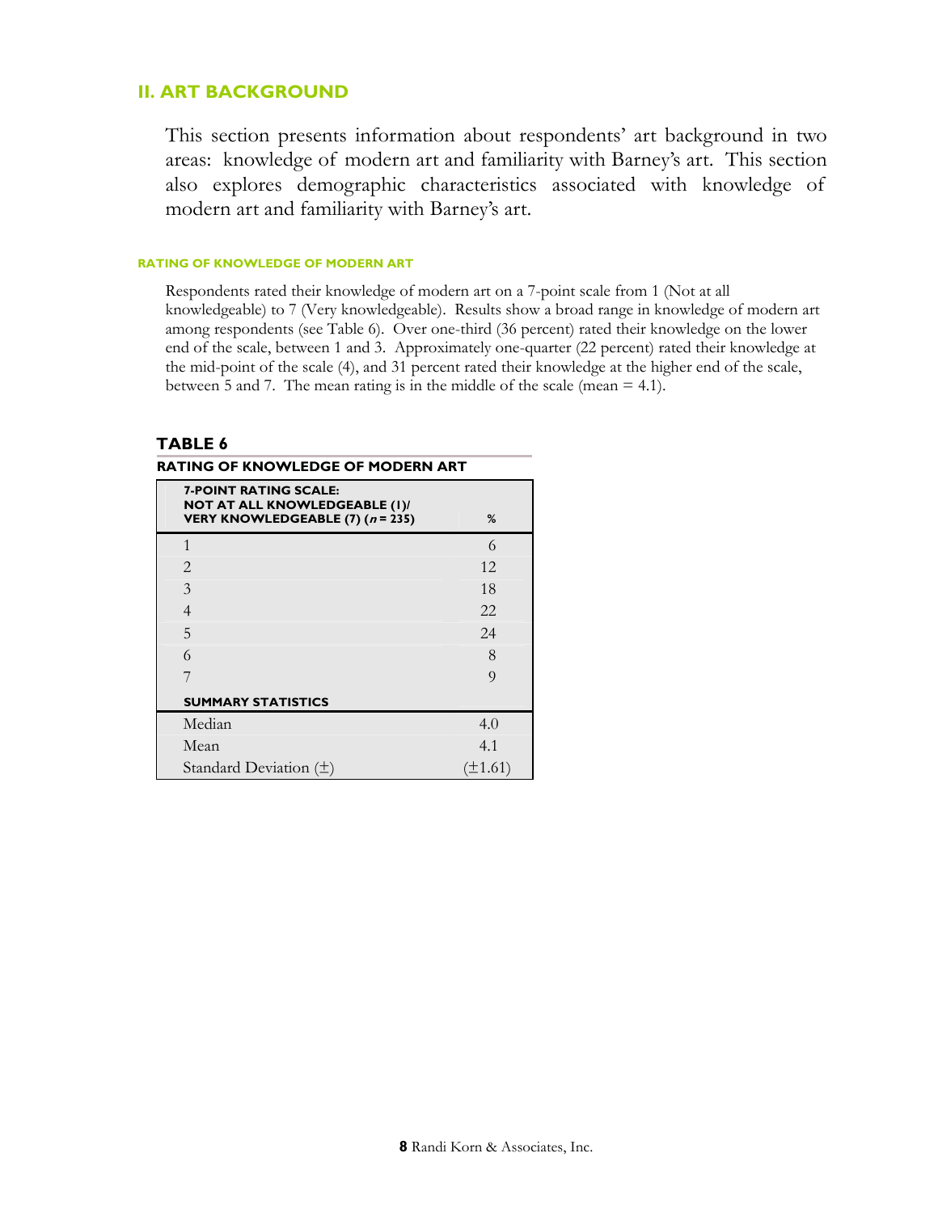## II. ART BACKGROUND

This section presents information about respondents' art background in two areas: knowledge of modern art and familiarity with Barney's art. This section also explores demographic characteristics associated with knowledge of modern art and familiarity with Barney's art.

### RATING OF KNOWLEDGE OF MODERN ART

Respondents rated their knowledge of modern art on a 7-point scale from 1 (Not at all knowledgeable) to 7 (Very knowledgeable). Results show a broad range in knowledge of modern art among respondents (see Table 6). Over one-third (36 percent) rated their knowledge on the lower end of the scale, between 1 and 3. Approximately one-quarter (22 percent) rated their knowledge at the mid-point of the scale (4), and 31 percent rated their knowledge at the higher end of the scale, between 5 and 7. The mean rating is in the middle of the scale (mean = 4.1).

**TABLE 6**

**RATING OF KNOWLEDGE OF MODERN ART**

| 7-POINT RATING SCALE: NOT AT ALL KNOWLEDGEABLE (1)/ VERY KNOWLEDGEABLE (7) (*n* = 235) | % |
|---|---|
| 1 | 6 |
| 2 | 12 |
| 3 | 18 |
| 4 | 22 |
| 5 | 24 |
| 6 | 8 |
| 7 | 9 |
| **SUMMARY STATISTICS** | |
| Median | 4.0 |
| Mean | 4.1 |
| Standard Deviation (±) | (±1.61) |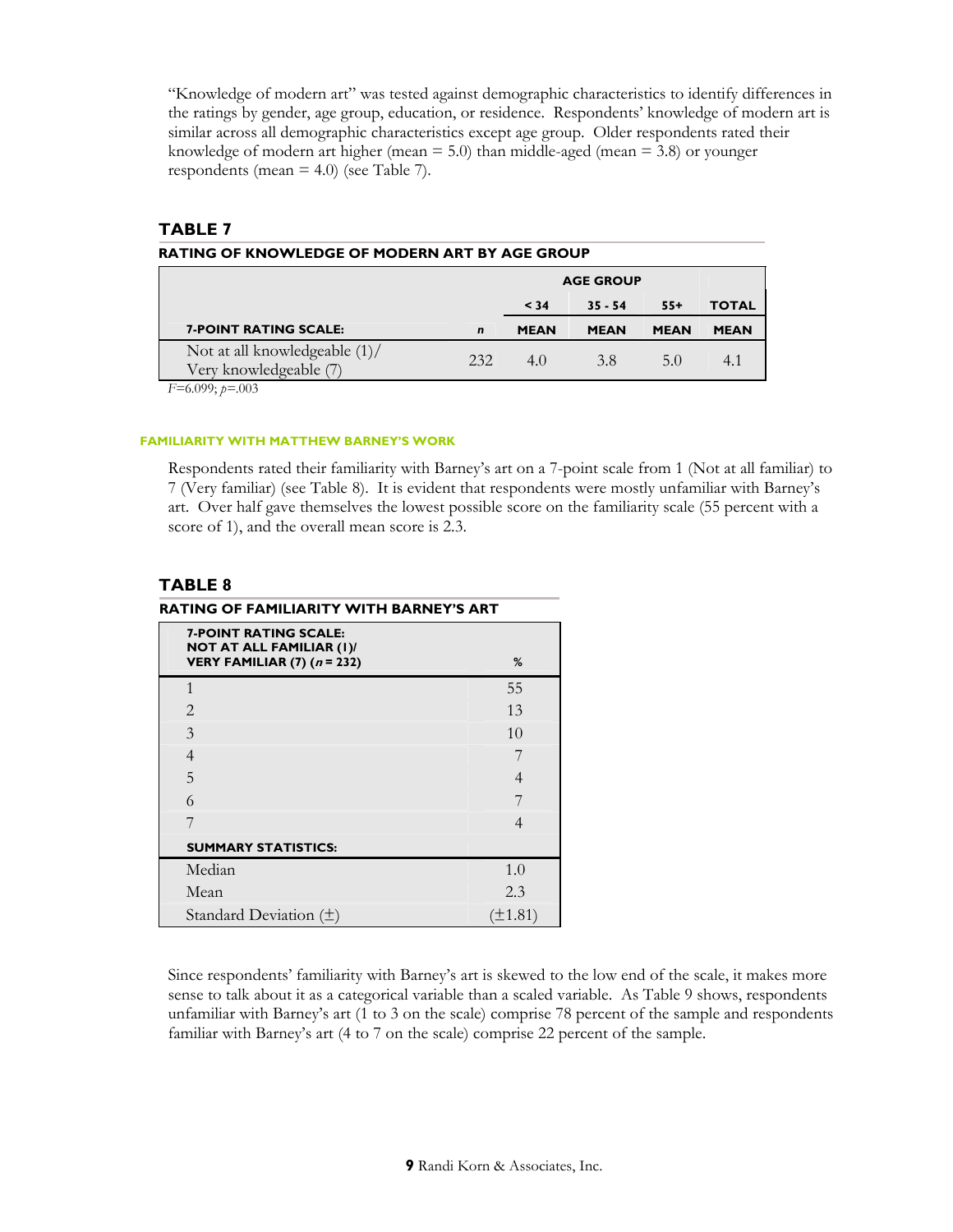"Knowledge of modern art" was tested against demographic characteristics to identify differences in the ratings by gender, age group, education, or residence. Respondents' knowledge of modern art is similar across all demographic characteristics except age group. Older respondents rated their knowledge of modern art higher (mean = 5.0) than middle-aged (mean = 3.8) or younger respondents (mean = 4.0) (see Table 7).

## TABLE 7

**RATING OF KNOWLEDGE OF MODERN ART BY AGE GROUP**

| | | AGE GROUP | | | |
|---|---|---|---|---|---|
| | | < 34 | 35 - 54 | 55+ | TOTAL |
| **7-POINT RATING SCALE:** | *n* | **MEAN** | **MEAN** | **MEAN** | **MEAN** |
| Not at all knowledgeable (1)/ Very knowledgeable (7) | 232 | 4.0 | 3.8 | 5.0 | 4.1 |

$F$=6.099; $p$=.003

#### FAMILIARITY WITH MATTHEW BARNEY'S WORK

Respondents rated their familiarity with Barney's art on a 7-point scale from 1 (Not at all familiar) to 7 (Very familiar) (see Table 8). It is evident that respondents were mostly unfamiliar with Barney's art. Over half gave themselves the lowest possible score on the familiarity scale (55 percent with a score of 1), and the overall mean score is 2.3.

## TABLE 8

**RATING OF FAMILIARITY WITH BARNEY'S ART**

| 7-POINT RATING SCALE: NOT AT ALL FAMILIAR (1)/ VERY FAMILIAR (7) (*n* = 232) | % |
|---|---|
| 1 | 55 |
| 2 | 13 |
| 3 | 10 |
| 4 | 7 |
| 5 | 4 |
| 6 | 7 |
| 7 | 4 |
| **SUMMARY STATISTICS:** | |
| Median | 1.0 |
| Mean | 2.3 |
| Standard Deviation (±) | (±1.81) |

Since respondents' familiarity with Barney's art is skewed to the low end of the scale, it makes more sense to talk about it as a categorical variable than a scaled variable. As Table 9 shows, respondents unfamiliar with Barney's art (1 to 3 on the scale) comprise 78 percent of the sample and respondents familiar with Barney's art (4 to 7 on the scale) comprise 22 percent of the sample.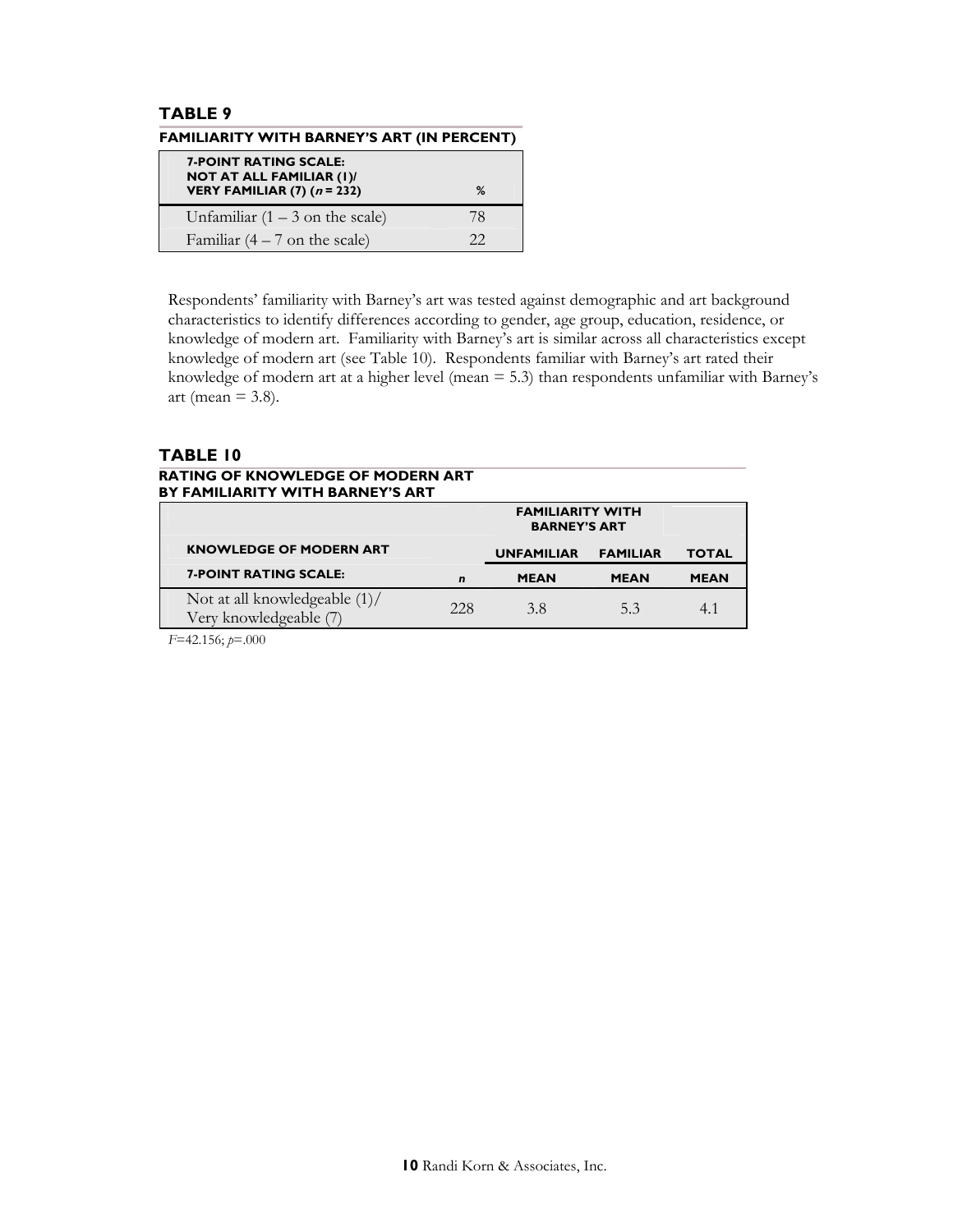### TABLE 9

**FAMILIARITY WITH BARNEY'S ART (IN PERCENT)**

| 7-POINT RATING SCALE: NOT AT ALL FAMILIAR (1)/ VERY FAMILIAR (7) (*n* = 232) | % |
|---|---|
| Unfamiliar (1 – 3 on the scale) | 78 |
| Familiar (4 – 7 on the scale) | 22 |

Respondents' familiarity with Barney's art was tested against demographic and art background characteristics to identify differences according to gender, age group, education, residence, or knowledge of modern art. Familiarity with Barney's art is similar across all characteristics except knowledge of modern art (see Table 10). Respondents familiar with Barney's art rated their knowledge of modern art at a higher level (mean = 5.3) than respondents unfamiliar with Barney's art (mean = 3.8).

### TABLE 10

**RATING OF KNOWLEDGE OF MODERN ART BY FAMILIARITY WITH BARNEY'S ART**

| | | FAMILIARITY WITH BARNEY'S ART | | |
|---|---|---|---|---|
| **KNOWLEDGE OF MODERN ART** | | **UNFAMILIAR** | **FAMILIAR** | **TOTAL** |
| **7-POINT RATING SCALE:** | ***n*** | **MEAN** | **MEAN** | **MEAN** |
| Not at all knowledgeable (1)/ Very knowledgeable (7) | 228 | 3.8 | 5.3 | 4.1 |

$F$=42.156; $p$=.000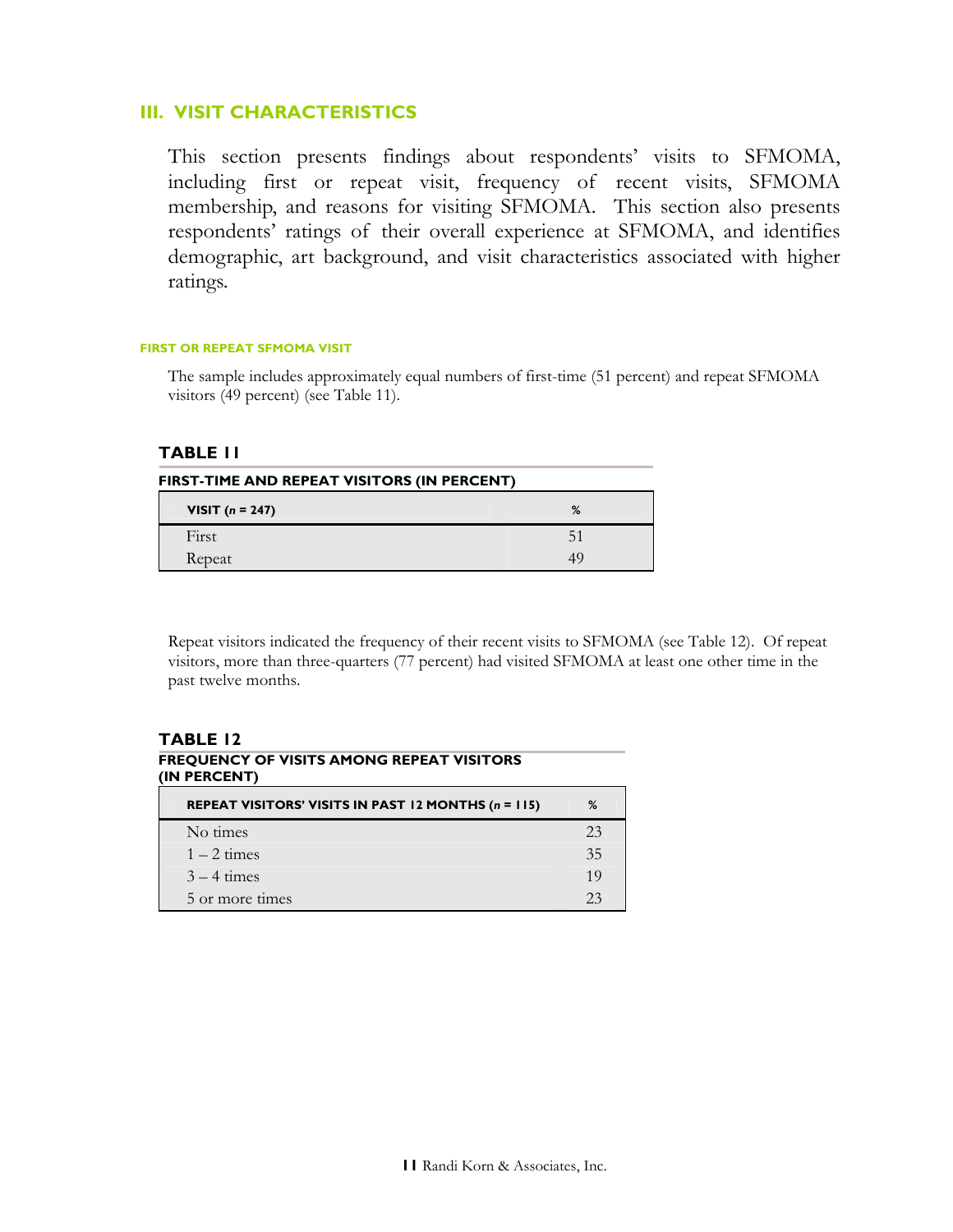## III. VISIT CHARACTERISTICS

This section presents findings about respondents' visits to SFMOMA, including first or repeat visit, frequency of recent visits, SFMOMA membership, and reasons for visiting SFMOMA. This section also presents respondents' ratings of their overall experience at SFMOMA, and identifies demographic, art background, and visit characteristics associated with higher ratings.

#### FIRST OR REPEAT SFMOMA VISIT

The sample includes approximately equal numbers of first-time (51 percent) and repeat SFMOMA visitors (49 percent) (see Table 11).

**TABLE 11**

**FIRST-TIME AND REPEAT VISITORS (IN PERCENT)**

| VISIT (*n* = 247) | % |
|---|---|
| First | 51 |
| Repeat | 49 |

Repeat visitors indicated the frequency of their recent visits to SFMOMA (see Table 12). Of repeat visitors, more than three-quarters (77 percent) had visited SFMOMA at least one other time in the past twelve months.

**TABLE 12**

**FREQUENCY OF VISITS AMONG REPEAT VISITORS (IN PERCENT)**

| REPEAT VISITORS' VISITS IN PAST 12 MONTHS (*n* = 115) | % |
|---|---|
| No times | 23 |
| 1 – 2 times | 35 |
| 3 – 4 times | 19 |
| 5 or more times | 23 |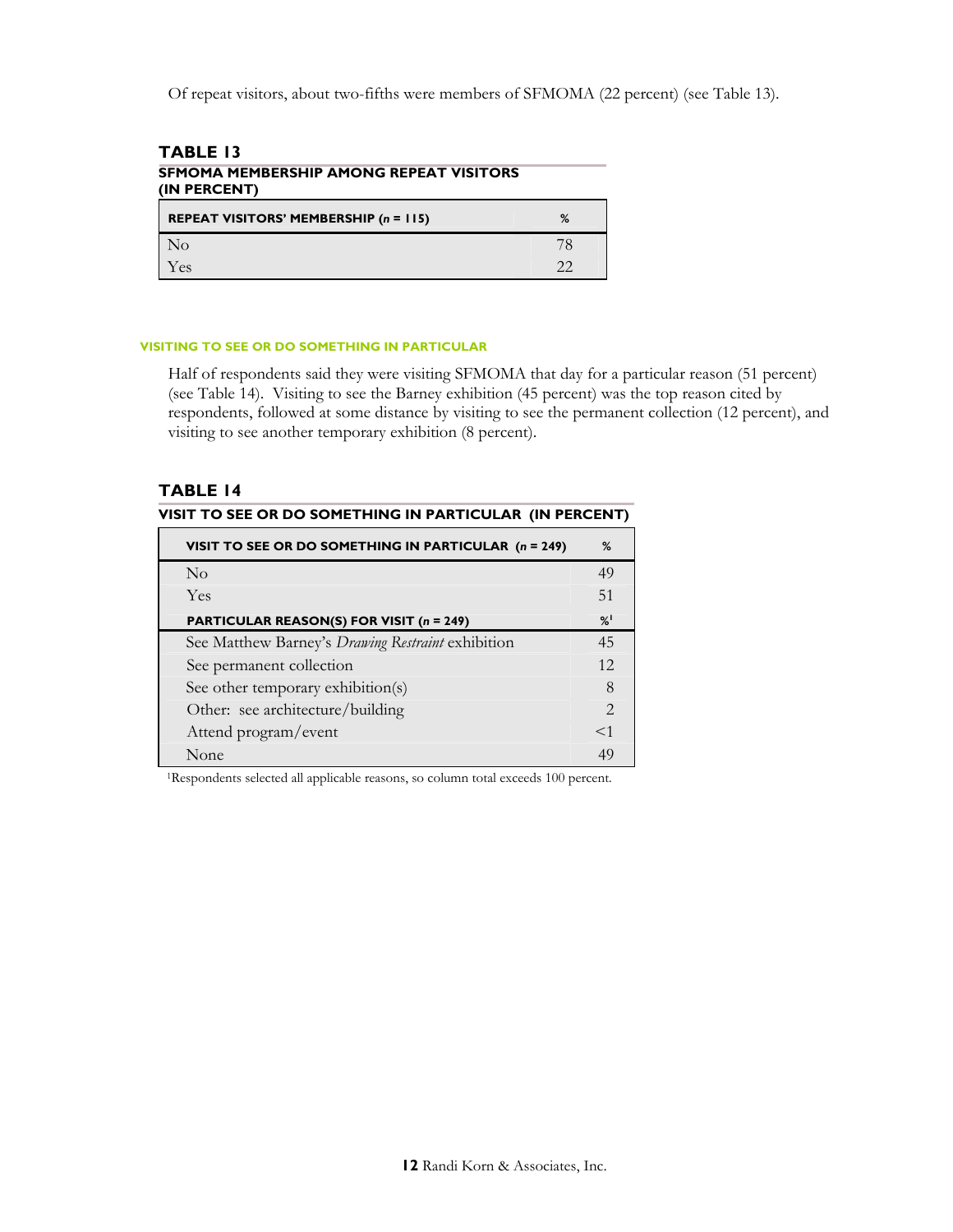Of repeat visitors, about two-fifths were members of SFMOMA (22 percent) (see Table 13).

**TABLE 13**

**SFMOMA MEMBERSHIP AMONG REPEAT VISITORS (IN PERCENT)**

| REPEAT VISITORS' MEMBERSHIP (*n* = 115) | % |
|---|---|
| No | 78 |
| Yes | 22 |

#### VISITING TO SEE OR DO SOMETHING IN PARTICULAR

Half of respondents said they were visiting SFMOMA that day for a particular reason (51 percent) (see Table 14). Visiting to see the Barney exhibition (45 percent) was the top reason cited by respondents, followed at some distance by visiting to see the permanent collection (12 percent), and visiting to see another temporary exhibition (8 percent).

**TABLE 14**

**VISIT TO SEE OR DO SOMETHING IN PARTICULAR (IN PERCENT)**

| VISIT TO SEE OR DO SOMETHING IN PARTICULAR (*n* = 249) | % |
|---|---|
| No | 49 |
| Yes | 51 |
| **PARTICULAR REASON(S) FOR VISIT (*n* = 249)** | **%[1]** |
| See Matthew Barney's *Drawing Restraint* exhibition | 45 |
| See permanent collection | 12 |
| See other temporary exhibition(s) | 8 |
| Other: see architecture/building | 2 |
| Attend program/event | <1 |
| None | 49 |

[1]Respondents selected all applicable reasons, so column total exceeds 100 percent.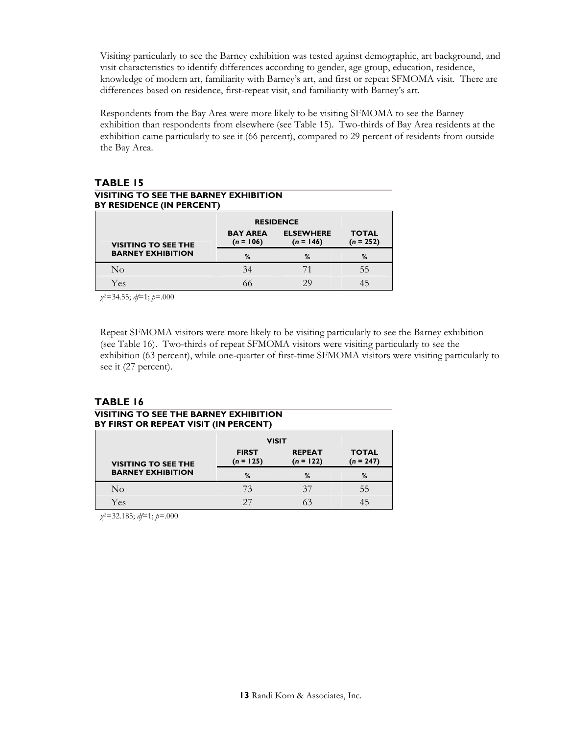Visiting particularly to see the Barney exhibition was tested against demographic, art background, and visit characteristics to identify differences according to gender, age group, education, residence, knowledge of modern art, familiarity with Barney's art, and first or repeat SFMOMA visit. There are differences based on residence, first-repeat visit, and familiarity with Barney's art.

Respondents from the Bay Area were more likely to be visiting SFMOMA to see the Barney exhibition than respondents from elsewhere (see Table 15). Two-thirds of Bay Area residents at the exhibition came particularly to see it (66 percent), compared to 29 percent of residents from outside the Bay Area.

## TABLE 15

**VISITING TO SEE THE BARNEY EXHIBITION BY RESIDENCE (IN PERCENT)**

| VISITING TO SEE THE BARNEY EXHIBITION | RESIDENCE | | |
|---|---|---|---|
| | BAY AREA (*n* = 106) | ELSEWHERE (*n* = 146) | TOTAL (*n* = 252) |
| | % | % | % |
| No | 34 | 71 | 55 |
| Yes | 66 | 29 | 45 |

$\chi^2$=34.55; *df*=1; *p*=.000

Repeat SFMOMA visitors were more likely to be visiting particularly to see the Barney exhibition (see Table 16). Two-thirds of repeat SFMOMA visitors were visiting particularly to see the exhibition (63 percent), while one-quarter of first-time SFMOMA visitors were visiting particularly to see it (27 percent).

## TABLE 16

**VISITING TO SEE THE BARNEY EXHIBITION BY FIRST OR REPEAT VISIT (IN PERCENT)**

| VISITING TO SEE THE BARNEY EXHIBITION | VISIT | | |
|---|---|---|---|
| | FIRST (*n* = 125) | REPEAT (*n* = 122) | TOTAL (*n* = 247) |
| | % | % | % |
| No | 73 | 37 | 55 |
| Yes | 27 | 63 | 45 |

$\chi^2$=32.185; *df*=1; *p*=.000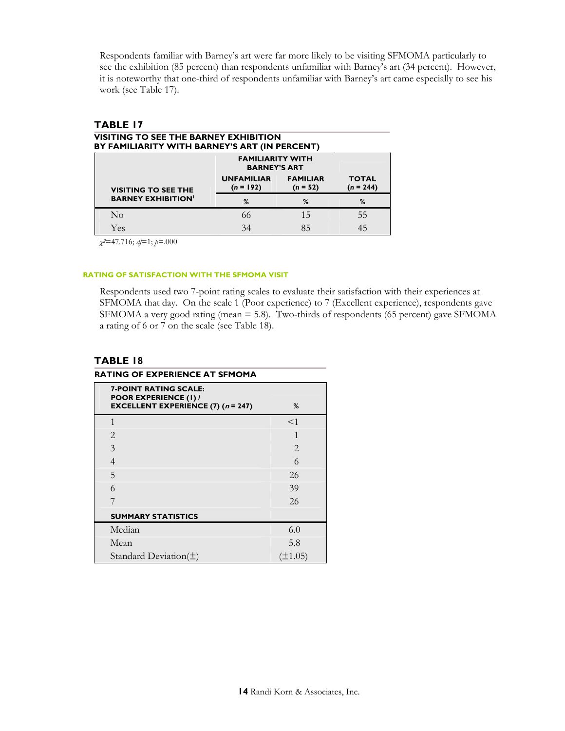Respondents familiar with Barney's art were far more likely to be visiting SFMOMA particularly to see the exhibition (85 percent) than respondents unfamiliar with Barney's art (34 percent). However, it is noteworthy that one-third of respondents unfamiliar with Barney's art came especially to see his work (see Table 17).

## TABLE 17

**VISITING TO SEE THE BARNEY EXHIBITION BY FAMILIARITY WITH BARNEY'S ART (IN PERCENT)**

| VISITING TO SEE THE BARNEY EXHIBITION[1] | FAMILIARITY WITH BARNEY'S ART | | |
|---|---|---|---|
| | UNFAMILIAR ($n$ = 192) | FAMILIAR ($n$ = 52) | TOTAL ($n$ = 244) |
| | % | % | % |
| No | 66 | 15 | 55 |
| Yes | 34 | 85 | 45 |

$\chi^2$=47.716; $df$=1; $p$=.000

#### RATING OF SATISFACTION WITH THE SFMOMA VISIT

Respondents used two 7-point rating scales to evaluate their satisfaction with their experiences at SFMOMA that day. On the scale 1 (Poor experience) to 7 (Excellent experience), respondents gave SFMOMA a very good rating (mean = 5.8). Two-thirds of respondents (65 percent) gave SFMOMA a rating of 6 or 7 on the scale (see Table 18).

## TABLE 18

**RATING OF EXPERIENCE AT SFMOMA**

| 7-POINT RATING SCALE: POOR EXPERIENCE (1) / EXCELLENT EXPERIENCE (7) ($n$ = 247) | % |
|---|---|
| 1 | <1 |
| 2 | 1 |
| 3 | 2 |
| 4 | 6 |
| 5 | 26 |
| 6 | 39 |
| 7 | 26 |
| **SUMMARY STATISTICS** | |
| Median | 6.0 |
| Mean | 5.8 |
| Standard Deviation(±) | (±1.05) |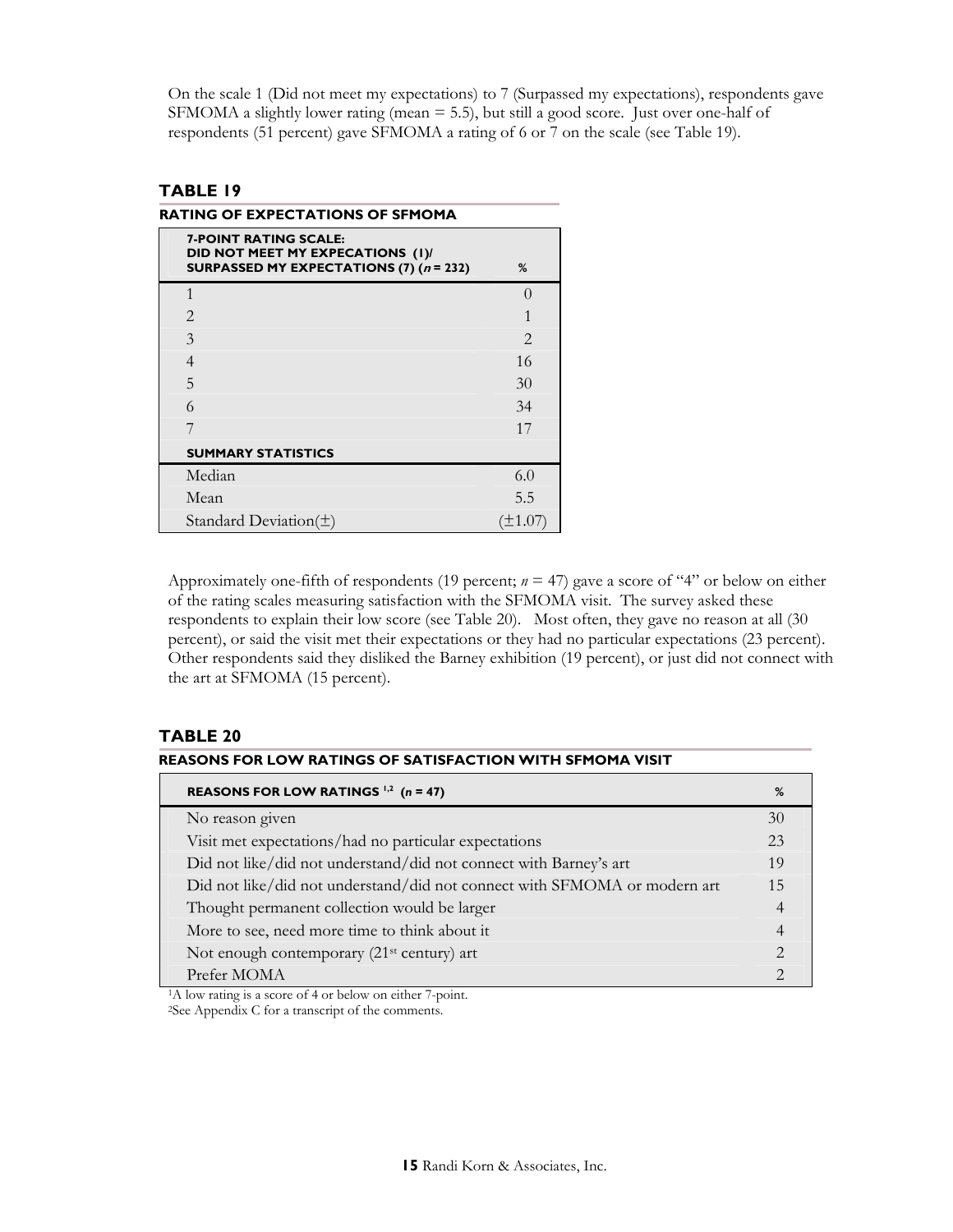On the scale 1 (Did not meet my expectations) to 7 (Surpassed my expectations), respondents gave SFMOMA a slightly lower rating (mean = 5.5), but still a good score. Just over one-half of respondents (51 percent) gave SFMOMA a rating of 6 or 7 on the scale (see Table 19).

### TABLE 19

**RATING OF EXPECTATIONS OF SFMOMA**

| 7-POINT RATING SCALE: DID NOT MEET MY EXPECATIONS (1)/ SURPASSED MY EXPECTATIONS (7) (*n* = 232) | % |
|---|---|
| 1 | 0 |
| 2 | 1 |
| 3 | 2 |
| 4 | 16 |
| 5 | 30 |
| 6 | 34 |
| 7 | 17 |
| **SUMMARY STATISTICS** | |
| Median | 6.0 |
| Mean | 5.5 |
| Standard Deviation(±) | (±1.07) |

Approximately one-fifth of respondents (19 percent; *n* = 47) gave a score of "4" or below on either of the rating scales measuring satisfaction with the SFMOMA visit. The survey asked these respondents to explain their low score (see Table 20). Most often, they gave no reason at all (30 percent), or said the visit met their expectations or they had no particular expectations (23 percent). Other respondents said they disliked the Barney exhibition (19 percent), or just did not connect with the art at SFMOMA (15 percent).

### TABLE 20

**REASONS FOR LOW RATINGS OF SATISFACTION WITH SFMOMA VISIT**

| REASONS FOR LOW RATINGS [1,2] (*n* = 47) | % |
|---|---|
| No reason given | 30 |
| Visit met expectations/had no particular expectations | 23 |
| Did not like/did not understand/did not connect with Barney's art | 19 |
| Did not like/did not understand/did not connect with SFMOMA or modern art | 15 |
| Thought permanent collection would be larger | 4 |
| More to see, need more time to think about it | 4 |
| Not enough contemporary (21st century) art | 2 |
| Prefer MOMA | 2 |

[1]A low rating is a score of 4 or below on either 7-point.

[2]See Appendix C for a transcript of the comments.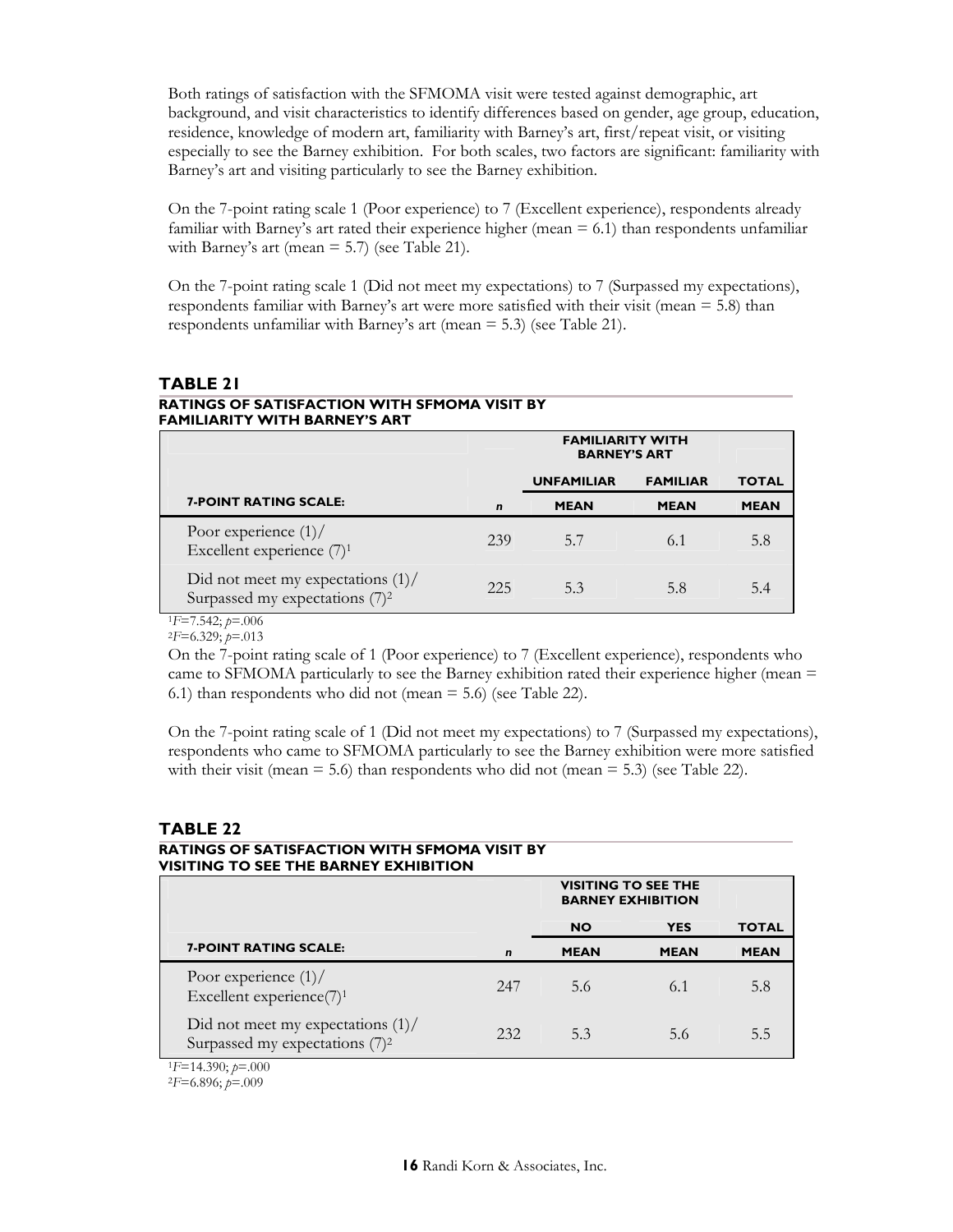Both ratings of satisfaction with the SFMOMA visit were tested against demographic, art background, and visit characteristics to identify differences based on gender, age group, education, residence, knowledge of modern art, familiarity with Barney's art, first/repeat visit, or visiting especially to see the Barney exhibition. For both scales, two factors are significant: familiarity with Barney's art and visiting particularly to see the Barney exhibition.

On the 7-point rating scale 1 (Poor experience) to 7 (Excellent experience), respondents already familiar with Barney's art rated their experience higher (mean = 6.1) than respondents unfamiliar with Barney's art (mean = 5.7) (see Table 21).

On the 7-point rating scale 1 (Did not meet my expectations) to 7 (Surpassed my expectations), respondents familiar with Barney's art were more satisfied with their visit (mean = 5.8) than respondents unfamiliar with Barney's art (mean = 5.3) (see Table 21).

## TABLE 21

**RATINGS OF SATISFACTION WITH SFMOMA VISIT BY FAMILIARITY WITH BARNEY'S ART**

| | | FAMILIARITY WITH BARNEY'S ART | | |
|---|---|---|---|---|
| | | UNFAMILIAR | FAMILIAR | TOTAL |
| **7-POINT RATING SCALE:** | *n* | MEAN | MEAN | MEAN |
| Poor experience (1)/ Excellent experience (7)[1] | 239 | 5.7 | 6.1 | 5.8 |
| Did not meet my expectations (1)/ Surpassed my expectations (7)[2] | 225 | 5.3 | 5.8 | 5.4 |

[1] $F=7.542$; $p=.006$

[2] $F=6.329$; $p=.013$

On the 7-point rating scale of 1 (Poor experience) to 7 (Excellent experience), respondents who came to SFMOMA particularly to see the Barney exhibition rated their experience higher (mean = 6.1) than respondents who did not (mean = 5.6) (see Table 22).

On the 7-point rating scale of 1 (Did not meet my expectations) to 7 (Surpassed my expectations), respondents who came to SFMOMA particularly to see the Barney exhibition were more satisfied with their visit (mean = 5.6) than respondents who did not (mean = 5.3) (see Table 22).

## TABLE 22

**RATINGS OF SATISFACTION WITH SFMOMA VISIT BY VISITING TO SEE THE BARNEY EXHIBITION**

| | | VISITING TO SEE THE BARNEY EXHIBITION | | |
|---|---|---|---|---|
| | | NO | YES | TOTAL |
| **7-POINT RATING SCALE:** | *n* | MEAN | MEAN | MEAN |
| Poor experience (1)/ Excellent experience(7)[1] | 247 | 5.6 | 6.1 | 5.8 |
| Did not meet my expectations (1)/ Surpassed my expectations (7)[2] | 232 | 5.3 | 5.6 | 5.5 |

[1] $F=14.390$; $p=.000$

[2] $F=6.896$; $p=.009$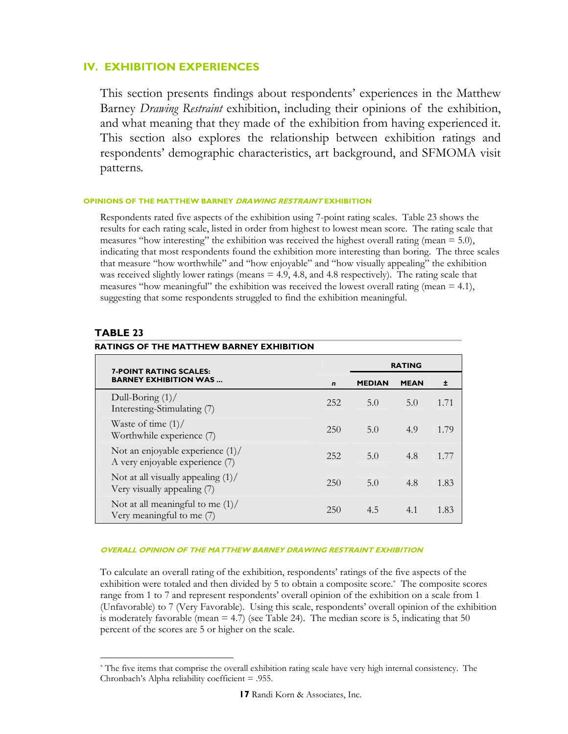## IV. EXHIBITION EXPERIENCES

This section presents findings about respondents' experiences in the Matthew Barney *Drawing Restraint* exhibition, including their opinions of the exhibition, and what meaning that they made of the exhibition from having experienced it. This section also explores the relationship between exhibition ratings and respondents' demographic characteristics, art background, and SFMOMA visit patterns.

#### OPINIONS OF THE MATTHEW BARNEY *DRAWING RESTRAINT* EXHIBITION

Respondents rated five aspects of the exhibition using 7-point rating scales. Table 23 shows the results for each rating scale, listed in order from highest to lowest mean score. The rating scale that measures "how interesting" the exhibition was received the highest overall rating (mean = 5.0), indicating that most respondents found the exhibition more interesting than boring. The three scales that measure "how worthwhile" and "how enjoyable" and "how visually appealing" the exhibition was received slightly lower ratings (means = 4.9, 4.8, and 4.8 respectively). The rating scale that measures "how meaningful" the exhibition was received the lowest overall rating (mean = 4.1), suggesting that some respondents struggled to find the exhibition meaningful.

**TABLE 23**

**RATINGS OF THE MATTHEW BARNEY EXHIBITION**

| 7-POINT RATING SCALES: BARNEY EXHIBITION WAS ... | | RATING | | |
|---|---|---|---|---|
| | *n* | MEDIAN | MEAN | ± |
| Dull-Boring (1)/ Interesting-Stimulating (7) | 252 | 5.0 | 5.0 | 1.71 |
| Waste of time (1)/ Worthwhile experience (7) | 250 | 5.0 | 4.9 | 1.79 |
| Not an enjoyable experience (1)/ A very enjoyable experience (7) | 252 | 5.0 | 4.8 | 1.77 |
| Not at all visually appealing (1)/ Very visually appealing (7) | 250 | 5.0 | 4.8 | 1.83 |
| Not at all meaningful to me (1)/ Very meaningful to me (7) | 250 | 4.5 | 4.1 | 1.83 |

##### *OVERALL OPINION OF THE MATTHEW BARNEY DRAWING RESTRAINT EXHIBITION*

To calculate an overall rating of the exhibition, respondents' ratings of the five aspects of the exhibition were totaled and then divided by 5 to obtain a composite score.* The composite scores range from 1 to 7 and represent respondents' overall opinion of the exhibition on a scale from 1 (Unfavorable) to 7 (Very Favorable). Using this scale, respondents' overall opinion of the exhibition is moderately favorable (mean = 4.7) (see Table 24). The median score is 5, indicating that 50 percent of the scores are 5 or higher on the scale.

---

* The five items that comprise the overall exhibition rating scale have very high internal consistency. The Chronbach's Alpha reliability coefficient = .955.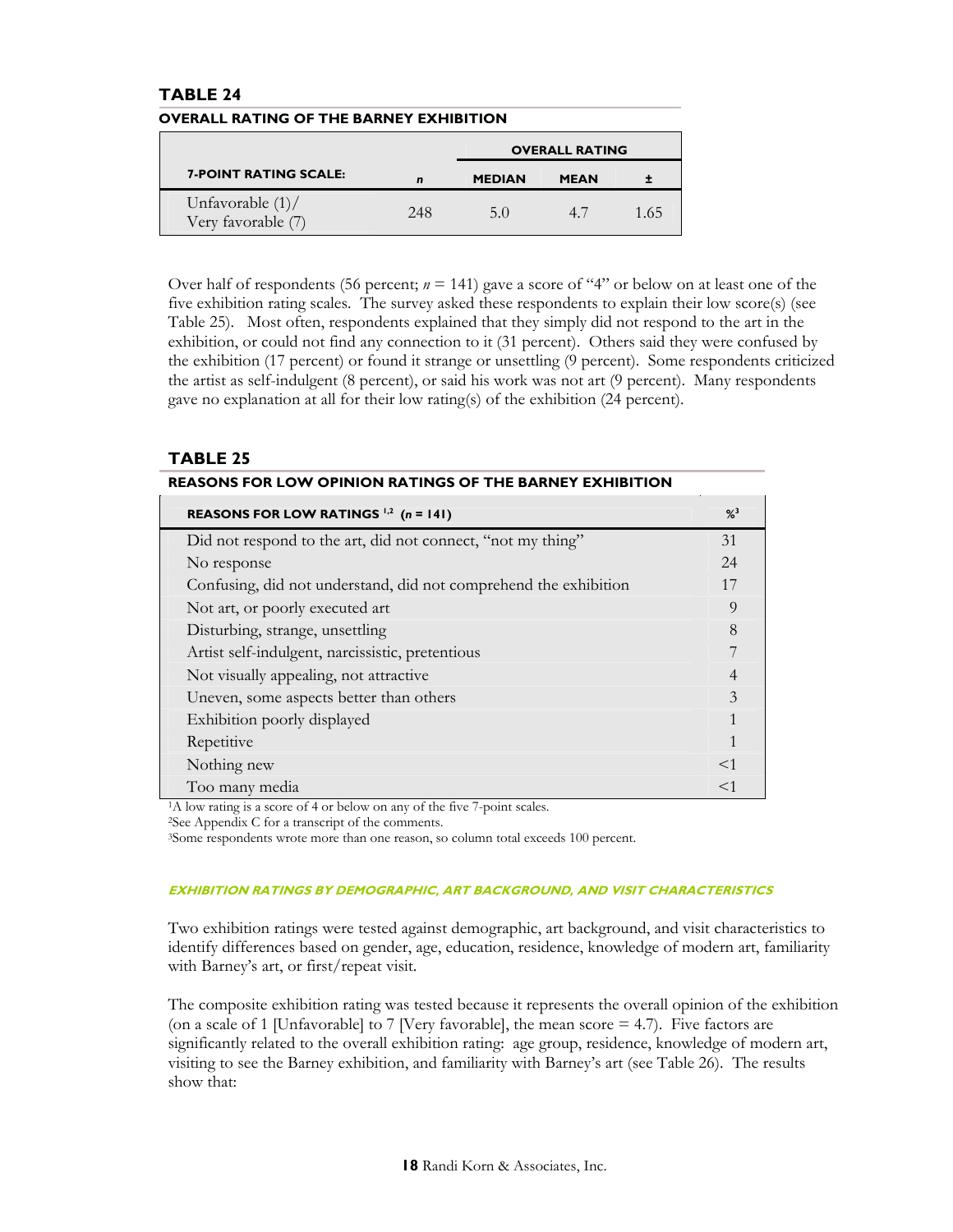## TABLE 24

**OVERALL RATING OF THE BARNEY EXHIBITION**

| | | OVERALL RATING | | |
|---|---|---|---|---|
| **7-POINT RATING SCALE:** | ***n*** | **MEDIAN** | **MEAN** | **±** |
| Unfavorable (1)/ Very favorable (7) | 248 | 5.0 | 4.7 | 1.65 |

Over half of respondents (56 percent; *n* = 141) gave a score of "4" or below on at least one of the five exhibition rating scales. The survey asked these respondents to explain their low score(s) (see Table 25). Most often, respondents explained that they simply did not respond to the art in the exhibition, or could not find any connection to it (31 percent). Others said they were confused by the exhibition (17 percent) or found it strange or unsettling (9 percent). Some respondents criticized the artist as self-indulgent (8 percent), or said his work was not art (9 percent). Many respondents gave no explanation at all for their low rating(s) of the exhibition (24 percent).

## TABLE 25

**REASONS FOR LOW OPINION RATINGS OF THE BARNEY EXHIBITION**

| **REASONS FOR LOW RATINGS** [1,2] **(*n* = 141)** | **%**[3] |
|---|---|
| Did not respond to the art, did not connect, "not my thing" | 31 |
| No response | 24 |
| Confusing, did not understand, did not comprehend the exhibition | 17 |
| Not art, or poorly executed art | 9 |
| Disturbing, strange, unsettling | 8 |
| Artist self-indulgent, narcissistic, pretentious | 7 |
| Not visually appealing, not attractive | 4 |
| Uneven, some aspects better than others | 3 |
| Exhibition poorly displayed | 1 |
| Repetitive | 1 |
| Nothing new | <1 |
| Too many media | <1 |

[1]A low rating is a score of 4 or below on any of the five 7-point scales.
[2]See Appendix C for a transcript of the comments.
[3]Some respondents wrote more than one reason, so column total exceeds 100 percent.

#### *EXHIBITION RATINGS BY DEMOGRAPHIC, ART BACKGROUND, AND VISIT CHARACTERISTICS*

Two exhibition ratings were tested against demographic, art background, and visit characteristics to identify differences based on gender, age, education, residence, knowledge of modern art, familiarity with Barney's art, or first/repeat visit.

The composite exhibition rating was tested because it represents the overall opinion of the exhibition (on a scale of 1 [Unfavorable] to 7 [Very favorable], the mean score = 4.7). Five factors are significantly related to the overall exhibition rating: age group, residence, knowledge of modern art, visiting to see the Barney exhibition, and familiarity with Barney's art (see Table 26). The results show that: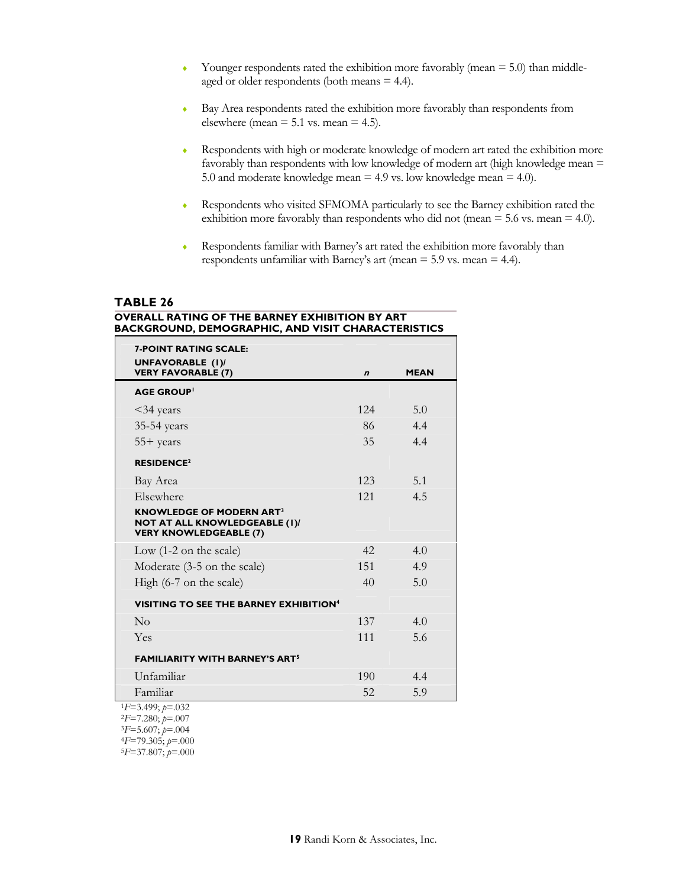- Younger respondents rated the exhibition more favorably (mean = 5.0) than middle-aged or older respondents (both means = 4.4).
- Bay Area respondents rated the exhibition more favorably than respondents from elsewhere (mean = 5.1 vs. mean = 4.5).
- Respondents with high or moderate knowledge of modern art rated the exhibition more favorably than respondents with low knowledge of modern art (high knowledge mean = 5.0 and moderate knowledge mean = 4.9 vs. low knowledge mean = 4.0).
- Respondents who visited SFMOMA particularly to see the Barney exhibition rated the exhibition more favorably than respondents who did not (mean = 5.6 vs. mean = 4.0).
- Respondents familiar with Barney's art rated the exhibition more favorably than respondents unfamiliar with Barney's art (mean = 5.9 vs. mean = 4.4).

### TABLE 26

**OVERALL RATING OF THE BARNEY EXHIBITION BY ART BACKGROUND, DEMOGRAPHIC, AND VISIT CHARACTERISTICS**

| 7-POINT RATING SCALE: UNFAVORABLE (1)/ VERY FAVORABLE (7) | *n* | MEAN |
|---|---|---|
| **AGE GROUP**[1] | | |
| <34 years | 124 | 5.0 |
| 35-54 years | 86 | 4.4 |
| 55+ years | 35 | 4.4 |
| **RESIDENCE**[2] | | |
| Bay Area | 123 | 5.1 |
| Elsewhere | 121 | 4.5 |
| **KNOWLEDGE OF MODERN ART**[3] **NOT AT ALL KNOWLEDGEABLE (1)/ VERY KNOWLEDGEABLE (7)** | | |
| Low (1-2 on the scale) | 42 | 4.0 |
| Moderate (3-5 on the scale) | 151 | 4.9 |
| High (6-7 on the scale) | 40 | 5.0 |
| **VISITING TO SEE THE BARNEY EXHIBITION**[4] | | |
| No | 137 | 4.0 |
| Yes | 111 | 5.6 |
| **FAMILIARITY WITH BARNEY'S ART**[5] | | |
| Unfamiliar | 190 | 4.4 |
| Familiar | 52 | 5.9 |

[1] $F$=3.499; $p$=.032
[2] $F$=7.280; $p$=.007
[3] $F$=5.607; $p$=.004
[4] $F$=79.305; $p$=.000
[5] $F$=37.807; $p$=.000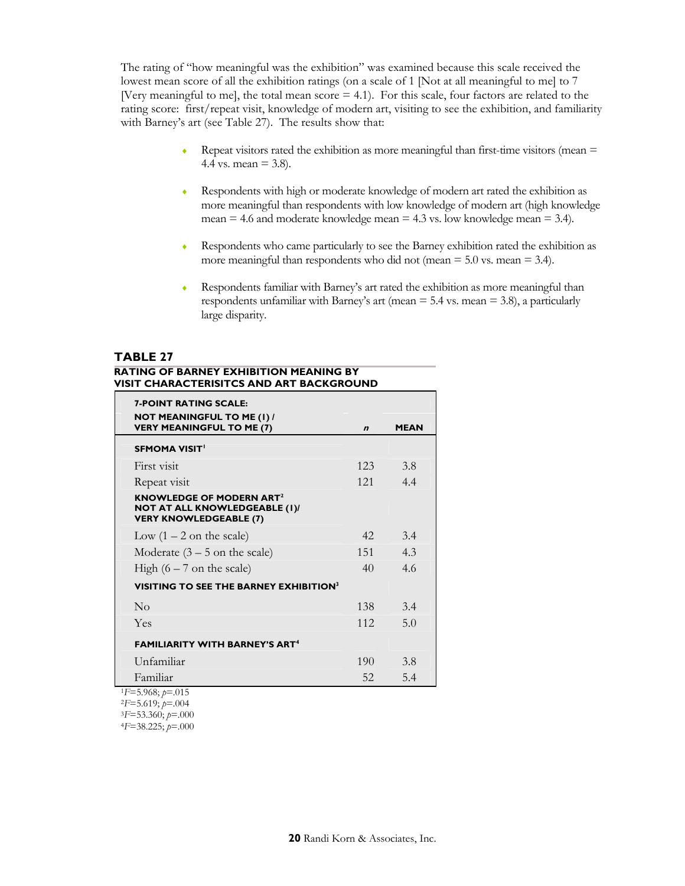The rating of "how meaningful was the exhibition" was examined because this scale received the lowest mean score of all the exhibition ratings (on a scale of 1 [Not at all meaningful to me] to 7 [Very meaningful to me], the total mean score = 4.1). For this scale, four factors are related to the rating score: first/repeat visit, knowledge of modern art, visiting to see the exhibition, and familiarity with Barney's art (see Table 27). The results show that:

- Repeat visitors rated the exhibition as more meaningful than first-time visitors (mean = 4.4 vs. mean = 3.8).
- Respondents with high or moderate knowledge of modern art rated the exhibition as more meaningful than respondents with low knowledge of modern art (high knowledge mean = 4.6 and moderate knowledge mean = 4.3 vs. low knowledge mean = 3.4).
- Respondents who came particularly to see the Barney exhibition rated the exhibition as more meaningful than respondents who did not (mean = 5.0 vs. mean = 3.4).
- Respondents familiar with Barney's art rated the exhibition as more meaningful than respondents unfamiliar with Barney's art (mean = 5.4 vs. mean = 3.8), a particularly large disparity.

**TABLE 27**

**RATING OF BARNEY EXHIBITION MEANING BY VISIT CHARACTERISITCS AND ART BACKGROUND**

| 7-POINT RATING SCALE: NOT MEANINGFUL TO ME (1) / VERY MEANINGFUL TO ME (7) | *n* | MEAN |
|---|---|---|
| **SFMOMA VISIT**[1] | | |
| First visit | 123 | 3.8 |
| Repeat visit | 121 | 4.4 |
| **KNOWLEDGE OF MODERN ART**[2] **NOT AT ALL KNOWLEDGEABLE (1)/ VERY KNOWLEDGEABLE (7)** | | |
| Low (1 – 2 on the scale) | 42 | 3.4 |
| Moderate (3 – 5 on the scale) | 151 | 4.3 |
| High (6 – 7 on the scale) | 40 | 4.6 |
| **VISITING TO SEE THE BARNEY EXHIBITION**[3] | | |
| No | 138 | 3.4 |
| Yes | 112 | 5.0 |
| **FAMILIARITY WITH BARNEY'S ART**[4] | | |
| Unfamiliar | 190 | 3.8 |
| Familiar | 52 | 5.4 |

[1] $F$=5.968; $p$=.015
[2] $F$=5.619; $p$=.004
[3] $F$=53.360; $p$=.000
[4] $F$=38.225; $p$=.000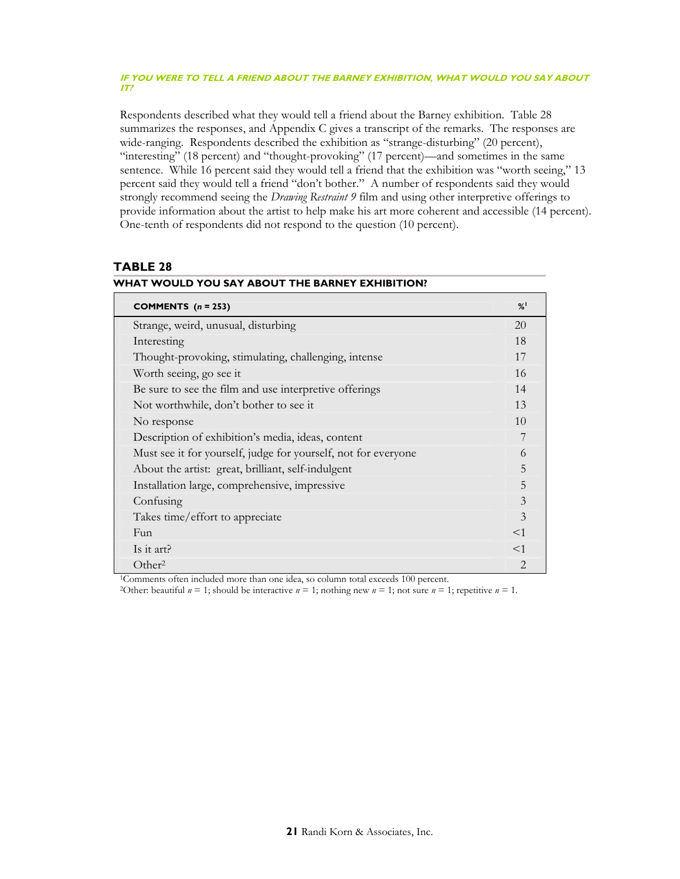#### IF YOU WERE TO TELL A FRIEND ABOUT THE BARNEY EXHIBITION, WHAT WOULD YOU SAY ABOUT IT?

Respondents described what they would tell a friend about the Barney exhibition. Table 28 summarizes the responses, and Appendix C gives a transcript of the remarks. The responses are wide-ranging. Respondents described the exhibition as "strange-disturbing" (20 percent), "interesting" (18 percent) and "thought-provoking" (17 percent)—and sometimes in the same sentence. While 16 percent said they would tell a friend that the exhibition was "worth seeing," 13 percent said they would tell a friend "don't bother." A number of respondents said they would strongly recommend seeing the *Drawing Restraint 9* film and using other interpretive offerings to provide information about the artist to help make his art more coherent and accessible (14 percent). One-tenth of respondents did not respond to the question (10 percent).

### TABLE 28

**WHAT WOULD YOU SAY ABOUT THE BARNEY EXHIBITION?**

| COMMENTS ($n$ = 253) | %[1] |
|---|---|
| Strange, weird, unusual, disturbing | 20 |
| Interesting | 18 |
| Thought-provoking, stimulating, challenging, intense | 17 |
| Worth seeing, go see it | 16 |
| Be sure to see the film and use interpretive offerings | 14 |
| Not worthwhile, don't bother to see it | 13 |
| No response | 10 |
| Description of exhibition's media, ideas, content | 7 |
| Must see it for yourself, judge for yourself, not for everyone | 6 |
| About the artist: great, brilliant, self-indulgent | 5 |
| Installation large, comprehensive, impressive | 5 |
| Confusing | 3 |
| Takes time/effort to appreciate | 3 |
| Fun | <1 |
| Is it art? | <1 |
| Other[2] | 2 |

[1]Comments often included more than one idea, so column total exceeds 100 percent.
[2]Other: beautiful $n$ = 1; should be interactive $n$ = 1; nothing new $n$ = 1; not sure $n$ = 1; repetitive $n$ = 1.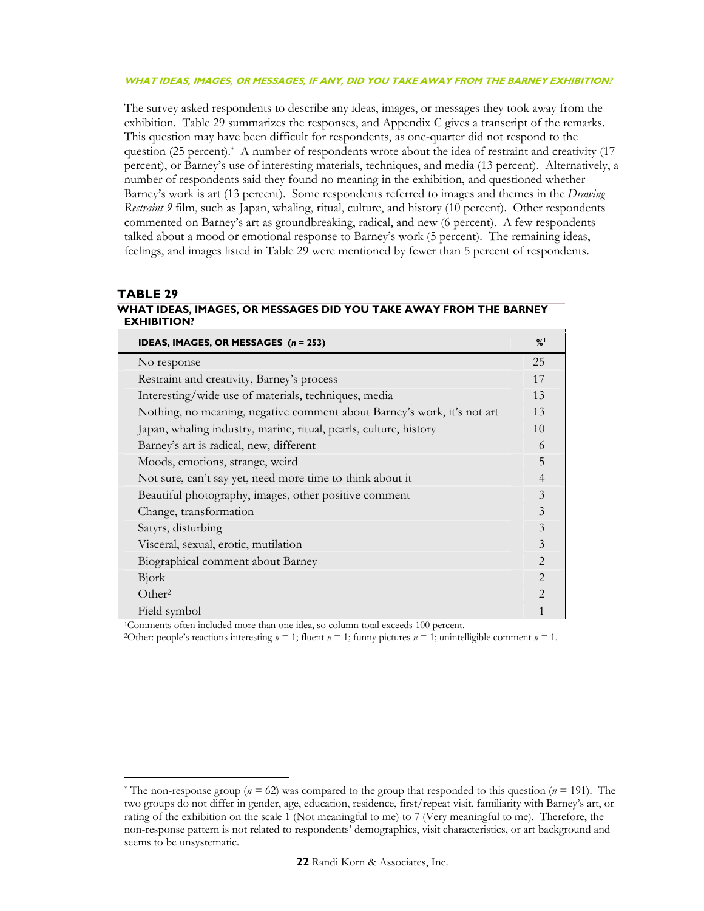#### WHAT IDEAS, IMAGES, OR MESSAGES, IF ANY, DID YOU TAKE AWAY FROM THE BARNEY EXHIBITION?

The survey asked respondents to describe any ideas, images, or messages they took away from the exhibition. Table 29 summarizes the responses, and Appendix C gives a transcript of the remarks. This question may have been difficult for respondents, as one-quarter did not respond to the question (25 percent).* A number of respondents wrote about the idea of restraint and creativity (17 percent), or Barney's use of interesting materials, techniques, and media (13 percent). Alternatively, a number of respondents said they found no meaning in the exhibition, and questioned whether Barney's work is art (13 percent). Some respondents referred to images and themes in the *Drawing Restraint 9* film, such as Japan, whaling, ritual, culture, and history (10 percent). Other respondents commented on Barney's art as groundbreaking, radical, and new (6 percent). A few respondents talked about a mood or emotional response to Barney's work (5 percent). The remaining ideas, feelings, and images listed in Table 29 were mentioned by fewer than 5 percent of respondents.

### TABLE 29
**WHAT IDEAS, IMAGES, OR MESSAGES DID YOU TAKE AWAY FROM THE BARNEY EXHIBITION?**

| IDEAS, IMAGES, OR MESSAGES (*n* = 253) | %[1] |
|---|---|
| No response | 25 |
| Restraint and creativity, Barney's process | 17 |
| Interesting/wide use of materials, techniques, media | 13 |
| Nothing, no meaning, negative comment about Barney's work, it's not art | 13 |
| Japan, whaling industry, marine, ritual, pearls, culture, history | 10 |
| Barney's art is radical, new, different | 6 |
| Moods, emotions, strange, weird | 5 |
| Not sure, can't say yet, need more time to think about it | 4 |
| Beautiful photography, images, other positive comment | 3 |
| Change, transformation | 3 |
| Satyrs, disturbing | 3 |
| Visceral, sexual, erotic, mutilation | 3 |
| Biographical comment about Barney | 2 |
| Bjork | 2 |
| Other[2] | 2 |
| Field symbol | 1 |

[1]Comments often included more than one idea, so column total exceeds 100 percent.

[2]Other: people's reactions interesting *n* = 1; fluent *n* = 1; funny pictures *n* = 1; unintelligible comment *n* = 1.

* The non-response group (*n* = 62) was compared to the group that responded to this question (*n* = 191). The two groups do not differ in gender, age, education, residence, first/repeat visit, familiarity with Barney's art, or rating of the exhibition on the scale 1 (Not meaningful to me) to 7 (Very meaningful to me). Therefore, the non-response pattern is not related to respondents' demographics, visit characteristics, or art background and seems to be unsystematic.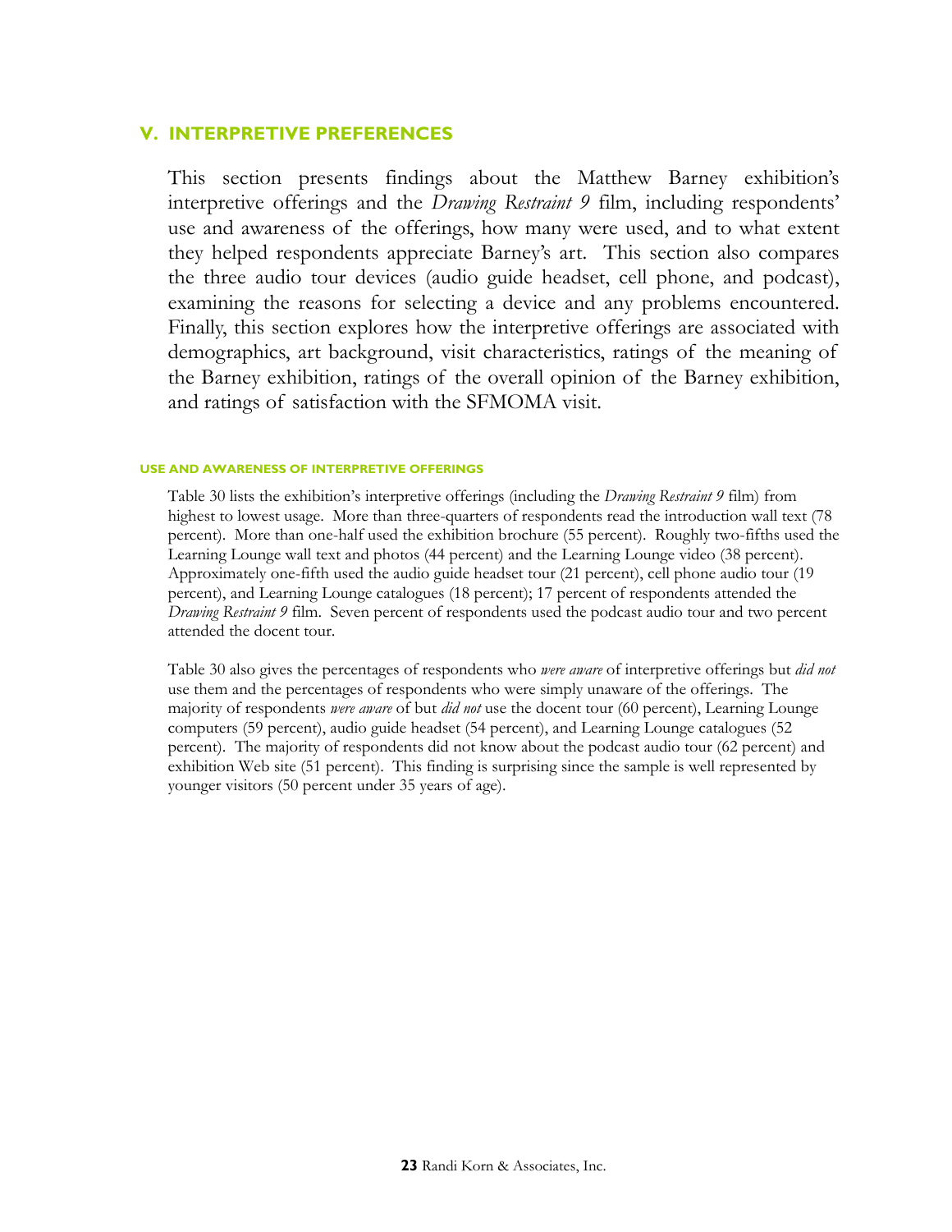## V. INTERPRETIVE PREFERENCES

This section presents findings about the Matthew Barney exhibition's interpretive offerings and the *Drawing Restraint 9* film, including respondents' use and awareness of the offerings, how many were used, and to what extent they helped respondents appreciate Barney's art. This section also compares the three audio tour devices (audio guide headset, cell phone, and podcast), examining the reasons for selecting a device and any problems encountered. Finally, this section explores how the interpretive offerings are associated with demographics, art background, visit characteristics, ratings of the meaning of the Barney exhibition, ratings of the overall opinion of the Barney exhibition, and ratings of satisfaction with the SFMOMA visit.

### USE AND AWARENESS OF INTERPRETIVE OFFERINGS

Table 30 lists the exhibition's interpretive offerings (including the *Drawing Restraint 9* film) from highest to lowest usage. More than three-quarters of respondents read the introduction wall text (78 percent). More than one-half used the exhibition brochure (55 percent). Roughly two-fifths used the Learning Lounge wall text and photos (44 percent) and the Learning Lounge video (38 percent). Approximately one-fifth used the audio guide headset tour (21 percent), cell phone audio tour (19 percent), and Learning Lounge catalogues (18 percent); 17 percent of respondents attended the *Drawing Restraint 9* film. Seven percent of respondents used the podcast audio tour and two percent attended the docent tour.

Table 30 also gives the percentages of respondents who *were aware* of interpretive offerings but *did not* use them and the percentages of respondents who were simply unaware of the offerings. The majority of respondents *were aware* of but *did not* use the docent tour (60 percent), Learning Lounge computers (59 percent), audio guide headset (54 percent), and Learning Lounge catalogues (52 percent). The majority of respondents did not know about the podcast audio tour (62 percent) and exhibition Web site (51 percent). This finding is surprising since the sample is well represented by younger visitors (50 percent under 35 years of age).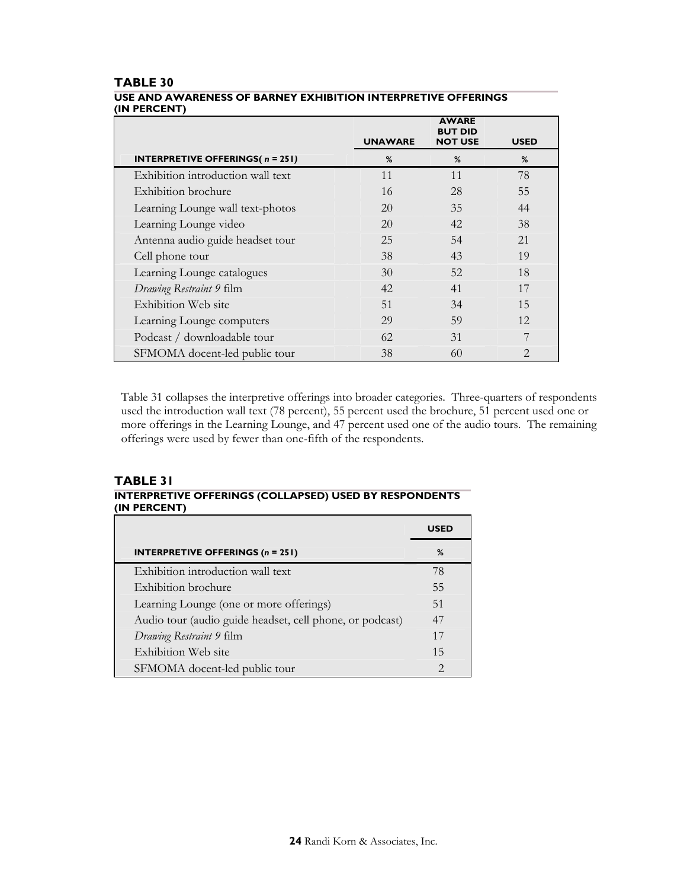## TABLE 30

### USE AND AWARENESS OF BARNEY EXHIBITION INTERPRETIVE OFFERINGS (IN PERCENT)

| INTERPRETIVE OFFERINGS( *n* = 251) | UNAWARE % | AWARE BUT DID NOT USE % | USED % |
|---|---|---|---|
| Exhibition introduction wall text | 11 | 11 | 78 |
| Exhibition brochure | 16 | 28 | 55 |
| Learning Lounge wall text-photos | 20 | 35 | 44 |
| Learning Lounge video | 20 | 42 | 38 |
| Antenna audio guide headset tour | 25 | 54 | 21 |
| Cell phone tour | 38 | 43 | 19 |
| Learning Lounge catalogues | 30 | 52 | 18 |
| *Drawing Restraint 9* film | 42 | 41 | 17 |
| Exhibition Web site | 51 | 34 | 15 |
| Learning Lounge computers | 29 | 59 | 12 |
| Podcast / downloadable tour | 62 | 31 | 7 |
| SFMOMA docent-led public tour | 38 | 60 | 2 |

Table 31 collapses the interpretive offerings into broader categories. Three-quarters of respondents used the introduction wall text (78 percent), 55 percent used the brochure, 51 percent used one or more offerings in the Learning Lounge, and 47 percent used one of the audio tours. The remaining offerings were used by fewer than one-fifth of the respondents.

## TABLE 31

### INTERPRETIVE OFFERINGS (COLLAPSED) USED BY RESPONDENTS (IN PERCENT)

| INTERPRETIVE OFFERINGS (*n* = 251) | USED % |
|---|---|
| Exhibition introduction wall text | 78 |
| Exhibition brochure | 55 |
| Learning Lounge (one or more offerings) | 51 |
| Audio tour (audio guide headset, cell phone, or podcast) | 47 |
| *Drawing Restraint 9* film | 17 |
| Exhibition Web site | 15 |
| SFMOMA docent-led public tour | 2 |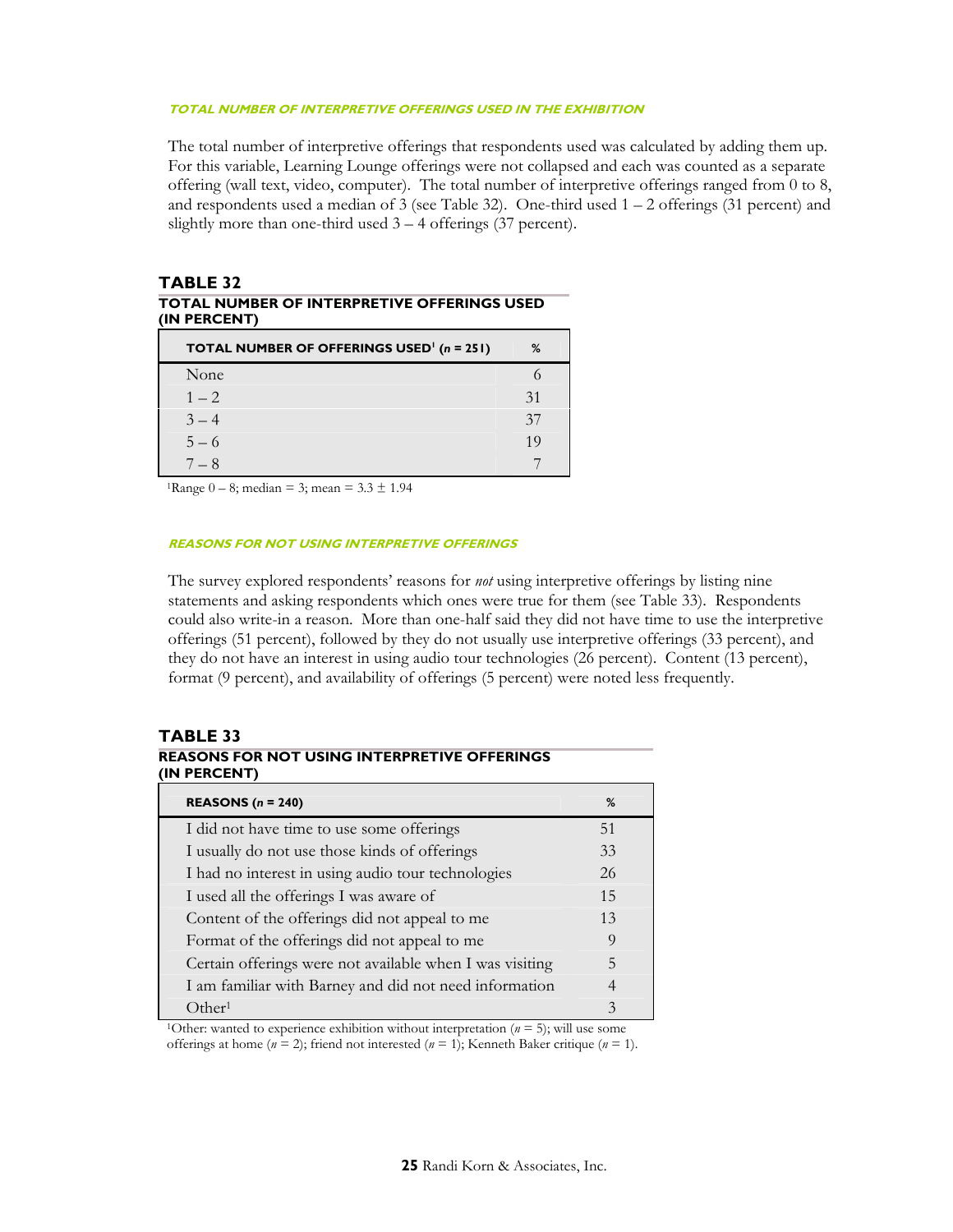### TOTAL NUMBER OF INTERPRETIVE OFFERINGS USED IN THE EXHIBITION

The total number of interpretive offerings that respondents used was calculated by adding them up. For this variable, Learning Lounge offerings were not collapsed and each was counted as a separate offering (wall text, video, computer). The total number of interpretive offerings ranged from 0 to 8, and respondents used a median of 3 (see Table 32). One-third used 1 – 2 offerings (31 percent) and slightly more than one-third used 3 – 4 offerings (37 percent).

**TABLE 32**
**TOTAL NUMBER OF INTERPRETIVE OFFERINGS USED (IN PERCENT)**

| TOTAL NUMBER OF OFFERINGS USED[1] ($n$ = 251) | % |
|---|---|
| None | 6 |
| 1 – 2 | 31 |
| 3 – 4 | 37 |
| 5 – 6 | 19 |
| 7 – 8 | 7 |

[1]Range 0 – 8; median = 3; mean = 3.3 ± 1.94

### REASONS FOR NOT USING INTERPRETIVE OFFERINGS

The survey explored respondents' reasons for *not* using interpretive offerings by listing nine statements and asking respondents which ones were true for them (see Table 33). Respondents could also write-in a reason. More than one-half said they did not have time to use the interpretive offerings (51 percent), followed by they do not usually use interpretive offerings (33 percent), and they do not have an interest in using audio tour technologies (26 percent). Content (13 percent), format (9 percent), and availability of offerings (5 percent) were noted less frequently.

**TABLE 33**
**REASONS FOR NOT USING INTERPRETIVE OFFERINGS (IN PERCENT)**

| REASONS ($n$ = 240) | % |
|---|---|
| I did not have time to use some offerings | 51 |
| I usually do not use those kinds of offerings | 33 |
| I had no interest in using audio tour technologies | 26 |
| I used all the offerings I was aware of | 15 |
| Content of the offerings did not appeal to me | 13 |
| Format of the offerings did not appeal to me | 9 |
| Certain offerings were not available when I was visiting | 5 |
| I am familiar with Barney and did not need information | 4 |
| Other[1] | 3 |

[1]Other: wanted to experience exhibition without interpretation ($n$ = 5); will use some offerings at home ($n$ = 2); friend not interested ($n$ = 1); Kenneth Baker critique ($n$ = 1).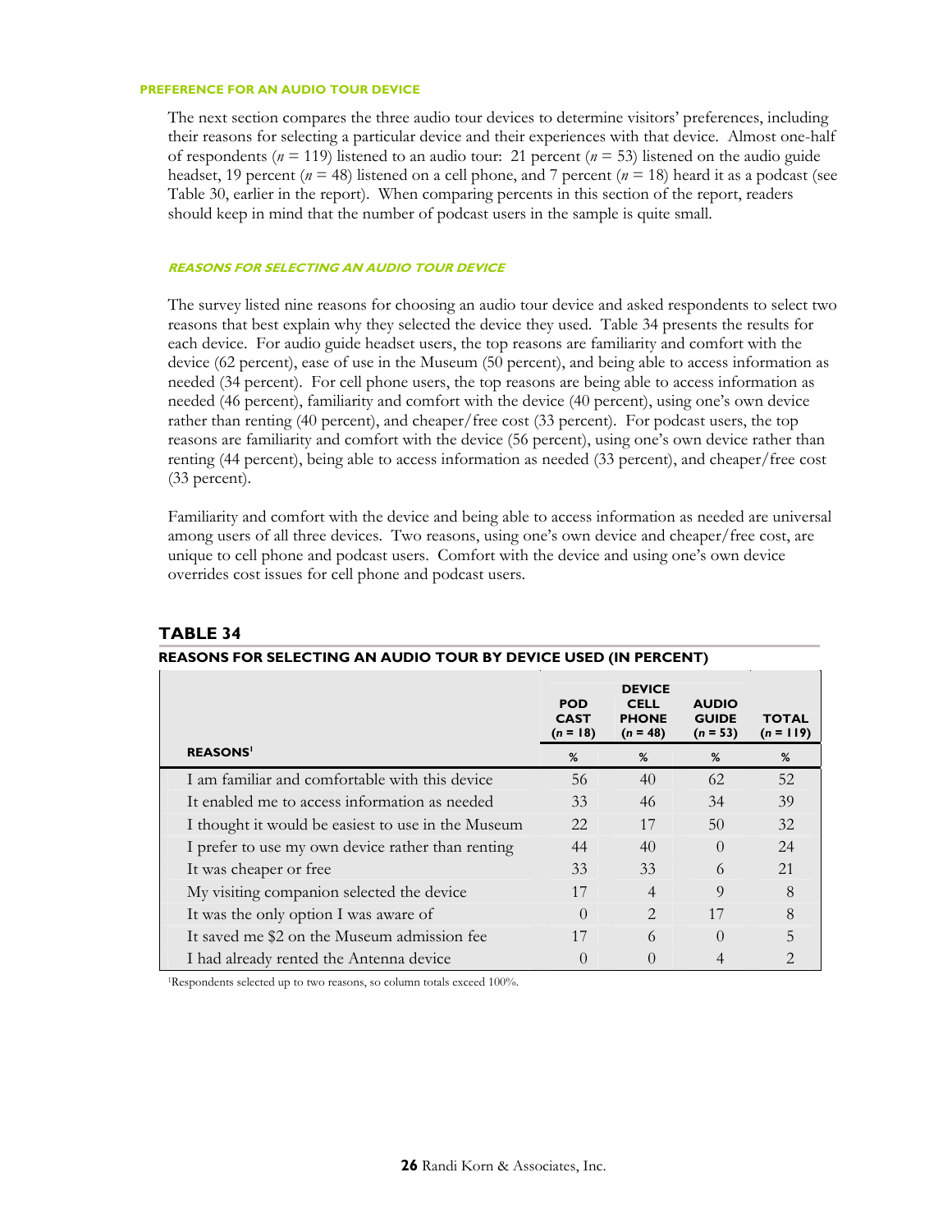#### PREFERENCE FOR AN AUDIO TOUR DEVICE

The next section compares the three audio tour devices to determine visitors' preferences, including their reasons for selecting a particular device and their experiences with that device. Almost one-half of respondents ($n$ = 119) listened to an audio tour: 21 percent ($n$ = 53) listened on the audio guide headset, 19 percent ($n$ = 48) listened on a cell phone, and 7 percent ($n$ = 18) heard it as a podcast (see Table 30, earlier in the report). When comparing percents in this section of the report, readers should keep in mind that the number of podcast users in the sample is quite small.

##### *REASONS FOR SELECTING AN AUDIO TOUR DEVICE*

The survey listed nine reasons for choosing an audio tour device and asked respondents to select two reasons that best explain why they selected the device they used. Table 34 presents the results for each device. For audio guide headset users, the top reasons are familiarity and comfort with the device (62 percent), ease of use in the Museum (50 percent), and being able to access information as needed (34 percent). For cell phone users, the top reasons are being able to access information as needed (46 percent), familiarity and comfort with the device (40 percent), using one's own device rather than renting (40 percent), and cheaper/free cost (33 percent). For podcast users, the top reasons are familiarity and comfort with the device (56 percent), using one's own device rather than renting (44 percent), being able to access information as needed (33 percent), and cheaper/free cost (33 percent).

Familiarity and comfort with the device and being able to access information as needed are universal among users of all three devices. Two reasons, using one's own device and cheaper/free cost, are unique to cell phone and podcast users. Comfort with the device and using one's own device overrides cost issues for cell phone and podcast users.

**TABLE 34**

**REASONS FOR SELECTING AN AUDIO TOUR BY DEVICE USED (IN PERCENT)**

| | DEVICE | | | |
|---|---|---|---|---|
| | POD CAST ($n$ = 18) | CELL PHONE ($n$ = 48) | AUDIO GUIDE ($n$ = 53) | TOTAL ($n$ = 119) |
| REASONS[1] | % | % | % | % |
| I am familiar and comfortable with this device | 56 | 40 | 62 | 52 |
| It enabled me to access information as needed | 33 | 46 | 34 | 39 |
| I thought it would be easiest to use in the Museum | 22 | 17 | 50 | 32 |
| I prefer to use my own device rather than renting | 44 | 40 | 0 | 24 |
| It was cheaper or free | 33 | 33 | 6 | 21 |
| My visiting companion selected the device | 17 | 4 | 9 | 8 |
| It was the only option I was aware of | 0 | 2 | 17 | 8 |
| It saved me $2 on the Museum admission fee | 17 | 6 | 0 | 5 |
| I had already rented the Antenna device | 0 | 0 | 4 | 2 |

[1]Respondents selected up to two reasons, so column totals exceed 100%.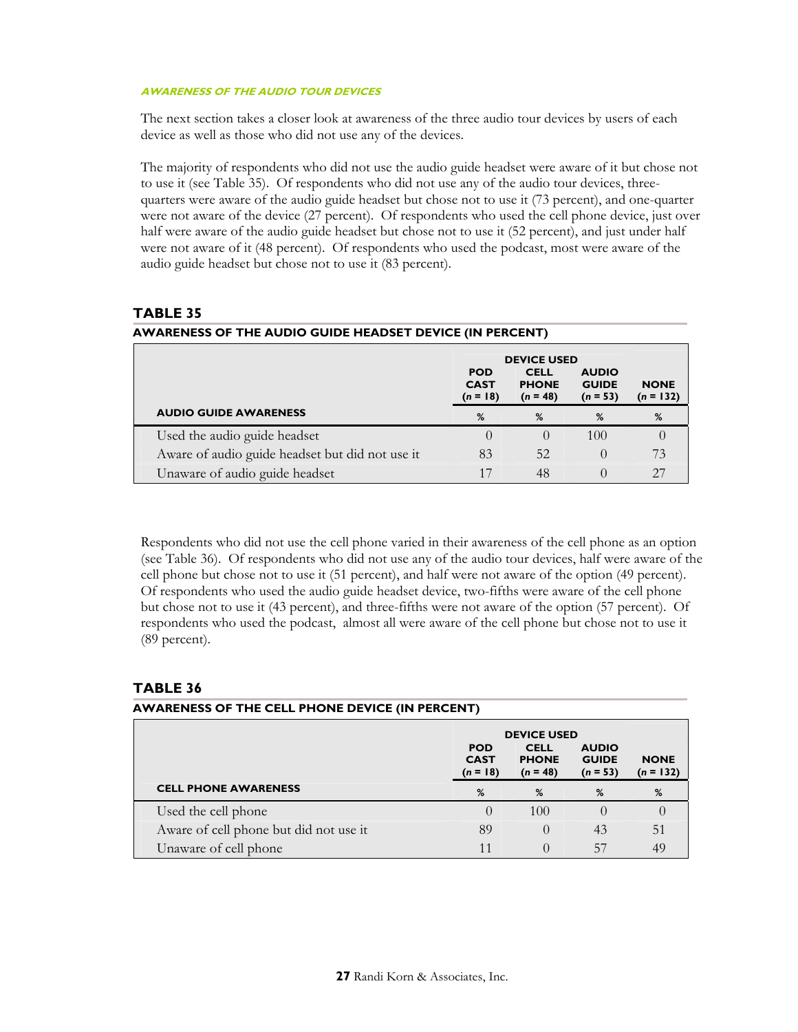#### *AWARENESS OF THE AUDIO TOUR DEVICES*

The next section takes a closer look at awareness of the three audio tour devices by users of each device as well as those who did not use any of the devices.

The majority of respondents who did not use the audio guide headset were aware of it but chose not to use it (see Table 35). Of respondents who did not use any of the audio tour devices, three-quarters were aware of the audio guide headset but chose not to use it (73 percent), and one-quarter were not aware of the device (27 percent). Of respondents who used the cell phone device, just over half were aware of the audio guide headset but chose not to use it (52 percent), and just under half were not aware of it (48 percent). Of respondents who used the podcast, most were aware of the audio guide headset but chose not to use it (83 percent).

## TABLE 35

**AWARENESS OF THE AUDIO GUIDE HEADSET DEVICE (IN PERCENT)**

| | DEVICE USED | | | |
|---|---|---|---|---|
| | POD CAST (*n* = 18) | CELL PHONE (*n* = 48) | AUDIO GUIDE (*n* = 53) | NONE (*n* = 132) |
| **AUDIO GUIDE AWARENESS** | % | % | % | % |
| Used the audio guide headset | 0 | 0 | 100 | 0 |
| Aware of audio guide headset but did not use it | 83 | 52 | 0 | 73 |
| Unaware of audio guide headset | 17 | 48 | 0 | 27 |

Respondents who did not use the cell phone varied in their awareness of the cell phone as an option (see Table 36). Of respondents who did not use any of the audio tour devices, half were aware of the cell phone but chose not to use it (51 percent), and half were not aware of the option (49 percent). Of respondents who used the audio guide headset device, two-fifths were aware of the cell phone but chose not to use it (43 percent), and three-fifths were not aware of the option (57 percent). Of respondents who used the podcast, almost all were aware of the cell phone but chose not to use it (89 percent).

## TABLE 36

**AWARENESS OF THE CELL PHONE DEVICE (IN PERCENT)**

| | DEVICE USED | | | |
|---|---|---|---|---|
| | POD CAST (*n* = 18) | CELL PHONE (*n* = 48) | AUDIO GUIDE (*n* = 53) | NONE (*n* = 132) |
| **CELL PHONE AWARENESS** | % | % | % | % |
| Used the cell phone | 0 | 100 | 0 | 0 |
| Aware of cell phone but did not use it | 89 | 0 | 43 | 51 |
| Unaware of cell phone | 11 | 0 | 57 | 49 |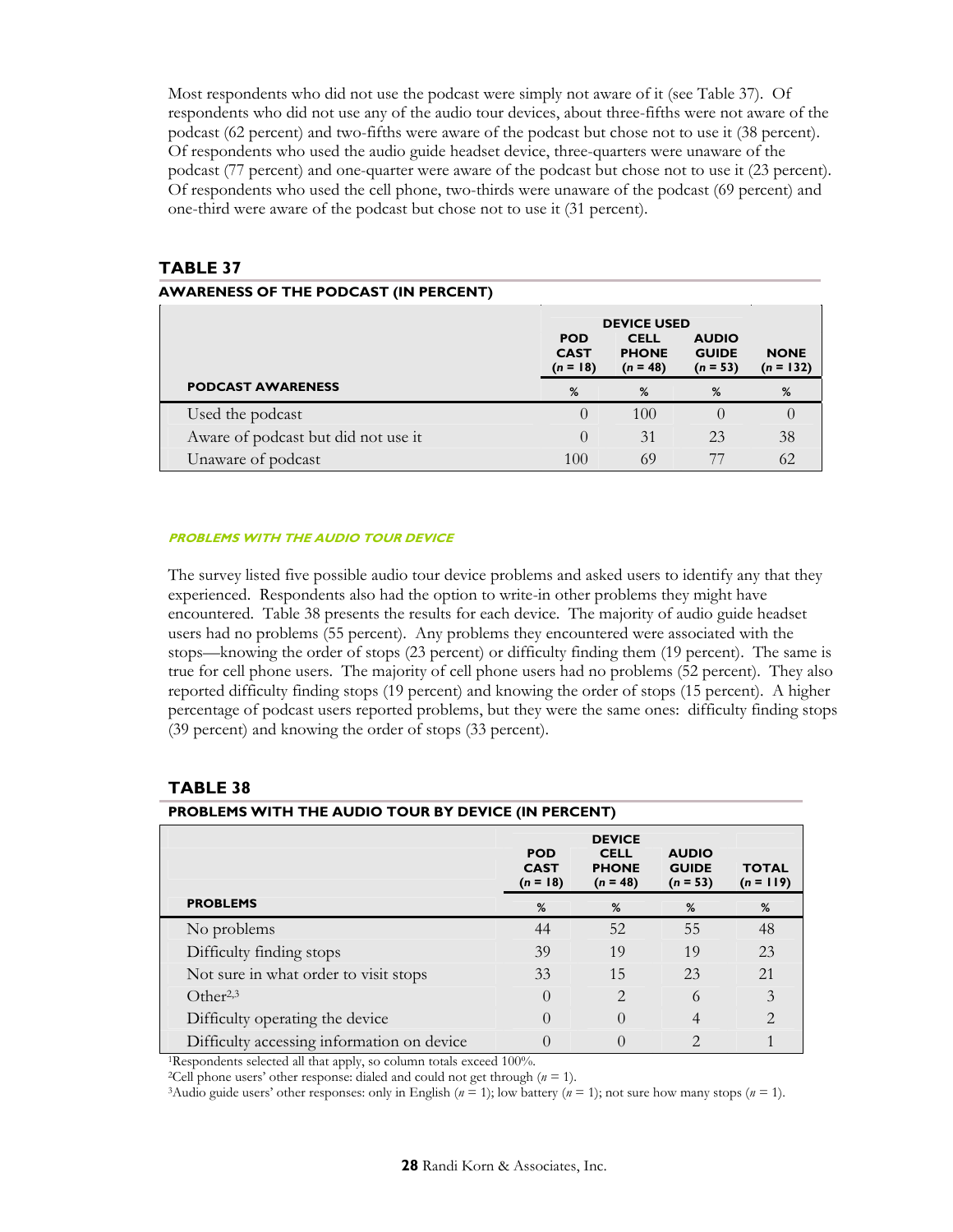Most respondents who did not use the podcast were simply not aware of it (see Table 37). Of respondents who did not use any of the audio tour devices, about three-fifths were not aware of the podcast (62 percent) and two-fifths were aware of the podcast but chose not to use it (38 percent). Of respondents who used the audio guide headset device, three-quarters were unaware of the podcast (77 percent) and one-quarter were aware of the podcast but chose not to use it (23 percent). Of respondents who used the cell phone, two-thirds were unaware of the podcast (69 percent) and one-third were aware of the podcast but chose not to use it (31 percent).

## TABLE 37

**AWARENESS OF THE PODCAST (IN PERCENT)**

| | DEVICE USED | | | |
|---|---|---|---|---|
| | POD CAST ($n$ = 18) | CELL PHONE ($n$ = 48) | AUDIO GUIDE ($n$ = 53) | NONE ($n$ = 132) |
| **PODCAST AWARENESS** | % | % | % | % |
| Used the podcast | 0 | 100 | 0 | 0 |
| Aware of podcast but did not use it | 0 | 31 | 23 | 38 |
| Unaware of podcast | 100 | 69 | 77 | 62 |

#### *PROBLEMS WITH THE AUDIO TOUR DEVICE*

The survey listed five possible audio tour device problems and asked users to identify any that they experienced. Respondents also had the option to write-in other problems they might have encountered. Table 38 presents the results for each device. The majority of audio guide headset users had no problems (55 percent). Any problems they encountered were associated with the stops—knowing the order of stops (23 percent) or difficulty finding them (19 percent). The same is true for cell phone users. The majority of cell phone users had no problems (52 percent). They also reported difficulty finding stops (19 percent) and knowing the order of stops (15 percent). A higher percentage of podcast users reported problems, but they were the same ones: difficulty finding stops (39 percent) and knowing the order of stops (33 percent).

## TABLE 38

**PROBLEMS WITH THE AUDIO TOUR BY DEVICE (IN PERCENT)**

| | DEVICE | | | |
|---|---|---|---|---|
| | POD CAST ($n$ = 18) | CELL PHONE ($n$ = 48) | AUDIO GUIDE ($n$ = 53) | TOTAL ($n$ = 119) |
| **PROBLEMS** | % | % | % | % |
| No problems | 44 | 52 | 55 | 48 |
| Difficulty finding stops | 39 | 19 | 19 | 23 |
| Not sure in what order to visit stops | 33 | 15 | 23 | 21 |
| Other[2,3] | 0 | 2 | 6 | 3 |
| Difficulty operating the device | 0 | 0 | 4 | 2 |
| Difficulty accessing information on device | 0 | 0 | 2 | 1 |

[1]Respondents selected all that apply, so column totals exceed 100%.
[2]Cell phone users' other response: dialed and could not get through ($n$ = 1).
[3]Audio guide users' other responses: only in English ($n$ = 1); low battery ($n$ = 1); not sure how many stops ($n$ = 1).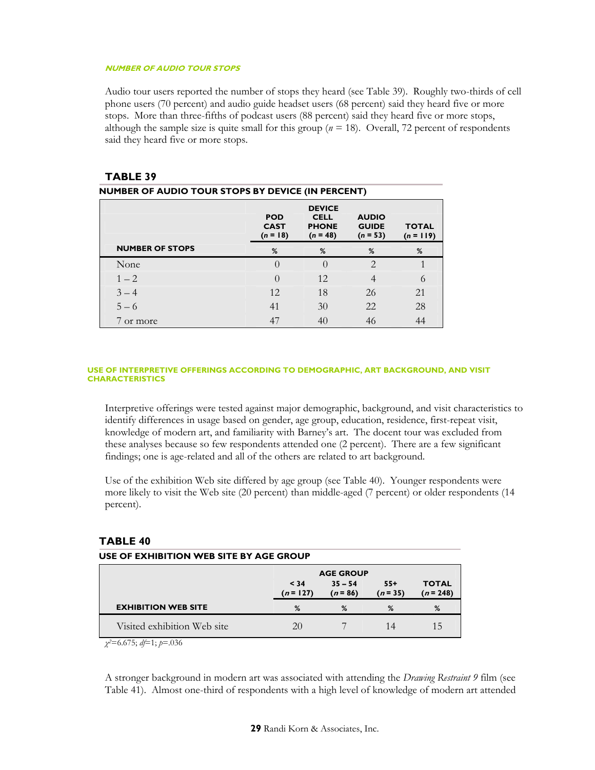#### NUMBER OF AUDIO TOUR STOPS

Audio tour users reported the number of stops they heard (see Table 39). Roughly two-thirds of cell phone users (70 percent) and audio guide headset users (68 percent) said they heard five or more stops. More than three-fifths of podcast users (88 percent) said they heard five or more stops, although the sample size is quite small for this group (*n* = 18). Overall, 72 percent of respondents said they heard five or more stops.

**TABLE 39**

**NUMBER OF AUDIO TOUR STOPS BY DEVICE (IN PERCENT)**

| | DEVICE | | | |
|---|---|---|---|---|
| | POD CAST (*n* = 18) | CELL PHONE (*n* = 48) | AUDIO GUIDE (*n* = 53) | TOTAL (*n* = 119) |
| **NUMBER OF STOPS** | % | % | % | % |
| None | 0 | 0 | 2 | 1 |
| 1 – 2 | 0 | 12 | 4 | 6 |
| 3 – 4 | 12 | 18 | 26 | 21 |
| 5 – 6 | 41 | 30 | 22 | 28 |
| 7 or more | 47 | 40 | 46 | 44 |

#### USE OF INTERPRETIVE OFFERINGS ACCORDING TO DEMOGRAPHIC, ART BACKGROUND, AND VISIT CHARACTERISTICS

Interpretive offerings were tested against major demographic, background, and visit characteristics to identify differences in usage based on gender, age group, education, residence, first-repeat visit, knowledge of modern art, and familiarity with Barney's art. The docent tour was excluded from these analyses because so few respondents attended one (2 percent). There are a few significant findings; one is age-related and all of the others are related to art background.

Use of the exhibition Web site differed by age group (see Table 40). Younger respondents were more likely to visit the Web site (20 percent) than middle-aged (7 percent) or older respondents (14 percent).

**TABLE 40**

**USE OF EXHIBITION WEB SITE BY AGE GROUP**

| | AGE GROUP | | | |
|---|---|---|---|---|
| | < 34 (*n* = 127) | 35 – 54 (*n* = 86) | 55+ (*n* = 35) | TOTAL (*n* = 248) |
| **EXHIBITION WEB SITE** | % | % | % | % |
| Visited exhibition Web site | 20 | 7 | 14 | 15 |

$\chi^2$=6.675; *df*=1; *p*=.036

A stronger background in modern art was associated with attending the *Drawing Restraint 9* film (see Table 41). Almost one-third of respondents with a high level of knowledge of modern art attended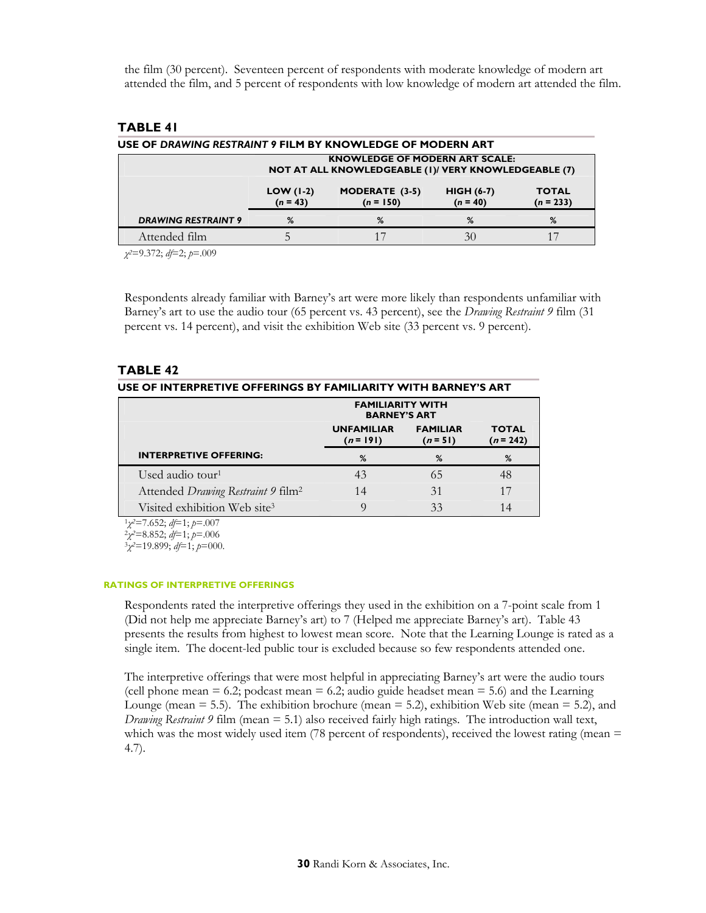the film (30 percent). Seventeen percent of respondents with moderate knowledge of modern art attended the film, and 5 percent of respondents with low knowledge of modern art attended the film.

### TABLE 41

**USE OF *DRAWING RESTRAINT 9* FILM BY KNOWLEDGE OF MODERN ART**

| | KNOWLEDGE OF MODERN ART SCALE: NOT AT ALL KNOWLEDGEABLE (1)/ VERY KNOWLEDGEABLE (7) | | | |
|---|---|---|---|---|
| | LOW (1-2) (*n* = 43) | MODERATE (3-5) (*n* = 150) | HIGH (6-7) (*n* = 40) | TOTAL (*n* = 233) |
| ***DRAWING RESTRAINT 9*** | % | % | % | % |
| Attended film | 5 | 17 | 30 | 17 |

$\chi^2$=9.372; *df*=2; *p*=.009

Respondents already familiar with Barney's art were more likely than respondents unfamiliar with Barney's art to use the audio tour (65 percent vs. 43 percent), see the *Drawing Restraint 9* film (31 percent vs. 14 percent), and visit the exhibition Web site (33 percent vs. 9 percent).

### TABLE 42

**USE OF INTERPRETIVE OFFERINGS BY FAMILIARITY WITH BARNEY'S ART**

| | FAMILIARITY WITH BARNEY'S ART | | |
|---|---|---|---|
| | UNFAMILIAR (*n* = 191) | FAMILIAR (*n* = 51) | TOTAL (*n* = 242) |
| **INTERPRETIVE OFFERING:** | % | % | % |
| Used audio tour[1] | 43 | 65 | 48 |
| Attended *Drawing Restraint 9* film[2] | 14 | 31 | 17 |
| Visited exhibition Web site[3] | 9 | 33 | 14 |

[1]$\chi^2$=7.652; *df*=1; *p*=.007
[2]$\chi^2$=8.852; *df*=1; *p*=.006
[3]$\chi^2$=19.899; *df*=1; *p*=000.

#### RATINGS OF INTERPRETIVE OFFERINGS

Respondents rated the interpretive offerings they used in the exhibition on a 7-point scale from 1 (Did not help me appreciate Barney's art) to 7 (Helped me appreciate Barney's art). Table 43 presents the results from highest to lowest mean score. Note that the Learning Lounge is rated as a single item. The docent-led public tour is excluded because so few respondents attended one.

The interpretive offerings that were most helpful in appreciating Barney's art were the audio tours (cell phone mean = 6.2; podcast mean = 6.2; audio guide headset mean = 5.6) and the Learning Lounge (mean = 5.5). The exhibition brochure (mean = 5.2), exhibition Web site (mean = 5.2), and *Drawing Restraint 9* film (mean = 5.1) also received fairly high ratings. The introduction wall text, which was the most widely used item (78 percent of respondents), received the lowest rating (mean = 4.7).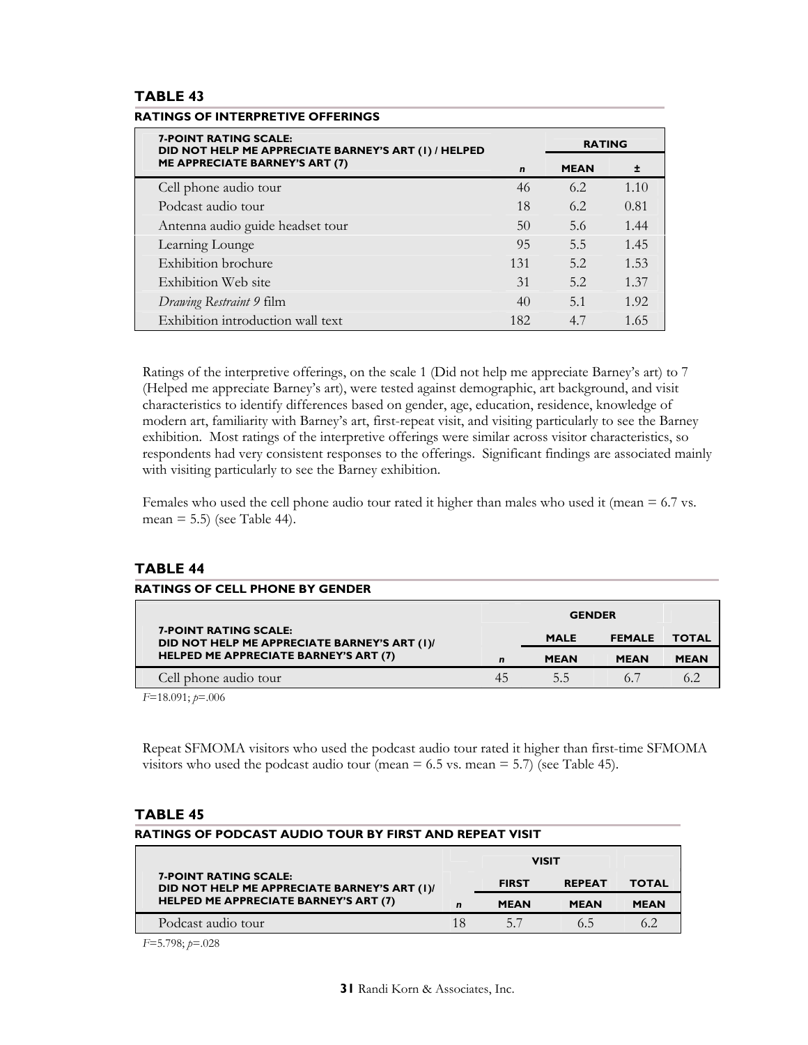## TABLE 43

**RATINGS OF INTERPRETIVE OFFERINGS**

| 7-POINT RATING SCALE: DID NOT HELP ME APPRECIATE BARNEY'S ART (1) / HELPED ME APPRECIATE BARNEY'S ART (7) | | RATING | |
|---|---|---|---|
| | *n* | MEAN | ± |
| Cell phone audio tour | 46 | 6.2 | 1.10 |
| Podcast audio tour | 18 | 6.2 | 0.81 |
| Antenna audio guide headset tour | 50 | 5.6 | 1.44 |
| Learning Lounge | 95 | 5.5 | 1.45 |
| Exhibition brochure | 131 | 5.2 | 1.53 |
| Exhibition Web site | 31 | 5.2 | 1.37 |
| *Drawing Restraint 9* film | 40 | 5.1 | 1.92 |
| Exhibition introduction wall text | 182 | 4.7 | 1.65 |

Ratings of the interpretive offerings, on the scale 1 (Did not help me appreciate Barney's art) to 7 (Helped me appreciate Barney's art), were tested against demographic, art background, and visit characteristics to identify differences based on gender, age, education, residence, knowledge of modern art, familiarity with Barney's art, first-repeat visit, and visiting particularly to see the Barney exhibition. Most ratings of the interpretive offerings were similar across visitor characteristics, so respondents had very consistent responses to the offerings. Significant findings are associated mainly with visiting particularly to see the Barney exhibition.

Females who used the cell phone audio tour rated it higher than males who used it (mean = 6.7 vs. mean = 5.5) (see Table 44).

## TABLE 44

**RATINGS OF CELL PHONE BY GENDER**

| 7-POINT RATING SCALE: DID NOT HELP ME APPRECIATE BARNEY'S ART (1)/ HELPED ME APPRECIATE BARNEY'S ART (7) | | GENDER | | |
|---|---|---|---|---|
| | | MALE | FEMALE | TOTAL |
| | *n* | MEAN | MEAN | MEAN |
| Cell phone audio tour | 45 | 5.5 | 6.7 | 6.2 |

$F$=18.091; $p$=.006

Repeat SFMOMA visitors who used the podcast audio tour rated it higher than first-time SFMOMA visitors who used the podcast audio tour (mean = 6.5 vs. mean = 5.7) (see Table 45).

## TABLE 45

**RATINGS OF PODCAST AUDIO TOUR BY FIRST AND REPEAT VISIT**

| 7-POINT RATING SCALE: DID NOT HELP ME APPRECIATE BARNEY'S ART (1)/ HELPED ME APPRECIATE BARNEY'S ART (7) | | VISIT | | |
|---|---|---|---|---|
| | | FIRST | REPEAT | TOTAL |
| | *n* | MEAN | MEAN | MEAN |
| Podcast audio tour | 18 | 5.7 | 6.5 | 6.2 |

$F$=5.798; $p$=.028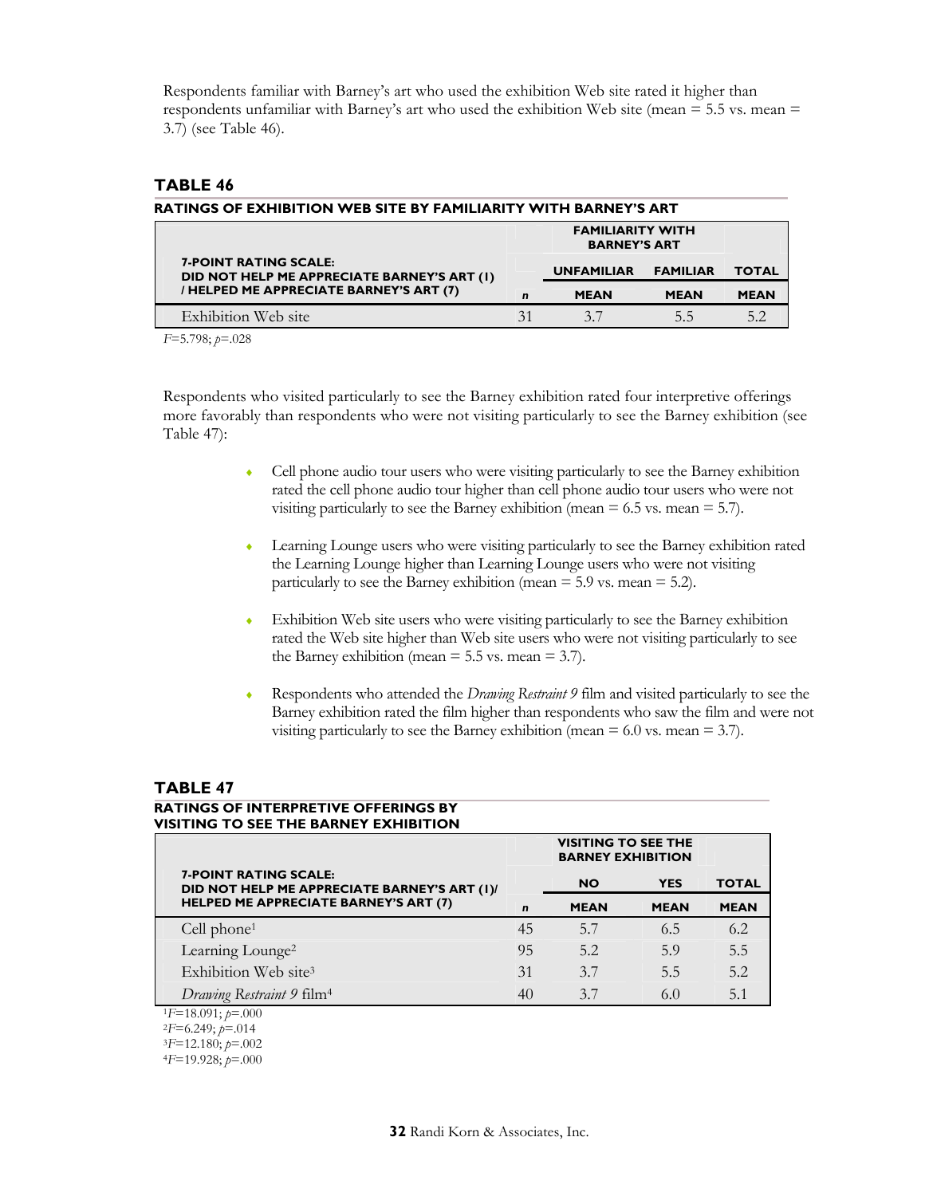Respondents familiar with Barney's art who used the exhibition Web site rated it higher than respondents unfamiliar with Barney's art who used the exhibition Web site (mean = 5.5 vs. mean = 3.7) (see Table 46).

### TABLE 46

**RATINGS OF EXHIBITION WEB SITE BY FAMILIARITY WITH BARNEY'S ART**

| 7-POINT RATING SCALE: DID NOT HELP ME APPRECIATE BARNEY'S ART (1) / HELPED ME APPRECIATE BARNEY'S ART (7) | | FAMILIARITY WITH BARNEY'S ART | | |
|---|---|---|---|---|
| | | UNFAMILIAR | FAMILIAR | TOTAL |
| | *n* | MEAN | MEAN | MEAN |
| Exhibition Web site | 31 | 3.7 | 5.5 | 5.2 |

$F$=5.798; $p$=.028

Respondents who visited particularly to see the Barney exhibition rated four interpretive offerings more favorably than respondents who were not visiting particularly to see the Barney exhibition (see Table 47):

- Cell phone audio tour users who were visiting particularly to see the Barney exhibition rated the cell phone audio tour higher than cell phone audio tour users who were not visiting particularly to see the Barney exhibition (mean = 6.5 vs. mean = 5.7).
- Learning Lounge users who were visiting particularly to see the Barney exhibition rated the Learning Lounge higher than Learning Lounge users who were not visiting particularly to see the Barney exhibition (mean = 5.9 vs. mean = 5.2).
- Exhibition Web site users who were visiting particularly to see the Barney exhibition rated the Web site higher than Web site users who were not visiting particularly to see the Barney exhibition (mean = 5.5 vs. mean = 3.7).
- Respondents who attended the *Drawing Restraint 9* film and visited particularly to see the Barney exhibition rated the film higher than respondents who saw the film and were not visiting particularly to see the Barney exhibition (mean = 6.0 vs. mean = 3.7).

### TABLE 47

**RATINGS OF INTERPRETIVE OFFERINGS BY VISITING TO SEE THE BARNEY EXHIBITION**

| 7-POINT RATING SCALE: DID NOT HELP ME APPRECIATE BARNEY'S ART (1)/ HELPED ME APPRECIATE BARNEY'S ART (7) | | VISITING TO SEE THE BARNEY EXHIBITION | | |
|---|---|---|---|---|
| | | NO | YES | TOTAL |
| | *n* | MEAN | MEAN | MEAN |
| Cell phone[1] | 45 | 5.7 | 6.5 | 6.2 |
| Learning Lounge[2] | 95 | 5.2 | 5.9 | 5.5 |
| Exhibition Web site[3] | 31 | 3.7 | 5.5 | 5.2 |
| *Drawing Restraint 9* film[4] | 40 | 3.7 | 6.0 | 5.1 |

[1] $F$=18.091; $p$=.000
[2] $F$=6.249; $p$=.014
[3] $F$=12.180; $p$=.002
[4] $F$=19.928; $p$=.000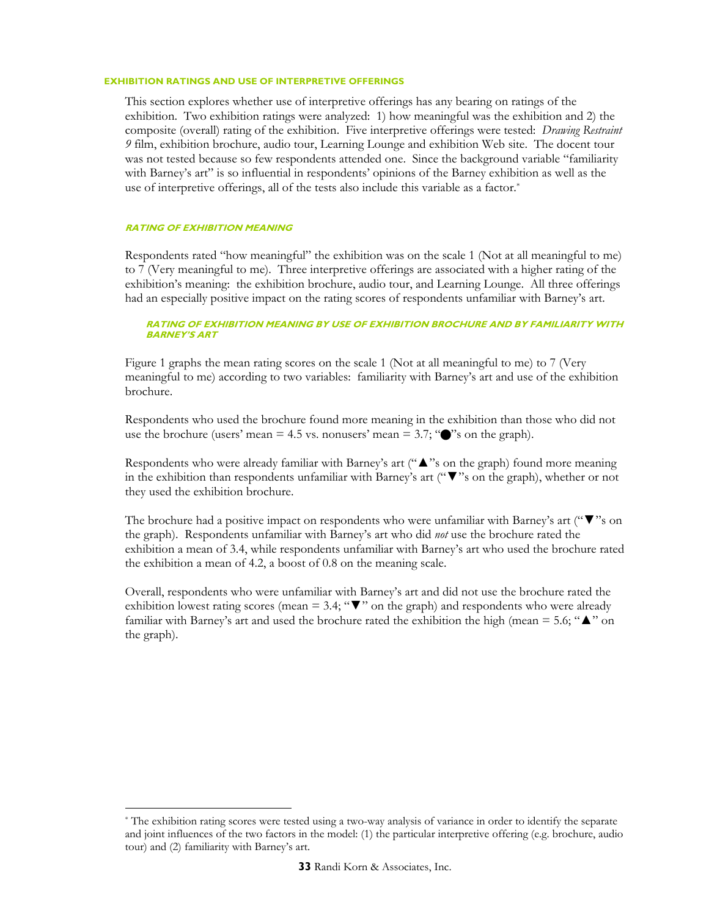## EXHIBITION RATINGS AND USE OF INTERPRETIVE OFFERINGS

This section explores whether use of interpretive offerings has any bearing on ratings of the exhibition. Two exhibition ratings were analyzed: 1) how meaningful was the exhibition and 2) the composite (overall) rating of the exhibition. Five interpretive offerings were tested: *Drawing Restraint 9* film, exhibition brochure, audio tour, Learning Lounge and exhibition Web site. The docent tour was not tested because so few respondents attended one. Since the background variable "familiarity with Barney's art" is so influential in respondents' opinions of the Barney exhibition as well as the use of interpretive offerings, all of the tests also include this variable as a factor.[*]

### *RATING OF EXHIBITION MEANING*

Respondents rated "how meaningful" the exhibition was on the scale 1 (Not at all meaningful to me) to 7 (Very meaningful to me). Three interpretive offerings are associated with a higher rating of the exhibition's meaning: the exhibition brochure, audio tour, and Learning Lounge. All three offerings had an especially positive impact on the rating scores of respondents unfamiliar with Barney's art.

#### *RATING OF EXHIBITION MEANING BY USE OF EXHIBITION BROCHURE AND BY FAMILIARITY WITH BARNEY'S ART*

Figure 1 graphs the mean rating scores on the scale 1 (Not at all meaningful to me) to 7 (Very meaningful to me) according to two variables: familiarity with Barney's art and use of the exhibition brochure.

Respondents who used the brochure found more meaning in the exhibition than those who did not use the brochure (users' mean = 4.5 vs. nonusers' mean = 3.7; "●"s on the graph).

Respondents who were already familiar with Barney's art ("▲"s on the graph) found more meaning in the exhibition than respondents unfamiliar with Barney's art ("▼"s on the graph), whether or not they used the exhibition brochure.

The brochure had a positive impact on respondents who were unfamiliar with Barney's art ("▼"s on the graph). Respondents unfamiliar with Barney's art who did *not* use the brochure rated the exhibition a mean of 3.4, while respondents unfamiliar with Barney's art who used the brochure rated the exhibition a mean of 4.2, a boost of 0.8 on the meaning scale.

Overall, respondents who were unfamiliar with Barney's art and did not use the brochure rated the exhibition lowest rating scores (mean = 3.4; "▼" on the graph) and respondents who were already familiar with Barney's art and used the brochure rated the exhibition the high (mean = 5.6; "▲" on the graph).

---

[*] The exhibition rating scores were tested using a two-way analysis of variance in order to identify the separate and joint influences of the two factors in the model: (1) the particular interpretive offering (e.g. brochure, audio tour) and (2) familiarity with Barney's art.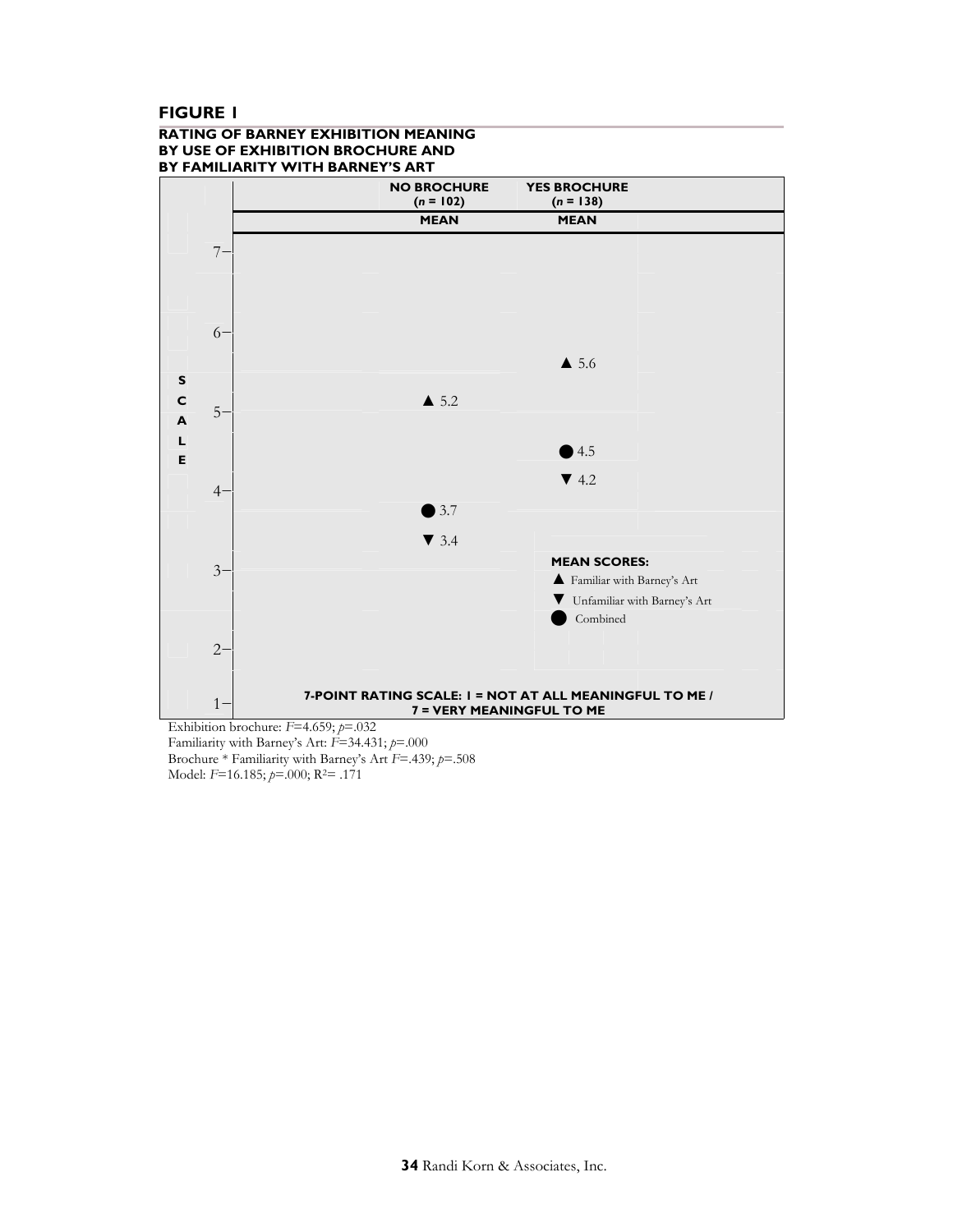## FIGURE 1

### RATING OF BARNEY EXHIBITION MEANING BY USE OF EXHIBITION BROCHURE AND BY FAMILIARITY WITH BARNEY'S ART

| | NO BROCHURE ($n$ = 102) MEAN | YES BROCHURE ($n$ = 138) MEAN |
|---|---|---|
| ▲ Familiar with Barney's Art | 5.2 | 5.6 |
| ▼ Unfamiliar with Barney's Art | 3.4 | 4.2 |
| ● Combined | 3.7 | 4.5 |

7-POINT RATING SCALE: 1 = NOT AT ALL MEANINGFUL TO ME / 7 = VERY MEANINGFUL TO ME

Exhibition brochure: $F$=4.659; $p$=.032
Familiarity with Barney's Art: $F$=34.431; $p$=.000
Brochure * Familiarity with Barney's Art $F$=.439; $p$=.508
Model: $F$=16.185; $p$=.000; $R^2$= .171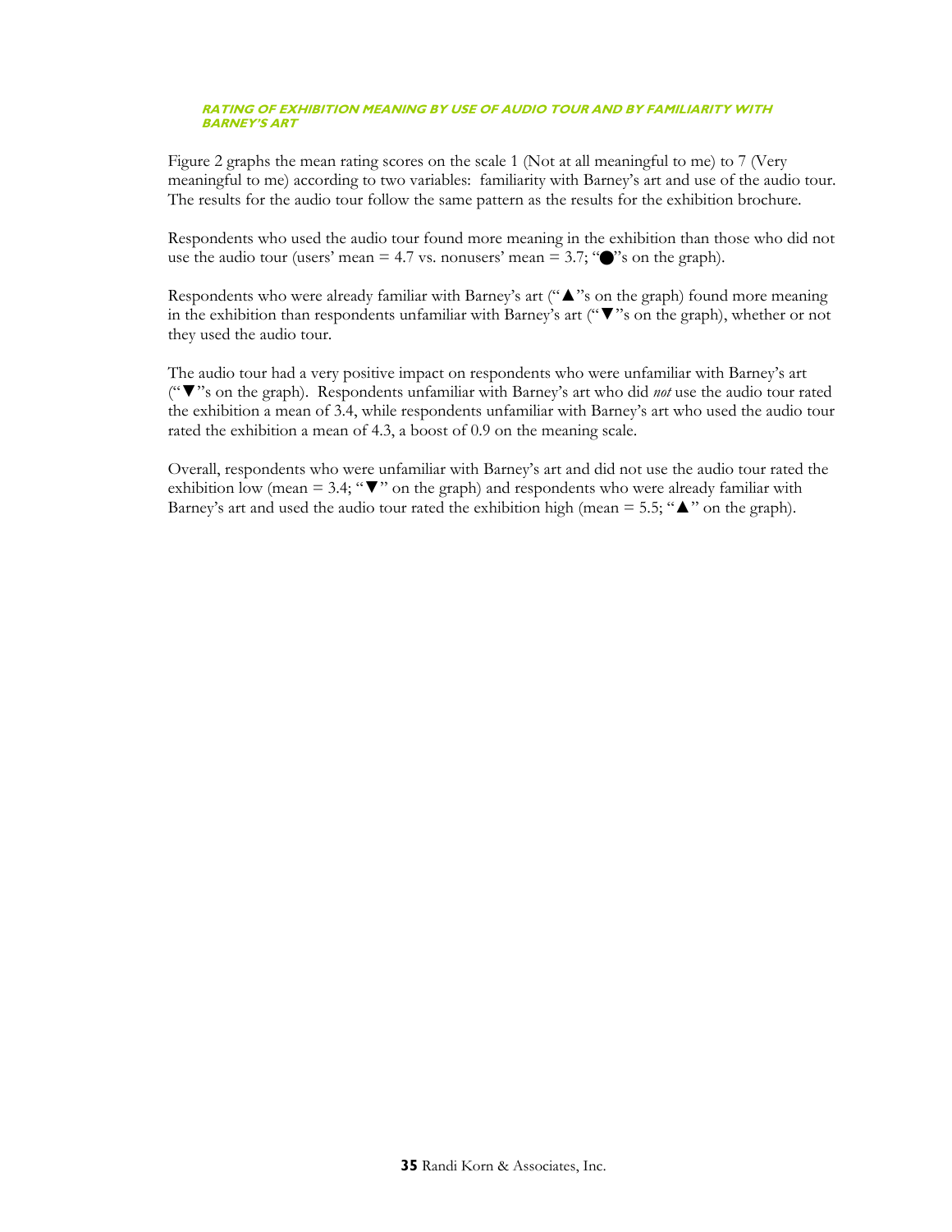#### RATING OF EXHIBITION MEANING BY USE OF AUDIO TOUR AND BY FAMILIARITY WITH BARNEY'S ART

Figure 2 graphs the mean rating scores on the scale 1 (Not at all meaningful to me) to 7 (Very meaningful to me) according to two variables: familiarity with Barney's art and use of the audio tour. The results for the audio tour follow the same pattern as the results for the exhibition brochure.

Respondents who used the audio tour found more meaning in the exhibition than those who did not use the audio tour (users' mean = 4.7 vs. nonusers' mean = 3.7; "●"s on the graph).

Respondents who were already familiar with Barney's art ("▲"s on the graph) found more meaning in the exhibition than respondents unfamiliar with Barney's art ("▼"s on the graph), whether or not they used the audio tour.

The audio tour had a very positive impact on respondents who were unfamiliar with Barney's art ("▼"s on the graph). Respondents unfamiliar with Barney's art who did *not* use the audio tour rated the exhibition a mean of 3.4, while respondents unfamiliar with Barney's art who used the audio tour rated the exhibition a mean of 4.3, a boost of 0.9 on the meaning scale.

Overall, respondents who were unfamiliar with Barney's art and did not use the audio tour rated the exhibition low (mean = 3.4; "▼" on the graph) and respondents who were already familiar with Barney's art and used the audio tour rated the exhibition high (mean = 5.5; "▲" on the graph).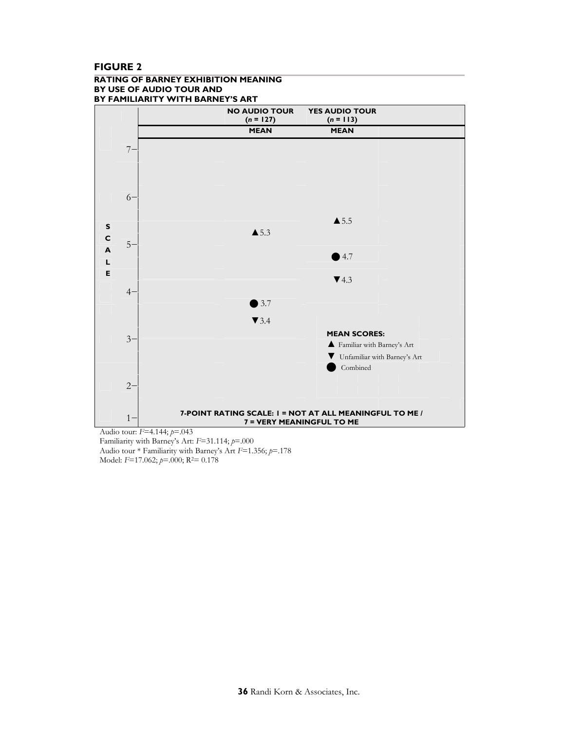## FIGURE 2

### RATING OF BARNEY EXHIBITION MEANING BY USE OF AUDIO TOUR AND BY FAMILIARITY WITH BARNEY'S ART

| | NO AUDIO TOUR ($n$ = 127) MEAN | YES AUDIO TOUR ($n$ = 113) MEAN |
|---|---|---|
| ▲ Familiar with Barney's Art | 5.3 | 5.5 |
| ▼ Unfamiliar with Barney's Art | 3.4 | 4.3 |
| ● Combined | 3.7 | 4.7 |

**7-POINT RATING SCALE: 1 = NOT AT ALL MEANINGFUL TO ME / 7 = VERY MEANINGFUL TO ME**

Audio tour: $F$=4.144; $p$=.043
Familiarity with Barney's Art: $F$=31.114; $p$=.000
Audio tour * Familiarity with Barney's Art $F$=1.356; $p$=.178
Model: $F$=17.062; $p$=.000; $R^2$= 0.178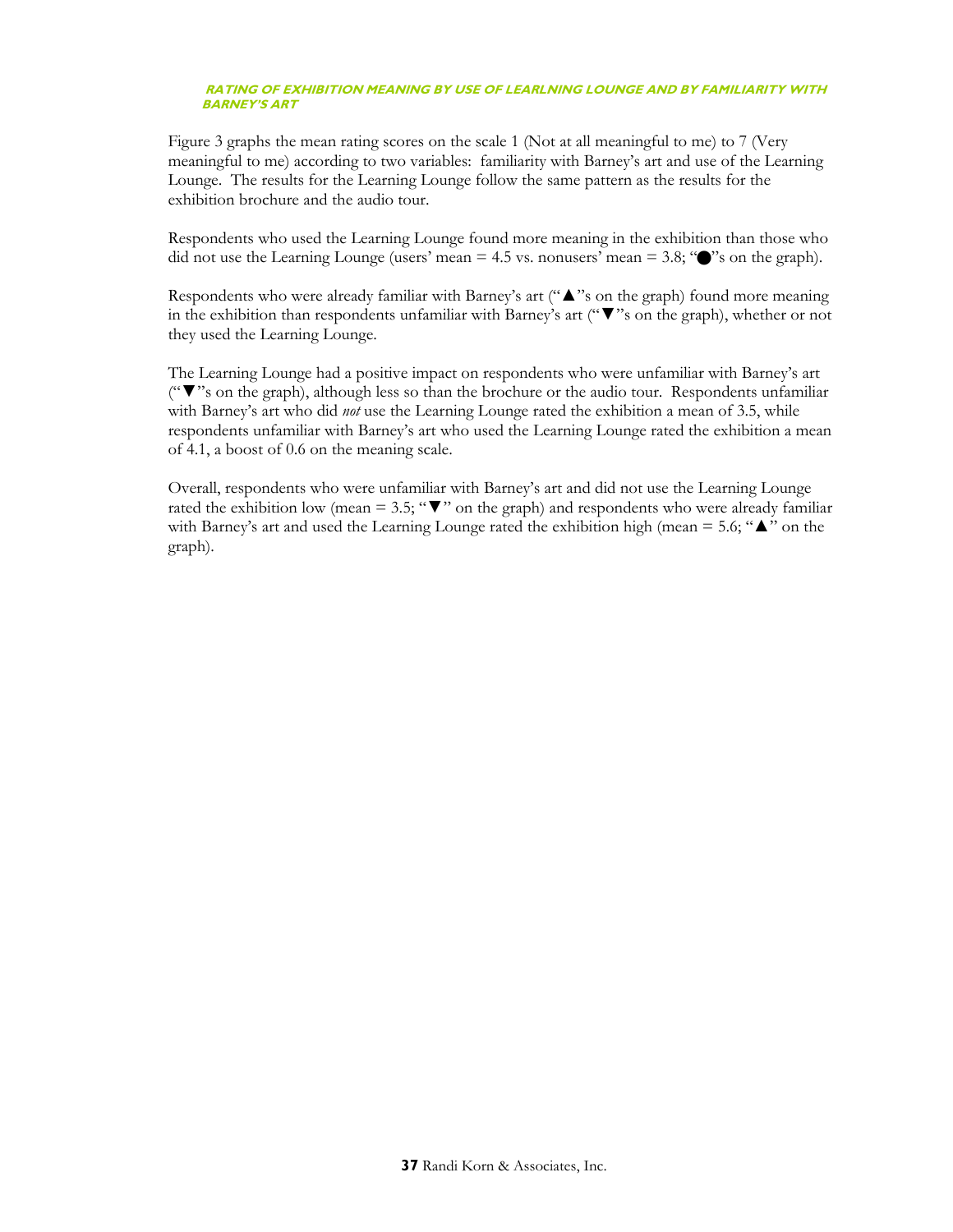#### RATING OF EXHIBITION MEANING BY USE OF LEARLNING LOUNGE AND BY FAMILIARITY WITH BARNEY'S ART

Figure 3 graphs the mean rating scores on the scale 1 (Not at all meaningful to me) to 7 (Very meaningful to me) according to two variables: familiarity with Barney's art and use of the Learning Lounge. The results for the Learning Lounge follow the same pattern as the results for the exhibition brochure and the audio tour.

Respondents who used the Learning Lounge found more meaning in the exhibition than those who did not use the Learning Lounge (users' mean = 4.5 vs. nonusers' mean = 3.8; "●"s on the graph).

Respondents who were already familiar with Barney's art ("▲"s on the graph) found more meaning in the exhibition than respondents unfamiliar with Barney's art ("▼"s on the graph), whether or not they used the Learning Lounge.

The Learning Lounge had a positive impact on respondents who were unfamiliar with Barney's art ("▼"s on the graph), although less so than the brochure or the audio tour. Respondents unfamiliar with Barney's art who did *not* use the Learning Lounge rated the exhibition a mean of 3.5, while respondents unfamiliar with Barney's art who used the Learning Lounge rated the exhibition a mean of 4.1, a boost of 0.6 on the meaning scale.

Overall, respondents who were unfamiliar with Barney's art and did not use the Learning Lounge rated the exhibition low (mean = 3.5; "▼" on the graph) and respondents who were already familiar with Barney's art and used the Learning Lounge rated the exhibition high (mean = 5.6; "▲" on the graph).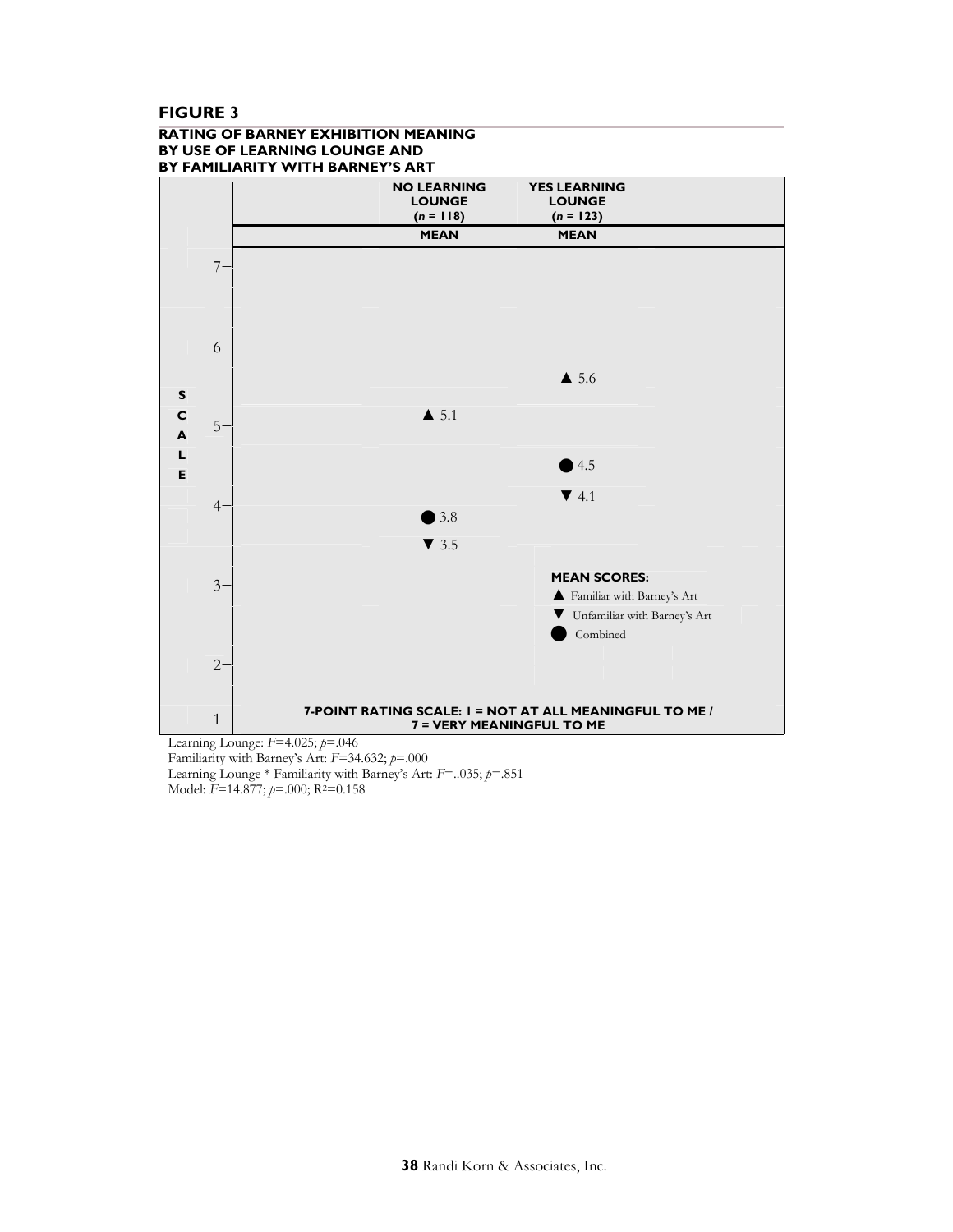**FIGURE 3**

**RATING OF BARNEY EXHIBITION MEANING BY USE OF LEARNING LOUNGE AND BY FAMILIARITY WITH BARNEY'S ART**

| | NO LEARNING LOUNGE ($n$ = 118) MEAN | YES LEARNING LOUNGE ($n$ = 123) MEAN |
|---|---|---|
| ▲ Familiar with Barney's Art | 5.1 | 5.6 |
| ● Combined | 3.8 | 4.5 |
| ▼ Unfamiliar with Barney's Art | 3.5 | 4.1 |

**7-POINT RATING SCALE: 1 = NOT AT ALL MEANINGFUL TO ME / 7 = VERY MEANINGFUL TO ME**

Learning Lounge: $F$=4.025; $p$=.046
Familiarity with Barney's Art: $F$=34.632; $p$=.000
Learning Lounge * Familiarity with Barney's Art: $F$=..035; $p$=.851
Model: $F$=14.877; $p$=.000; $R^2$=0.158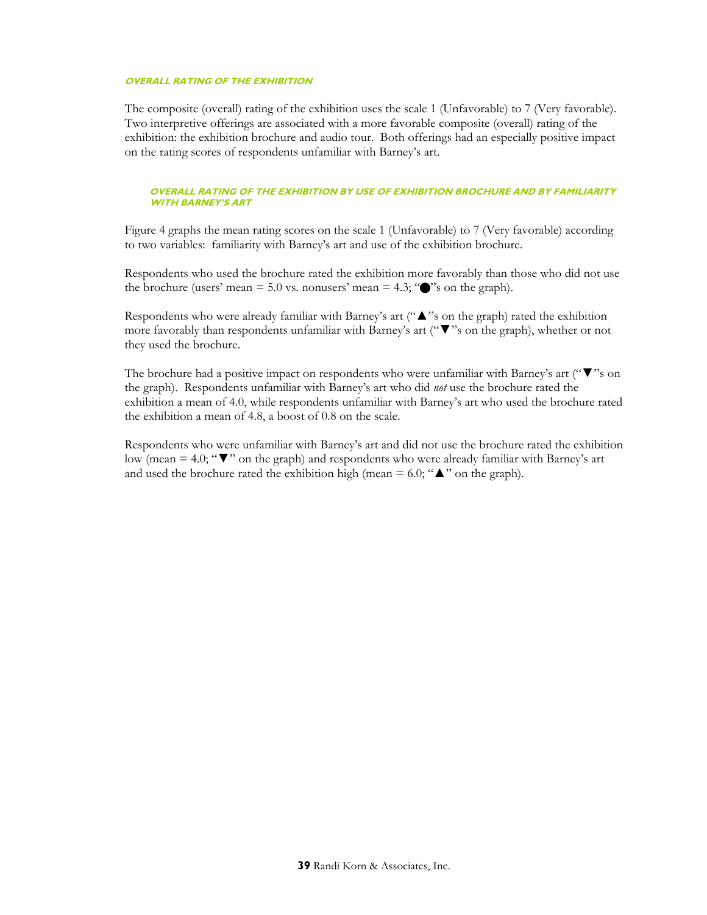### OVERALL RATING OF THE EXHIBITION

The composite (overall) rating of the exhibition uses the scale 1 (Unfavorable) to 7 (Very favorable). Two interpretive offerings are associated with a more favorable composite (overall) rating of the exhibition: the exhibition brochure and audio tour. Both offerings had an especially positive impact on the rating scores of respondents unfamiliar with Barney's art.

#### OVERALL RATING OF THE EXHIBITION BY USE OF EXHIBITION BROCHURE AND BY FAMILIARITY WITH BARNEY'S ART

Figure 4 graphs the mean rating scores on the scale 1 (Unfavorable) to 7 (Very favorable) according to two variables: familiarity with Barney's art and use of the exhibition brochure.

Respondents who used the brochure rated the exhibition more favorably than those who did not use the brochure (users' mean = 5.0 vs. nonusers' mean = 4.3; "●"s on the graph).

Respondents who were already familiar with Barney's art ("▲"s on the graph) rated the exhibition more favorably than respondents unfamiliar with Barney's art ("▼"s on the graph), whether or not they used the brochure.

The brochure had a positive impact on respondents who were unfamiliar with Barney's art ("▼"s on the graph). Respondents unfamiliar with Barney's art who did *not* use the brochure rated the exhibition a mean of 4.0, while respondents unfamiliar with Barney's art who used the brochure rated the exhibition a mean of 4.8, a boost of 0.8 on the scale.

Respondents who were unfamiliar with Barney's art and did not use the brochure rated the exhibition low (mean = 4.0; "▼" on the graph) and respondents who were already familiar with Barney's art and used the brochure rated the exhibition high (mean = 6.0; "▲" on the graph).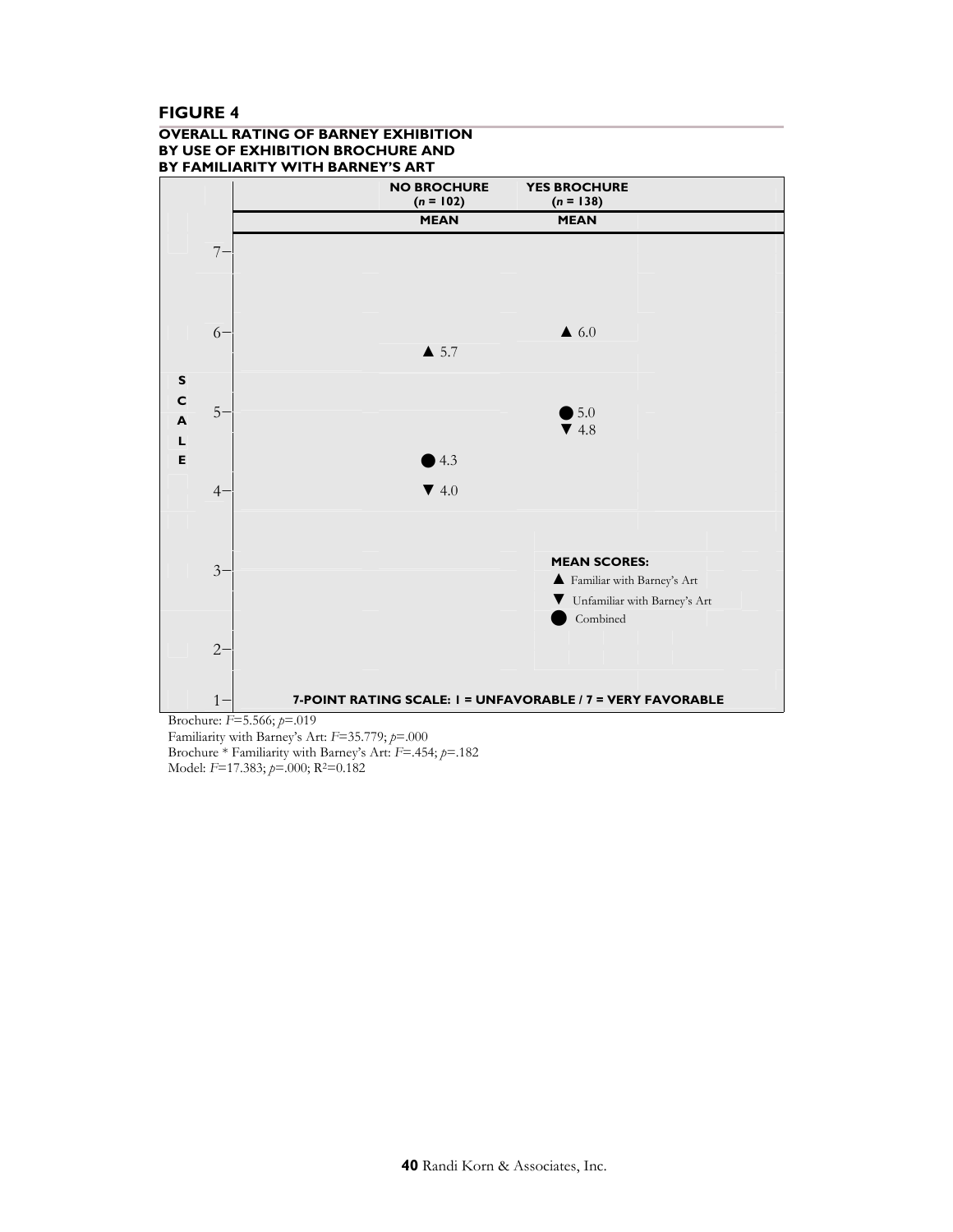**FIGURE 4**

**OVERALL RATING OF BARNEY EXHIBITION BY USE OF EXHIBITION BROCHURE AND BY FAMILIARITY WITH BARNEY'S ART**

| | NO BROCHURE (*n* = 102) MEAN | YES BROCHURE (*n* = 138) MEAN |
|---|---|---|
| ▲ Familiar with Barney's Art | 5.7 | 6.0 |
| ● Combined | 4.3 | 5.0 |
| ▼ Unfamiliar with Barney's Art | 4.0 | 4.8 |

SCALE

**7-POINT RATING SCALE: 1 = UNFAVORABLE / 7 = VERY FAVORABLE**

**MEAN SCORES:**

▲ Familiar with Barney's Art

▼ Unfamiliar with Barney's Art

● Combined

Brochure: $F$=5.566; $p$=.019

Familiarity with Barney's Art: $F$=35.779; $p$=.000

Brochure * Familiarity with Barney's Art: $F$=.454; $p$=.182

Model: $F$=17.383; $p$=.000; $R^2$=0.182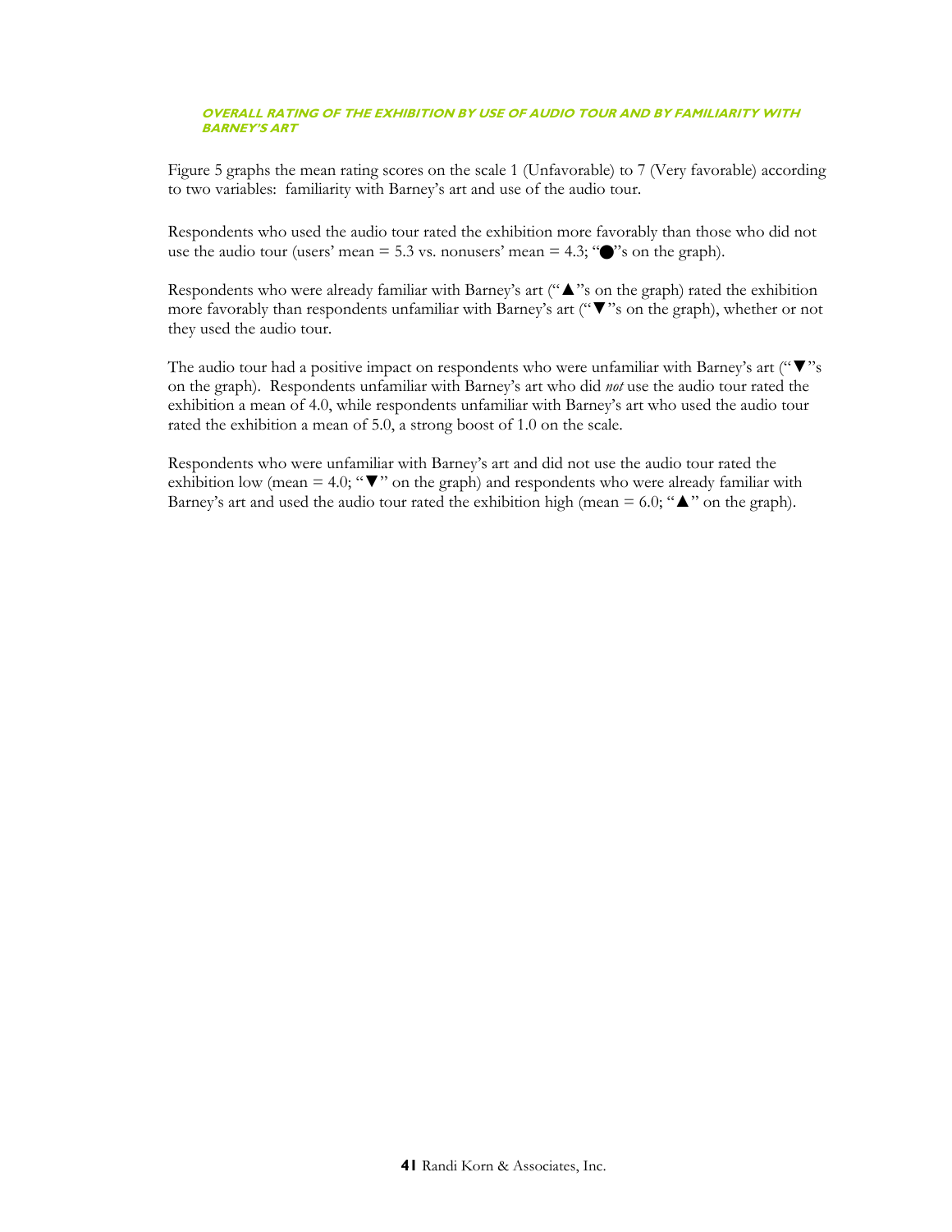### OVERALL RATING OF THE EXHIBITION BY USE OF AUDIO TOUR AND BY FAMILIARITY WITH BARNEY'S ART

Figure 5 graphs the mean rating scores on the scale 1 (Unfavorable) to 7 (Very favorable) according to two variables: familiarity with Barney's art and use of the audio tour.

Respondents who used the audio tour rated the exhibition more favorably than those who did not use the audio tour (users' mean = 5.3 vs. nonusers' mean = 4.3; "●"s on the graph).

Respondents who were already familiar with Barney's art ("▲"s on the graph) rated the exhibition more favorably than respondents unfamiliar with Barney's art ("▼"s on the graph), whether or not they used the audio tour.

The audio tour had a positive impact on respondents who were unfamiliar with Barney's art ("▼"s on the graph). Respondents unfamiliar with Barney's art who did *not* use the audio tour rated the exhibition a mean of 4.0, while respondents unfamiliar with Barney's art who used the audio tour rated the exhibition a mean of 5.0, a strong boost of 1.0 on the scale.

Respondents who were unfamiliar with Barney's art and did not use the audio tour rated the exhibition low (mean = 4.0; "▼" on the graph) and respondents who were already familiar with Barney's art and used the audio tour rated the exhibition high (mean = 6.0; "▲" on the graph).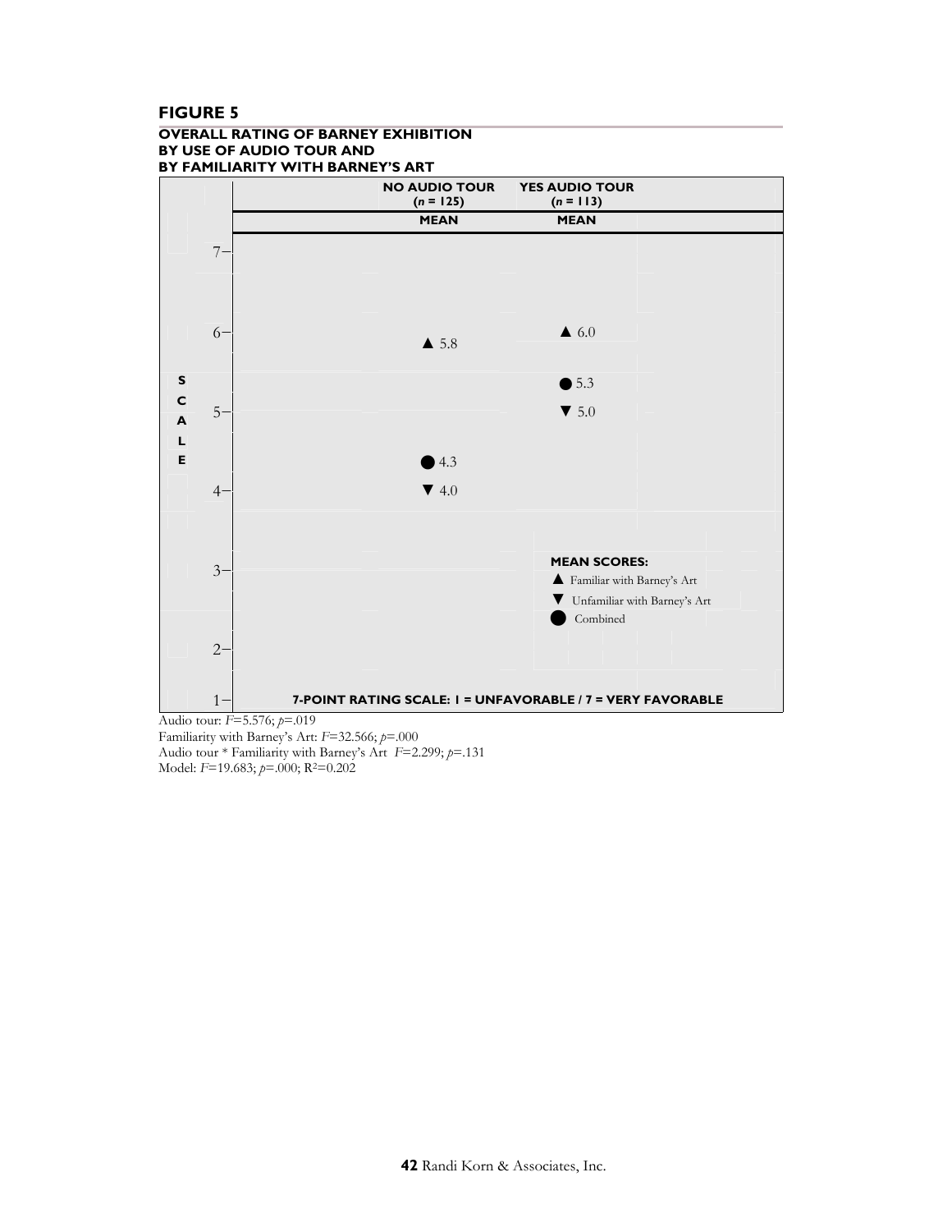## FIGURE 5

### OVERALL RATING OF BARNEY EXHIBITION BY USE OF AUDIO TOUR AND BY FAMILIARITY WITH BARNEY'S ART

| | NO AUDIO TOUR ($n$ = 125) | YES AUDIO TOUR ($n$ = 113) |
|---|---|---|
| | MEAN | MEAN |
| ▲ Familiar with Barney's Art | 5.8 | 6.0 |
| ▼ Unfamiliar with Barney's Art | 4.0 | 5.0 |
| ● Combined | 4.3 | 5.3 |

7-POINT RATING SCALE: 1 = UNFAVORABLE / 7 = VERY FAVORABLE

Audio tour: $F$=5.576; $p$=.019

Familiarity with Barney's Art: $F$=32.566; $p$=.000

Audio tour * Familiarity with Barney's Art $F$=2.299; $p$=.131

Model: $F$=19.683; $p$=.000; $R^2$=0.202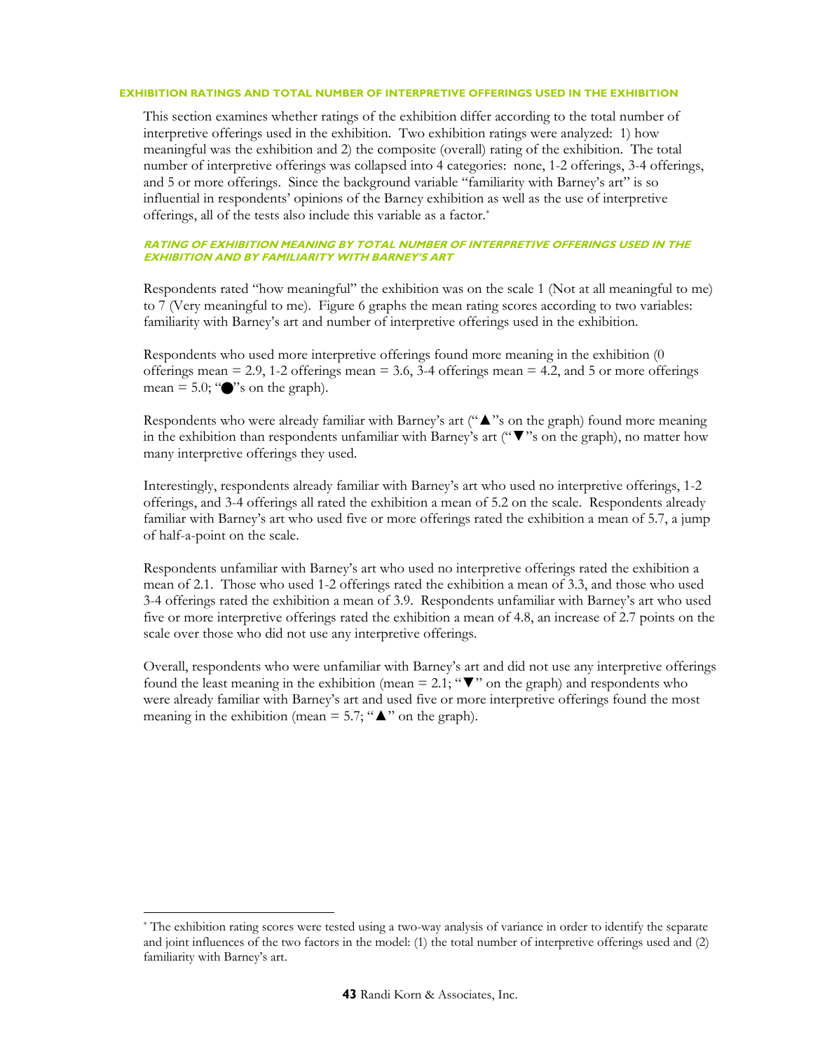### EXHIBITION RATINGS AND TOTAL NUMBER OF INTERPRETIVE OFFERINGS USED IN THE EXHIBITION

This section examines whether ratings of the exhibition differ according to the total number of interpretive offerings used in the exhibition. Two exhibition ratings were analyzed: 1) how meaningful was the exhibition and 2) the composite (overall) rating of the exhibition. The total number of interpretive offerings was collapsed into 4 categories: none, 1-2 offerings, 3-4 offerings, and 5 or more offerings. Since the background variable "familiarity with Barney's art" is so influential in respondents' opinions of the Barney exhibition as well as the use of interpretive offerings, all of the tests also include this variable as a factor.*

#### *RATING OF EXHIBITION MEANING BY TOTAL NUMBER OF INTERPRETIVE OFFERINGS USED IN THE EXHIBITION AND BY FAMILIARITY WITH BARNEY'S ART*

Respondents rated "how meaningful" the exhibition was on the scale 1 (Not at all meaningful to me) to 7 (Very meaningful to me). Figure 6 graphs the mean rating scores according to two variables: familiarity with Barney's art and number of interpretive offerings used in the exhibition.

Respondents who used more interpretive offerings found more meaning in the exhibition (0 offerings mean = 2.9, 1-2 offerings mean = 3.6, 3-4 offerings mean = 4.2, and 5 or more offerings mean = 5.0; "●"s on the graph).

Respondents who were already familiar with Barney's art ("▲"s on the graph) found more meaning in the exhibition than respondents unfamiliar with Barney's art ("▼"s on the graph), no matter how many interpretive offerings they used.

Interestingly, respondents already familiar with Barney's art who used no interpretive offerings, 1-2 offerings, and 3-4 offerings all rated the exhibition a mean of 5.2 on the scale. Respondents already familiar with Barney's art who used five or more offerings rated the exhibition a mean of 5.7, a jump of half-a-point on the scale.

Respondents unfamiliar with Barney's art who used no interpretive offerings rated the exhibition a mean of 2.1. Those who used 1-2 offerings rated the exhibition a mean of 3.3, and those who used 3-4 offerings rated the exhibition a mean of 3.9. Respondents unfamiliar with Barney's art who used five or more interpretive offerings rated the exhibition a mean of 4.8, an increase of 2.7 points on the scale over those who did not use any interpretive offerings.

Overall, respondents who were unfamiliar with Barney's art and did not use any interpretive offerings found the least meaning in the exhibition (mean = 2.1; "▼" on the graph) and respondents who were already familiar with Barney's art and used five or more interpretive offerings found the most meaning in the exhibition (mean = 5.7; "▲" on the graph).

---

* The exhibition rating scores were tested using a two-way analysis of variance in order to identify the separate and joint influences of the two factors in the model: (1) the total number of interpretive offerings used and (2) familiarity with Barney's art.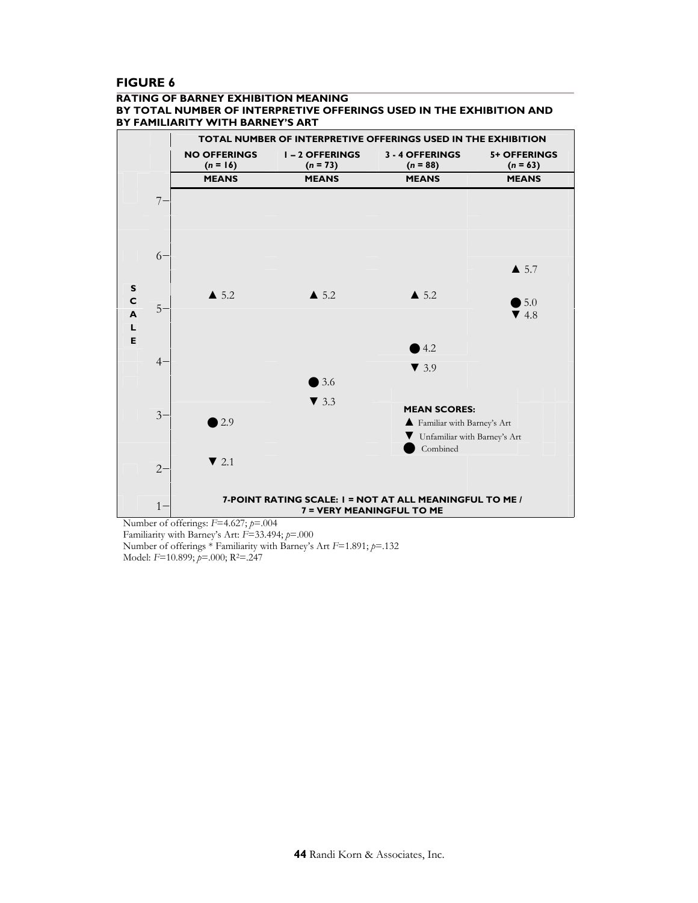## FIGURE 6

### RATING OF BARNEY EXHIBITION MEANING BY TOTAL NUMBER OF INTERPRETIVE OFFERINGS USED IN THE EXHIBITION AND BY FAMILIARITY WITH BARNEY'S ART

| | TOTAL NUMBER OF INTERPRETIVE OFFERINGS USED IN THE EXHIBITION | | | |
|---|---|---|---|---|
| | **NO OFFERINGS** (*n* = 16) | **1 – 2 OFFERINGS** (*n* = 73) | **3 - 4 OFFERINGS** (*n* = 88) | **5+ OFFERINGS** (*n* = 63) |
| | **MEANS** | **MEANS** | **MEANS** | **MEANS** |
| ▲ Familiar with Barney's Art | 5.2 | 5.2 | 5.2 | 5.7 |
| ▼ Unfamiliar with Barney's Art | 2.1 | 3.3 | 3.9 | 4.8 |
| ● Combined | 2.9 | 3.6 | 4.2 | 5.0 |

**7-POINT RATING SCALE: 1 = NOT AT ALL MEANINGFUL TO ME / 7 = VERY MEANINGFUL TO ME**

Number of offerings: $F$=4.627; $p$=.004
Familiarity with Barney's Art: $F$=33.494; $p$=.000
Number of offerings * Familiarity with Barney's Art $F$=1.891; $p$=.132
Model: $F$=10.899; $p$=.000; $R^2$=.247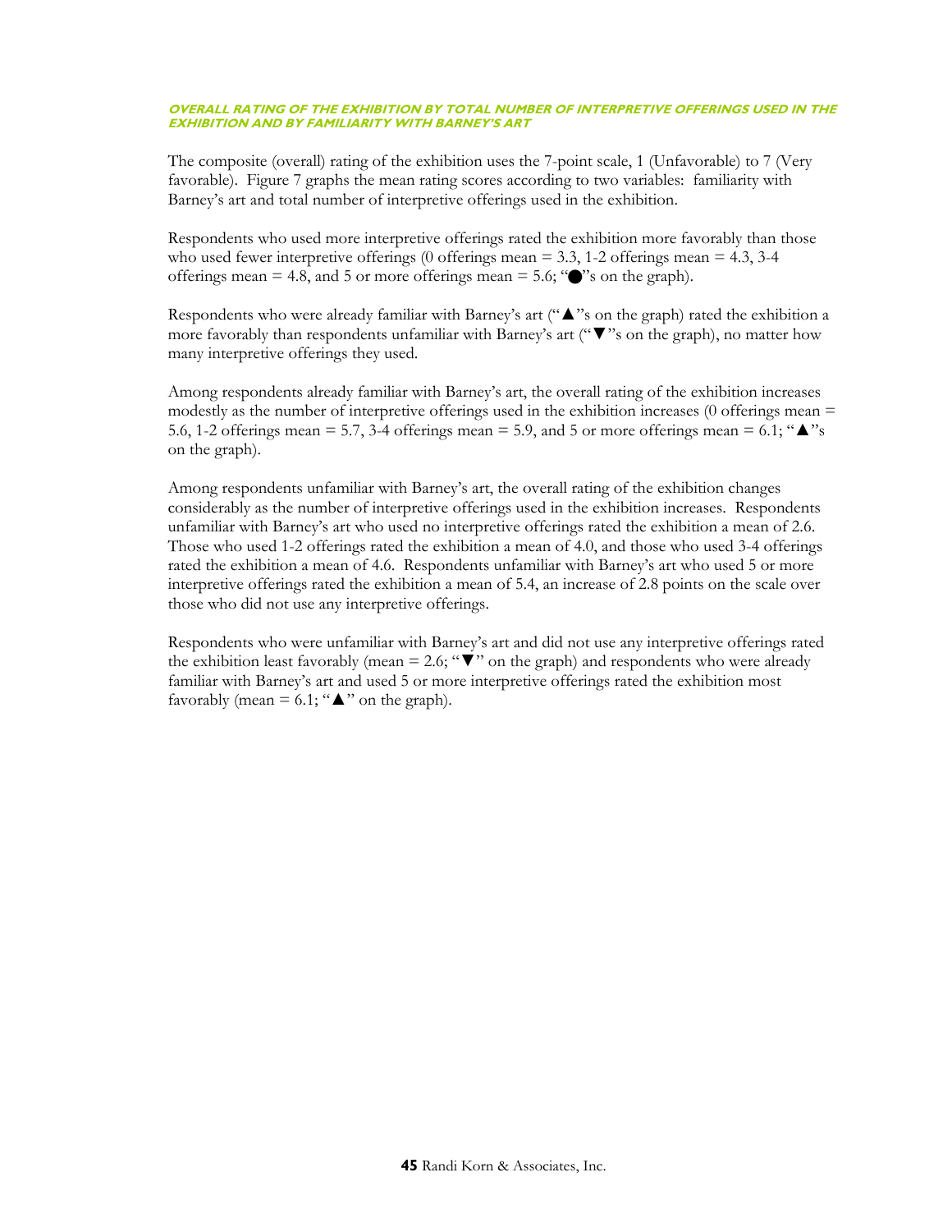### OVERALL RATING OF THE EXHIBITION BY TOTAL NUMBER OF INTERPRETIVE OFFERINGS USED IN THE EXHIBITION AND BY FAMILIARITY WITH BARNEY'S ART

The composite (overall) rating of the exhibition uses the 7-point scale, 1 (Unfavorable) to 7 (Very favorable). Figure 7 graphs the mean rating scores according to two variables: familiarity with Barney's art and total number of interpretive offerings used in the exhibition.

Respondents who used more interpretive offerings rated the exhibition more favorably than those who used fewer interpretive offerings (0 offerings mean = 3.3, 1-2 offerings mean = 4.3, 3-4 offerings mean = 4.8, and 5 or more offerings mean = 5.6; "●"s on the graph).

Respondents who were already familiar with Barney's art ("▲"s on the graph) rated the exhibition a more favorably than respondents unfamiliar with Barney's art ("▼"s on the graph), no matter how many interpretive offerings they used.

Among respondents already familiar with Barney's art, the overall rating of the exhibition increases modestly as the number of interpretive offerings used in the exhibition increases (0 offerings mean = 5.6, 1-2 offerings mean = 5.7, 3-4 offerings mean = 5.9, and 5 or more offerings mean = 6.1; "▲"s on the graph).

Among respondents unfamiliar with Barney's art, the overall rating of the exhibition changes considerably as the number of interpretive offerings used in the exhibition increases. Respondents unfamiliar with Barney's art who used no interpretive offerings rated the exhibition a mean of 2.6. Those who used 1-2 offerings rated the exhibition a mean of 4.0, and those who used 3-4 offerings rated the exhibition a mean of 4.6. Respondents unfamiliar with Barney's art who used 5 or more interpretive offerings rated the exhibition a mean of 5.4, an increase of 2.8 points on the scale over those who did not use any interpretive offerings.

Respondents who were unfamiliar with Barney's art and did not use any interpretive offerings rated the exhibition least favorably (mean = 2.6; "▼" on the graph) and respondents who were already familiar with Barney's art and used 5 or more interpretive offerings rated the exhibition most favorably (mean = 6.1; "▲" on the graph).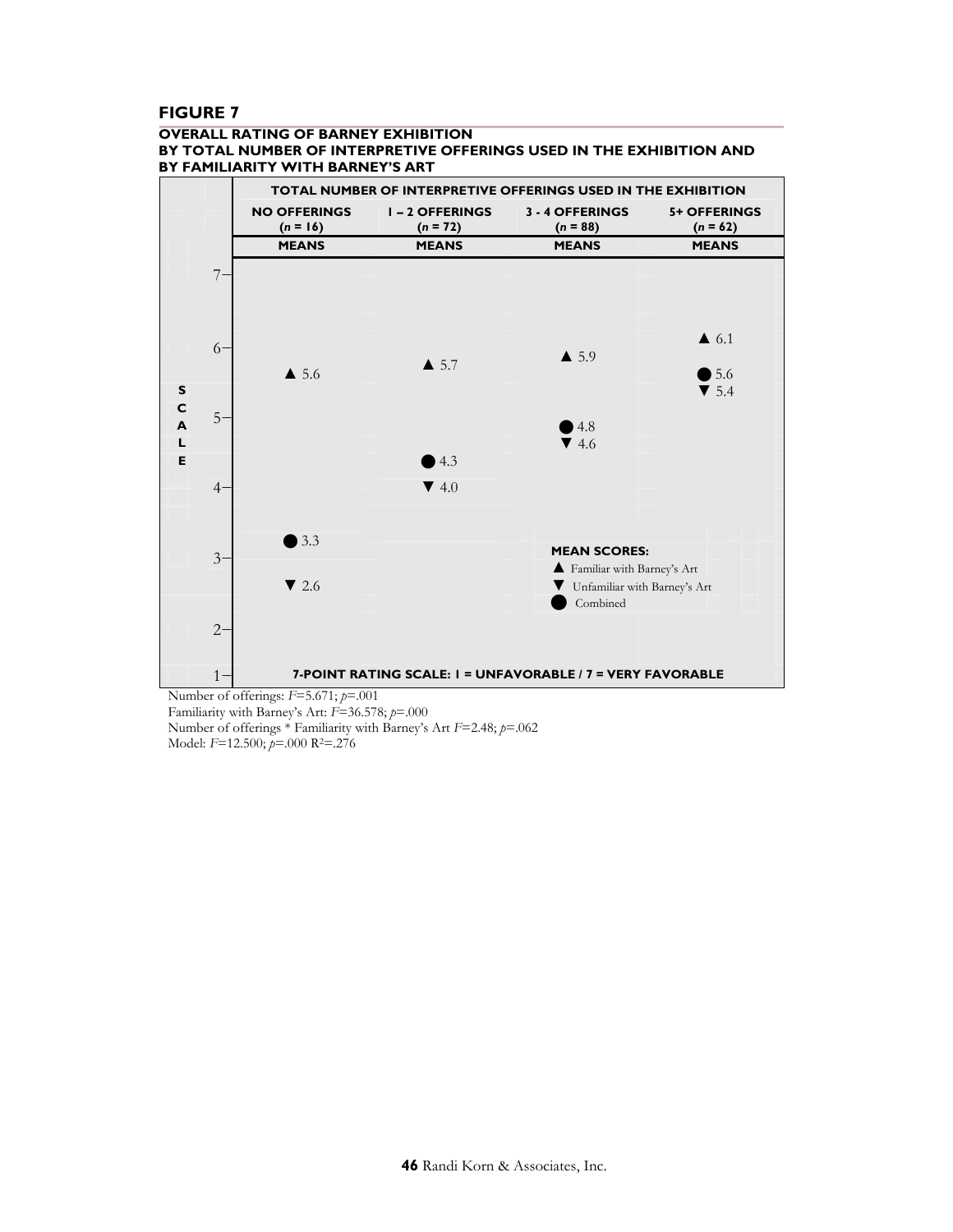## FIGURE 7

### OVERALL RATING OF BARNEY EXHIBITION BY TOTAL NUMBER OF INTERPRETIVE OFFERINGS USED IN THE EXHIBITION AND BY FAMILIARITY WITH BARNEY'S ART

| TOTAL NUMBER OF INTERPRETIVE OFFERINGS USED IN THE EXHIBITION | NO OFFERINGS ($n$ = 16) | 1 – 2 OFFERINGS ($n$ = 72) | 3 - 4 OFFERINGS ($n$ = 88) | 5+ OFFERINGS ($n$ = 62) |
|---|---|---|---|---|
| | MEANS | MEANS | MEANS | MEANS |
| ▲ Familiar with Barney's Art | 5.6 | 5.7 | 5.9 | 6.1 |
| ● Combined | 3.3 | 4.3 | 4.8 | 5.6 |
| ▼ Unfamiliar with Barney's Art | 2.6 | 4.0 | 4.6 | 5.4 |

7-POINT RATING SCALE: 1 = UNFAVORABLE / 7 = VERY FAVORABLE

Number of offerings: $F$=5.671; $p$=.001
Familiarity with Barney's Art: $F$=36.578; $p$=.000
Number of offerings * Familiarity with Barney's Art $F$=2.48; $p$=.062
Model: $F$=12.500; $p$=.000 $R^2$=.276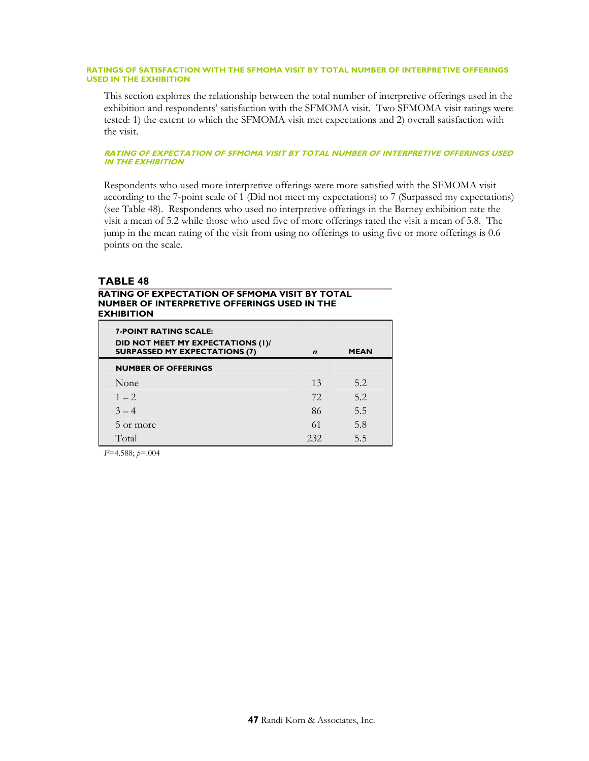### RATINGS OF SATISFACTION WITH THE SFMOMA VISIT BY TOTAL NUMBER OF INTERPRETIVE OFFERINGS USED IN THE EXHIBITION

This section explores the relationship between the total number of interpretive offerings used in the exhibition and respondents' satisfaction with the SFMOMA visit. Two SFMOMA visit ratings were tested: 1) the extent to which the SFMOMA visit met expectations and 2) overall satisfaction with the visit.

#### *RATING OF EXPECTATION OF SFMOMA VISIT BY TOTAL NUMBER OF INTERPRETIVE OFFERINGS USED IN THE EXHIBITION*

Respondents who used more interpretive offerings were more satisfied with the SFMOMA visit according to the 7-point scale of 1 (Did not meet my expectations) to 7 (Surpassed my expectations) (see Table 48). Respondents who used no interpretive offerings in the Barney exhibition rate the visit a mean of 5.2 while those who used five of more offerings rated the visit a mean of 5.8. The jump in the mean rating of the visit from using no offerings to using five or more offerings is 0.6 points on the scale.

**TABLE 48**

**RATING OF EXPECTATION OF SFMOMA VISIT BY TOTAL NUMBER OF INTERPRETIVE OFFERINGS USED IN THE EXHIBITION**

| 7-POINT RATING SCALE: DID NOT MEET MY EXPECTATIONS (1)/ SURPASSED MY EXPECTATIONS (7) | *n* | MEAN |
|---|---|---|
| **NUMBER OF OFFERINGS** | | |
| None | 13 | 5.2 |
| 1 – 2 | 72 | 5.2 |
| 3 – 4 | 86 | 5.5 |
| 5 or more | 61 | 5.8 |
| Total | 232 | 5.5 |

$F$=4.588; $p$=.004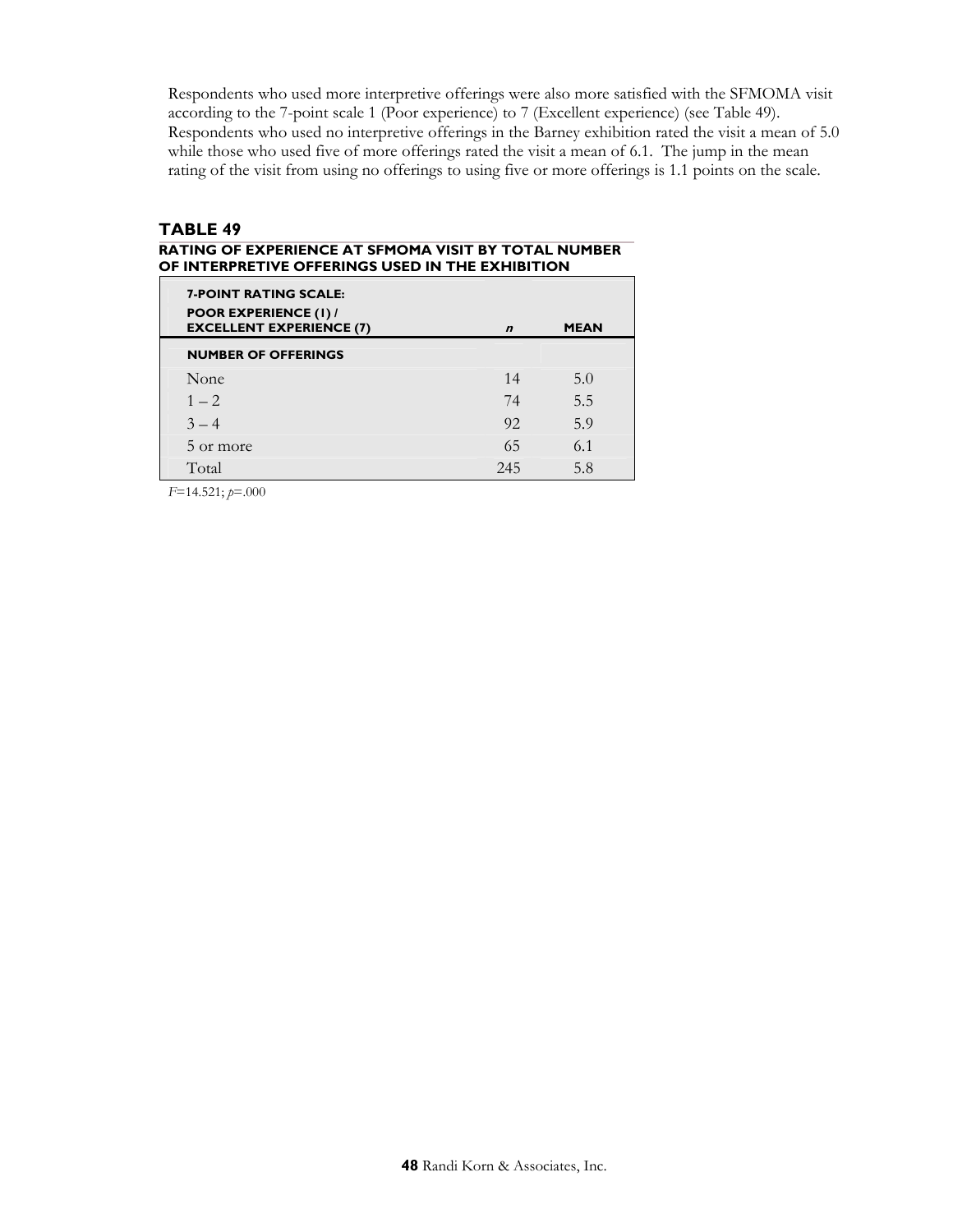Respondents who used more interpretive offerings were also more satisfied with the SFMOMA visit according to the 7-point scale 1 (Poor experience) to 7 (Excellent experience) (see Table 49). Respondents who used no interpretive offerings in the Barney exhibition rated the visit a mean of 5.0 while those who used five of more offerings rated the visit a mean of 6.1. The jump in the mean rating of the visit from using no offerings to using five or more offerings is 1.1 points on the scale.

## TABLE 49

**RATING OF EXPERIENCE AT SFMOMA VISIT BY TOTAL NUMBER OF INTERPRETIVE OFFERINGS USED IN THE EXHIBITION**

| 7-POINT RATING SCALE: POOR EXPERIENCE (1) / EXCELLENT EXPERIENCE (7) | *n* | MEAN |
|---|---|---|
| **NUMBER OF OFFERINGS** | | |
| None | 14 | 5.0 |
| 1 – 2 | 74 | 5.5 |
| 3 – 4 | 92 | 5.9 |
| 5 or more | 65 | 6.1 |
| Total | 245 | 5.8 |

$F$=14.521; $p$=.000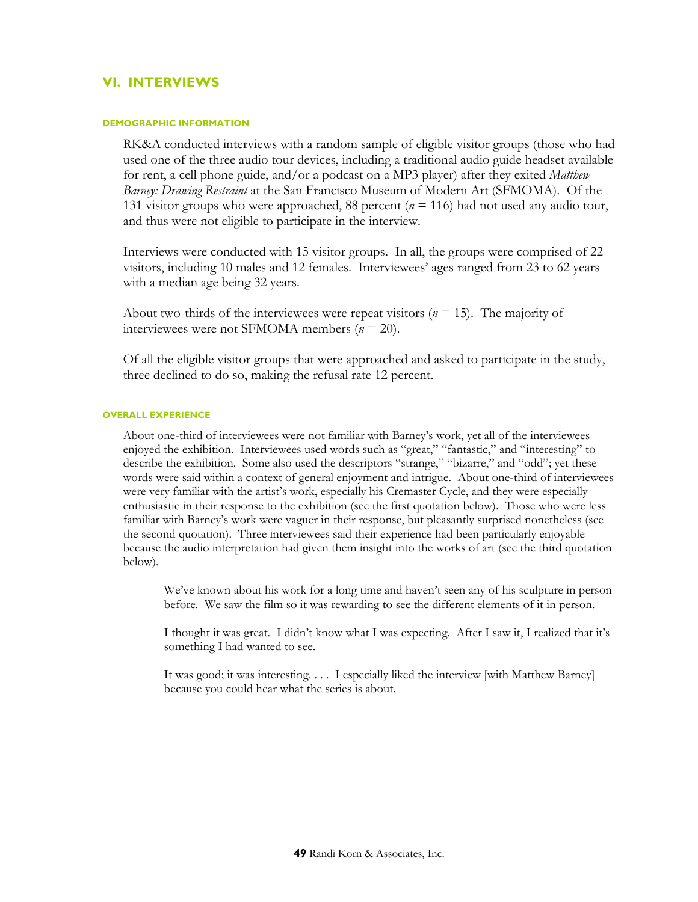# VI. INTERVIEWS

### DEMOGRAPHIC INFORMATION

RK&A conducted interviews with a random sample of eligible visitor groups (those who had used one of the three audio tour devices, including a traditional audio guide headset available for rent, a cell phone guide, and/or a podcast on a MP3 player) after they exited *Matthew Barney: Drawing Restraint* at the San Francisco Museum of Modern Art (SFMOMA). Of the 131 visitor groups who were approached, 88 percent ($n$ = 116) had not used any audio tour, and thus were not eligible to participate in the interview.

Interviews were conducted with 15 visitor groups. In all, the groups were comprised of 22 visitors, including 10 males and 12 females. Interviewees' ages ranged from 23 to 62 years with a median age being 32 years.

About two-thirds of the interviewees were repeat visitors ($n$ = 15). The majority of interviewees were not SFMOMA members ($n$ = 20).

Of all the eligible visitor groups that were approached and asked to participate in the study, three declined to do so, making the refusal rate 12 percent.

### OVERALL EXPERIENCE

About one-third of interviewees were not familiar with Barney's work, yet all of the interviewees enjoyed the exhibition. Interviewees used words such as "great," "fantastic," and "interesting" to describe the exhibition. Some also used the descriptors "strange," "bizarre," and "odd"; yet these words were said within a context of general enjoyment and intrigue. About one-third of interviewees were very familiar with the artist's work, especially his Cremaster Cycle, and they were especially enthusiastic in their response to the exhibition (see the first quotation below). Those who were less familiar with Barney's work were vaguer in their response, but pleasantly surprised nonetheless (see the second quotation). Three interviewees said their experience had been particularly enjoyable because the audio interpretation had given them insight into the works of art (see the third quotation below).

> We've known about his work for a long time and haven't seen any of his sculpture in person before. We saw the film so it was rewarding to see the different elements of it in person.
>
> I thought it was great. I didn't know what I was expecting. After I saw it, I realized that it's something I had wanted to see.
>
> It was good; it was interesting. . . . I especially liked the interview [with Matthew Barney] because you could hear what the series is about.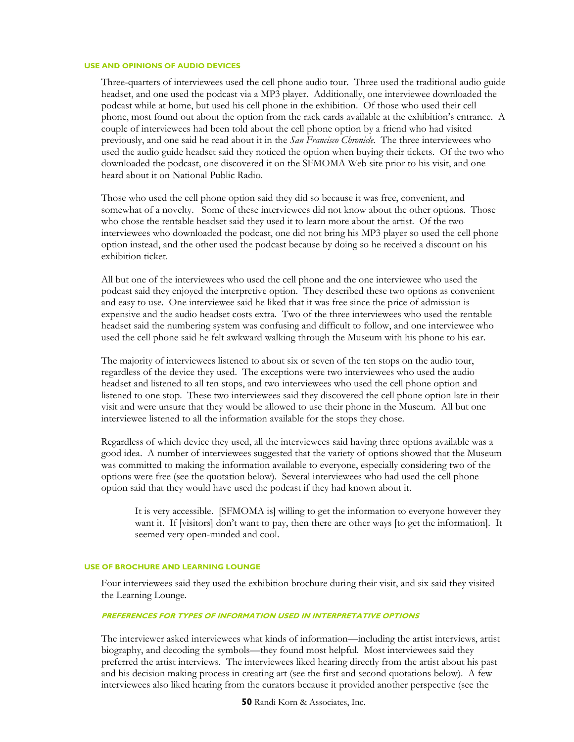### USE AND OPINIONS OF AUDIO DEVICES

Three-quarters of interviewees used the cell phone audio tour. Three used the traditional audio guide headset, and one used the podcast via a MP3 player. Additionally, one interviewee downloaded the podcast while at home, but used his cell phone in the exhibition. Of those who used their cell phone, most found out about the option from the rack cards available at the exhibition's entrance. A couple of interviewees had been told about the cell phone option by a friend who had visited previously, and one said he read about it in the *San Francisco Chronicle*. The three interviewees who used the audio guide headset said they noticed the option when buying their tickets. Of the two who downloaded the podcast, one discovered it on the SFMOMA Web site prior to his visit, and one heard about it on National Public Radio.

Those who used the cell phone option said they did so because it was free, convenient, and somewhat of a novelty. Some of these interviewees did not know about the other options. Those who chose the rentable headset said they used it to learn more about the artist. Of the two interviewees who downloaded the podcast, one did not bring his MP3 player so used the cell phone option instead, and the other used the podcast because by doing so he received a discount on his exhibition ticket.

All but one of the interviewees who used the cell phone and the one interviewee who used the podcast said they enjoyed the interpretive option. They described these two options as convenient and easy to use. One interviewee said he liked that it was free since the price of admission is expensive and the audio headset costs extra. Two of the three interviewees who used the rentable headset said the numbering system was confusing and difficult to follow, and one interviewee who used the cell phone said he felt awkward walking through the Museum with his phone to his ear.

The majority of interviewees listened to about six or seven of the ten stops on the audio tour, regardless of the device they used. The exceptions were two interviewees who used the audio headset and listened to all ten stops, and two interviewees who used the cell phone option and listened to one stop. These two interviewees said they discovered the cell phone option late in their visit and were unsure that they would be allowed to use their phone in the Museum. All but one interviewee listened to all the information available for the stops they chose.

Regardless of which device they used, all the interviewees said having three options available was a good idea. A number of interviewees suggested that the variety of options showed that the Museum was committed to making the information available to everyone, especially considering two of the options were free (see the quotation below). Several interviewees who had used the cell phone option said that they would have used the podcast if they had known about it.

> It is very accessible. [SFMOMA is] willing to get the information to everyone however they want it. If [visitors] don't want to pay, then there are other ways [to get the information]. It seemed very open-minded and cool.

### USE OF BROCHURE AND LEARNING LOUNGE

Four interviewees said they used the exhibition brochure during their visit, and six said they visited the Learning Lounge.

#### *PREFERENCES FOR TYPES OF INFORMATION USED IN INTERPRETATIVE OPTIONS*

The interviewer asked interviewees what kinds of information—including the artist interviews, artist biography, and decoding the symbols—they found most helpful. Most interviewees said they preferred the artist interviews. The interviewees liked hearing directly from the artist about his past and his decision making process in creating art (see the first and second quotations below). A few interviewees also liked hearing from the curators because it provided another perspective (see the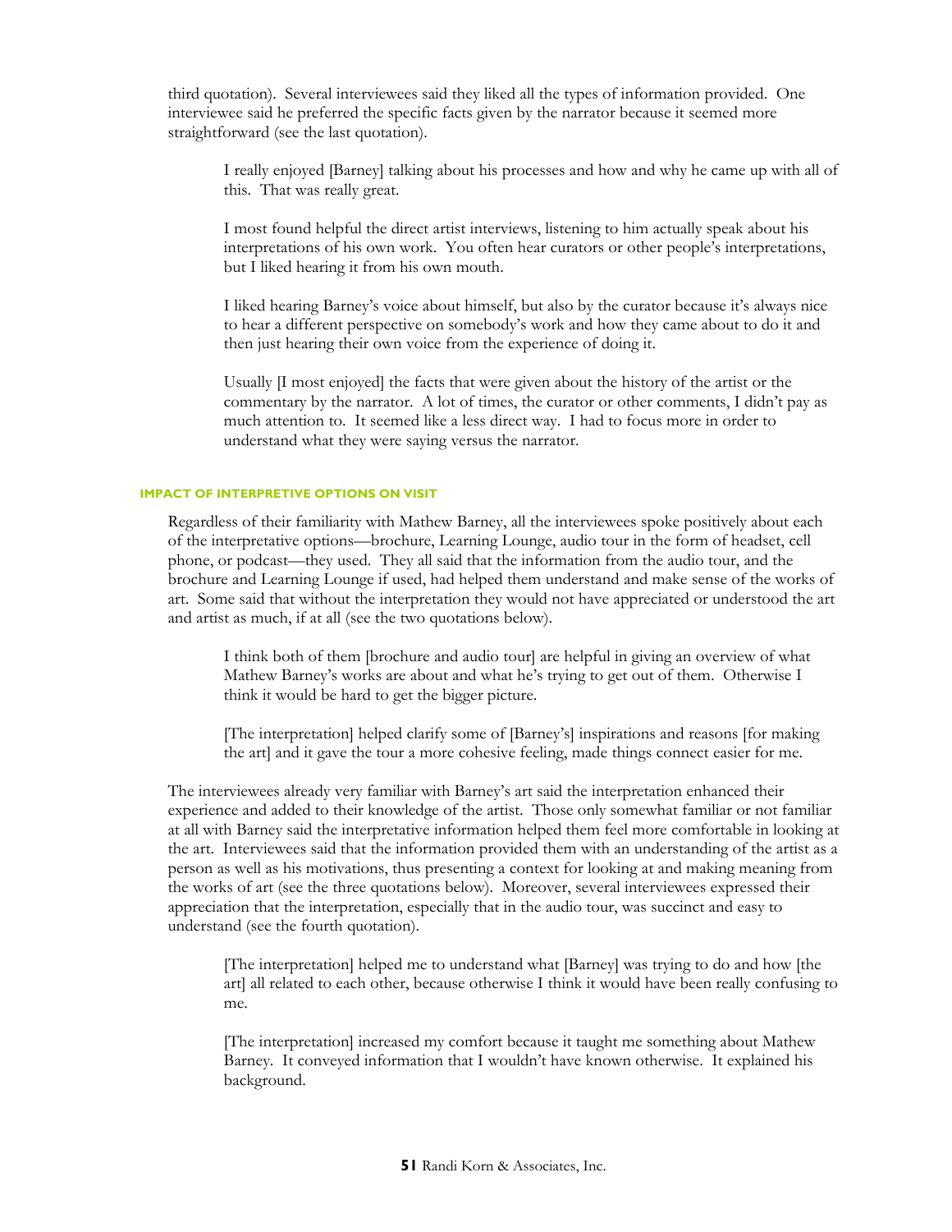third quotation). Several interviewees said they liked all the types of information provided. One interviewee said he preferred the specific facts given by the narrator because it seemed more straightforward (see the last quotation).

> I really enjoyed [Barney] talking about his processes and how and why he came up with all of this. That was really great.
>
> I most found helpful the direct artist interviews, listening to him actually speak about his interpretations of his own work. You often hear curators or other people's interpretations, but I liked hearing it from his own mouth.
>
> I liked hearing Barney's voice about himself, but also by the curator because it's always nice to hear a different perspective on somebody's work and how they came about to do it and then just hearing their own voice from the experience of doing it.
>
> Usually [I most enjoyed] the facts that were given about the history of the artist or the commentary by the narrator. A lot of times, the curator or other comments, I didn't pay as much attention to. It seemed like a less direct way. I had to focus more in order to understand what they were saying versus the narrator.

#### IMPACT OF INTERPRETIVE OPTIONS ON VISIT

Regardless of their familiarity with Mathew Barney, all the interviewees spoke positively about each of the interpretative options—brochure, Learning Lounge, audio tour in the form of headset, cell phone, or podcast—they used. They all said that the information from the audio tour, and the brochure and Learning Lounge if used, had helped them understand and make sense of the works of art. Some said that without the interpretation they would not have appreciated or understood the art and artist as much, if at all (see the two quotations below).

> I think both of them [brochure and audio tour] are helpful in giving an overview of what Mathew Barney's works are about and what he's trying to get out of them. Otherwise I think it would be hard to get the bigger picture.
>
> [The interpretation] helped clarify some of [Barney's] inspirations and reasons [for making the art] and it gave the tour a more cohesive feeling, made things connect easier for me.

The interviewees already very familiar with Barney's art said the interpretation enhanced their experience and added to their knowledge of the artist. Those only somewhat familiar or not familiar at all with Barney said the interpretative information helped them feel more comfortable in looking at the art. Interviewees said that the information provided them with an understanding of the artist as a person as well as his motivations, thus presenting a context for looking at and making meaning from the works of art (see the three quotations below). Moreover, several interviewees expressed their appreciation that the interpretation, especially that in the audio tour, was succinct and easy to understand (see the fourth quotation).

> [The interpretation] helped me to understand what [Barney] was trying to do and how [the art] all related to each other, because otherwise I think it would have been really confusing to me.
>
> [The interpretation] increased my comfort because it taught me something about Mathew Barney. It conveyed information that I wouldn't have known otherwise. It explained his background.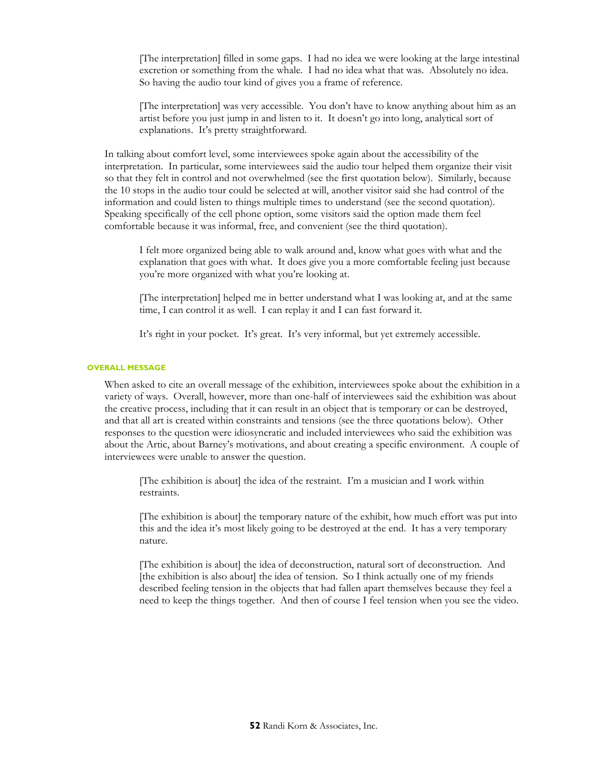> [The interpretation] filled in some gaps. I had no idea we were looking at the large intestinal excretion or something from the whale. I had no idea what that was. Absolutely no idea. So having the audio tour kind of gives you a frame of reference.

> [The interpretation] was very accessible. You don't have to know anything about him as an artist before you just jump in and listen to it. It doesn't go into long, analytical sort of explanations. It's pretty straightforward.

In talking about comfort level, some interviewees spoke again about the accessibility of the interpretation. In particular, some interviewees said the audio tour helped them organize their visit so that they felt in control and not overwhelmed (see the first quotation below). Similarly, because the 10 stops in the audio tour could be selected at will, another visitor said she had control of the information and could listen to things multiple times to understand (see the second quotation). Speaking specifically of the cell phone option, some visitors said the option made them feel comfortable because it was informal, free, and convenient (see the third quotation).

> I felt more organized being able to walk around and, know what goes with what and the explanation that goes with what. It does give you a more comfortable feeling just because you're more organized with what you're looking at.

> [The interpretation] helped me in better understand what I was looking at, and at the same time, I can control it as well. I can replay it and I can fast forward it.

> It's right in your pocket. It's great. It's very informal, but yet extremely accessible.

#### OVERALL MESSAGE

When asked to cite an overall message of the exhibition, interviewees spoke about the exhibition in a variety of ways. Overall, however, more than one-half of interviewees said the exhibition was about the creative process, including that it can result in an object that is temporary or can be destroyed, and that all art is created within constraints and tensions (see the three quotations below). Other responses to the question were idiosyncratic and included interviewees who said the exhibition was about the Artic, about Barney's motivations, and about creating a specific environment. A couple of interviewees were unable to answer the question.

> [The exhibition is about] the idea of the restraint. I'm a musician and I work within restraints.

> [The exhibition is about] the temporary nature of the exhibit, how much effort was put into this and the idea it's most likely going to be destroyed at the end. It has a very temporary nature.

> [The exhibition is about] the idea of deconstruction, natural sort of deconstruction. And [the exhibition is also about] the idea of tension. So I think actually one of my friends described feeling tension in the objects that had fallen apart themselves because they feel a need to keep the things together. And then of course I feel tension when you see the video.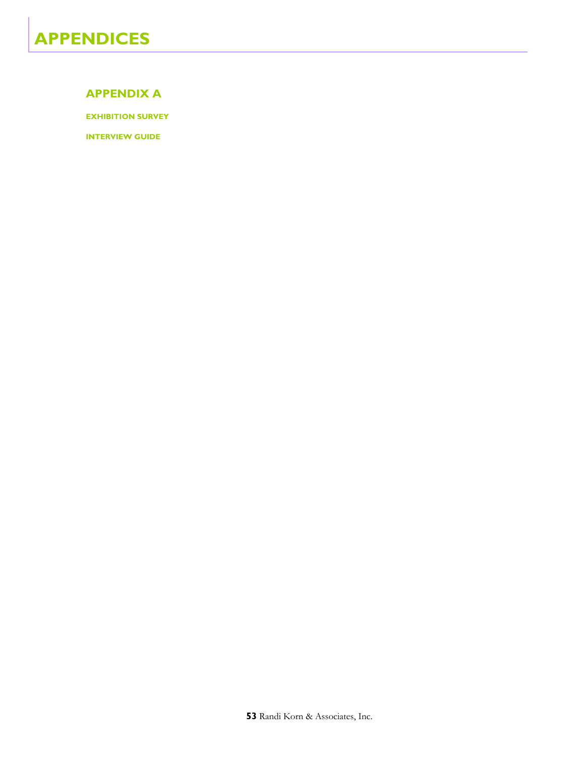# APPENDICES

## APPENDIX A

### EXHIBITION SURVEY

### INTERVIEW GUIDE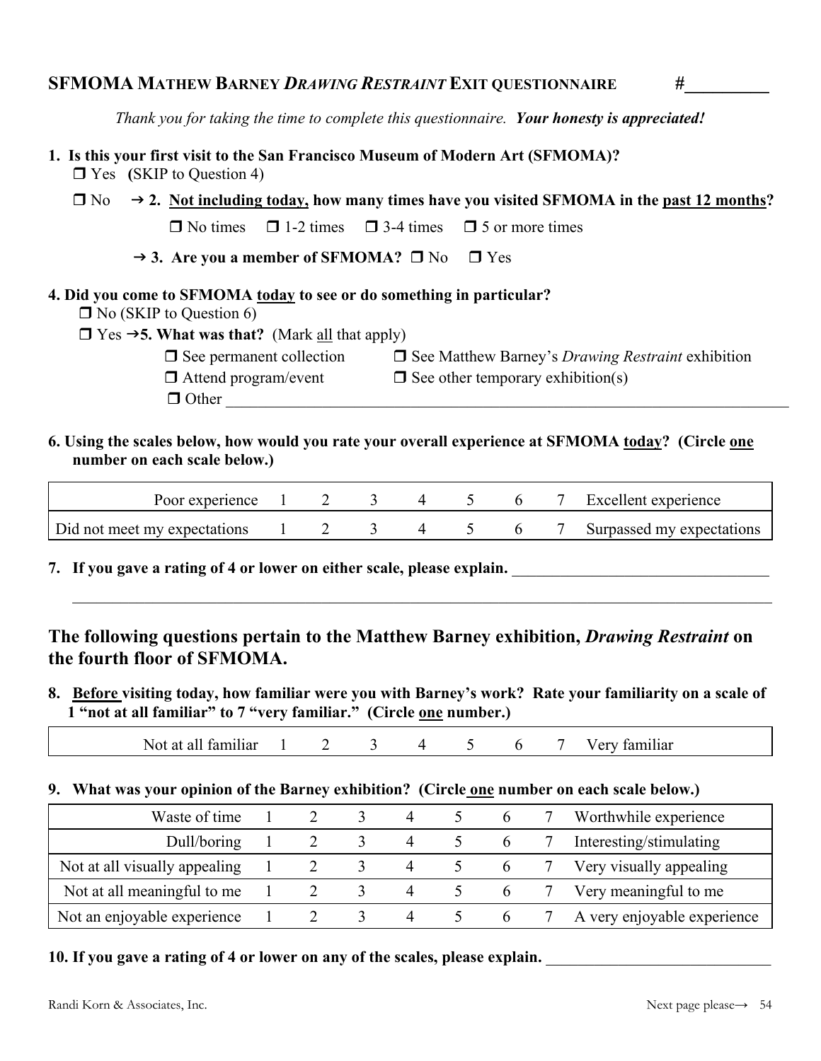## SFMOMA MATHEW BARNEY *DRAWING RESTRAINT* EXIT QUESTIONNAIRE #__________

*Thank you for taking the time to complete this questionnaire.* ***Your honesty is appreciated!***

**1. Is this your first visit to the San Francisco Museum of Modern Art (SFMOMA)?**

❒ Yes (SKIP to Question 4)

❒ No → **2. Not including today, how many times have you visited SFMOMA in the past 12 months?**

❒ No times ❒ 1-2 times ❒ 3-4 times ❒ 5 or more times

→ **3. Are you a member of SFMOMA?** ❒ No ❒ Yes

**4. Did you come to SFMOMA today to see or do something in particular?**

❒ No (SKIP to Question 6)

❒ Yes → **5. What was that?** (Mark all that apply)

❒ See permanent collection ❒ See Matthew Barney's *Drawing Restraint* exhibition

❒ Attend program/event ❒ See other temporary exhibition(s)

❒ Other ____________________________________________

**6. Using the scales below, how would you rate your overall experience at SFMOMA today? (Circle one number on each scale below.)**

| | | | | | | | | |
|---|---|---|---|---|---|---|---|---|
| Poor experience | 1 | 2 | 3 | 4 | 5 | 6 | 7 | Excellent experience |
| Did not meet my expectations | 1 | 2 | 3 | 4 | 5 | 6 | 7 | Surpassed my expectations |

**7. If you gave a rating of 4 or lower on either scale, please explain.** ____________________________________________

____________________________________________

## The following questions pertain to the Matthew Barney exhibition, *Drawing Restraint* on the fourth floor of SFMOMA.

**8. Before visiting today, how familiar were you with Barney's work? Rate your familiarity on a scale of 1 "not at all familiar" to 7 "very familiar." (Circle one number.)**

| | | | | | | | | |
|---|---|---|---|---|---|---|---|---|
| Not at all familiar | 1 | 2 | 3 | 4 | 5 | 6 | 7 | Very familiar |

**9. What was your opinion of the Barney exhibition? (Circle one number on each scale below.)**

| | | | | | | | | |
|---|---|---|---|---|---|---|---|---|
| Waste of time | 1 | 2 | 3 | 4 | 5 | 6 | 7 | Worthwhile experience |
| Dull/boring | 1 | 2 | 3 | 4 | 5 | 6 | 7 | Interesting/stimulating |
| Not at all visually appealing | 1 | 2 | 3 | 4 | 5 | 6 | 7 | Very visually appealing |
| Not at all meaningful to me | 1 | 2 | 3 | 4 | 5 | 6 | 7 | Very meaningful to me |
| Not an enjoyable experience | 1 | 2 | 3 | 4 | 5 | 6 | 7 | A very enjoyable experience |

**10. If you gave a rating of 4 or lower on any of the scales, please explain.** ____________________________________________

Randi Korn & Associates, Inc. Next page please→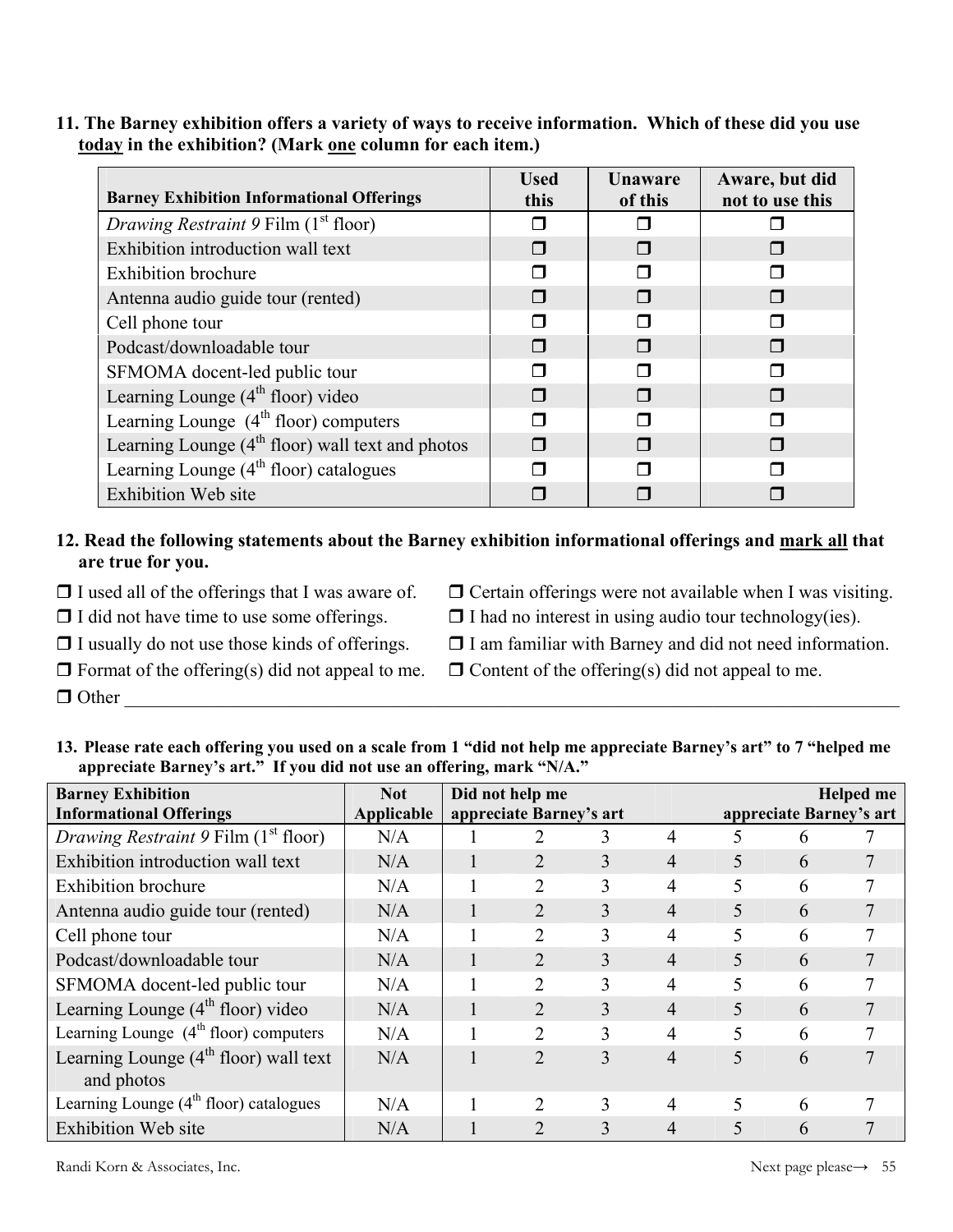**11. The Barney exhibition offers a variety of ways to receive information. Which of these did you use <u>today</u> in the exhibition? (Mark <u>one</u> column for each item.)**

| Barney Exhibition Informational Offerings | Used this | Unaware of this | Aware, but did not to use this |
|---|---|---|---|
| *Drawing Restraint 9* Film (1st floor) | ❒ | ❒ | ❒ |
| Exhibition introduction wall text | ❒ | ❒ | ❒ |
| Exhibition brochure | ❒ | ❒ | ❒ |
| Antenna audio guide tour (rented) | ❒ | ❒ | ❒ |
| Cell phone tour | ❒ | ❒ | ❒ |
| Podcast/downloadable tour | ❒ | ❒ | ❒ |
| SFMOMA docent-led public tour | ❒ | ❒ | ❒ |
| Learning Lounge (4th floor) video | ❒ | ❒ | ❒ |
| Learning Lounge (4th floor) computers | ❒ | ❒ | ❒ |
| Learning Lounge (4th floor) wall text and photos | ❒ | ❒ | ❒ |
| Learning Lounge (4th floor) catalogues | ❒ | ❒ | ❒ |
| Exhibition Web site | ❒ | ❒ | ❒ |

**12. Read the following statements about the Barney exhibition informational offerings and <u>mark all</u> that are true for you.**

❒ I used all of the offerings that I was aware of.
❒ I did not have time to use some offerings.
❒ I usually do not use those kinds of offerings.
❒ Format of the offering(s) did not appeal to me.
❒ Certain offerings were not available when I was visiting.
❒ I had no interest in using audio tour technology(ies).
❒ I am familiar with Barney and did not need information.
❒ Content of the offering(s) did not appeal to me.
❒ Other ___________________________________________________________________________

**13. Please rate each offering you used on a scale from 1 "did not help me appreciate Barney's art" to 7 "helped me appreciate Barney's art." If you did not use an offering, mark "N/A."**

| Barney Exhibition Informational Offerings | Not Applicable | Did not help me appreciate Barney's art | | | | | | Helped me appreciate Barney's art |
|---|---|---|---|---|---|---|---|---|
| *Drawing Restraint 9* Film (1st floor) | N/A | 1 | 2 | 3 | 4 | 5 | 6 | 7 |
| Exhibition introduction wall text | N/A | 1 | 2 | 3 | 4 | 5 | 6 | 7 |
| Exhibition brochure | N/A | 1 | 2 | 3 | 4 | 5 | 6 | 7 |
| Antenna audio guide tour (rented) | N/A | 1 | 2 | 3 | 4 | 5 | 6 | 7 |
| Cell phone tour | N/A | 1 | 2 | 3 | 4 | 5 | 6 | 7 |
| Podcast/downloadable tour | N/A | 1 | 2 | 3 | 4 | 5 | 6 | 7 |
| SFMOMA docent-led public tour | N/A | 1 | 2 | 3 | 4 | 5 | 6 | 7 |
| Learning Lounge (4th floor) video | N/A | 1 | 2 | 3 | 4 | 5 | 6 | 7 |
| Learning Lounge (4th floor) computers | N/A | 1 | 2 | 3 | 4 | 5 | 6 | 7 |
| Learning Lounge (4th floor) wall text and photos | N/A | 1 | 2 | 3 | 4 | 5 | 6 | 7 |
| Learning Lounge (4th floor) catalogues | N/A | 1 | 2 | 3 | 4 | 5 | 6 | 7 |
| Exhibition Web site | N/A | 1 | 2 | 3 | 4 | 5 | 6 | 7 |

Next page please→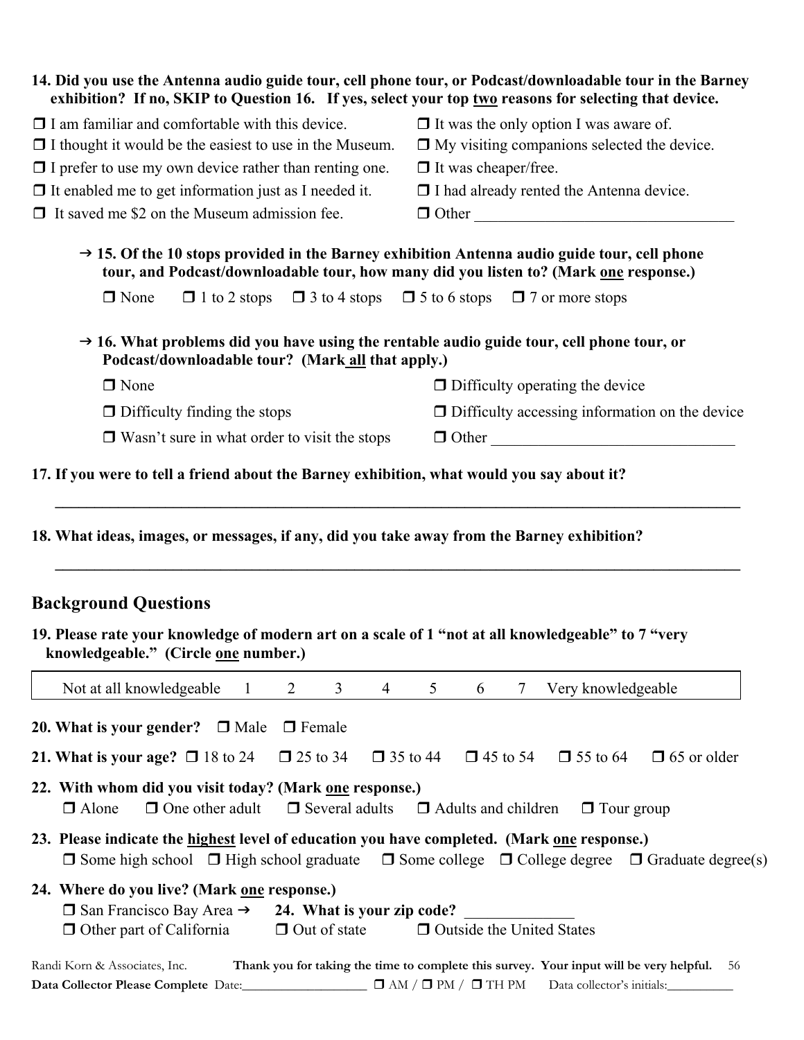**14. Did you use the Antenna audio guide tour, cell phone tour, or Podcast/downloadable tour in the Barney exhibition? If no, SKIP to Question 16. If yes, select your top two reasons for selecting that device.**

- ❒ I am familiar and comfortable with this device.
- ❒ I thought it would be the easiest to use in the Museum.
- ❒ I prefer to use my own device rather than renting one.
- ❒ It enabled me to get information just as I needed it.
- ❒ It saved me $2 on the Museum admission fee.
- ❒ It was the only option I was aware of.
- ❒ My visiting companions selected the device.
- ❒ It was cheaper/free.
- ❒ I had already rented the Antenna device.
- ❒ Other ________________________________

**→ 15. Of the 10 stops provided in the Barney exhibition Antenna audio guide tour, cell phone tour, and Podcast/downloadable tour, how many did you listen to? (Mark one response.)**

❒ None ❒ 1 to 2 stops ❒ 3 to 4 stops ❒ 5 to 6 stops ❒ 7 or more stops

**→ 16. What problems did you have using the rentable audio guide tour, cell phone tour, or Podcast/downloadable tour? (Mark all that apply.)**

- ❒ None
- ❒ Difficulty finding the stops
- ❒ Wasn't sure in what order to visit the stops
- ❒ Difficulty operating the device
- ❒ Difficulty accessing information on the device
- ❒ Other ________________________________

**17. If you were to tell a friend about the Barney exhibition, what would you say about it?**

______________________________________________________________________________

**18. What ideas, images, or messages, if any, did you take away from the Barney exhibition?**

______________________________________________________________________________

## Background Questions

**19. Please rate your knowledge of modern art on a scale of 1 "not at all knowledgeable" to 7 "very knowledgeable." (Circle one number.)**

| Not at all knowledgeable | 1 | 2 | 3 | 4 | 5 | 6 | 7 | Very knowledgeable |
|---|---|---|---|---|---|---|---|---|

**20. What is your gender?** ❒ Male ❒ Female

**21. What is your age?** ❒ 18 to 24 ❒ 25 to 34 ❒ 35 to 44 ❒ 45 to 54 ❒ 55 to 64 ❒ 65 or older

**22. With whom did you visit today? (Mark one response.)**

❒ Alone ❒ One other adult ❒ Several adults ❒ Adults and children ❒ Tour group

**23. Please indicate the highest level of education you have completed. (Mark one response.)**

❒ Some high school ❒ High school graduate ❒ Some college ❒ College degree ❒ Graduate degree(s)

**24. Where do you live? (Mark one response.)**

❒ San Francisco Bay Area → **24. What is your zip code?** ______________

❒ Other part of California ❒ Out of state ❒ Outside the United States

Randi Korn & Associates, Inc. **Thank you for taking the time to complete this survey. Your input will be very helpful.**

**Data Collector Please Complete** Date:__________________ ❒ AM / ❒ PM / ❒ TH PM Data collector's initials:__________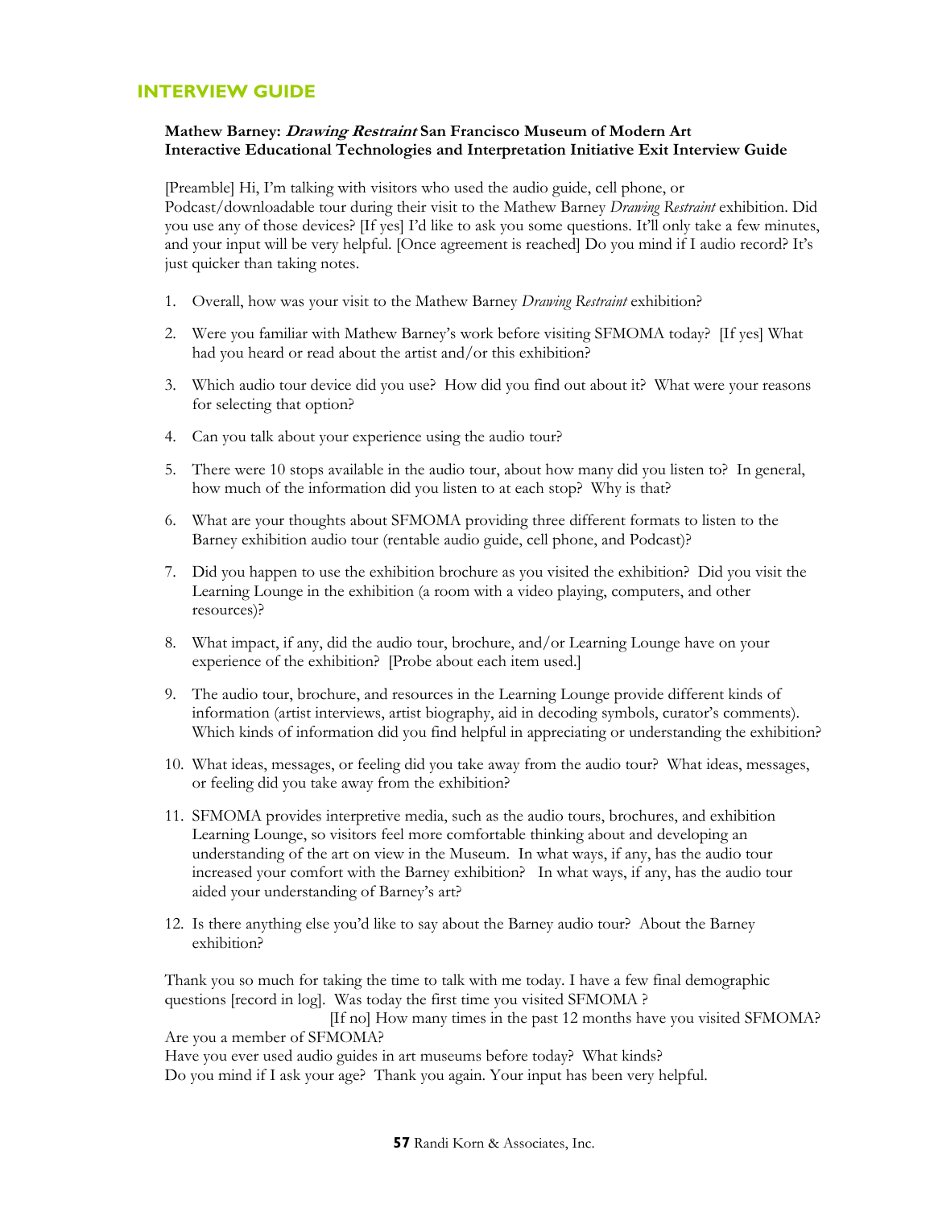## INTERVIEW GUIDE

**Mathew Barney: *Drawing Restraint* San Francisco Museum of Modern Art**
**Interactive Educational Technologies and Interpretation Initiative Exit Interview Guide**

[Preamble] Hi, I'm talking with visitors who used the audio guide, cell phone, or Podcast/downloadable tour during their visit to the Mathew Barney *Drawing Restraint* exhibition. Did you use any of those devices? [If yes] I'd like to ask you some questions. It'll only take a few minutes, and your input will be very helpful. [Once agreement is reached] Do you mind if I audio record? It's just quicker than taking notes.

1. Overall, how was your visit to the Mathew Barney *Drawing Restraint* exhibition?
2. Were you familiar with Mathew Barney's work before visiting SFMOMA today? [If yes] What had you heard or read about the artist and/or this exhibition?
3. Which audio tour device did you use? How did you find out about it? What were your reasons for selecting that option?
4. Can you talk about your experience using the audio tour?
5. There were 10 stops available in the audio tour, about how many did you listen to? In general, how much of the information did you listen to at each stop? Why is that?
6. What are your thoughts about SFMOMA providing three different formats to listen to the Barney exhibition audio tour (rentable audio guide, cell phone, and Podcast)?
7. Did you happen to use the exhibition brochure as you visited the exhibition? Did you visit the Learning Lounge in the exhibition (a room with a video playing, computers, and other resources)?
8. What impact, if any, did the audio tour, brochure, and/or Learning Lounge have on your experience of the exhibition? [Probe about each item used.]
9. The audio tour, brochure, and resources in the Learning Lounge provide different kinds of information (artist interviews, artist biography, aid in decoding symbols, curator's comments). Which kinds of information did you find helpful in appreciating or understanding the exhibition?
10. What ideas, messages, or feeling did you take away from the audio tour? What ideas, messages, or feeling did you take away from the exhibition?
11. SFMOMA provides interpretive media, such as the audio tours, brochures, and exhibition Learning Lounge, so visitors feel more comfortable thinking about and developing an understanding of the art on view in the Museum. In what ways, if any, has the audio tour increased your comfort with the Barney exhibition? In what ways, if any, has the audio tour aided your understanding of Barney's art?
12. Is there anything else you'd like to say about the Barney audio tour? About the Barney exhibition?

Thank you so much for taking the time to talk with me today. I have a few final demographic questions [record in log]. Was today the first time you visited SFMOMA ?
[If no] How many times in the past 12 months have you visited SFMOMA?
Are you a member of SFMOMA?
Have you ever used audio guides in art museums before today? What kinds?
Do you mind if I ask your age? Thank you again. Your input has been very helpful.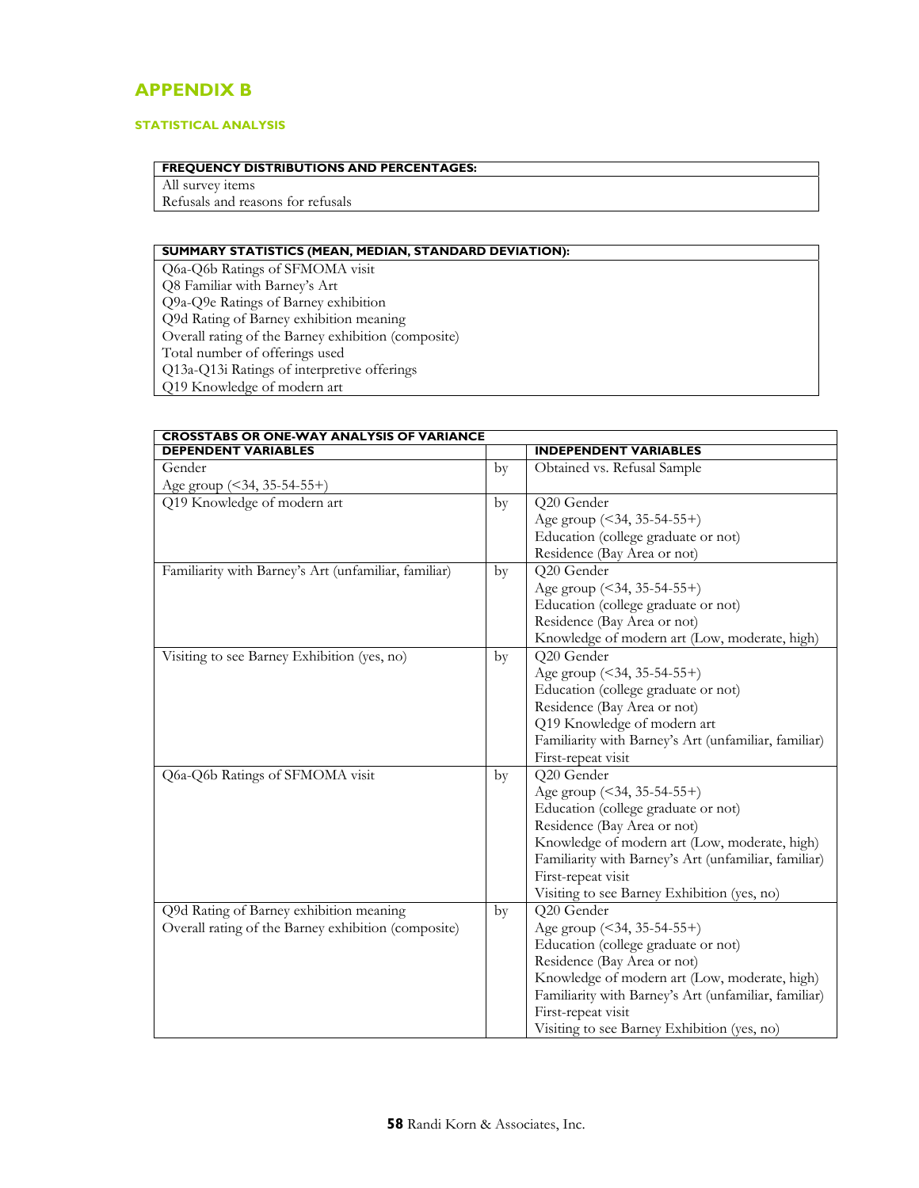## APPENDIX B

### STATISTICAL ANALYSIS

| FREQUENCY DISTRIBUTIONS AND PERCENTAGES: |
|---|
| All survey items |
| Refusals and reasons for refusals |

| SUMMARY STATISTICS (MEAN, MEDIAN, STANDARD DEVIATION): |
|---|
| Q6a-Q6b Ratings of SFMOMA visit |
| Q8 Familiar with Barney's Art |
| Q9a-Q9e Ratings of Barney exhibition |
| Q9d Rating of Barney exhibition meaning |
| Overall rating of the Barney exhibition (composite) |
| Total number of offerings used |
| Q13a-Q13i Ratings of interpretive offerings |
| Q19 Knowledge of modern art |

| CROSSTABS OR ONE-WAY ANALYSIS OF VARIANCE | | |
|---|---|---|
| **DEPENDENT VARIABLES** | | **INDEPENDENT VARIABLES** |
| Gender<br>Age group (<34, 35-54-55+) | by | Obtained vs. Refusal Sample |
| Q19 Knowledge of modern art | by | Q20 Gender<br>Age group (<34, 35-54-55+)<br>Education (college graduate or not)<br>Residence (Bay Area or not) |
| Familiarity with Barney's Art (unfamiliar, familiar) | by | Q20 Gender<br>Age group (<34, 35-54-55+)<br>Education (college graduate or not)<br>Residence (Bay Area or not)<br>Knowledge of modern art (Low, moderate, high) |
| Visiting to see Barney Exhibition (yes, no) | by | Q20 Gender<br>Age group (<34, 35-54-55+)<br>Education (college graduate or not)<br>Residence (Bay Area or not)<br>Q19 Knowledge of modern art<br>Familiarity with Barney's Art (unfamiliar, familiar)<br>First-repeat visit |
| Q6a-Q6b Ratings of SFMOMA visit | by | Q20 Gender<br>Age group (<34, 35-54-55+)<br>Education (college graduate or not)<br>Residence (Bay Area or not)<br>Knowledge of modern art (Low, moderate, high)<br>Familiarity with Barney's Art (unfamiliar, familiar)<br>First-repeat visit<br>Visiting to see Barney Exhibition (yes, no) |
| Q9d Rating of Barney exhibition meaning<br>Overall rating of the Barney exhibition (composite) | by | Q20 Gender<br>Age group (<34, 35-54-55+)<br>Education (college graduate or not)<br>Residence (Bay Area or not)<br>Knowledge of modern art (Low, moderate, high)<br>Familiarity with Barney's Art (unfamiliar, familiar)<br>First-repeat visit<br>Visiting to see Barney Exhibition (yes, no) |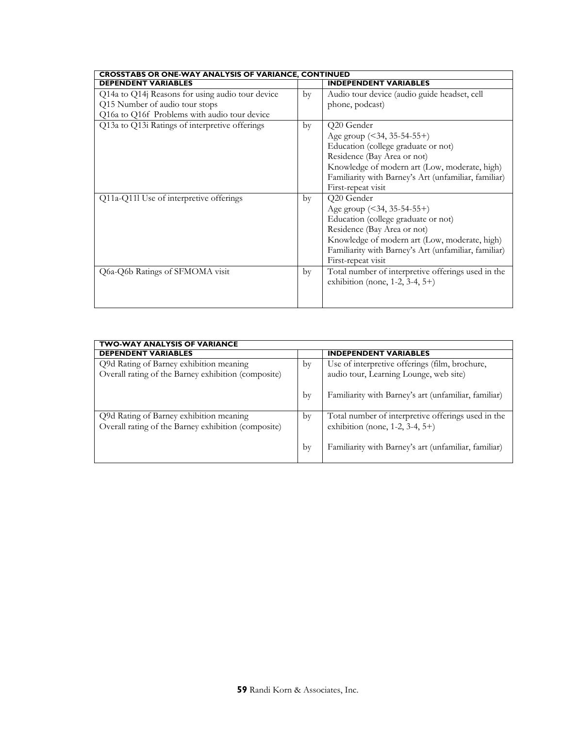| CROSSTABS OR ONE-WAY ANALYSIS OF VARIANCE, CONTINUED | | |
|---|---|---|
| **DEPENDENT VARIABLES** | | **INDEPENDENT VARIABLES** |
| Q14a to Q14j Reasons for using audio tour device<br>Q15 Number of audio tour stops<br>Q16a to Q16f Problems with audio tour device | by | Audio tour device (audio guide headset, cell phone, podcast) |
| Q13a to Q13i Ratings of interpretive offerings | by | Q20 Gender<br>Age group (<34, 35-54-55+)<br>Education (college graduate or not)<br>Residence (Bay Area or not)<br>Knowledge of modern art (Low, moderate, high)<br>Familiarity with Barney's Art (unfamiliar, familiar)<br>First-repeat visit |
| Q11a-Q11l Use of interpretive offerings | by | Q20 Gender<br>Age group (<34, 35-54-55+)<br>Education (college graduate or not)<br>Residence (Bay Area or not)<br>Knowledge of modern art (Low, moderate, high)<br>Familiarity with Barney's Art (unfamiliar, familiar)<br>First-repeat visit |
| Q6a-Q6b Ratings of SFMOMA visit | by | Total number of interpretive offerings used in the exhibition (none, 1-2, 3-4, 5+) |

| TWO-WAY ANALYSIS OF VARIANCE | | |
|---|---|---|
| **DEPENDENT VARIABLES** | | **INDEPENDENT VARIABLES** |
| Q9d Rating of Barney exhibition meaning<br>Overall rating of the Barney exhibition (composite) | by<br><br>by | Use of interpretive offerings (film, brochure, audio tour, Learning Lounge, web site)<br><br>Familiarity with Barney's art (unfamiliar, familiar) |
| Q9d Rating of Barney exhibition meaning<br>Overall rating of the Barney exhibition (composite) | by<br><br>by | Total number of interpretive offerings used in the exhibition (none, 1-2, 3-4, 5+)<br><br>Familiarity with Barney's art (unfamiliar, familiar) |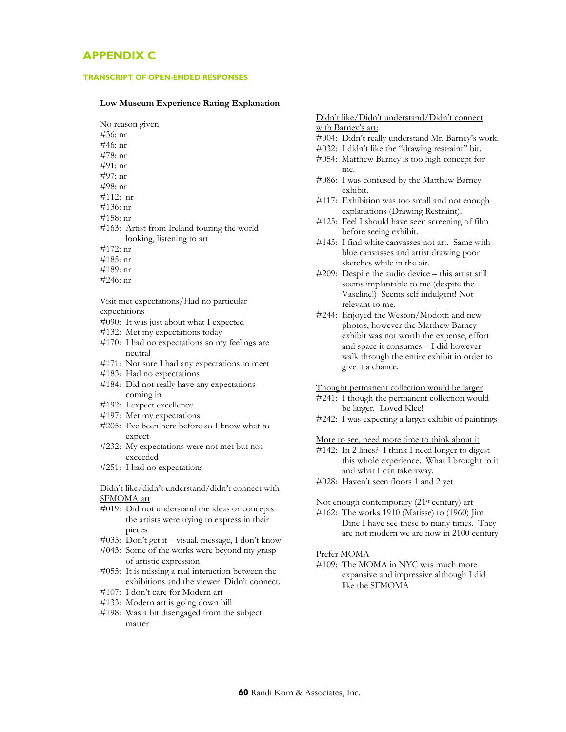# APPENDIX C

#### TRANSCRIPT OF OPEN-ENDED RESPONSES

**Low Museum Experience Rating Explanation**

No reason given

- #36: nr
- #46: nr
- #78: nr
- #91: nr
- #97: nr
- #98: nr
- #112: nr
- #136: nr
- #158: nr
- #163: Artist from Ireland touring the world looking, listening to art
- #172: nr
- #185: nr
- #189: nr
- #246: nr

Visit met expectations/Had no particular expectations

- #090: It was just about what I expected
- #132: Met my expectations today
- #170: I had no expectations so my feelings are neutral
- #171: Not sure I had any expectations to meet
- #183: Had no expectations
- #184: Did not really have any expectations coming in
- #192: I expect excellence
- #197: Met my expectations
- #205: I've been here before so I know what to expect
- #232: My expectations were not met but not exceeded
- #251: I had no expectations

Didn't like/didn't understand/didn't connect with SFMOMA art

- #019: Did not understand the ideas or concepts the artists were trying to express in their pieces
- #035: Don't get it – visual, message, I don't know
- #043: Some of the works were beyond my grasp of artistic expression
- #055: It is missing a real interaction between the exhibitions and the viewer Didn't connect.
- #107: I don't care for Modern art
- #133: Modern art is going down hill
- #198: Was a bit disengaged from the subject matter

Didn't like/Didn't understand/Didn't connect with Barney's art:

- #004: Didn't really understand Mr. Barney's work.
- #032: I didn't like the "drawing restraint" bit.
- #054: Matthew Barney is too high concept for me.
- #086: I was confused by the Matthew Barney exhibit.
- #117: Exhibition was too small and not enough explanations (Drawing Restraint).
- #125: Feel I should have seen screening of film before seeing exhibit.
- #145: I find white canvasses not art. Same with blue canvasses and artist drawing poor sketches while in the air.
- #209: Despite the audio device – this artist still seems implantable to me (despite the Vaseline!) Seems self indulgent! Not relevant to me.
- #244: Enjoyed the Weston/Modotti and new photos, however the Matthew Barney exhibit was not worth the expense, effort and space it consumes – I did however walk through the entire exhibit in order to give it a chance.

Thought permanent collection would be larger

- #241: I though the permanent collection would be larger. Loved Klee!
- #242: I was expecting a larger exhibit of paintings

More to see, need more time to think about it

- #142: In 2 lines? I think I need longer to digest this whole experience. What I brought to it and what I can take away.
- #028: Haven't seen floors 1 and 2 yet

Not enough contemporary (21st century) art

- #162: The works 1910 (Matisse) to (1960) Jim Dine I have see these to many times. They are not modern we are now in 2100 century

Prefer MOMA

- #109: The MOMA in NYC was much more expansive and impressive although I did like the SFMOMA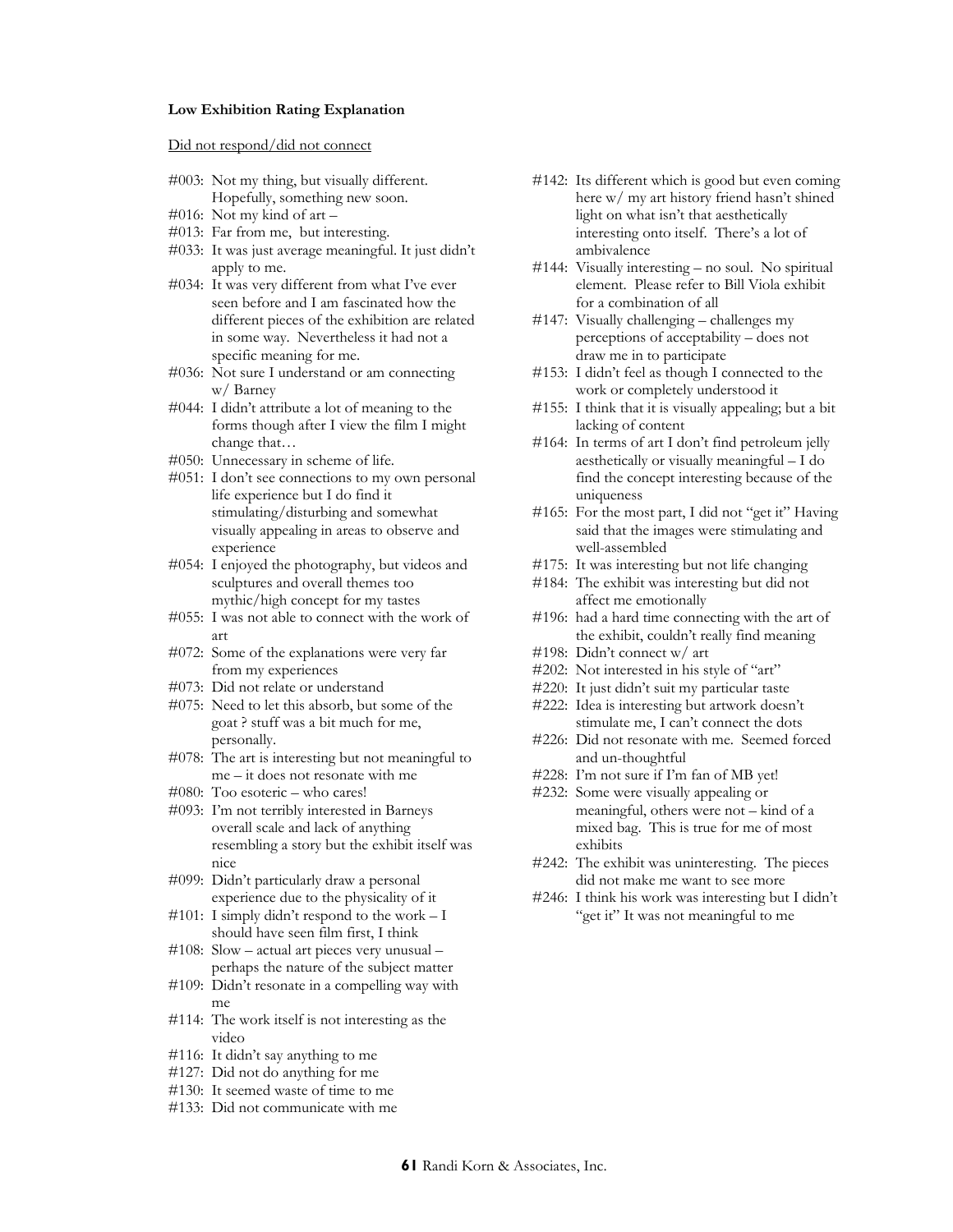**Low Exhibition Rating Explanation**

Did not respond/did not connect

#003: Not my thing, but visually different. Hopefully, something new soon.
#016: Not my kind of art –
#013: Far from me, but interesting.
#033: It was just average meaningful. It just didn't apply to me.
#034: It was very different from what I've ever seen before and I am fascinated how the different pieces of the exhibition are related in some way. Nevertheless it had not a specific meaning for me.
#036: Not sure I understand or am connecting w/ Barney
#044: I didn't attribute a lot of meaning to the forms though after I view the film I might change that…
#050: Unnecessary in scheme of life.
#051: I don't see connections to my own personal life experience but I do find it stimulating/disturbing and somewhat visually appealing in areas to observe and experience
#054: I enjoyed the photography, but videos and sculptures and overall themes too mythic/high concept for my tastes
#055: I was not able to connect with the work of art
#072: Some of the explanations were very far from my experiences
#073: Did not relate or understand
#075: Need to let this absorb, but some of the goat ? stuff was a bit much for me, personally.
#078: The art is interesting but not meaningful to me – it does not resonate with me
#080: Too esoteric – who cares!
#093: I'm not terribly interested in Barneys overall scale and lack of anything resembling a story but the exhibit itself was nice
#099: Didn't particularly draw a personal experience due to the physicality of it
#101: I simply didn't respond to the work – I should have seen film first, I think
#108: Slow – actual art pieces very unusual – perhaps the nature of the subject matter
#109: Didn't resonate in a compelling way with me
#114: The work itself is not interesting as the video
#116: It didn't say anything to me
#127: Did not do anything for me
#130: It seemed waste of time to me
#133: Did not communicate with me
#142: Its different which is good but even coming here w/ my art history friend hasn't shined light on what isn't that aesthetically interesting onto itself. There's a lot of ambivalence
#144: Visually interesting – no soul. No spiritual element. Please refer to Bill Viola exhibit for a combination of all
#147: Visually challenging – challenges my perceptions of acceptability – does not draw me in to participate
#153: I didn't feel as though I connected to the work or completely understood it
#155: I think that it is visually appealing; but a bit lacking of content
#164: In terms of art I don't find petroleum jelly aesthetically or visually meaningful – I do find the concept interesting because of the uniqueness
#165: For the most part, I did not "get it" Having said that the images were stimulating and well-assembled
#175: It was interesting but not life changing
#184: The exhibit was interesting but did not affect me emotionally
#196: had a hard time connecting with the art of the exhibit, couldn't really find meaning
#198: Didn't connect w/ art
#202: Not interested in his style of "art"
#220: It just didn't suit my particular taste
#222: Idea is interesting but artwork doesn't stimulate me, I can't connect the dots
#226: Did not resonate with me. Seemed forced and un-thoughtful
#228: I'm not sure if I'm fan of MB yet!
#232: Some were visually appealing or meaningful, others were not – kind of a mixed bag. This is true for me of most exhibits
#242: The exhibit was uninteresting. The pieces did not make me want to see more
#246: I think his work was interesting but I didn't "get it" It was not meaningful to me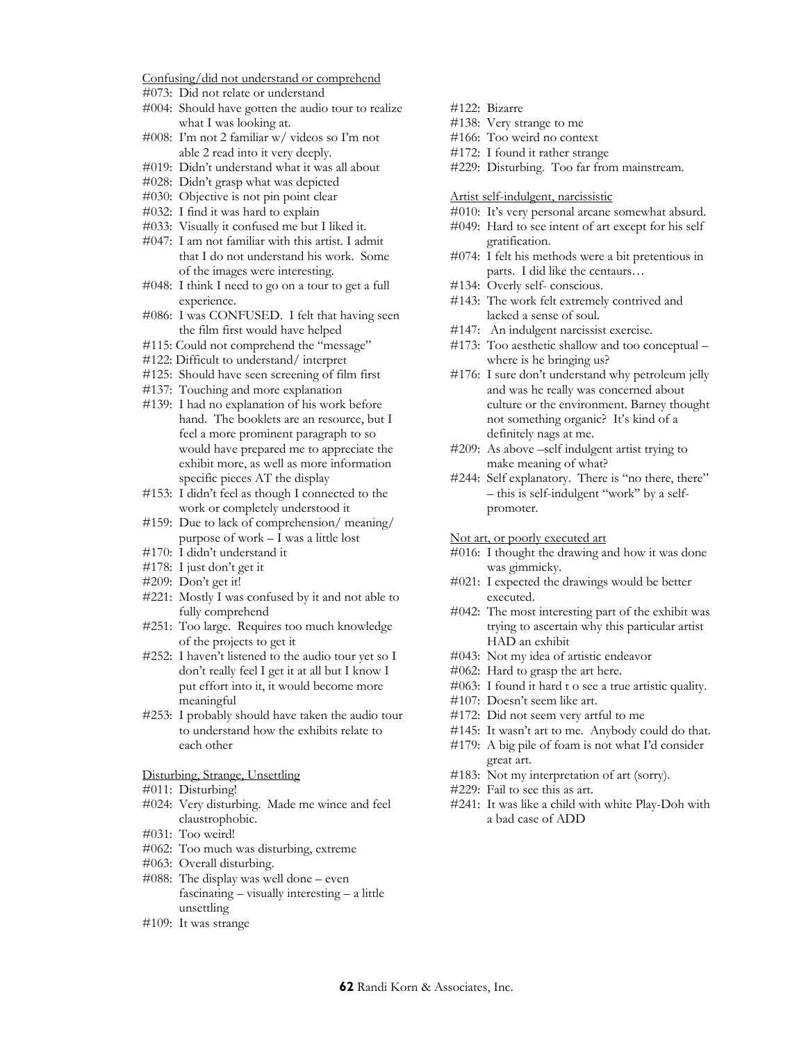Confusing/did not understand or comprehend

#073: Did not relate or understand

#004: Should have gotten the audio tour to realize what I was looking at.

#008: I'm not 2 familiar w/ videos so I'm not able 2 read into it very deeply.

#019: Didn't understand what it was all about

#028: Didn't grasp what was depicted

#030: Objective is not pin point clear

#032: I find it was hard to explain

#033: Visually it confused me but I liked it.

#047: I am not familiar with this artist. I admit that I do not understand his work. Some of the images were interesting.

#048: I think I need to go on a tour to get a full experience.

#086: I was CONFUSED. I felt that having seen the film first would have helped

#115: Could not comprehend the "message"

#122: Difficult to understand/ interpret

#125: Should have seen screening of film first

#137: Touching and more explanation

#139: I had no explanation of his work before hand. The booklets are an resource, but I feel a more prominent paragraph to so would have prepared me to appreciate the exhibit more, as well as more information specific pieces AT the display

#153: I didn't feel as though I connected to the work or completely understood it

#159: Due to lack of comprehension/ meaning/ purpose of work – I was a little lost

#170: I didn't understand it

#178: I just don't get it

#209: Don't get it!

#221: Mostly I was confused by it and not able to fully comprehend

#251: Too large. Requires too much knowledge of the projects to get it

#252: I haven't listened to the audio tour yet so I don't really feel I get it at all but I know I put effort into it, it would become more meaningful

#253: I probably should have taken the audio tour to understand how the exhibits relate to each other

Disturbing, Strange, Unsettling

#011: Disturbing!

#024: Very disturbing. Made me wince and feel claustrophobic.

#031: Too weird!

#062: Too much was disturbing, extreme

#063: Overall disturbing.

#088: The display was well done – even fascinating – visually interesting – a little unsettling

#109: It was strange

#122: Bizarre

#138: Very strange to me

#166: Too weird no context

#172: I found it rather strange

#229: Disturbing. Too far from mainstream.

Artist self-indulgent, narcissistic

#010: It's very personal arcane somewhat absurd.

#049: Hard to see intent of art except for his self gratification.

#074: I felt his methods were a bit pretentious in parts. I did like the centaurs…

#134: Overly self- conscious.

#143: The work felt extremely contrived and lacked a sense of soul.

#147: An indulgent narcissist exercise.

#173: Too aesthetic shallow and too conceptual – where is he bringing us?

#176: I sure don't understand why petroleum jelly and was he really was concerned about culture or the environment. Barney thought not something organic? It's kind of a definitely nags at me.

#209: As above –self indulgent artist trying to make meaning of what?

#244: Self explanatory. There is "no there, there" – this is self-indulgent "work" by a self-promoter.

Not art, or poorly executed art

#016: I thought the drawing and how it was done was gimmicky.

#021: I expected the drawings would be better executed.

#042: The most interesting part of the exhibit was trying to ascertain why this particular artist HAD an exhibit

#043: Not my idea of artistic endeavor

#062: Hard to grasp the art here.

#063: I found it hard t o see a true artistic quality.

#107: Doesn't seem like art.

#172: Did not seem very artful to me

#145: It wasn't art to me. Anybody could do that.

#179: A big pile of foam is not what I'd consider great art.

#183: Not my interpretation of art (sorry).

#229: Fail to see this as art.

#241: It was like a child with white Play-Doh with a bad case of ADD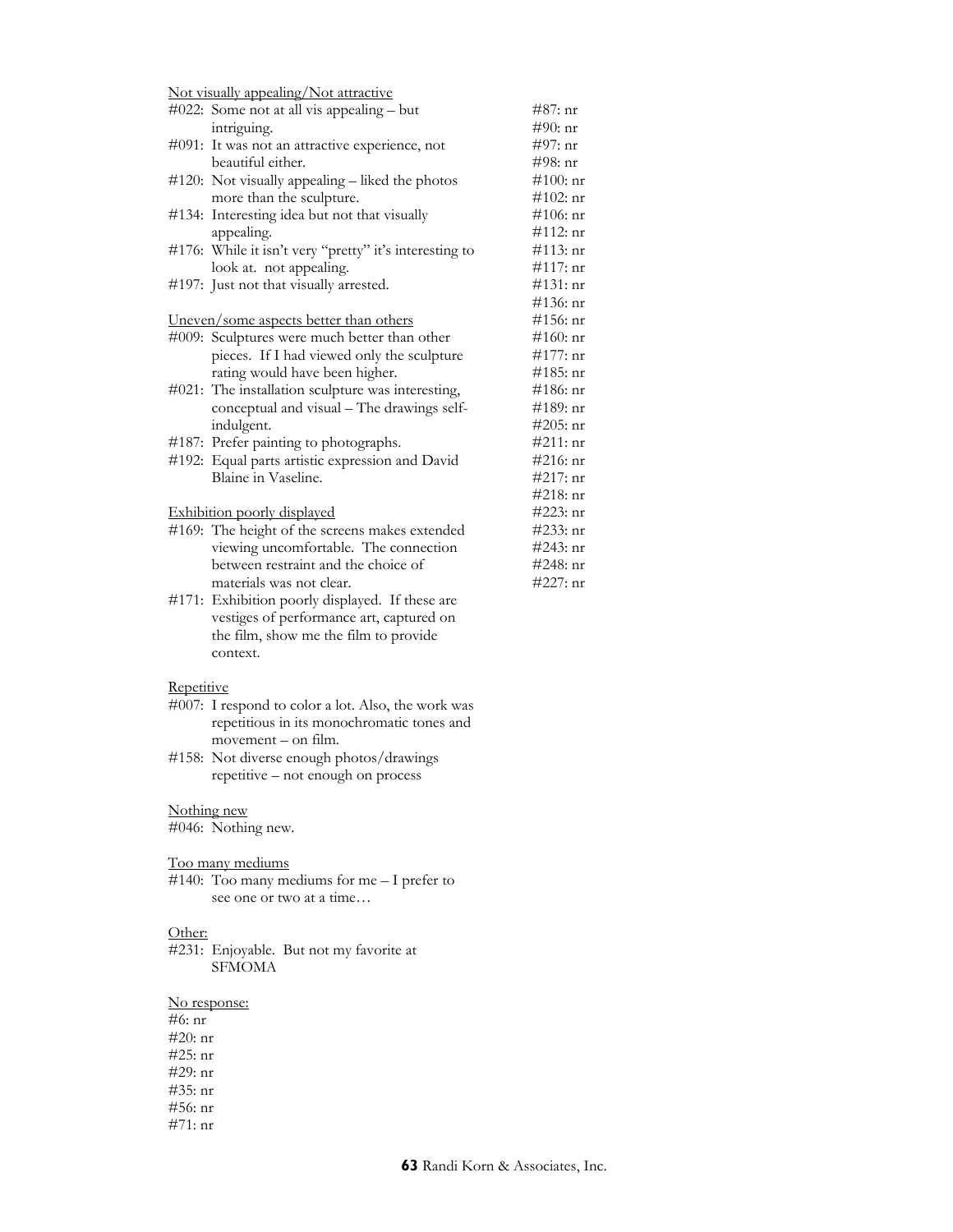Not visually appealing/Not attractive

#022: Some not at all vis appealing – but intriguing.

#091: It was not an attractive experience, not beautiful either.

#120: Not visually appealing – liked the photos more than the sculpture.

#134: Interesting idea but not that visually appealing.

#176: While it isn't very "pretty" it's interesting to look at. not appealing.

#197: Just not that visually arrested.

Uneven/some aspects better than others

#009: Sculptures were much better than other pieces. If I had viewed only the sculpture rating would have been higher.

#021: The installation sculpture was interesting, conceptual and visual – The drawings self-indulgent.

#187: Prefer painting to photographs.

#192: Equal parts artistic expression and David Blaine in Vaseline.

Exhibition poorly displayed

#169: The height of the screens makes extended viewing uncomfortable. The connection between restraint and the choice of materials was not clear.

#171: Exhibition poorly displayed. If these are vestiges of performance art, captured on the film, show me the film to provide context.

Repetitive

#007: I respond to color a lot. Also, the work was repetitious in its monochromatic tones and movement – on film.

#158: Not diverse enough photos/drawings repetitive – not enough on process

Nothing new

#046: Nothing new.

Too many mediums

#140: Too many mediums for me – I prefer to see one or two at a time…

Other:

#231: Enjoyable. But not my favorite at SFMOMA

No response:

#6: nr
#20: nr
#25: nr
#29: nr
#35: nr
#56: nr
#71: nr
#87: nr
#90: nr
#97: nr
#98: nr
#100: nr
#102: nr
#106: nr
#112: nr
#113: nr
#117: nr
#131: nr
#136: nr
#156: nr
#160: nr
#177: nr
#185: nr
#186: nr
#189: nr
#205: nr
#211: nr
#216: nr
#217: nr
#218: nr
#223: nr
#233: nr
#243: nr
#248: nr
#227: nr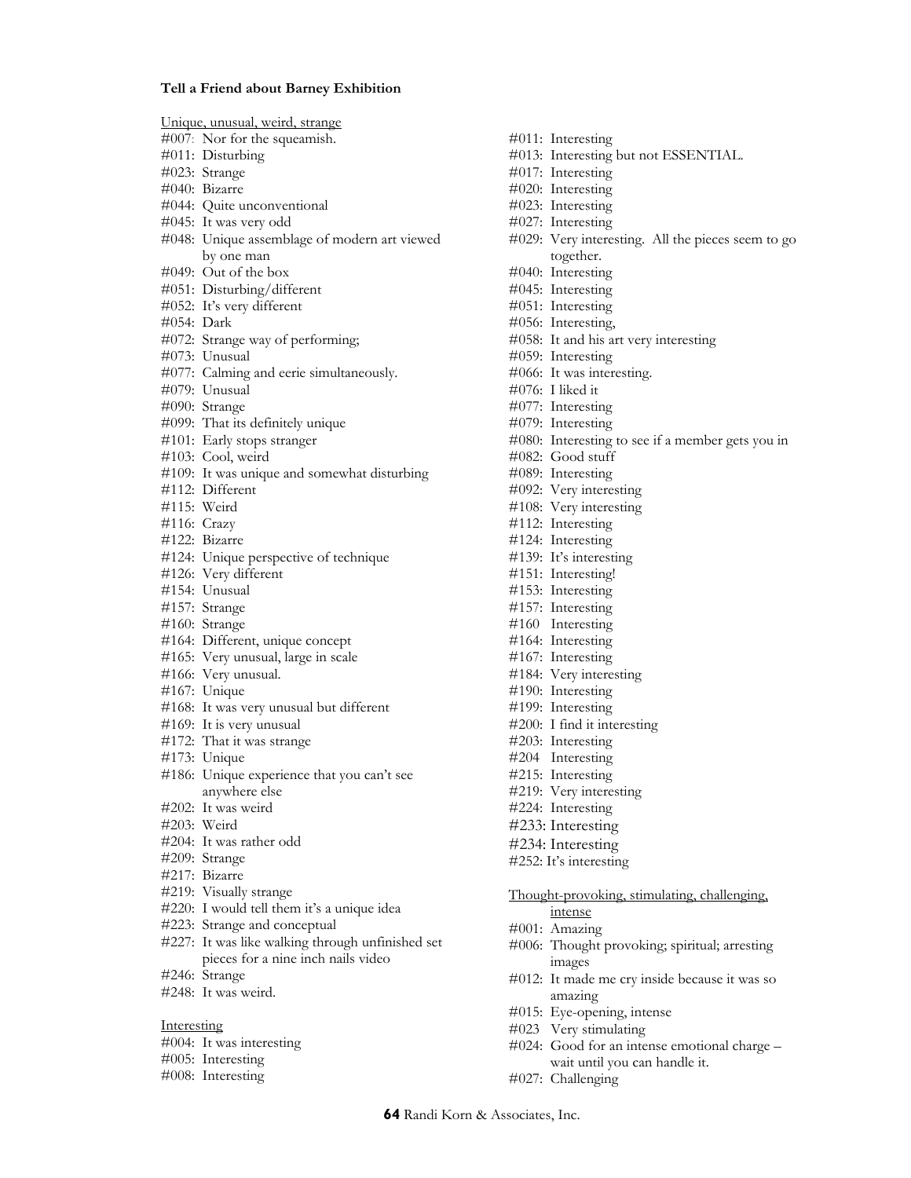**Tell a Friend about Barney Exhibition**

Unique, unusual, weird, strange

#007: Nor for the squeamish.
#011: Disturbing
#023: Strange
#040: Bizarre
#044: Quite unconventional
#045: It was very odd
#048: Unique assemblage of modern art viewed by one man
#049: Out of the box
#051: Disturbing/different
#052: It's very different
#054: Dark
#072: Strange way of performing;
#073: Unusual
#077: Calming and eerie simultaneously.
#079: Unusual
#090: Strange
#099: That its definitely unique
#101: Early stops stranger
#103: Cool, weird
#109: It was unique and somewhat disturbing
#112: Different
#115: Weird
#116: Crazy
#122: Bizarre
#124: Unique perspective of technique
#126: Very different
#154: Unusual
#157: Strange
#160: Strange
#164: Different, unique concept
#165: Very unusual, large in scale
#166: Very unusual.
#167: Unique
#168: It was very unusual but different
#169: It is very unusual
#172: That it was strange
#173: Unique
#186: Unique experience that you can't see anywhere else
#202: It was weird
#203: Weird
#204: It was rather odd
#209: Strange
#217: Bizarre
#219: Visually strange
#220: I would tell them it's a unique idea
#223: Strange and conceptual
#227: It was like walking through unfinished set pieces for a nine inch nails video
#246: Strange
#248: It was weird.

Interesting

#004: It was interesting
#005: Interesting
#008: Interesting
#011: Interesting
#013: Interesting but not ESSENTIAL.
#017: Interesting
#020: Interesting
#023: Interesting
#027: Interesting
#029: Very interesting. All the pieces seem to go together.
#040: Interesting
#045: Interesting
#051: Interesting
#056: Interesting,
#058: It and his art very interesting
#059: Interesting
#066: It was interesting.
#076: I liked it
#077: Interesting
#079: Interesting
#080: Interesting to see if a member gets you in
#082: Good stuff
#089: Interesting
#092: Very interesting
#108: Very interesting
#112: Interesting
#124: Interesting
#139: It's interesting
#151: Interesting!
#153: Interesting
#157: Interesting
#160 Interesting
#164: Interesting
#167: Interesting
#184: Very interesting
#190: Interesting
#199: Interesting
#200: I find it interesting
#203: Interesting
#204 Interesting
#215: Interesting
#219: Very interesting
#224: Interesting
#233: Interesting
#234: Interesting
#252: It's interesting

Thought-provoking, stimulating, challenging, intense

#001: Amazing
#006: Thought provoking; spiritual; arresting images
#012: It made me cry inside because it was so amazing
#015: Eye-opening, intense
#023 Very stimulating
#024: Good for an intense emotional charge – wait until you can handle it.
#027: Challenging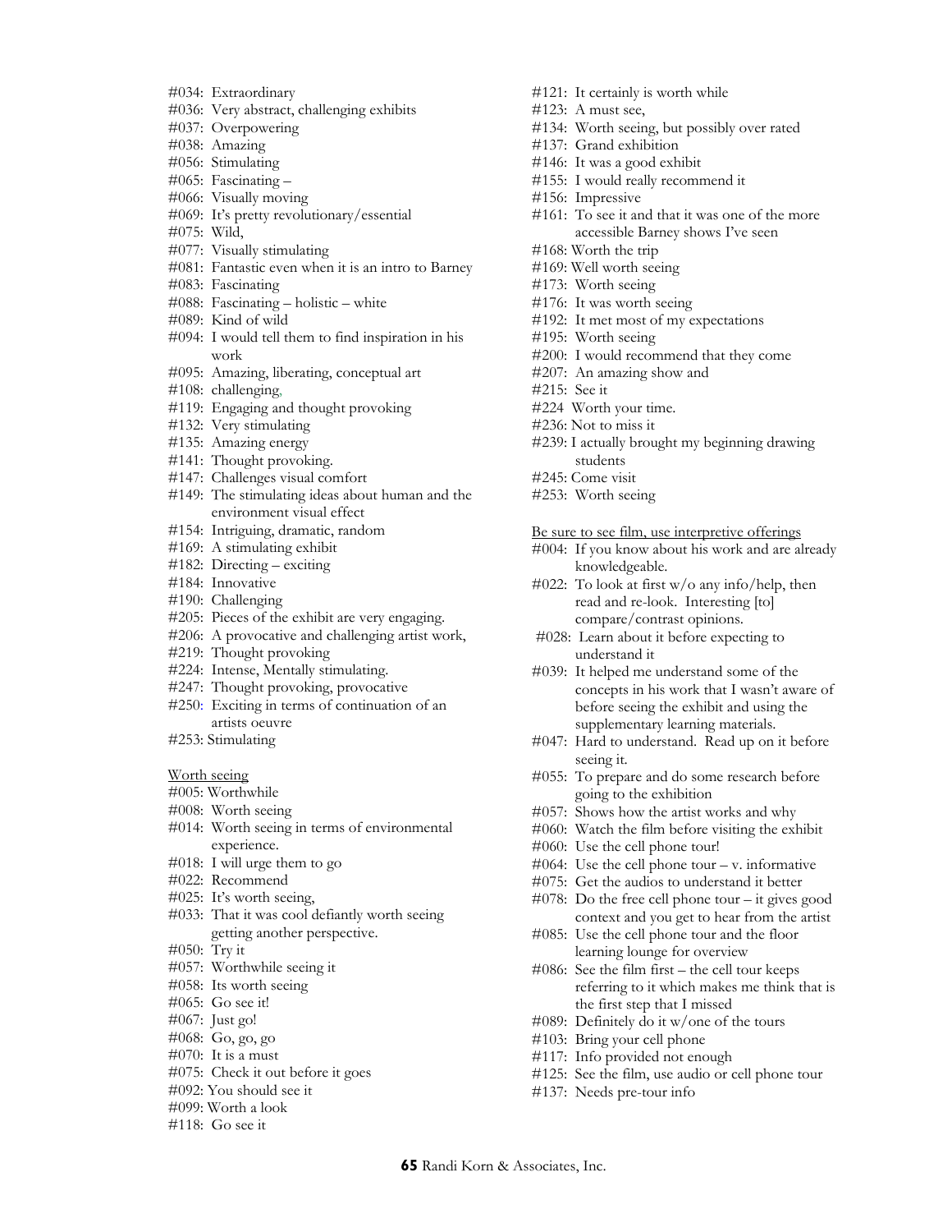#034: Extraordinary
#036: Very abstract, challenging exhibits
#037: Overpowering
#038: Amazing
#056: Stimulating
#065: Fascinating –
#066: Visually moving
#069: It's pretty revolutionary/essential
#075: Wild,
#077: Visually stimulating
#081: Fantastic even when it is an intro to Barney
#083: Fascinating
#088: Fascinating – holistic – white
#089: Kind of wild
#094: I would tell them to find inspiration in his work
#095: Amazing, liberating, conceptual art
#108: challenging,
#119: Engaging and thought provoking
#132: Very stimulating
#135: Amazing energy
#141: Thought provoking.
#147: Challenges visual comfort
#149: The stimulating ideas about human and the environment visual effect
#154: Intriguing, dramatic, random
#169: A stimulating exhibit
#182: Directing – exciting
#184: Innovative
#190: Challenging
#205: Pieces of the exhibit are very engaging.
#206: A provocative and challenging artist work,
#219: Thought provoking
#224: Intense, Mentally stimulating.
#247: Thought provoking, provocative
#250: Exciting in terms of continuation of an artists oeuvre
#253: Stimulating

<u>Worth seeing</u>
#005: Worthwhile
#008: Worth seeing
#014: Worth seeing in terms of environmental experience.
#018: I will urge them to go
#022: Recommend
#025: It's worth seeing,
#033: That it was cool defiantly worth seeing getting another perspective.
#050: Try it
#057: Worthwhile seeing it
#058: Its worth seeing
#065: Go see it!
#067: Just go!
#068: Go, go, go
#070: It is a must
#075: Check it out before it goes
#092: You should see it
#099: Worth a look
#118: Go see it
#121: It certainly is worth while
#123: A must see,
#134: Worth seeing, but possibly over rated
#137: Grand exhibition
#146: It was a good exhibit
#155: I would really recommend it
#156: Impressive
#161: To see it and that it was one of the more accessible Barney shows I've seen
#168: Worth the trip
#169: Well worth seeing
#173: Worth seeing
#176: It was worth seeing
#192: It met most of my expectations
#195: Worth seeing
#200: I would recommend that they come
#207: An amazing show and
#215: See it
#224 Worth your time.
#236: Not to miss it
#239: I actually brought my beginning drawing students
#245: Come visit
#253: Worth seeing

<u>Be sure to see film, use interpretive offerings</u>
#004: If you know about his work and are already knowledgeable.
#022: To look at first w/o any info/help, then read and re-look. Interesting [to] compare/contrast opinions.
#028: Learn about it before expecting to understand it
#039: It helped me understand some of the concepts in his work that I wasn't aware of before seeing the exhibit and using the supplementary learning materials.
#047: Hard to understand. Read up on it before seeing it.
#055: To prepare and do some research before going to the exhibition
#057: Shows how the artist works and why
#060: Watch the film before visiting the exhibit
#060: Use the cell phone tour!
#064: Use the cell phone tour – v. informative
#075: Get the audios to understand it better
#078: Do the free cell phone tour – it gives good context and you get to hear from the artist
#085: Use the cell phone tour and the floor learning lounge for overview
#086: See the film first – the cell tour keeps referring to it which makes me think that is the first step that I missed
#089: Definitely do it w/one of the tours
#103: Bring your cell phone
#117: Info provided not enough
#125: See the film, use audio or cell phone tour
#137: Needs pre-tour info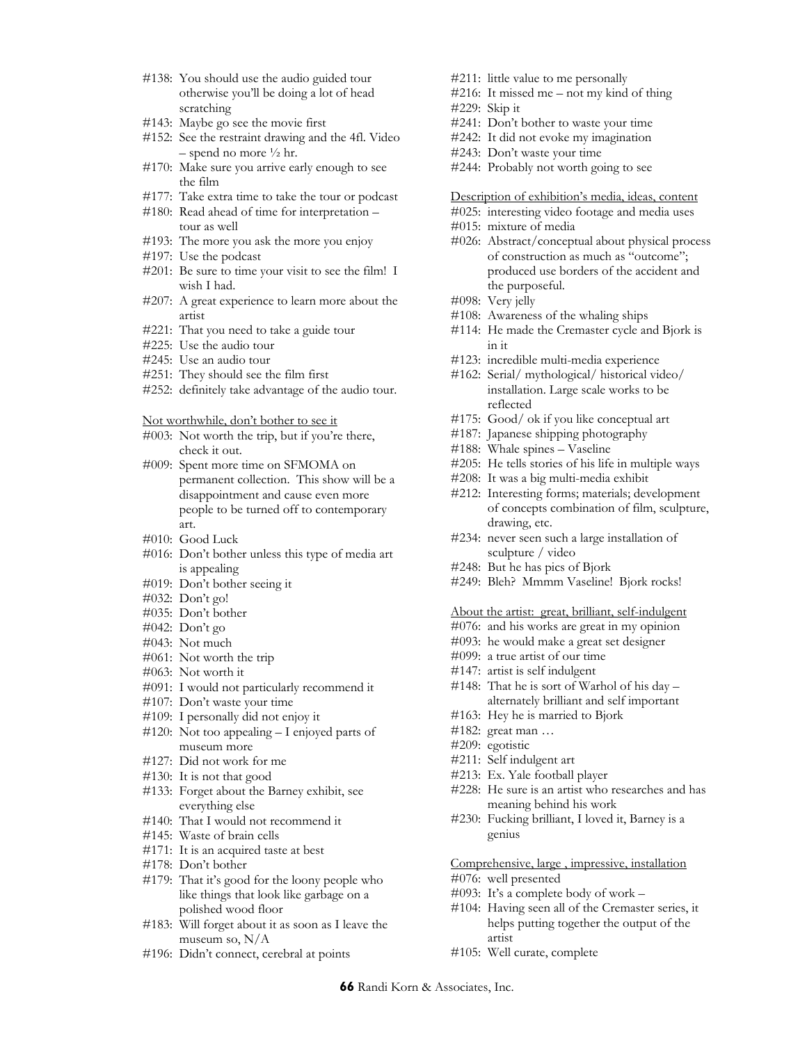#138: You should use the audio guided tour otherwise you'll be doing a lot of head scratching
#143: Maybe go see the movie first
#152: See the restraint drawing and the 4fl. Video – spend no more ½ hr.
#170: Make sure you arrive early enough to see the film
#177: Take extra time to take the tour or podcast
#180: Read ahead of time for interpretation – tour as well
#193: The more you ask the more you enjoy
#197: Use the podcast
#201: Be sure to time your visit to see the film! I wish I had.
#207: A great experience to learn more about the artist
#221: That you need to take a guide tour
#225: Use the audio tour
#245: Use an audio tour
#251: They should see the film first
#252: definitely take advantage of the audio tour.

Not worthwhile, don't bother to see it

#003: Not worth the trip, but if you're there, check it out.
#009: Spent more time on SFMOMA on permanent collection. This show will be a disappointment and cause even more people to be turned off to contemporary art.
#010: Good Luck
#016: Don't bother unless this type of media art is appealing
#019: Don't bother seeing it
#032: Don't go!
#035: Don't bother
#042: Don't go
#043: Not much
#061: Not worth the trip
#063: Not worth it
#091: I would not particularly recommend it
#107: Don't waste your time
#109: I personally did not enjoy it
#120: Not too appealing – I enjoyed parts of museum more
#127: Did not work for me
#130: It is not that good
#133: Forget about the Barney exhibit, see everything else
#140: That I would not recommend it
#145: Waste of brain cells
#171: It is an acquired taste at best
#178: Don't bother
#179: That it's good for the loony people who like things that look like garbage on a polished wood floor
#183: Will forget about it as soon as I leave the museum so, N/A
#196: Didn't connect, cerebral at points
#211: little value to me personally
#216: It missed me – not my kind of thing
#229: Skip it
#241: Don't bother to waste your time
#242: It did not evoke my imagination
#243: Don't waste your time
#244: Probably not worth going to see

Description of exhibition's media, ideas, content

#025: interesting video footage and media uses
#015: mixture of media
#026: Abstract/conceptual about physical process of construction as much as "outcome"; produced use borders of the accident and the purposeful.
#098: Very jelly
#108: Awareness of the whaling ships
#114: He made the Cremaster cycle and Bjork is in it
#123: incredible multi-media experience
#162: Serial/ mythological/ historical video/ installation. Large scale works to be reflected
#175: Good/ ok if you like conceptual art
#187: Japanese shipping photography
#188: Whale spines – Vaseline
#205: He tells stories of his life in multiple ways
#208: It was a big multi-media exhibit
#212: Interesting forms; materials; development of concepts combination of film, sculpture, drawing, etc.
#234: never seen such a large installation of sculpture / video
#248: But he has pics of Bjork
#249: Bleh? Mmmm Vaseline! Bjork rocks!

About the artist: great, brilliant, self-indulgent

#076: and his works are great in my opinion
#093: he would make a great set designer
#099: a true artist of our time
#147: artist is self indulgent
#148: That he is sort of Warhol of his day – alternately brilliant and self important
#163: Hey he is married to Bjork
#182: great man …
#209: egotistic
#211: Self indulgent art
#213: Ex. Yale football player
#228: He sure is an artist who researches and has meaning behind his work
#230: Fucking brilliant, I loved it, Barney is a genius

Comprehensive, large , impressive, installation

#076: well presented
#093: It's a complete body of work –
#104: Having seen all of the Cremaster series, it helps putting together the output of the artist
#105: Well curate, complete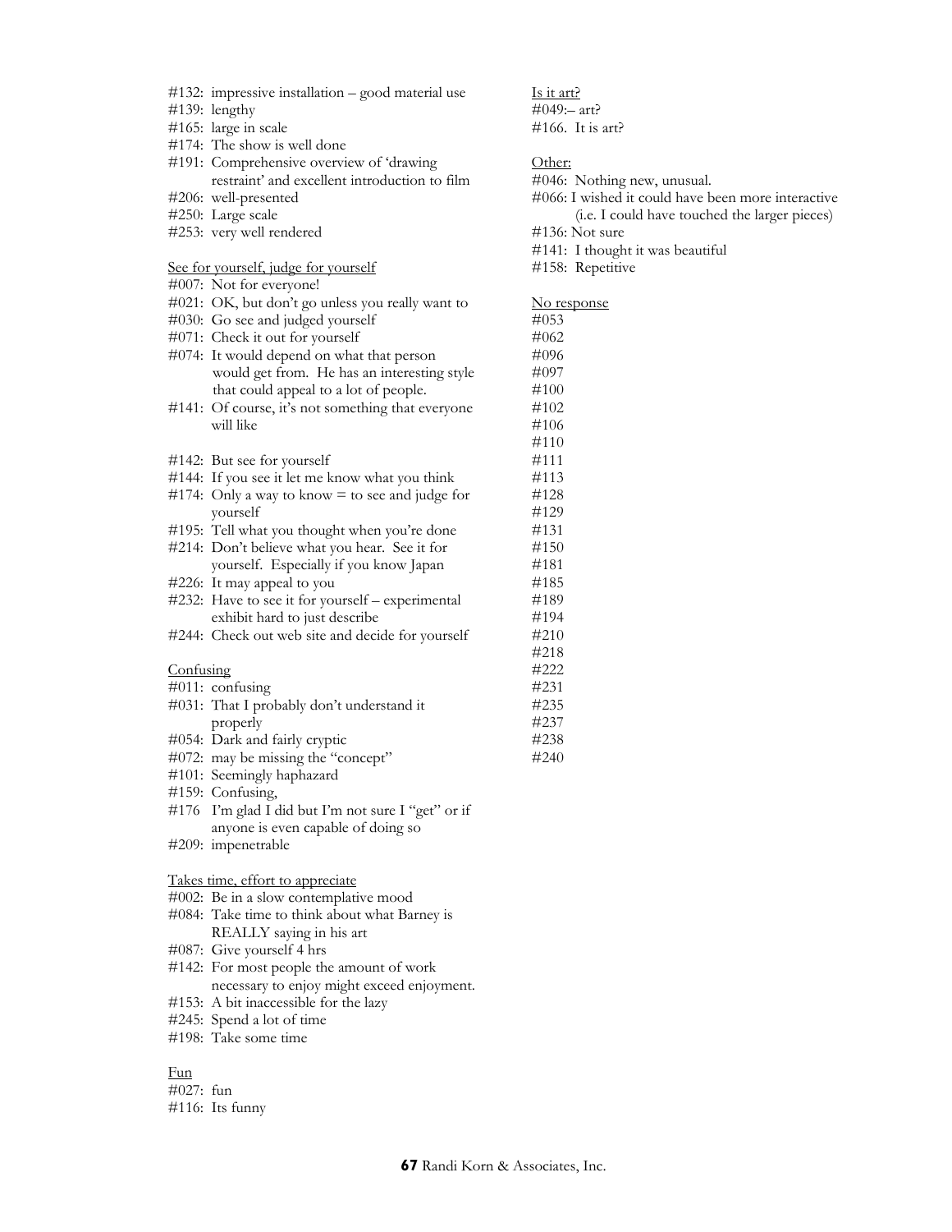#132: impressive installation – good material use
#139: lengthy
#165: large in scale
#174: The show is well done
#191: Comprehensive overview of 'drawing restraint' and excellent introduction to film
#206: well-presented
#250: Large scale
#253: very well rendered

See for yourself, judge for yourself

#007: Not for everyone!
#021: OK, but don't go unless you really want to
#030: Go see and judged yourself
#071: Check it out for yourself
#074: It would depend on what that person would get from. He has an interesting style that could appeal to a lot of people.
#141: Of course, it's not something that everyone will like

#142: But see for yourself
#144: If you see it let me know what you think
#174: Only a way to know = to see and judge for yourself
#195: Tell what you thought when you're done
#214: Don't believe what you hear. See it for yourself. Especially if you know Japan
#226: It may appeal to you
#232: Have to see it for yourself – experimental exhibit hard to just describe
#244: Check out web site and decide for yourself

Confusing

#011: confusing
#031: That I probably don't understand it properly
#054: Dark and fairly cryptic
#072: may be missing the "concept"
#101: Seemingly haphazard
#159: Confusing,
#176 I'm glad I did but I'm not sure I "get" or if anyone is even capable of doing so
#209: impenetrable

Takes time, effort to appreciate

#002: Be in a slow contemplative mood
#084: Take time to think about what Barney is REALLY saying in his art
#087: Give yourself 4 hrs
#142: For most people the amount of work necessary to enjoy might exceed enjoyment.
#153: A bit inaccessible for the lazy
#245: Spend a lot of time
#198: Take some time

Fun

#027: fun
#116: Its funny

Is it art?

#049:– art?
#166. It is art?

Other:

#046: Nothing new, unusual.
#066: I wished it could have been more interactive (i.e. I could have touched the larger pieces)
#136: Not sure
#141: I thought it was beautiful
#158: Repetitive

No response

#053
#062
#096
#097
#100
#102
#106
#110
#111
#113
#128
#129
#131
#150
#181
#185
#189
#194
#210
#218
#222
#231
#235
#237
#238
#240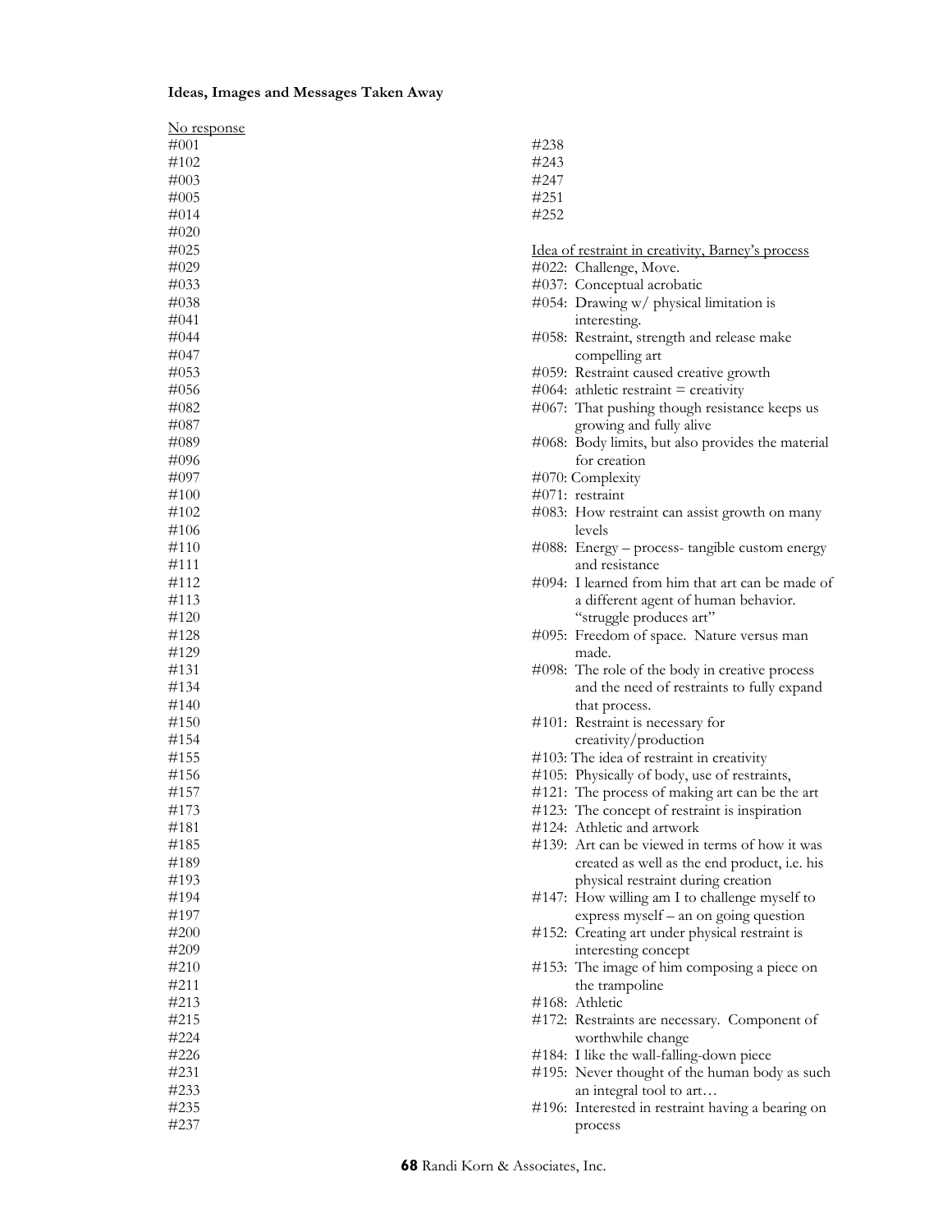**Ideas, Images and Messages Taken Away**

No response

#001
#102
#003
#005
#014
#020
#025
#029
#033
#038
#041
#044
#047
#053
#056
#082
#087
#089
#096
#097
#100
#102
#106
#110
#111
#112
#113
#120
#128
#129
#131
#134
#140
#150
#154
#155
#156
#157
#173
#181
#185
#189
#193
#194
#197
#200
#209
#210
#211
#213
#215
#224
#226
#231
#233
#235
#237
#238
#243
#247
#251
#252

Idea of restraint in creativity, Barney's process

#022: Challenge, Move.
#037: Conceptual acrobatic
#054: Drawing w/ physical limitation is interesting.
#058: Restraint, strength and release make compelling art
#059: Restraint caused creative growth
#064: athletic restraint = creativity
#067: That pushing though resistance keeps us growing and fully alive
#068: Body limits, but also provides the material for creation
#070: Complexity
#071: restraint
#083: How restraint can assist growth on many levels
#088: Energy – process- tangible custom energy and resistance
#094: I learned from him that art can be made of a different agent of human behavior. "struggle produces art"
#095: Freedom of space. Nature versus man made.
#098: The role of the body in creative process and the need of restraints to fully expand that process.
#101: Restraint is necessary for creativity/production
#103: The idea of restraint in creativity
#105: Physically of body, use of restraints,
#121: The process of making art can be the art
#123: The concept of restraint is inspiration
#124: Athletic and artwork
#139: Art can be viewed in terms of how it was created as well as the end product, i.e. his physical restraint during creation
#147: How willing am I to challenge myself to express myself – an on going question
#152: Creating art under physical restraint is interesting concept
#153: The image of him composing a piece on the trampoline
#168: Athletic
#172: Restraints are necessary. Component of worthwhile change
#184: I like the wall-falling-down piece
#195: Never thought of the human body as such an integral tool to art…
#196: Interested in restraint having a bearing on process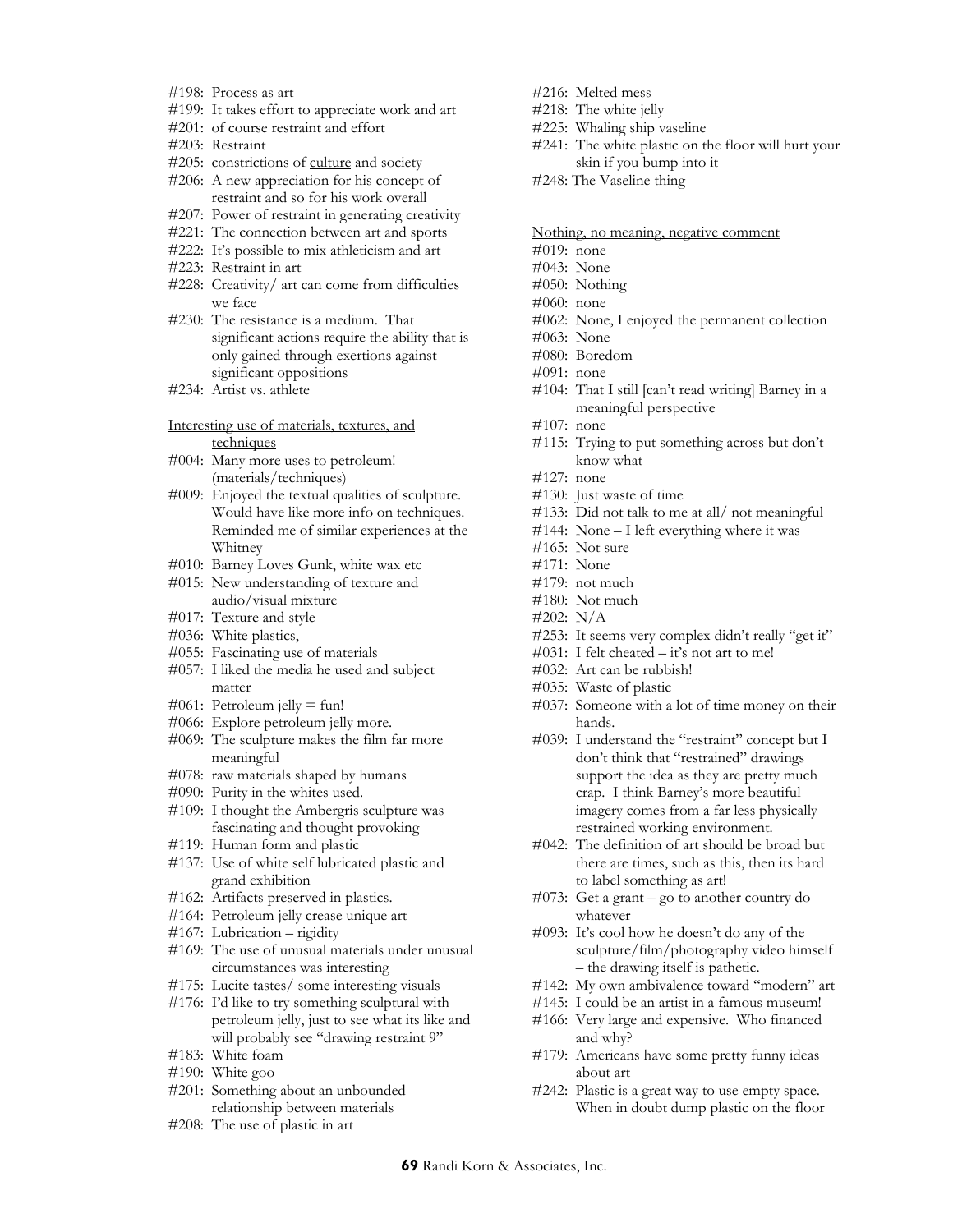#198: Process as art
#199: It takes effort to appreciate work and art
#201: of course restraint and effort
#203: Restraint
#205: constrictions of culture and society
#206: A new appreciation for his concept of restraint and so for his work overall
#207: Power of restraint in generating creativity
#221: The connection between art and sports
#222: It's possible to mix athleticism and art
#223: Restraint in art
#228: Creativity/ art can come from difficulties we face
#230: The resistance is a medium. That significant actions require the ability that is only gained through exertions against significant oppositions
#234: Artist vs. athlete

Interesting use of materials, textures, and techniques

#004: Many more uses to petroleum! (materials/techniques)
#009: Enjoyed the textual qualities of sculpture. Would have like more info on techniques. Reminded me of similar experiences at the Whitney
#010: Barney Loves Gunk, white wax etc
#015: New understanding of texture and audio/visual mixture
#017: Texture and style
#036: White plastics,
#055: Fascinating use of materials
#057: I liked the media he used and subject matter
#061: Petroleum jelly = fun!
#066: Explore petroleum jelly more.
#069: The sculpture makes the film far more meaningful
#078: raw materials shaped by humans
#090: Purity in the whites used.
#109: I thought the Ambergris sculpture was fascinating and thought provoking
#119: Human form and plastic
#137: Use of white self lubricated plastic and grand exhibition
#162: Artifacts preserved in plastics.
#164: Petroleum jelly crease unique art
#167: Lubrication – rigidity
#169: The use of unusual materials under unusual circumstances was interesting
#175: Lucite tastes/ some interesting visuals
#176: I'd like to try something sculptural with petroleum jelly, just to see what its like and will probably see "drawing restraint 9"
#183: White foam
#190: White goo
#201: Something about an unbounded relationship between materials
#208: The use of plastic in art
#216: Melted mess
#218: The white jelly
#225: Whaling ship vaseline
#241: The white plastic on the floor will hurt your skin if you bump into it
#248: The Vaseline thing

Nothing, no meaning, negative comment

#019: none
#043: None
#050: Nothing
#060: none
#062: None, I enjoyed the permanent collection
#063: None
#080: Boredom
#091: none
#104: That I still [can't read writing] Barney in a meaningful perspective
#107: none
#115: Trying to put something across but don't know what
#127: none
#130: Just waste of time
#133: Did not talk to me at all/ not meaningful
#144: None – I left everything where it was
#165: Not sure
#171: None
#179: not much
#180: Not much
#202: N/A
#253: It seems very complex didn't really "get it"
#031: I felt cheated – it's not art to me!
#032: Art can be rubbish!
#035: Waste of plastic
#037: Someone with a lot of time money on their hands.
#039: I understand the "restraint" concept but I don't think that "restrained" drawings support the idea as they are pretty much crap. I think Barney's more beautiful imagery comes from a far less physically restrained working environment.
#042: The definition of art should be broad but there are times, such as this, then its hard to label something as art!
#073: Get a grant – go to another country do whatever
#093: It's cool how he doesn't do any of the sculpture/film/photography video himself – the drawing itself is pathetic.
#142: My own ambivalence toward "modern" art
#145: I could be an artist in a famous museum!
#166: Very large and expensive. Who financed and why?
#179: Americans have some pretty funny ideas about art
#242: Plastic is a great way to use empty space. When in doubt dump plastic on the floor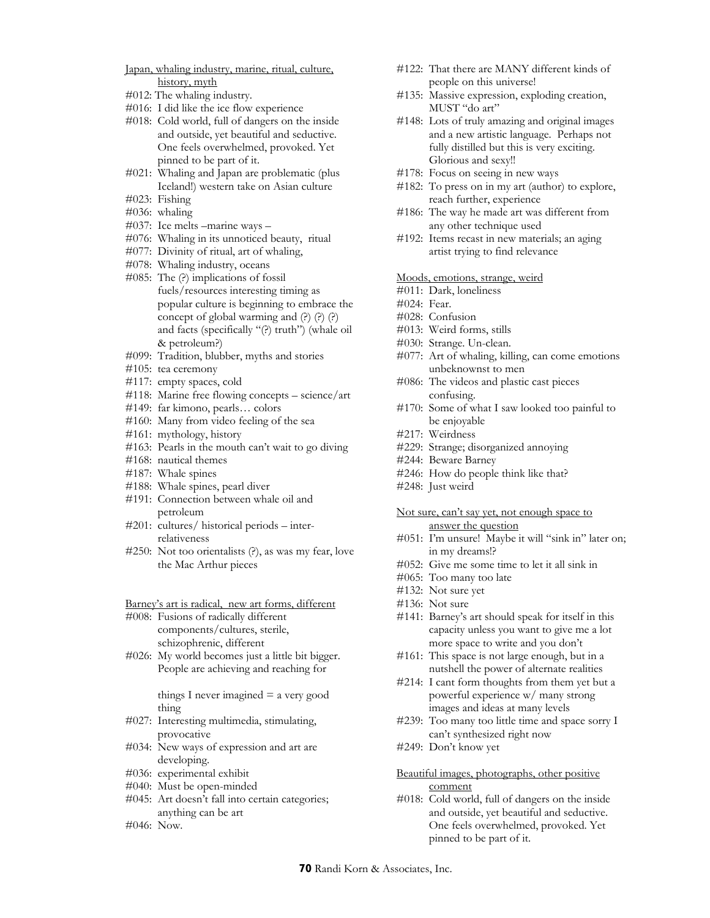Japan, whaling industry, marine, ritual, culture, history, myth

#012: The whaling industry.
#016: I did like the ice flow experience
#018: Cold world, full of dangers on the inside and outside, yet beautiful and seductive. One feels overwhelmed, provoked. Yet pinned to be part of it.
#021: Whaling and Japan are problematic (plus Iceland!) western take on Asian culture
#023: Fishing
#036: whaling
#037: Ice melts –marine ways –
#076: Whaling in its unnoticed beauty, ritual
#077: Divinity of ritual, art of whaling,
#078: Whaling industry, oceans
#085: The (?) implications of fossil fuels/resources interesting timing as popular culture is beginning to embrace the concept of global warming and (?) (?) (?) and facts (specifically "(?) truth") (whale oil & petroleum?)
#099: Tradition, blubber, myths and stories
#105: tea ceremony
#117: empty spaces, cold
#118: Marine free flowing concepts – science/art
#149: far kimono, pearls… colors
#160: Many from video feeling of the sea
#161: mythology, history
#163: Pearls in the mouth can't wait to go diving
#168: nautical themes
#187: Whale spines
#188: Whale spines, pearl diver
#191: Connection between whale oil and petroleum
#201: cultures/ historical periods – inter-relativeness
#250: Not too orientalists (?), as was my fear, love the Mac Arthur pieces

Barney's art is radical, new art forms, different

#008: Fusions of radically different components/cultures, sterile, schizophrenic, different
#026: My world becomes just a little bit bigger. People are achieving and reaching for

things I never imagined = a very good thing
#027: Interesting multimedia, stimulating, provocative
#034: New ways of expression and art are developing.
#036: experimental exhibit
#040: Must be open-minded
#045: Art doesn't fall into certain categories; anything can be art
#046: Now.
#122: That there are MANY different kinds of people on this universe!
#135: Massive expression, exploding creation, MUST "do art"
#148: Lots of truly amazing and original images and a new artistic language. Perhaps not fully distilled but this is very exciting. Glorious and sexy!!
#178: Focus on seeing in new ways
#182: To press on in my art (author) to explore, reach further, experience
#186: The way he made art was different from any other technique used
#192: Items recast in new materials; an aging artist trying to find relevance

Moods, emotions, strange, weird

#011: Dark, loneliness
#024: Fear.
#028: Confusion
#013: Weird forms, stills
#030: Strange. Un-clean.
#077: Art of whaling, killing, can come emotions unbeknownst to men
#086: The videos and plastic cast pieces confusing.
#170: Some of what I saw looked too painful to be enjoyable
#217: Weirdness
#229: Strange; disorganized annoying
#244: Beware Barney
#246: How do people think like that?
#248: Just weird

Not sure, can't say yet, not enough space to answer the question

#051: I'm unsure! Maybe it will "sink in" later on; in my dreams!?
#052: Give me some time to let it all sink in
#065: Too many too late
#132: Not sure yet
#136: Not sure
#141: Barney's art should speak for itself in this capacity unless you want to give me a lot more space to write and you don't
#161: This space is not large enough, but in a nutshell the power of alternate realities
#214: I cant form thoughts from them yet but a powerful experience w/ many strong images and ideas at many levels
#239: Too many too little time and space sorry I can't synthesized right now
#249: Don't know yet

Beautiful images, photographs, other positive comment

#018: Cold world, full of dangers on the inside and outside, yet beautiful and seductive. One feels overwhelmed, provoked. Yet pinned to be part of it.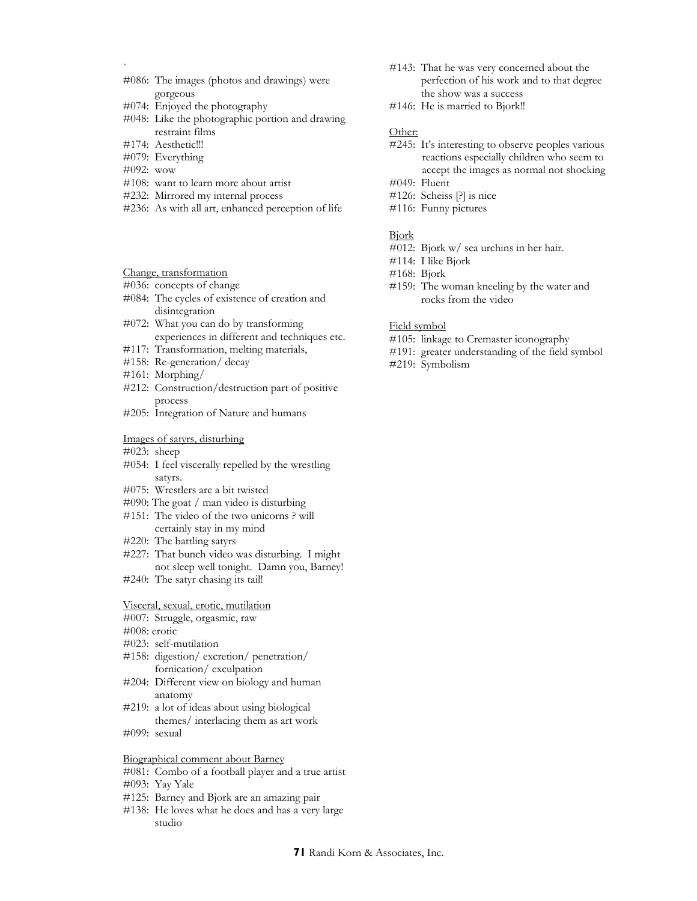`

#086: The images (photos and drawings) were gorgeous
#074: Enjoyed the photography
#048: Like the photographic portion and drawing restraint films
#174: Aesthetic!!!
#079: Everything
#092: wow
#108: want to learn more about artist
#232: Mirrored my internal process
#236: As with all art, enhanced perception of life

Change, transformation

#036: concepts of change
#084: The cycles of existence of creation and disintegration
#072: What you can do by transforming experiences in different and techniques etc.
#117: Transformation, melting materials,
#158: Re-generation/ decay
#161: Morphing/
#212: Construction/destruction part of positive process
#205: Integration of Nature and humans

Images of satyrs, disturbing

#023: sheep
#054: I feel viscerally repelled by the wrestling satyrs.
#075: Wrestlers are a bit twisted
#090: The goat / man video is disturbing
#151: The video of the two unicorns ? will certainly stay in my mind
#220: The battling satyrs
#227: That bunch video was disturbing. I might not sleep well tonight. Damn you, Barney!
#240: The satyr chasing its tail!

Visceral, sexual, erotic, mutilation

#007: Struggle, orgasmic, raw
#008: erotic
#023: self-mutilation
#158: digestion/ excretion/ penetration/ fornication/ exculpation
#204: Different view on biology and human anatomy
#219: a lot of ideas about using biological themes/ interlacing them as art work
#099: sexual

Biographical comment about Barney

#081: Combo of a football player and a true artist
#093: Yay Yale
#125: Barney and Bjork are an amazing pair
#138: He loves what he does and has a very large studio
#143: That he was very concerned about the perfection of his work and to that degree the show was a success
#146: He is married to Bjork!!

Other:

#245: It's interesting to observe peoples various reactions especially children who seem to accept the images as normal not shocking
#049: Fluent
#126: Scheiss [?] is nice
#116: Funny pictures

Bjork

#012: Bjork w/ sea urchins in her hair.
#114: I like Bjork
#168: Bjork
#159: The woman kneeling by the water and rocks from the video

Field symbol

#105: linkage to Cremaster iconography
#191: greater understanding of the field symbol
#219: Symbolism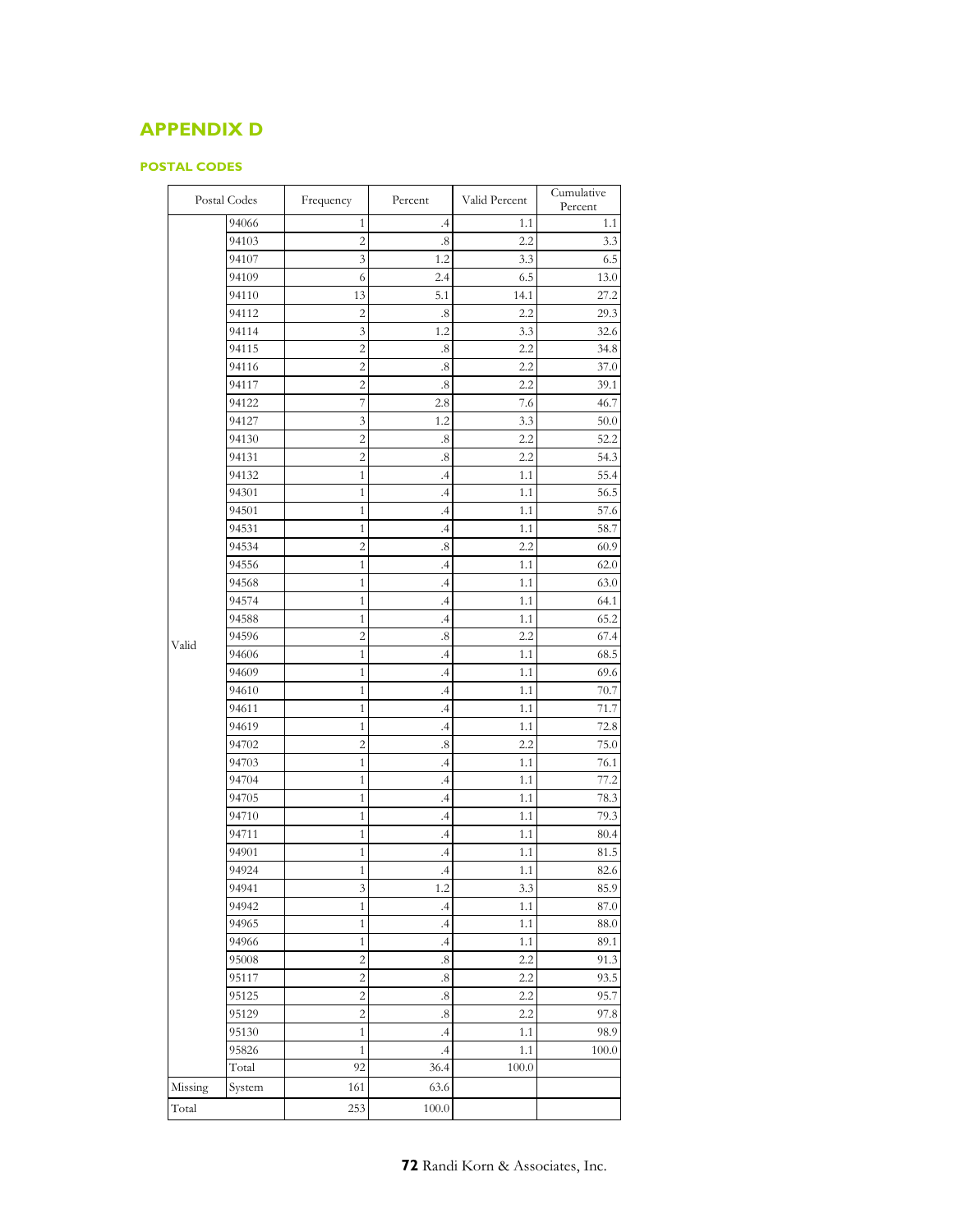## APPENDIX D

### POSTAL CODES

| Postal Codes | | Frequency | Percent | Valid Percent | Cumulative Percent |
|---|---|---|---|---|---|
| Valid | 94066 | 1 | .4 | 1.1 | 1.1 |
| | 94103 | 2 | .8 | 2.2 | 3.3 |
| | 94107 | 3 | 1.2 | 3.3 | 6.5 |
| | 94109 | 6 | 2.4 | 6.5 | 13.0 |
| | 94110 | 13 | 5.1 | 14.1 | 27.2 |
| | 94112 | 2 | .8 | 2.2 | 29.3 |
| | 94114 | 3 | 1.2 | 3.3 | 32.6 |
| | 94115 | 2 | .8 | 2.2 | 34.8 |
| | 94116 | 2 | .8 | 2.2 | 37.0 |
| | 94117 | 2 | .8 | 2.2 | 39.1 |
| | 94122 | 7 | 2.8 | 7.6 | 46.7 |
| | 94127 | 3 | 1.2 | 3.3 | 50.0 |
| | 94130 | 2 | .8 | 2.2 | 52.2 |
| | 94131 | 2 | .8 | 2.2 | 54.3 |
| | 94132 | 1 | .4 | 1.1 | 55.4 |
| | 94301 | 1 | .4 | 1.1 | 56.5 |
| | 94501 | 1 | .4 | 1.1 | 57.6 |
| | 94531 | 1 | .4 | 1.1 | 58.7 |
| | 94534 | 2 | .8 | 2.2 | 60.9 |
| | 94556 | 1 | .4 | 1.1 | 62.0 |
| | 94568 | 1 | .4 | 1.1 | 63.0 |
| | 94574 | 1 | .4 | 1.1 | 64.1 |
| | 94588 | 1 | .4 | 1.1 | 65.2 |
| | 94596 | 2 | .8 | 2.2 | 67.4 |
| | 94606 | 1 | .4 | 1.1 | 68.5 |
| | 94609 | 1 | .4 | 1.1 | 69.6 |
| | 94610 | 1 | .4 | 1.1 | 70.7 |
| | 94611 | 1 | .4 | 1.1 | 71.7 |
| | 94619 | 1 | .4 | 1.1 | 72.8 |
| | 94702 | 2 | .8 | 2.2 | 75.0 |
| | 94703 | 1 | .4 | 1.1 | 76.1 |
| | 94704 | 1 | .4 | 1.1 | 77.2 |
| | 94705 | 1 | .4 | 1.1 | 78.3 |
| | 94710 | 1 | .4 | 1.1 | 79.3 |
| | 94711 | 1 | .4 | 1.1 | 80.4 |
| | 94901 | 1 | .4 | 1.1 | 81.5 |
| | 94924 | 1 | .4 | 1.1 | 82.6 |
| | 94941 | 3 | 1.2 | 3.3 | 85.9 |
| | 94942 | 1 | .4 | 1.1 | 87.0 |
| | 94965 | 1 | .4 | 1.1 | 88.0 |
| | 94966 | 1 | .4 | 1.1 | 89.1 |
| | 95008 | 2 | .8 | 2.2 | 91.3 |
| | 95117 | 2 | .8 | 2.2 | 93.5 |
| | 95125 | 2 | .8 | 2.2 | 95.7 |
| | 95129 | 2 | .8 | 2.2 | 97.8 |
| | 95130 | 1 | .4 | 1.1 | 98.9 |
| | 95826 | 1 | .4 | 1.1 | 100.0 |
| | Total | 92 | 36.4 | 100.0 | |
| Missing | System | 161 | 63.6 | | |
| Total | | 253 | 100.0 | | |

Randi Korn & Associates, Inc.